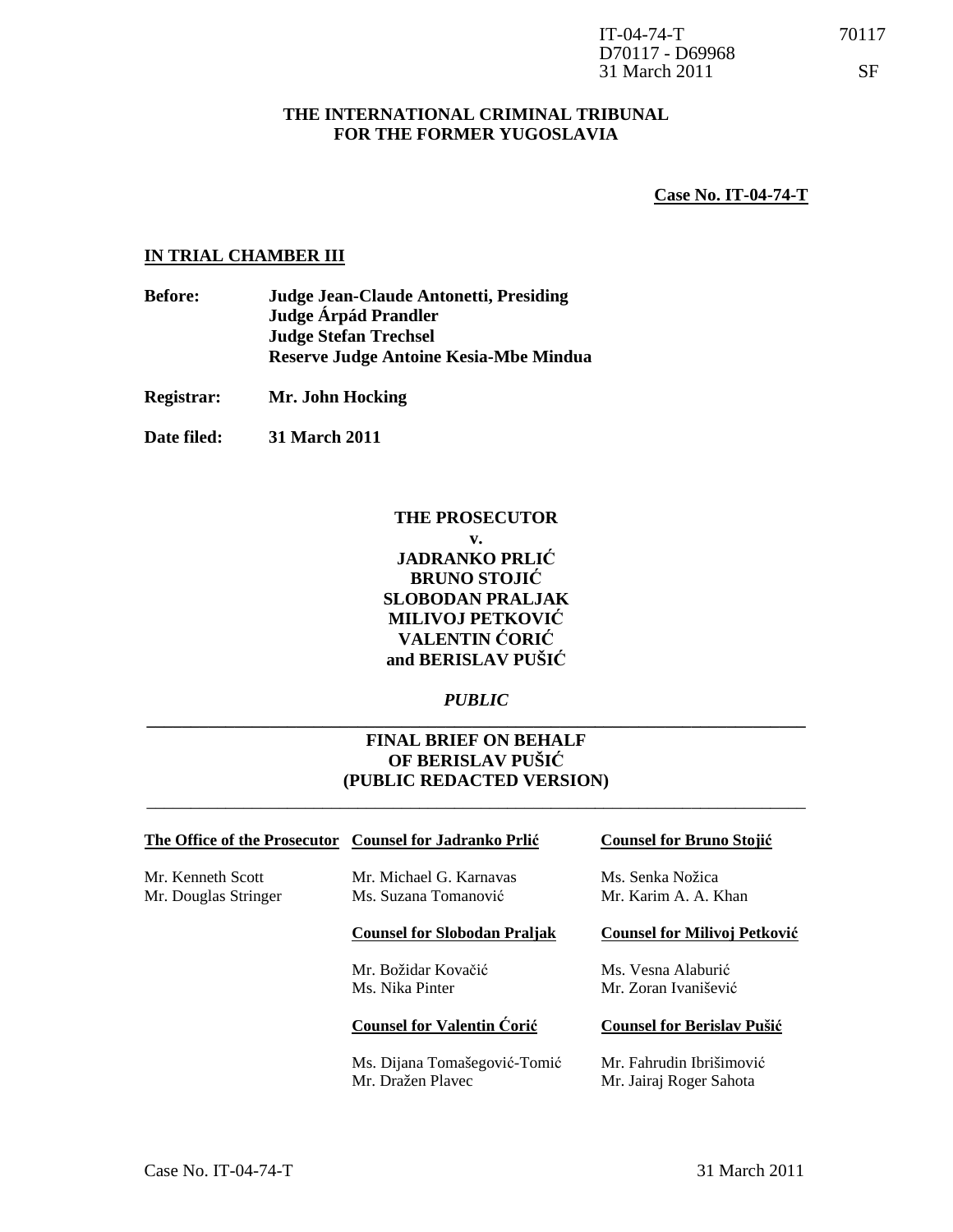IT-04-74-T 70117
D70117 - D69968
31 March 2011 SF

**THE INTERNATIONAL CRIMINAL TRIBUNAL**
**FOR THE FORMER YUGOSLAVIA**

**Case No. IT-04-74-T**

**IN TRIAL CHAMBER III**

| | |
|---|---|
| **Before:** | **Judge Jean-Claude Antonetti, Presiding** |
| | **Judge Árpád Prandler** |
| | **Judge Stefan Trechsel** |
| | **Reserve Judge Antoine Kesia-Mbe Mindua** |
| **Registrar:** | **Mr. John Hocking** |
| **Date filed:** | **31 March 2011** |

**THE PROSECUTOR**
**v.**
**JADRANKO PRLIĆ**
**BRUNO STOJIĆ**
**SLOBODAN PRALJAK**
**MILIVOJ PETKOVIĆ**
**VALENTIN ĆORIĆ**
**and BERISLAV PUŠIĆ**

*PUBLIC*

---

# FINAL BRIEF ON BEHALF OF BERISLAV PUŠIĆ (PUBLIC REDACTED VERSION)

---

| **The Office of the Prosecutor** | **Counsel for Jadranko Prlić** | **Counsel for Bruno Stojić** |
|---|---|---|
| Mr. Kenneth Scott | Mr. Michael G. Karnavas | Ms. Senka Nožica |
| Mr. Douglas Stringer | Ms. Suzana Tomanović | Mr. Karim A. A. Khan |
| | **Counsel for Slobodan Praljak** | **Counsel for Milivoj Petković** |
| | Mr. Božidar Kovačić | Ms. Vesna Alaburić |
| | Ms. Nika Pinter | Mr. Zoran Ivanišević |
| | **Counsel for Valentin Ćorić** | **Counsel for Berislav Pušić** |
| | Ms. Dijana Tomašegović-Tomić | Mr. Fahrudin Ibrišimović |
| | Mr. Dražen Plavec | Mr. Jairaj Roger Sahota |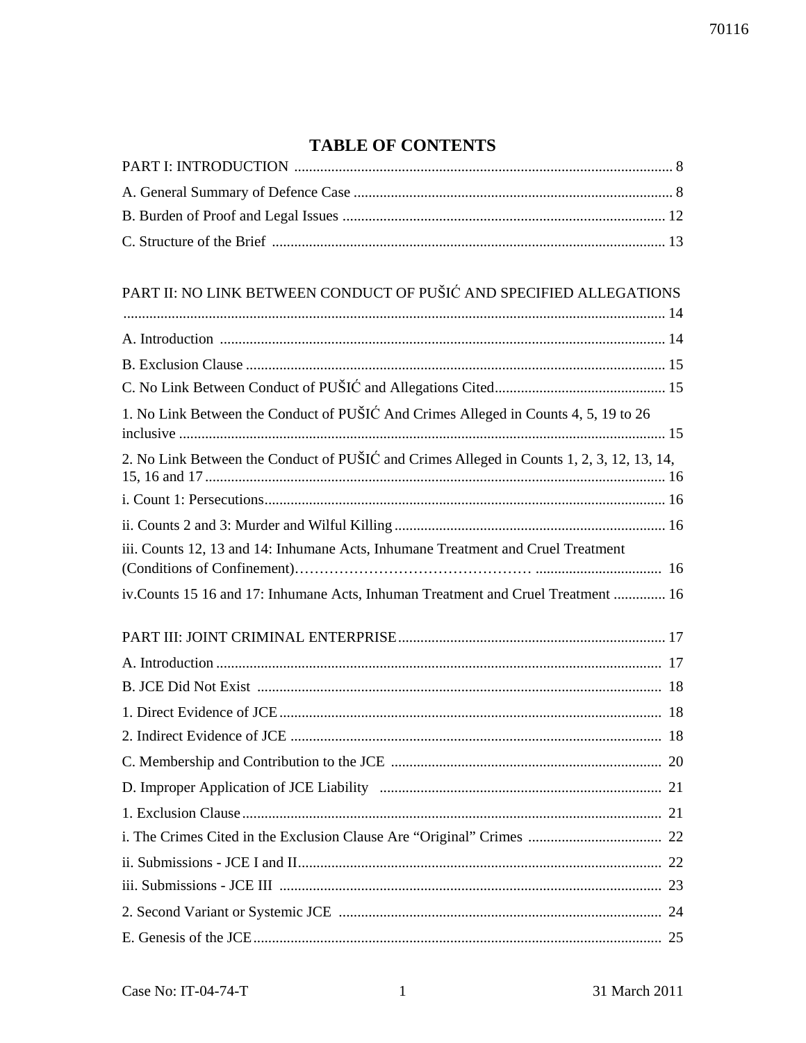# TABLE OF CONTENTS

PART I: INTRODUCTION ..................................................................................................... 8

A. General Summary of Defence Case ...................................................................................... 8

B. Burden of Proof and Legal Issues ....................................................................................... 12

C. Structure of the Brief ......................................................................................................... 13

PART II: NO LINK BETWEEN CONDUCT OF PUŠIĆ AND SPECIFIED ALLEGATIONS ................................................................................................................................ 14

A. Introduction ....................................................................................................................... 14

B. Exclusion Clause ................................................................................................................. 15

C. No Link Between Conduct of PUŠIĆ and Allegations Cited.............................................. 15

1. No Link Between the Conduct of PUŠIĆ And Crimes Alleged in Counts 4, 5, 19 to 26 inclusive .................................................................................................................................. 15

2. No Link Between the Conduct of PUŠIĆ and Crimes Alleged in Counts 1, 2, 3, 12, 13, 14, 15, 16 and 17 ........................................................................................................................... 16

i. Count 1: Persecutions........................................................................................................... 16

ii. Counts 2 and 3: Murder and Wilful Killing ......................................................................... 16

iii. Counts 12, 13 and 14: Inhumane Acts, Inhumane Treatment and Cruel Treatment (Conditions of Confinement)……………………………………… ................................. 16

iv.Counts 15 16 and 17: Inhumane Acts, Inhuman Treatment and Cruel Treatment .............. 16

PART III: JOINT CRIMINAL ENTERPRISE........................................................................ 17

A. Introduction ........................................................................................................................ 17

B. JCE Did Not Exist ............................................................................................................. 18

1. Direct Evidence of JCE ....................................................................................................... 18

2. Indirect Evidence of JCE .................................................................................................... 18

C. Membership and Contribution to the JCE ......................................................................... 20

D. Improper Application of JCE Liability ............................................................................ 21

1. Exclusion Clause ................................................................................................................. 21

i. The Crimes Cited in the Exclusion Clause Are "Original" Crimes .................................... 22

ii. Submissions - JCE I and II.................................................................................................. 22

iii. Submissions - JCE III ....................................................................................................... 23

2. Second Variant or Systemic JCE ....................................................................................... 24

E. Genesis of the JCE.............................................................................................................. 25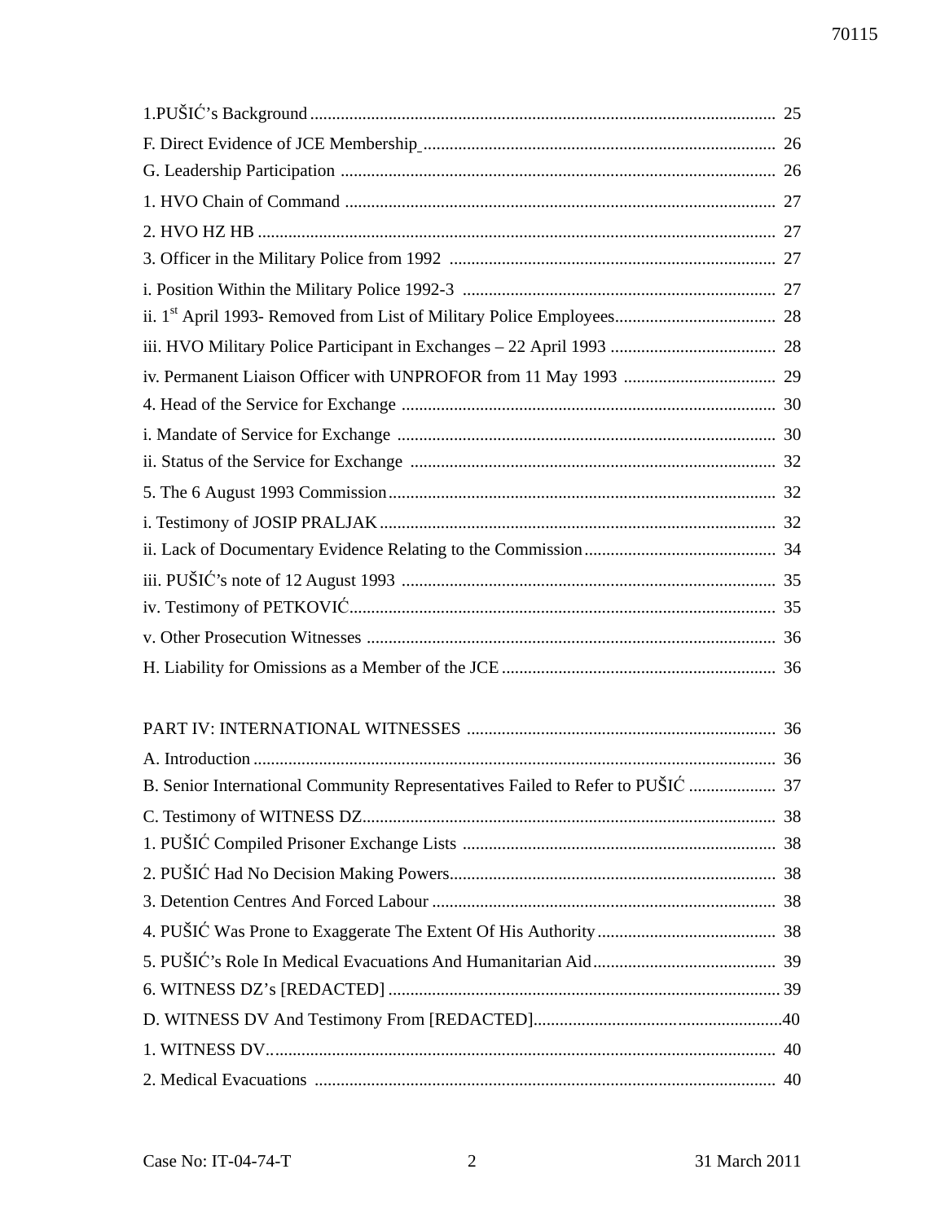1.PUŠIĆ's Background ........................................................................................................... 25

F. Direct Evidence of JCE Membership .................................................................................. 26

G. Leadership Participation .................................................................................................... 26

1. HVO Chain of Command .................................................................................................... 27

2. HVO HZ HB ....................................................................................................................... 27

3. Officer in the Military Police from 1992 ............................................................................ 27

i. Position Within the Military Police 1992-3 ......................................................................... 27

ii. 1st April 1993- Removed from List of Military Police Employees..................................... 28

iii. HVO Military Police Participant in Exchanges – 22 April 1993 ...................................... 28

iv. Permanent Liaison Officer with UNPROFOR from 11 May 1993 ................................... 29

4. Head of the Service for Exchange ...................................................................................... 30

i. Mandate of Service for Exchange ....................................................................................... 30

ii. Status of the Service for Exchange .................................................................................... 32

5. The 6 August 1993 Commission ......................................................................................... 32

i. Testimony of JOSIP PRALJAK ........................................................................................... 32

ii. Lack of Documentary Evidence Relating to the Commission ............................................ 34

iii. PUŠIĆ's note of 12 August 1993 ...................................................................................... 35

iv. Testimony of PETKOVIĆ................................................................................................... 35

v. Other Prosecution Witnesses .............................................................................................. 36

H. Liability for Omissions as a Member of the JCE ................................................................ 36

PART IV: INTERNATIONAL WITNESSES ....................................................................... 36

A. Introduction ........................................................................................................................ 36

B. Senior International Community Representatives Failed to Refer to PUŠIĆ .................... 37

C. Testimony of WITNESS DZ................................................................................................ 38

1. PUŠIĆ Compiled Prisoner Exchange Lists ........................................................................ 38

2. PUŠIĆ Had No Decision Making Powers........................................................................... 38

3. Detention Centres And Forced Labour ............................................................................... 38

4. PUŠIĆ Was Prone to Exaggerate The Extent Of His Authority ......................................... 38

5. PUŠIĆ's Role In Medical Evacuations And Humanitarian Aid .......................................... 39

6. WITNESS DZ's [REDACTED] .......................................................................................... 39

D. WITNESS DV And Testimony From [REDACTED]......................................................... 40

1. WITNESS DV..................................................................................................................... 40

2. Medical Evacuations ......................................................................................................... 40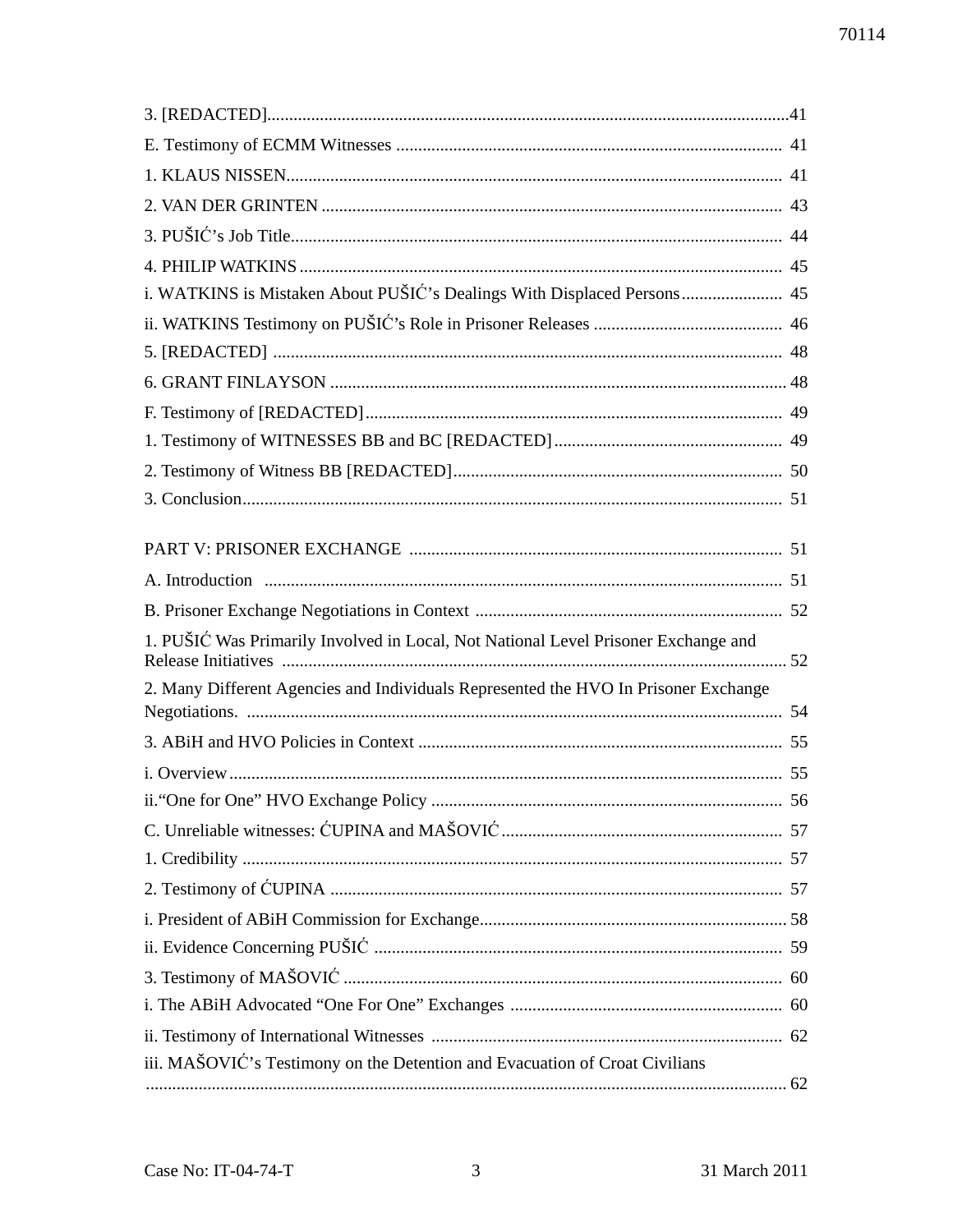3. [REDACTED] ... 41

E. Testimony of ECMM Witnesses ... 41

1. KLAUS NISSEN ... 41

2. VAN DER GRINTEN ... 43

3. PUŠIĆ's Job Title ... 44

4. PHILIP WATKINS ... 45

i. WATKINS is Mistaken About PUŠIĆ's Dealings With Displaced Persons ... 45

ii. WATKINS Testimony on PUŠIĆ's Role in Prisoner Releases ... 46

5. [REDACTED] ... 48

6. GRANT FINLAYSON ... 48

F. Testimony of [REDACTED] ... 49

1. Testimony of WITNESSES BB and BC [REDACTED] ... 49

2. Testimony of Witness BB [REDACTED] ... 50

3. Conclusion ... 51

PART V: PRISONER EXCHANGE ... 51

A. Introduction ... 51

B. Prisoner Exchange Negotiations in Context ... 52

1. PUŠIĆ Was Primarily Involved in Local, Not National Level Prisoner Exchange and Release Initiatives ... 52

2. Many Different Agencies and Individuals Represented the HVO In Prisoner Exchange Negotiations. ... 54

3. ABiH and HVO Policies in Context ... 55

i. Overview ... 55

ii. "One for One" HVO Exchange Policy ... 56

C. Unreliable witnesses: ĆUPINA and MAŠOVIĆ ... 57

1. Credibility ... 57

2. Testimony of ĆUPINA ... 57

i. President of ABiH Commission for Exchange ... 58

ii. Evidence Concerning PUŠIĆ ... 59

3. Testimony of MAŠOVIĆ ... 60

i. The ABiH Advocated "One For One" Exchanges ... 60

ii. Testimony of International Witnesses ... 62

iii. MAŠOVIĆ's Testimony on the Detention and Evacuation of Croat Civilians ... 62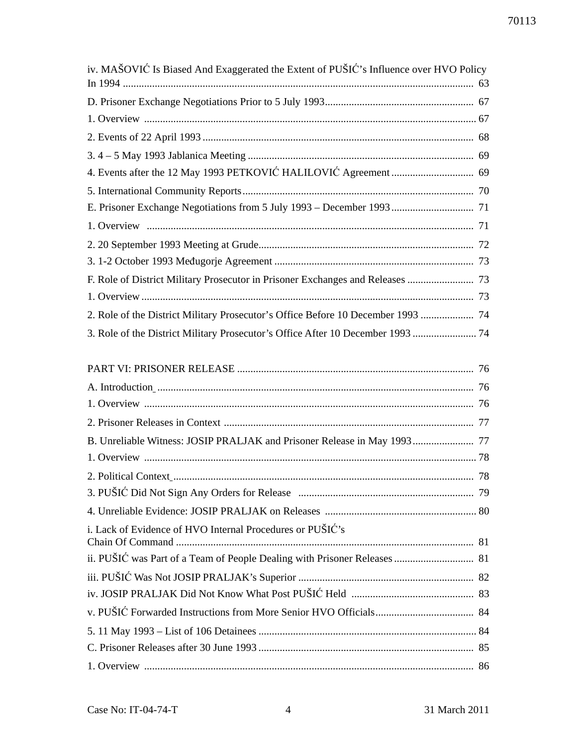iv. MAŠOVIĆ Is Biased And Exaggerated the Extent of PUŠIĆ's Influence over HVO Policy In 1994 .................................................................................................................... 63

D. Prisoner Exchange Negotiations Prior to 5 July 1993........................................................ 67

1. Overview ............................................................................................................................ 67

2. Events of 22 April 1993 ..................................................................................................... 68

3. 4 – 5 May 1993 Jablanica Meeting .................................................................................... 69

4. Events after the 12 May 1993 PETKOVIĆ HALILOVIĆ Agreement ............................... 69

5. International Community Reports ...................................................................................... 70

E. Prisoner Exchange Negotiations from 5 July 1993 – December 1993 ............................... 71

1. Overview ........................................................................................................................... 71

2. 20 September 1993 Meeting at Grude................................................................................ 72

3. 1-2 October 1993 Međugorje Agreement .......................................................................... 73

F. Role of District Military Prosecutor in Prisoner Exchanges and Releases ......................... 73

1. Overview ............................................................................................................................ 73

2. Role of the District Military Prosecutor's Office Before 10 December 1993 .................... 74

3. Role of the District Military Prosecutor's Office After 10 December 1993 ........................ 74

PART VI: PRISONER RELEASE ........................................................................................ 76

A. Introduction ....................................................................................................................... 76

1. Overview ........................................................................................................................... 76

2. Prisoner Releases in Context .............................................................................................. 77

B. Unreliable Witness: JOSIP PRALJAK and Prisoner Release in May 1993....................... 77

1. Overview ............................................................................................................................ 78

2. Political Context ................................................................................................................. 78

3. PUŠIĆ Did Not Sign Any Orders for Release .................................................................. 79

4. Unreliable Evidence: JOSIP PRALJAK on Releases ......................................................... 80

i. Lack of Evidence of HVO Internal Procedures or PUŠIĆ's Chain Of Command ............................................................................................................... 81

ii. PUŠIĆ was Part of a Team of People Dealing with Prisoner Releases .............................. 81

iii. PUŠIĆ Was Not JOSIP PRALJAK's Superior ................................................................. 82

iv. JOSIP PRALJAK Did Not Know What Post PUŠIĆ Held .............................................. 83

v. PUŠIĆ Forwarded Instructions from More Senior HVO Officials..................................... 84

5. 11 May 1993 – List of 106 Detainees .................................................................................. 84

C. Prisoner Releases after 30 June 1993 ................................................................................. 85

1. Overview ........................................................................................................................... 86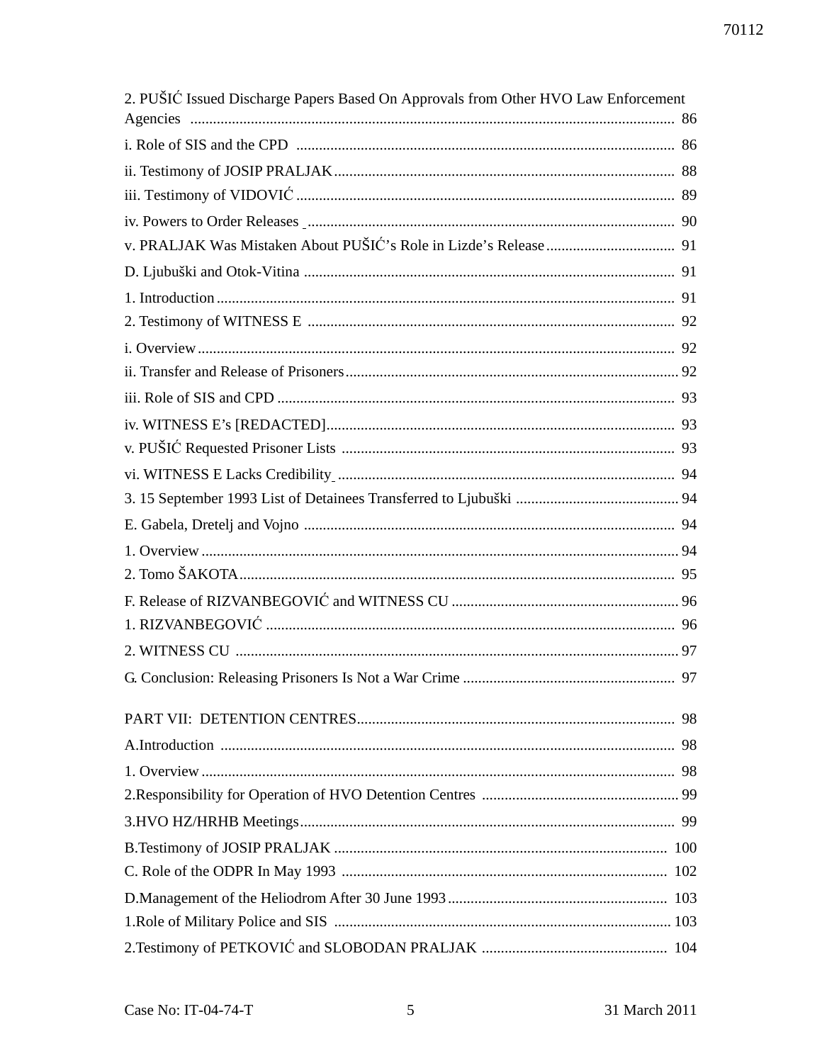2. PUŠIĆ Issued Discharge Papers Based On Approvals from Other HVO Law Enforcement Agencies ........................................................................................................................ 86

i. Role of SIS and the CPD ........................................................................................... 86

ii. Testimony of JOSIP PRALJAK ................................................................................. 88

iii. Testimony of VIDOVIĆ ........................................................................................... 89

iv. Powers to Order Releases ........................................................................................ 90

v. PRALJAK Was Mistaken About PUŠIĆ's Role in Lizde's Release ................................ 91

D. Ljubuški and Otok-Vitina ......................................................................................... 91

1. Introduction ............................................................................................................... 91

2. Testimony of WITNESS E ........................................................................................ 92

i. Overview .................................................................................................................... 92

ii. Transfer and Release of Prisoners .............................................................................. 92

iii. Role of SIS and CPD ............................................................................................... 93

iv. WITNESS E's [REDACTED] .................................................................................. 93

v. PUŠIĆ Requested Prisoner Lists ............................................................................... 93

vi. WITNESS E Lacks Credibility ................................................................................. 94

3. 15 September 1993 List of Detainees Transferred to Ljubuški ........................................ 94

E. Gabela, Dretelj and Vojno ......................................................................................... 94

1. Overview .................................................................................................................... 94

2. Tomo ŠAKOTA .......................................................................................................... 95

F. Release of RIZVANBEGOVIĆ and WITNESS CU ......................................................... 96

1. RIZVANBEGOVIĆ ...................................................................................................... 96

2. WITNESS CU ............................................................................................................. 97

G. Conclusion: Releasing Prisoners Is Not a War Crime ..................................................... 97

PART VII: DETENTION CENTRES ................................................................................... 98

A. Introduction ............................................................................................................... 98

1. Overview .................................................................................................................... 98

2. Responsibility for Operation of HVO Detention Centres ................................................. 99

3. HVO HZ/HRHB Meetings .......................................................................................... 99

B. Testimony of JOSIP PRALJAK .................................................................................. 100

C. Role of the ODPR In May 1993 .................................................................................. 102

D. Management of the Heliodrom After 30 June 1993 ...................................................... 103

1. Role of Military Police and SIS ................................................................................... 103

2. Testimony of PETKOVIĆ and SLOBODAN PRALJAK ................................................ 104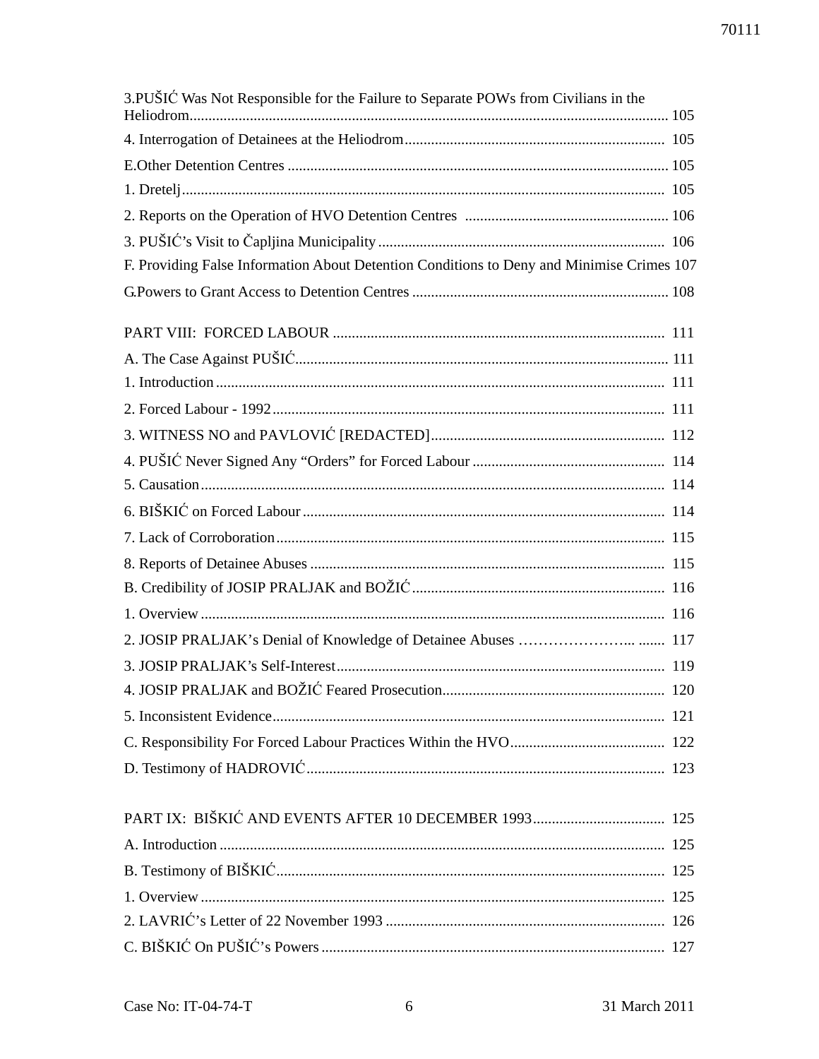3.PUŠIĆ Was Not Responsible for the Failure to Separate POWs from Civilians in the Heliodrom............................................................................................................................ 105

4. Interrogation of Detainees at the Heliodrom..................................................................... 105

E.Other Detention Centres ...................................................................................................... 105

1. Dretelj.................................................................................................................................. 105

2. Reports on the Operation of HVO Detention Centres ..................................................... 106

3. PUŠIĆ's Visit to Čapljina Municipality ............................................................................ 106

F. Providing False Information About Detention Conditions to Deny and Minimise Crimes 107

G.Powers to Grant Access to Detention Centres .................................................................... 108

PART VIII: FORCED LABOUR ............................................................................................ 111

A. The Case Against PUŠIĆ.................................................................................................... 111

1. Introduction ........................................................................................................................ 111

2. Forced Labour - 1992......................................................................................................... 111

3. WITNESS NO and PAVLOVIĆ [REDACTED]............................................................... 112

4. PUŠIĆ Never Signed Any “Orders” for Forced Labour .................................................. 114

5. Causation............................................................................................................................ 114

6. BIŠKIĆ on Forced Labour ................................................................................................. 114

7. Lack of Corroboration........................................................................................................ 115

8. Reports of Detainee Abuses ............................................................................................... 115

B. Credibility of JOSIP PRALJAK and BOŽIĆ.................................................................... 116

1. Overview ............................................................................................................................ 116

2. JOSIP PRALJAK's Denial of Knowledge of Detainee Abuses …………………... ....... 117

3. JOSIP PRALJAK's Self-Interest........................................................................................ 119

4. JOSIP PRALJAK and BOŽIĆ Feared Prosecution........................................................... 120

5. Inconsistent Evidence......................................................................................................... 121

C. Responsibility For Forced Labour Practices Within the HVO......................................... 122

D. Testimony of HADROVIĆ............................................................................................... 123

PART IX: BIŠKIĆ AND EVENTS AFTER 10 DECEMBER 1993.................................... 125

A. Introduction ....................................................................................................................... 125

B. Testimony of BIŠKIĆ......................................................................................................... 125

1. Overview ............................................................................................................................ 125

2. LAVRIĆ's Letter of 22 November 1993 ........................................................................... 126

C. BIŠKIĆ On PUŠIĆ's Powers ........................................................................................... 127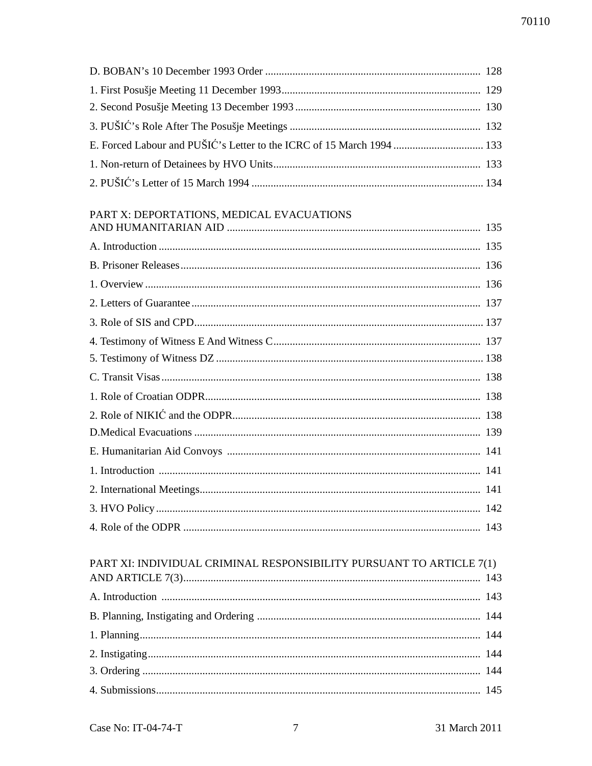D. BOBAN's 10 December 1993 Order .................................................................................. 128

1. First Posušje Meeting 11 December 1993......................................................................... 129

2. Second Posušje Meeting 13 December 1993 .................................................................... 130

3. PUŠIĆ's Role After The Posušje Meetings ...................................................................... 132

E. Forced Labour and PUŠIĆ's Letter to the ICRC of 15 March 1994 ................................ 133

1. Non-return of Detainees by HVO Units............................................................................ 133

2. PUŠIĆ's Letter of 15 March 1994 ..................................................................................... 134

PART X: DEPORTATIONS, MEDICAL EVACUATIONS AND HUMANITARIAN AID ............................................................................................ 135

A. Introduction ...................................................................................................................... 135

B. Prisoner Releases.............................................................................................................. 136

1. Overview ........................................................................................................................... 136

2. Letters of Guarantee .......................................................................................................... 137

3. Role of SIS and CPD......................................................................................................... 137

4. Testimony of Witness E And Witness C............................................................................ 137

5. Testimony of Witness DZ ................................................................................................. 138

C. Transit Visas..................................................................................................................... 138

1. Role of Croatian ODPR..................................................................................................... 138

2. Role of NIKIĆ and the ODPR........................................................................................... 138

D.Medical Evacuations ......................................................................................................... 139

E. Humanitarian Aid Convoys ............................................................................................. 141

1. Introduction ...................................................................................................................... 141

2. International Meetings....................................................................................................... 141

3. HVO Policy ...................................................................................................................... 142

4. Role of the ODPR ............................................................................................................. 143

PART XI: INDIVIDUAL CRIMINAL RESPONSIBILITY PURSUANT TO ARTICLE 7(1) AND ARTICLE 7(3)............................................................................................................ 143

A. Introduction ..................................................................................................................... 143

B. Planning, Instigating and Ordering .................................................................................. 144

1. Planning............................................................................................................................. 144

2. Instigating.......................................................................................................................... 144

3. Ordering ............................................................................................................................ 144

4. Submissions....................................................................................................................... 145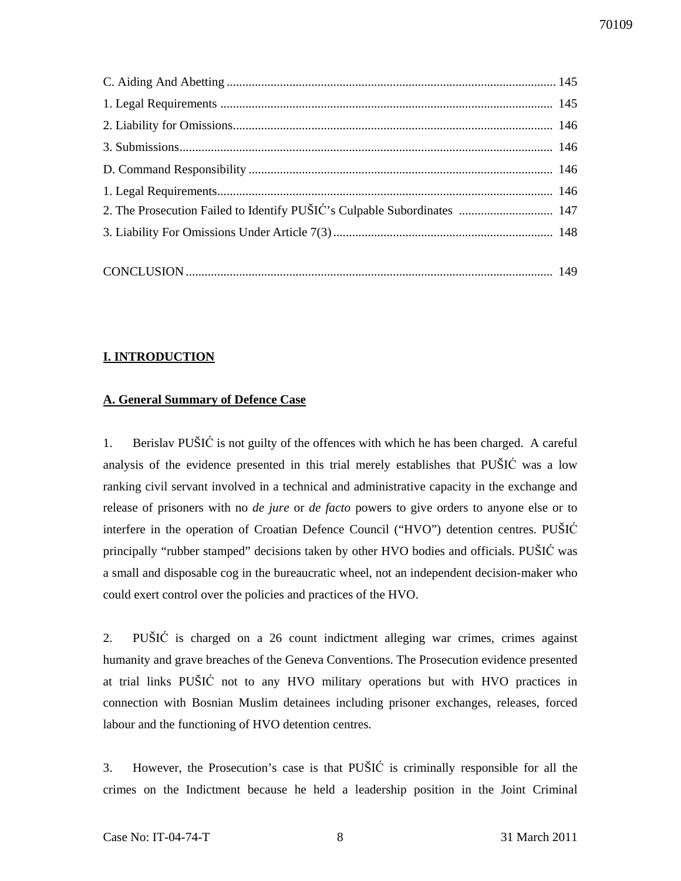C. Aiding And Abetting ........................................................................................................ 145

1. Legal Requirements .......................................................................................................... 145

2. Liability for Omissions...................................................................................................... 146

3. Submissions....................................................................................................................... 146

D. Command Responsibility ................................................................................................. 146

1. Legal Requirements........................................................................................................... 146

2. The Prosecution Failed to Identify PUŠIĆ's Culpable Subordinates .............................. 147

3. Liability For Omissions Under Article 7(3) ...................................................................... 148

CONCLUSION ..................................................................................................................... 149

# I. INTRODUCTION

## A. General Summary of Defence Case

1. Berislav PUŠIĆ is not guilty of the offences with which he has been charged. A careful analysis of the evidence presented in this trial merely establishes that PUŠIĆ was a low ranking civil servant involved in a technical and administrative capacity in the exchange and release of prisoners with no *de jure* or *de facto* powers to give orders to anyone else or to interfere in the operation of Croatian Defence Council ("HVO") detention centres. PUŠIĆ principally "rubber stamped" decisions taken by other HVO bodies and officials. PUŠIĆ was a small and disposable cog in the bureaucratic wheel, not an independent decision-maker who could exert control over the policies and practices of the HVO.

2. PUŠIĆ is charged on a 26 count indictment alleging war crimes, crimes against humanity and grave breaches of the Geneva Conventions. The Prosecution evidence presented at trial links PUŠIĆ not to any HVO military operations but with HVO practices in connection with Bosnian Muslim detainees including prisoner exchanges, releases, forced labour and the functioning of HVO detention centres.

3. However, the Prosecution's case is that PUŠIĆ is criminally responsible for all the crimes on the Indictment because he held a leadership position in the Joint Criminal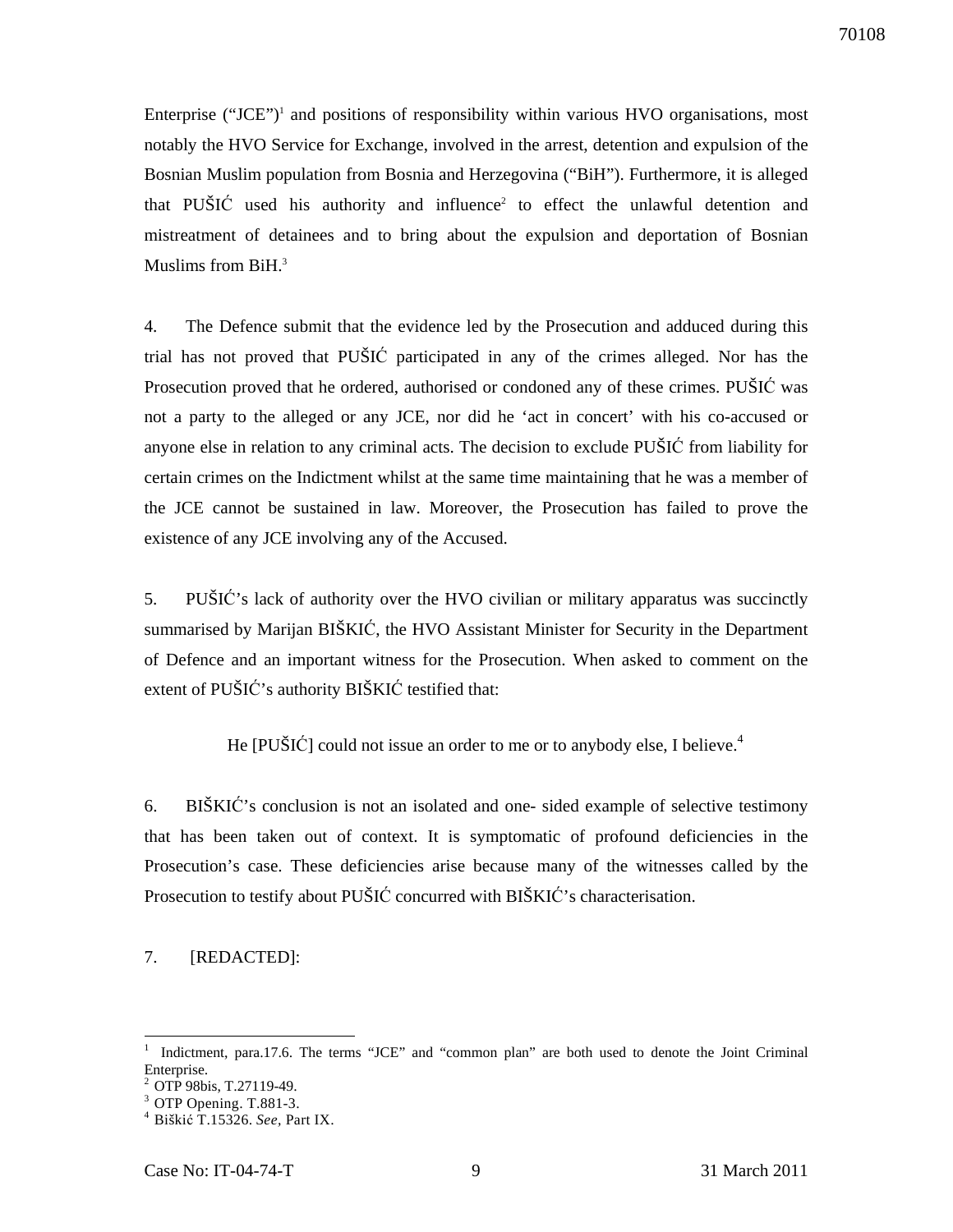Enterprise ("JCE")[1] and positions of responsibility within various HVO organisations, most notably the HVO Service for Exchange, involved in the arrest, detention and expulsion of the Bosnian Muslim population from Bosnia and Herzegovina ("BiH"). Furthermore, it is alleged that PUŠIĆ used his authority and influence[2] to effect the unlawful detention and mistreatment of detainees and to bring about the expulsion and deportation of Bosnian Muslims from BiH.[3]

4. The Defence submit that the evidence led by the Prosecution and adduced during this trial has not proved that PUŠIĆ participated in any of the crimes alleged. Nor has the Prosecution proved that he ordered, authorised or condoned any of these crimes. PUŠIĆ was not a party to the alleged or any JCE, nor did he 'act in concert' with his co-accused or anyone else in relation to any criminal acts. The decision to exclude PUŠIĆ from liability for certain crimes on the Indictment whilst at the same time maintaining that he was a member of the JCE cannot be sustained in law. Moreover, the Prosecution has failed to prove the existence of any JCE involving any of the Accused.

5. PUŠIĆ's lack of authority over the HVO civilian or military apparatus was succinctly summarised by Marijan BIŠKIĆ, the HVO Assistant Minister for Security in the Department of Defence and an important witness for the Prosecution. When asked to comment on the extent of PUŠIĆ's authority BIŠKIĆ testified that:

> He [PUŠIĆ] could not issue an order to me or to anybody else, I believe.[4]

6. BIŠKIĆ's conclusion is not an isolated and one- sided example of selective testimony that has been taken out of context. It is symptomatic of profound deficiencies in the Prosecution's case. These deficiencies arise because many of the witnesses called by the Prosecution to testify about PUŠIĆ concurred with BIŠKIĆ's characterisation.

7. [REDACTED]:

---

[1] Indictment, para.17.6. The terms "JCE" and "common plan" are both used to denote the Joint Criminal Enterprise.

[2] OTP 98bis, T.27119-49.

[3] OTP Opening. T.881-3.

[4] Biškić T.15326. *See,* Part IX.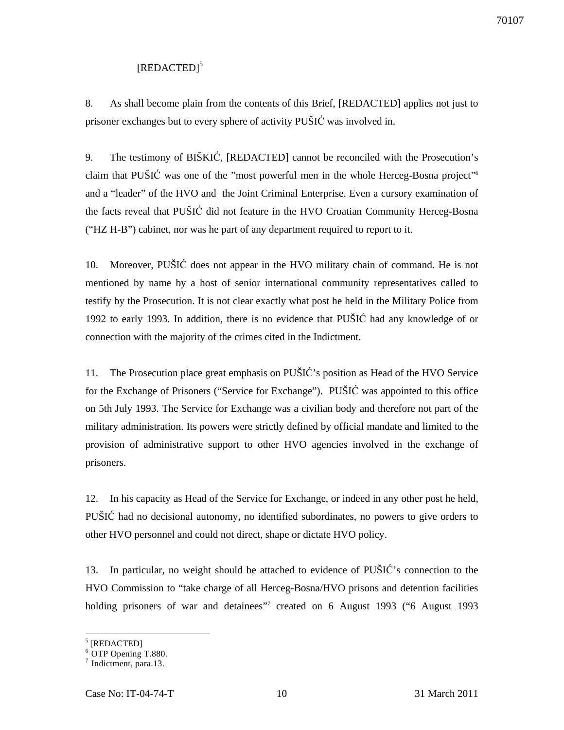[REDACTED][5]

8. As shall become plain from the contents of this Brief, [REDACTED] applies not just to prisoner exchanges but to every sphere of activity PUŠIĆ was involved in.

9. The testimony of BIŠKIĆ, [REDACTED] cannot be reconciled with the Prosecution's claim that PUŠIĆ was one of the "most powerful men in the whole Herceg-Bosna project"[6] and a "leader" of the HVO and the Joint Criminal Enterprise. Even a cursory examination of the facts reveal that PUŠIĆ did not feature in the HVO Croatian Community Herceg-Bosna ("HZ H-B") cabinet, nor was he part of any department required to report to it.

10. Moreover, PUŠIĆ does not appear in the HVO military chain of command. He is not mentioned by name by a host of senior international community representatives called to testify by the Prosecution. It is not clear exactly what post he held in the Military Police from 1992 to early 1993. In addition, there is no evidence that PUŠIĆ had any knowledge of or connection with the majority of the crimes cited in the Indictment.

11. The Prosecution place great emphasis on PUŠIĆ's position as Head of the HVO Service for the Exchange of Prisoners ("Service for Exchange"). PUŠIĆ was appointed to this office on 5th July 1993. The Service for Exchange was a civilian body and therefore not part of the military administration. Its powers were strictly defined by official mandate and limited to the provision of administrative support to other HVO agencies involved in the exchange of prisoners.

12. In his capacity as Head of the Service for Exchange, or indeed in any other post he held, PUŠIĆ had no decisional autonomy, no identified subordinates, no powers to give orders to other HVO personnel and could not direct, shape or dictate HVO policy.

13. In particular, no weight should be attached to evidence of PUŠIĆ's connection to the HVO Commission to "take charge of all Herceg-Bosna/HVO prisons and detention facilities holding prisoners of war and detainees"[7] created on 6 August 1993 ("6 August 1993

[5] [REDACTED]
[6] OTP Opening T.880.
[7] Indictment, para.13.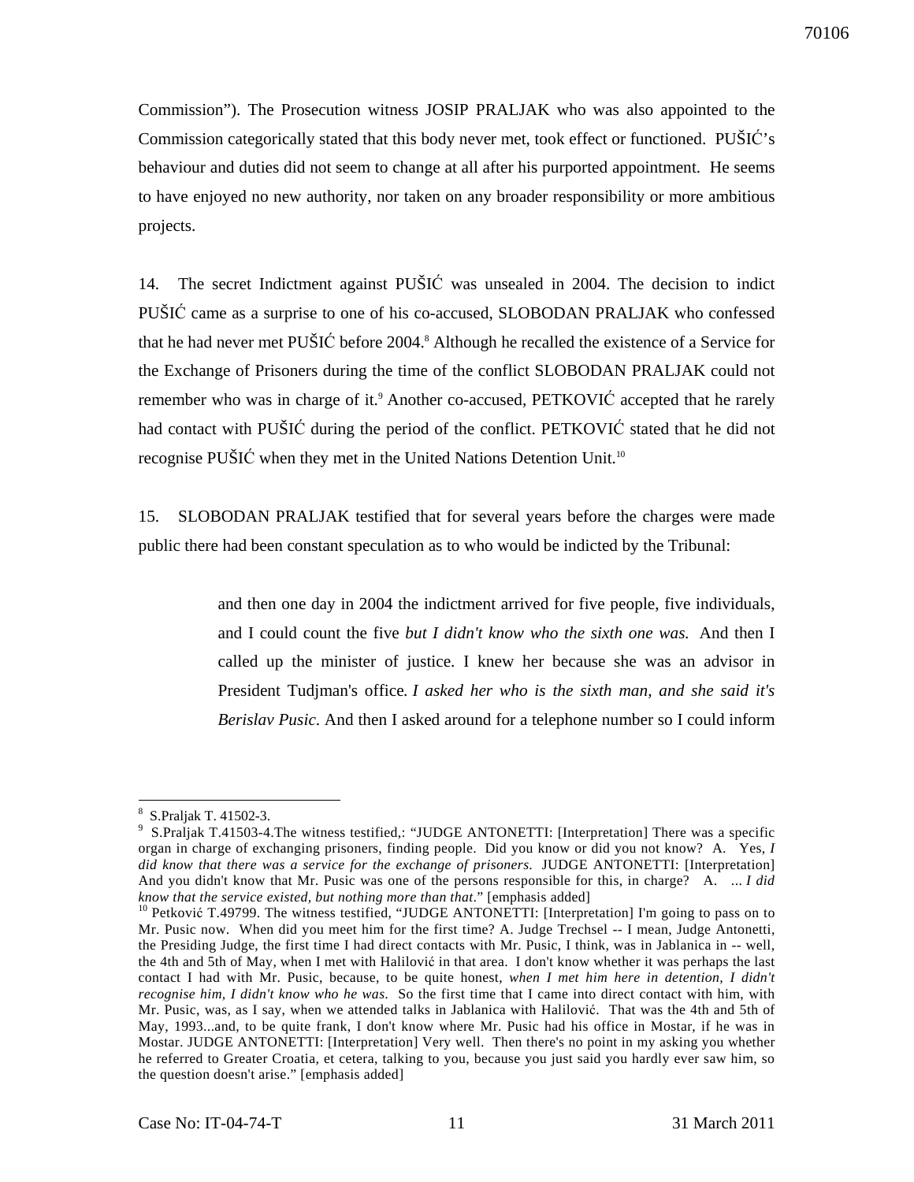Commission"). The Prosecution witness JOSIP PRALJAK who was also appointed to the Commission categorically stated that this body never met, took effect or functioned. PUŠIĆ's behaviour and duties did not seem to change at all after his purported appointment. He seems to have enjoyed no new authority, nor taken on any broader responsibility or more ambitious projects.

14. The secret Indictment against PUŠIĆ was unsealed in 2004. The decision to indict PUŠIĆ came as a surprise to one of his co-accused, SLOBODAN PRALJAK who confessed that he had never met PUŠIĆ before 2004.[8] Although he recalled the existence of a Service for the Exchange of Prisoners during the time of the conflict SLOBODAN PRALJAK could not remember who was in charge of it.[9] Another co-accused, PETKOVIĆ accepted that he rarely had contact with PUŠIĆ during the period of the conflict. PETKOVIĆ stated that he did not recognise PUŠIĆ when they met in the United Nations Detention Unit.[10]

15. SLOBODAN PRALJAK testified that for several years before the charges were made public there had been constant speculation as to who would be indicted by the Tribunal:

> and then one day in 2004 the indictment arrived for five people, five individuals, and I could count the five *but I didn't know who the sixth one was.* And then I called up the minister of justice. I knew her because she was an advisor in President Tudjman's office. *I asked her who is the sixth man, and she said it's Berislav Pusic*. And then I asked around for a telephone number so I could inform

---

[8] S.Praljak T. 41502-3.

[9] S.Praljak T.41503-4.The witness testified,: "JUDGE ANTONETTI: [Interpretation] There was a specific organ in charge of exchanging prisoners, finding people. Did you know or did you not know? A. Yes, *I did know that there was a service for the exchange of prisoners*. JUDGE ANTONETTI: [Interpretation] And you didn't know that Mr. Pusic was one of the persons responsible for this, in charge? A. *... I did know that the service existed, but nothing more than that*." [emphasis added]

[10] Petković T.49799. The witness testified, "JUDGE ANTONETTI: [Interpretation] I'm going to pass on to Mr. Pusic now. When did you meet him for the first time? A. Judge Trechsel -- I mean, Judge Antonetti, the Presiding Judge, the first time I had direct contacts with Mr. Pusic, I think, was in Jablanica in -- well, the 4th and 5th of May, when I met with Halilović in that area. I don't know whether it was perhaps the last contact I had with Mr. Pusic, because, to be quite honest, *when I met him here in detention, I didn't recognise him, I didn't know who he was*. So the first time that I came into direct contact with him, with Mr. Pusic, was, as I say, when we attended talks in Jablanica with Halilović. That was the 4th and 5th of May, 1993...and, to be quite frank, I don't know where Mr. Pusic had his office in Mostar, if he was in Mostar. JUDGE ANTONETTI: [Interpretation] Very well. Then there's no point in my asking you whether he referred to Greater Croatia, et cetera, talking to you, because you just said you hardly ever saw him, so the question doesn't arise." [emphasis added]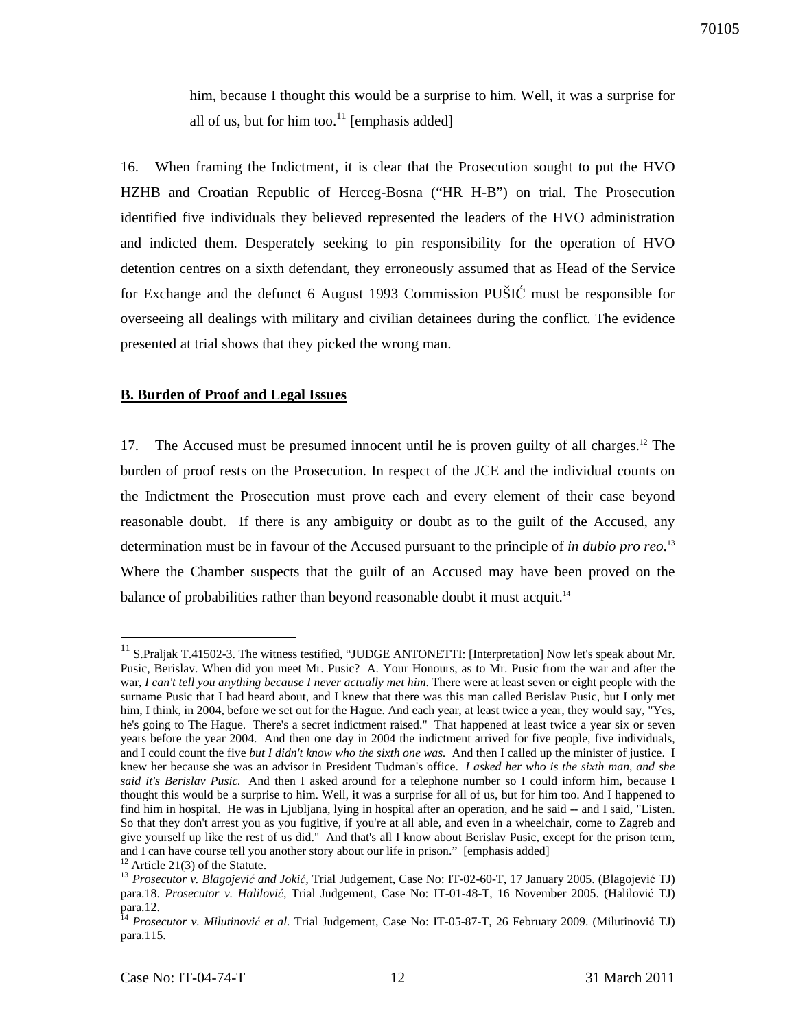> him, because I thought this would be a surprise to him. Well, it was a surprise for all of us, but for him too.[11] [emphasis added]

16. When framing the Indictment, it is clear that the Prosecution sought to put the HVO HZHB and Croatian Republic of Herceg-Bosna ("HR H-B") on trial. The Prosecution identified five individuals they believed represented the leaders of the HVO administration and indicted them. Desperately seeking to pin responsibility for the operation of HVO detention centres on a sixth defendant, they erroneously assumed that as Head of the Service for Exchange and the defunct 6 August 1993 Commission PUŠIĆ must be responsible for overseeing all dealings with military and civilian detainees during the conflict. The evidence presented at trial shows that they picked the wrong man.

**B. Burden of Proof and Legal Issues**

17. The Accused must be presumed innocent until he is proven guilty of all charges.[12] The burden of proof rests on the Prosecution. In respect of the JCE and the individual counts on the Indictment the Prosecution must prove each and every element of their case beyond reasonable doubt. If there is any ambiguity or doubt as to the guilt of the Accused, any determination must be in favour of the Accused pursuant to the principle of *in dubio pro reo.*[13] Where the Chamber suspects that the guilt of an Accused may have been proved on the balance of probabilities rather than beyond reasonable doubt it must acquit.[14]

---

[11] S.Praljak T.41502-3. The witness testified, "JUDGE ANTONETTI: [Interpretation] Now let's speak about Mr. Pusic, Berislav. When did you meet Mr. Pusic? A. Your Honours, as to Mr. Pusic from the war and after the war, *I can't tell you anything because I never actually met him.* There were at least seven or eight people with the surname Pusic that I had heard about, and I knew that there was this man called Berislav Pusic, but I only met him, I think, in 2004, before we set out for the Hague. And each year, at least twice a year, they would say, "Yes, he's going to The Hague. There's a secret indictment raised." That happened at least twice a year six or seven years before the year 2004. And then one day in 2004 the indictment arrived for five people, five individuals, and I could count the five *but I didn't know who the sixth one was.* And then I called up the minister of justice. I knew her because she was an advisor in President Tuđman's office. *I asked her who is the sixth man, and she said it's Berislav Pusic.* And then I asked around for a telephone number so I could inform him, because I thought this would be a surprise to him. Well, it was a surprise for all of us, but for him too. And I happened to find him in hospital. He was in Ljubljana, lying in hospital after an operation, and he said -- and I said, "Listen. So that they don't arrest you as you fugitive, if you're at all able, and even in a wheelchair, come to Zagreb and give yourself up like the rest of us did." And that's all I know about Berislav Pusic, except for the prison term, and I can have course tell you another story about our life in prison." [emphasis added]

[12] Article 21(3) of the Statute.

[13] *Prosecutor v. Blagojević and Jokić,* Trial Judgement, Case No: IT-02-60-T, 17 January 2005. (Blagojević TJ) para.18. *Prosecutor v. Halilović,* Trial Judgement, Case No: IT-01-48-T, 16 November 2005. (Halilović TJ) para.12.

[14] *Prosecutor v. Milutinović et al.* Trial Judgement, Case No: IT-05-87-T, 26 February 2009. (Milutinović TJ) para.115.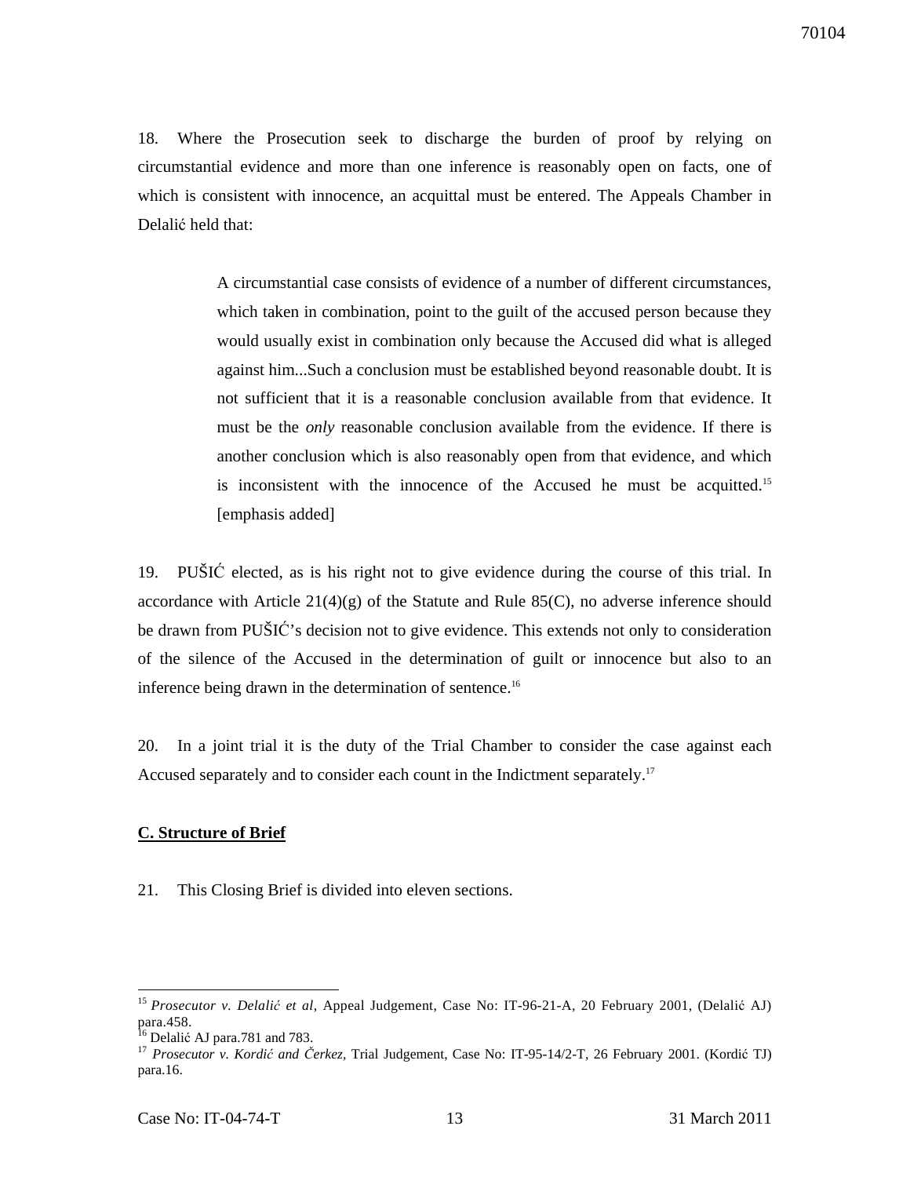18. Where the Prosecution seek to discharge the burden of proof by relying on circumstantial evidence and more than one inference is reasonably open on facts, one of which is consistent with innocence, an acquittal must be entered. The Appeals Chamber in Delalić held that:

> A circumstantial case consists of evidence of a number of different circumstances, which taken in combination, point to the guilt of the accused person because they would usually exist in combination only because the Accused did what is alleged against him...Such a conclusion must be established beyond reasonable doubt. It is not sufficient that it is a reasonable conclusion available from that evidence. It must be the *only* reasonable conclusion available from the evidence. If there is another conclusion which is also reasonably open from that evidence, and which is inconsistent with the innocence of the Accused he must be acquitted.[15] [emphasis added]

19. PUŠIĆ elected, as is his right not to give evidence during the course of this trial. In accordance with Article 21(4)(g) of the Statute and Rule 85(C), no adverse inference should be drawn from PUŠIĆ's decision not to give evidence. This extends not only to consideration of the silence of the Accused in the determination of guilt or innocence but also to an inference being drawn in the determination of sentence.[16]

20. In a joint trial it is the duty of the Trial Chamber to consider the case against each Accused separately and to consider each count in the Indictment separately.[17]

**C. Structure of Brief**

21. This Closing Brief is divided into eleven sections.

---

[15] *Prosecutor v. Delalić et al*, Appeal Judgement, Case No: IT-96-21-A, 20 February 2001, (Delalić AJ) para.458.

[16] Delalić AJ para.781 and 783.

[17] *Prosecutor v. Kordić and Čerkez,* Trial Judgement, Case No: IT-95-14/2-T, 26 February 2001. (Kordić TJ) para.16.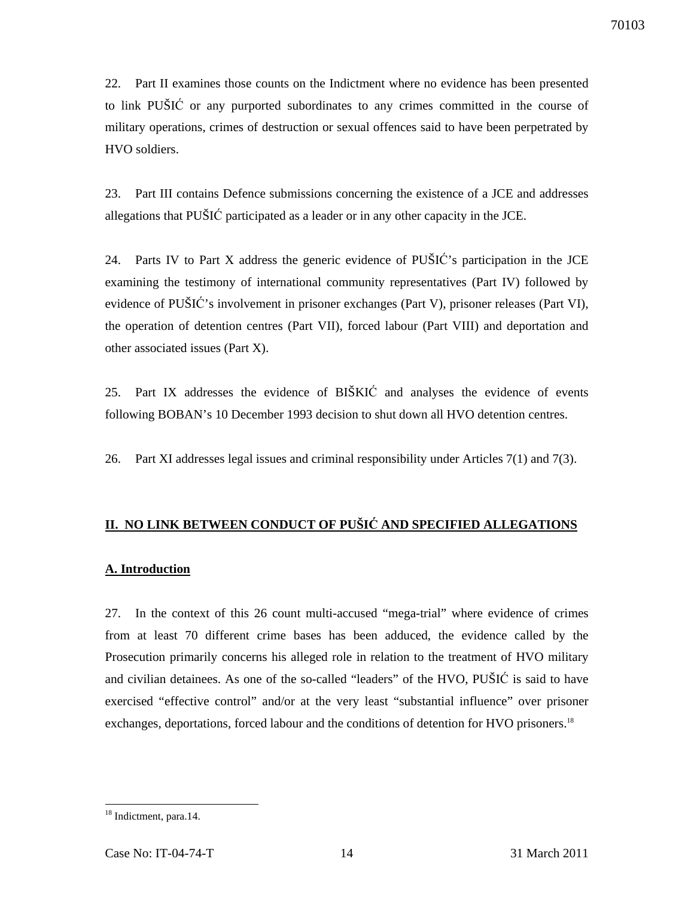22. Part II examines those counts on the Indictment where no evidence has been presented to link PUŠIĆ or any purported subordinates to any crimes committed in the course of military operations, crimes of destruction or sexual offences said to have been perpetrated by HVO soldiers.

23. Part III contains Defence submissions concerning the existence of a JCE and addresses allegations that PUŠIĆ participated as a leader or in any other capacity in the JCE.

24. Parts IV to Part X address the generic evidence of PUŠIĆ's participation in the JCE examining the testimony of international community representatives (Part IV) followed by evidence of PUŠIĆ's involvement in prisoner exchanges (Part V), prisoner releases (Part VI), the operation of detention centres (Part VII), forced labour (Part VIII) and deportation and other associated issues (Part X).

25. Part IX addresses the evidence of BIŠKIĆ and analyses the evidence of events following BOBAN's 10 December 1993 decision to shut down all HVO detention centres.

26. Part XI addresses legal issues and criminal responsibility under Articles 7(1) and 7(3).

## II. NO LINK BETWEEN CONDUCT OF PUŠIĆ AND SPECIFIED ALLEGATIONS

### A. Introduction

27. In the context of this 26 count multi-accused "mega-trial" where evidence of crimes from at least 70 different crime bases has been adduced, the evidence called by the Prosecution primarily concerns his alleged role in relation to the treatment of HVO military and civilian detainees. As one of the so-called "leaders" of the HVO, PUŠIĆ is said to have exercised "effective control" and/or at the very least "substantial influence" over prisoner exchanges, deportations, forced labour and the conditions of detention for HVO prisoners.[18]

[18] Indictment, para.14.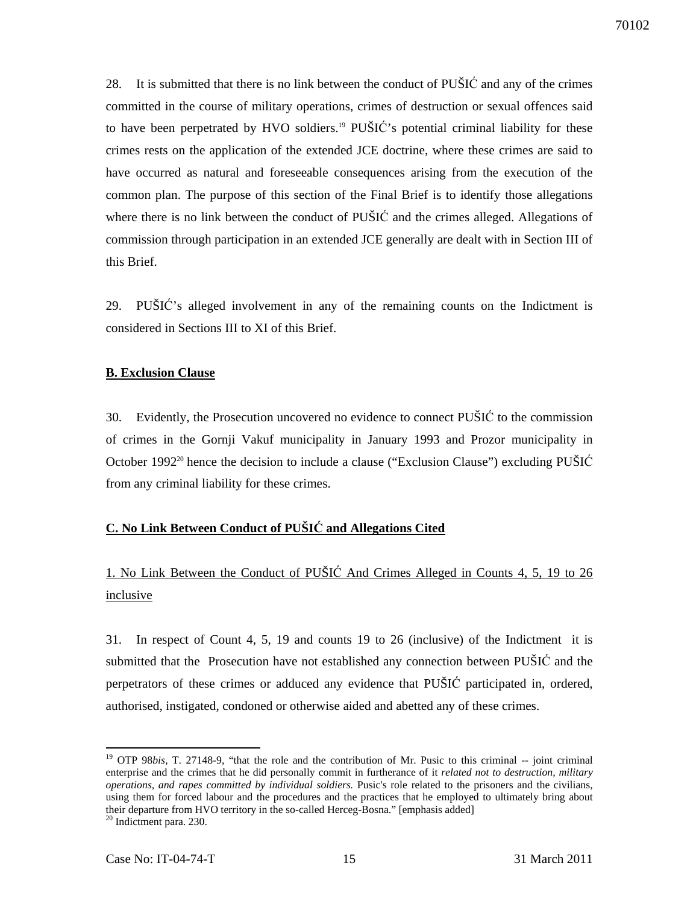28. It is submitted that there is no link between the conduct of PUŠIĆ and any of the crimes committed in the course of military operations, crimes of destruction or sexual offences said to have been perpetrated by HVO soldiers.[19] PUŠIĆ's potential criminal liability for these crimes rests on the application of the extended JCE doctrine, where these crimes are said to have occurred as natural and foreseeable consequences arising from the execution of the common plan. The purpose of this section of the Final Brief is to identify those allegations where there is no link between the conduct of PUŠIĆ and the crimes alleged. Allegations of commission through participation in an extended JCE generally are dealt with in Section III of this Brief.

29. PUŠIĆ's alleged involvement in any of the remaining counts on the Indictment is considered in Sections III to XI of this Brief.

**B. Exclusion Clause**

30. Evidently, the Prosecution uncovered no evidence to connect PUŠIĆ to the commission of crimes in the Gornji Vakuf municipality in January 1993 and Prozor municipality in October 1992[20] hence the decision to include a clause ("Exclusion Clause") excluding PUŠIĆ from any criminal liability for these crimes.

**C. No Link Between Conduct of PUŠIĆ and Allegations Cited**

1. No Link Between the Conduct of PUŠIĆ And Crimes Alleged in Counts 4, 5, 19 to 26 inclusive

31. In respect of Count 4, 5, 19 and counts 19 to 26 (inclusive) of the Indictment it is submitted that the Prosecution have not established any connection between PUŠIĆ and the perpetrators of these crimes or adduced any evidence that PUŠIĆ participated in, ordered, authorised, instigated, condoned or otherwise aided and abetted any of these crimes.

---

[19] OTP 98*bis*, T. 27148-9, "that the role and the contribution of Mr. Pusic to this criminal -- joint criminal enterprise and the crimes that he did personally commit in furtherance of it *related not to destruction, military operations, and rapes committed by individual soldiers.* Pusic's role related to the prisoners and the civilians, using them for forced labour and the procedures and the practices that he employed to ultimately bring about their departure from HVO territory in the so-called Herceg-Bosna." [emphasis added]

[20] Indictment para. 230.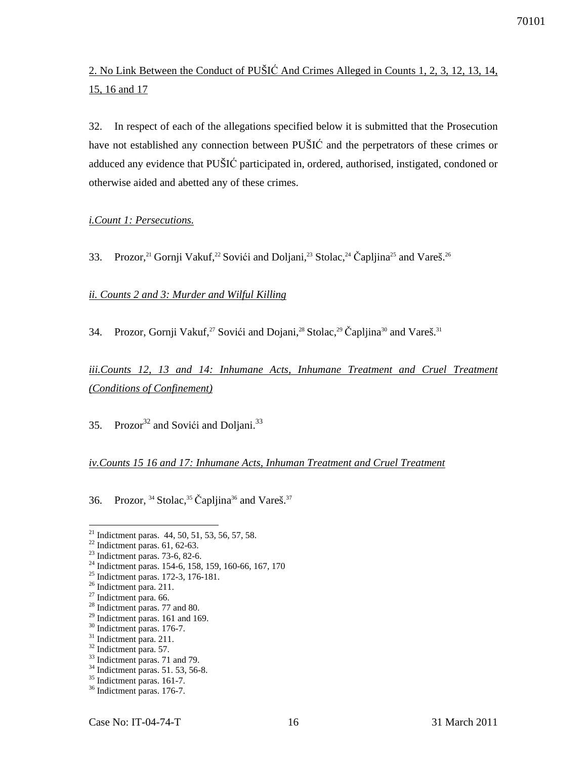2. No Link Between the Conduct of PUŠIĆ And Crimes Alleged in Counts 1, 2, 3, 12, 13, 14, 15, 16 and 17

32. In respect of each of the allegations specified below it is submitted that the Prosecution have not established any connection between PUŠIĆ and the perpetrators of these crimes or adduced any evidence that PUŠIĆ participated in, ordered, authorised, instigated, condoned or otherwise aided and abetted any of these crimes.

*i.Count 1: Persecutions.*

33. Prozor,[21] Gornji Vakuf,[22] Sovići and Doljani,[23] Stolac,[24] Čapljina[25] and Vareš.[26]

*ii. Counts 2 and 3: Murder and Wilful Killing*

34. Prozor, Gornji Vakuf,[27] Sovići and Dojani,[28] Stolac,[29] Čapljina[30] and Vareš.[31]

*iii.Counts 12, 13 and 14: Inhumane Acts, Inhumane Treatment and Cruel Treatment (Conditions of Confinement)*

35. Prozor[32] and Sovići and Doljani.[33]

*iv.Counts 15 16 and 17: Inhumane Acts, Inhuman Treatment and Cruel Treatment*

36. Prozor, [34] Stolac,[35] Čapljina[36] and Vareš.[37]

---

[21] Indictment paras. 44, 50, 51, 53, 56, 57, 58.
[22] Indictment paras. 61, 62-63.
[23] Indictment paras. 73-6, 82-6.
[24] Indictment paras. 154-6, 158, 159, 160-66, 167, 170
[25] Indictment paras. 172-3, 176-181.
[26] Indictment para. 211.
[27] Indictment para. 66.
[28] Indictment paras. 77 and 80.
[29] Indictment paras. 161 and 169.
[30] Indictment paras. 176-7.
[31] Indictment para. 211.
[32] Indictment para. 57.
[33] Indictment paras. 71 and 79.
[34] Indictment paras. 51. 53, 56-8.
[35] Indictment paras. 161-7.
[36] Indictment paras. 176-7.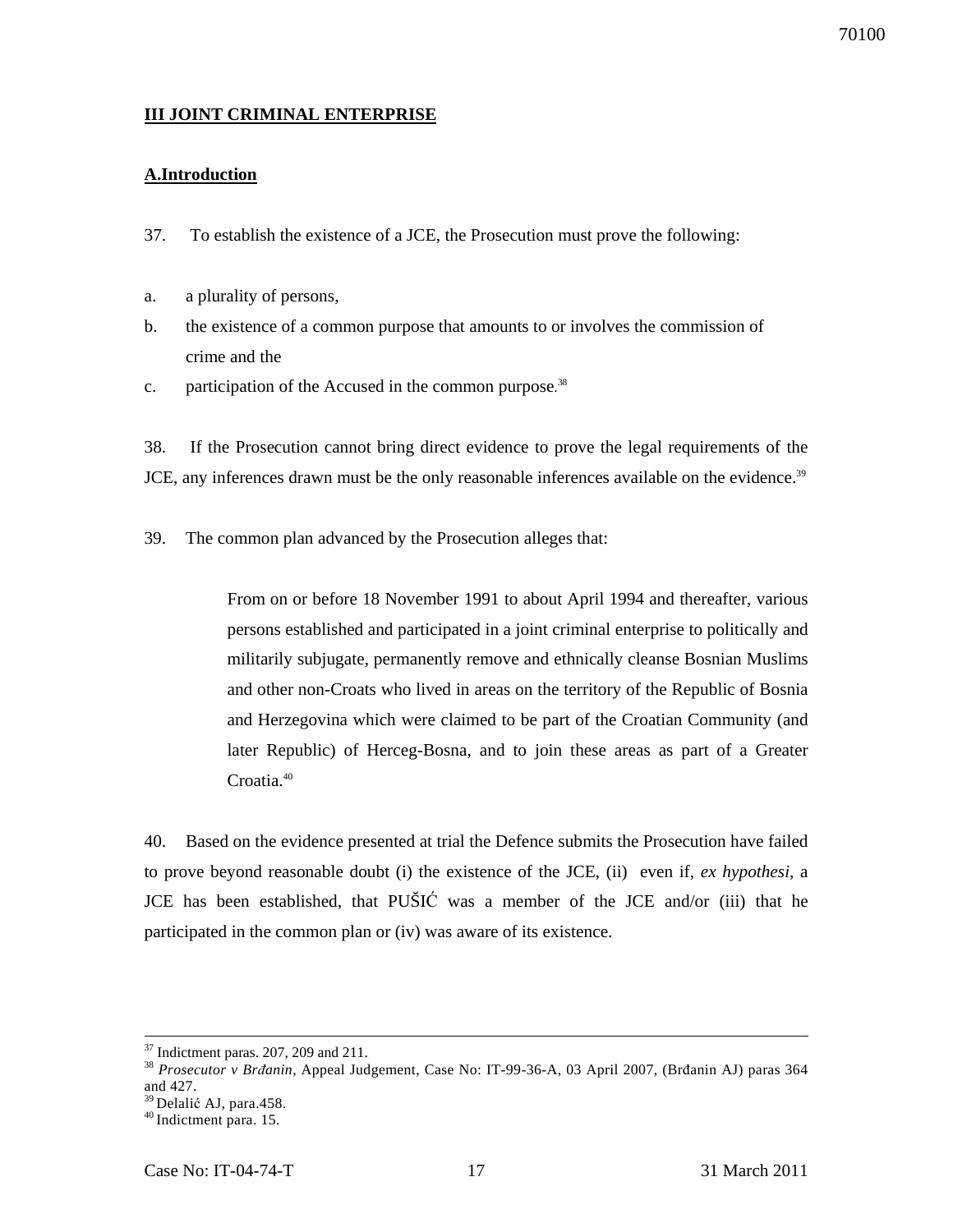# III JOINT CRIMINAL ENTERPRISE

## A.Introduction

37. To establish the existence of a JCE, the Prosecution must prove the following:

a. a plurality of persons,

b. the existence of a common purpose that amounts to or involves the commission of crime and the

c. participation of the Accused in the common purpose.[38]

38. If the Prosecution cannot bring direct evidence to prove the legal requirements of the JCE, any inferences drawn must be the only reasonable inferences available on the evidence.[39]

39. The common plan advanced by the Prosecution alleges that:

> From on or before 18 November 1991 to about April 1994 and thereafter, various persons established and participated in a joint criminal enterprise to politically and militarily subjugate, permanently remove and ethnically cleanse Bosnian Muslims and other non-Croats who lived in areas on the territory of the Republic of Bosnia and Herzegovina which were claimed to be part of the Croatian Community (and later Republic) of Herceg-Bosna, and to join these areas as part of a Greater Croatia.[40]

40. Based on the evidence presented at trial the Defence submits the Prosecution have failed to prove beyond reasonable doubt (i) the existence of the JCE, (ii) even if, *ex hypothesi*, a JCE has been established, that PUŠIĆ was a member of the JCE and/or (iii) that he participated in the common plan or (iv) was aware of its existence.

---

[37] Indictment paras. 207, 209 and 211.

[38] *Prosecutor v Brđanin*, Appeal Judgement, Case No: IT-99-36-A, 03 April 2007, (Brđanin AJ) paras 364 and 427.

[39] Delalić AJ, para.458.

[40] Indictment para. 15.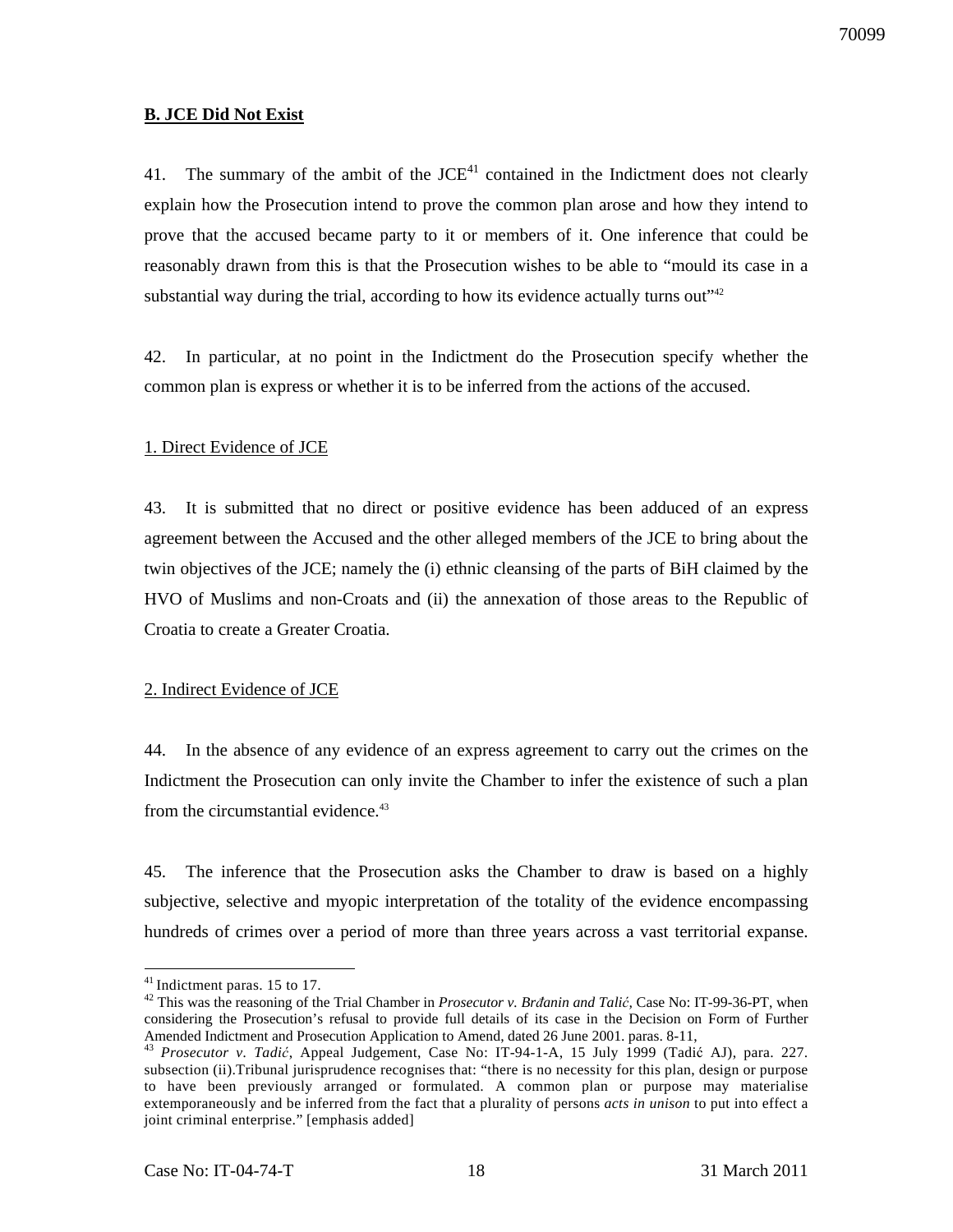**B. JCE Did Not Exist**

41. The summary of the ambit of the JCE[41] contained in the Indictment does not clearly explain how the Prosecution intend to prove the common plan arose and how they intend to prove that the accused became party to it or members of it. One inference that could be reasonably drawn from this is that the Prosecution wishes to be able to "mould its case in a substantial way during the trial, according to how its evidence actually turns out"[42]

42. In particular, at no point in the Indictment do the Prosecution specify whether the common plan is express or whether it is to be inferred from the actions of the accused.

1. Direct Evidence of JCE

43. It is submitted that no direct or positive evidence has been adduced of an express agreement between the Accused and the other alleged members of the JCE to bring about the twin objectives of the JCE; namely the (i) ethnic cleansing of the parts of BiH claimed by the HVO of Muslims and non-Croats and (ii) the annexation of those areas to the Republic of Croatia to create a Greater Croatia.

2. Indirect Evidence of JCE

44. In the absence of any evidence of an express agreement to carry out the crimes on the Indictment the Prosecution can only invite the Chamber to infer the existence of such a plan from the circumstantial evidence.[43]

45. The inference that the Prosecution asks the Chamber to draw is based on a highly subjective, selective and myopic interpretation of the totality of the evidence encompassing hundreds of crimes over a period of more than three years across a vast territorial expanse.

---

[41] Indictment paras. 15 to 17.

[42] This was the reasoning of the Trial Chamber in *Prosecutor v. Brđanin and Talić*, Case No: IT-99-36-PT, when considering the Prosecution's refusal to provide full details of its case in the Decision on Form of Further Amended Indictment and Prosecution Application to Amend, dated 26 June 2001. paras. 8-11,

[43] *Prosecutor v. Tadić*, Appeal Judgement, Case No: IT-94-1-A, 15 July 1999 (Tadić AJ), para. 227. subsection (ii).Tribunal jurisprudence recognises that: "there is no necessity for this plan, design or purpose to have been previously arranged or formulated. A common plan or purpose may materialise extemporaneously and be inferred from the fact that a plurality of persons *acts in unison* to put into effect a joint criminal enterprise." [emphasis added]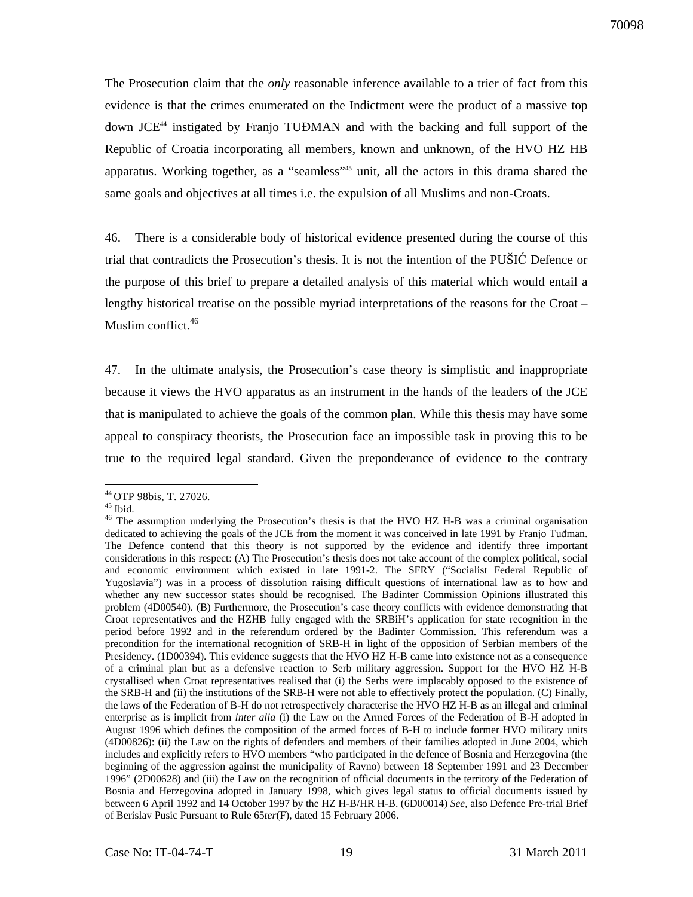The Prosecution claim that the *only* reasonable inference available to a trier of fact from this evidence is that the crimes enumerated on the Indictment were the product of a massive top down JCE[44] instigated by Franjo TUĐMAN and with the backing and full support of the Republic of Croatia incorporating all members, known and unknown, of the HVO HZ HB apparatus. Working together, as a "seamless"[45] unit, all the actors in this drama shared the same goals and objectives at all times i.e. the expulsion of all Muslims and non-Croats.

46. There is a considerable body of historical evidence presented during the course of this trial that contradicts the Prosecution's thesis. It is not the intention of the PUŠIĆ Defence or the purpose of this brief to prepare a detailed analysis of this material which would entail a lengthy historical treatise on the possible myriad interpretations of the reasons for the Croat – Muslim conflict.[46]

47. In the ultimate analysis, the Prosecution's case theory is simplistic and inappropriate because it views the HVO apparatus as an instrument in the hands of the leaders of the JCE that is manipulated to achieve the goals of the common plan. While this thesis may have some appeal to conspiracy theorists, the Prosecution face an impossible task in proving this to be true to the required legal standard. Given the preponderance of evidence to the contrary

---

[44] OTP 98bis, T. 27026.

[45] Ibid.

[46] The assumption underlying the Prosecution's thesis is that the HVO HZ H-B was a criminal organisation dedicated to achieving the goals of the JCE from the moment it was conceived in late 1991 by Franjo Tuđman. The Defence contend that this theory is not supported by the evidence and identify three important considerations in this respect: (A) The Prosecution's thesis does not take account of the complex political, social and economic environment which existed in late 1991-2. The SFRY ("Socialist Federal Republic of Yugoslavia") was in a process of dissolution raising difficult questions of international law as to how and whether any new successor states should be recognised. The Badinter Commission Opinions illustrated this problem (4D00540). (B) Furthermore, the Prosecution's case theory conflicts with evidence demonstrating that Croat representatives and the HZHB fully engaged with the SRBiH's application for state recognition in the period before 1992 and in the referendum ordered by the Badinter Commission. This referendum was a precondition for the international recognition of SRB-H in light of the opposition of Serbian members of the Presidency. (1D00394). This evidence suggests that the HVO HZ H-B came into existence not as a consequence of a criminal plan but as a defensive reaction to Serb military aggression. Support for the HVO HZ H-B crystallised when Croat representatives realised that (i) the Serbs were implacably opposed to the existence of the SRB-H and (ii) the institutions of the SRB-H were not able to effectively protect the population. (C) Finally, the laws of the Federation of B-H do not retrospectively characterise the HVO HZ H-B as an illegal and criminal enterprise as is implicit from *inter alia* (i) the Law on the Armed Forces of the Federation of B-H adopted in August 1996 which defines the composition of the armed forces of B-H to include former HVO military units (4D00826): (ii) the Law on the rights of defenders and members of their families adopted in June 2004, which includes and explicitly refers to HVO members "who participated in the defence of Bosnia and Herzegovina (the beginning of the aggression against the municipality of Ravno) between 18 September 1991 and 23 December 1996" (2D00628) and (iii) the Law on the recognition of official documents in the territory of the Federation of Bosnia and Herzegovina adopted in January 1998, which gives legal status to official documents issued by between 6 April 1992 and 14 October 1997 by the HZ H-B/HR H-B. (6D00014) *See*, also Defence Pre-trial Brief of Berislav Pusic Pursuant to Rule 65*ter*(F), dated 15 February 2006.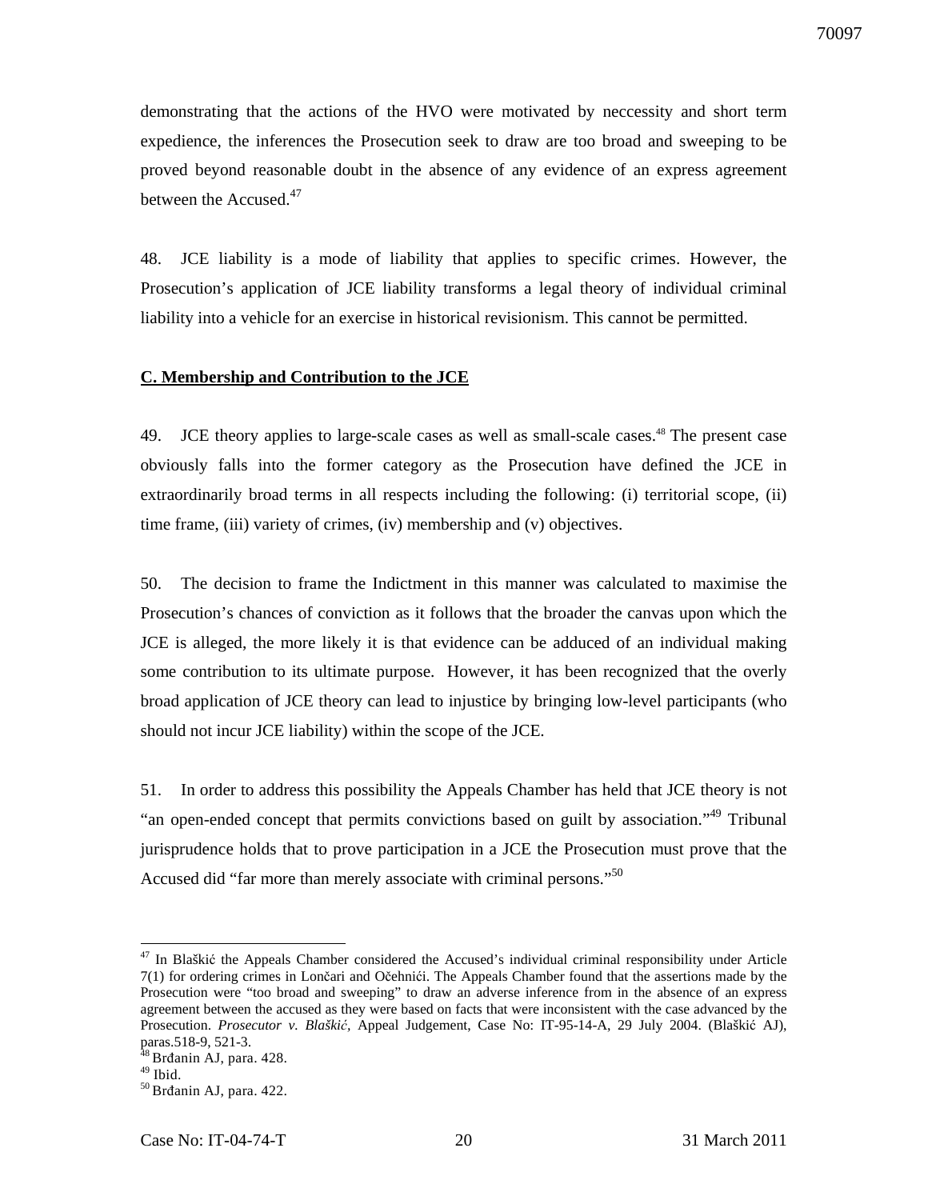demonstrating that the actions of the HVO were motivated by neccessity and short term expedience, the inferences the Prosecution seek to draw are too broad and sweeping to be proved beyond reasonable doubt in the absence of any evidence of an express agreement between the Accused.[47]

48. JCE liability is a mode of liability that applies to specific crimes. However, the Prosecution's application of JCE liability transforms a legal theory of individual criminal liability into a vehicle for an exercise in historical revisionism. This cannot be permitted.

**C. Membership and Contribution to the JCE**

49. JCE theory applies to large-scale cases as well as small-scale cases.[48] The present case obviously falls into the former category as the Prosecution have defined the JCE in extraordinarily broad terms in all respects including the following: (i) territorial scope, (ii) time frame, (iii) variety of crimes, (iv) membership and (v) objectives.

50. The decision to frame the Indictment in this manner was calculated to maximise the Prosecution's chances of conviction as it follows that the broader the canvas upon which the JCE is alleged, the more likely it is that evidence can be adduced of an individual making some contribution to its ultimate purpose. However, it has been recognized that the overly broad application of JCE theory can lead to injustice by bringing low-level participants (who should not incur JCE liability) within the scope of the JCE.

51. In order to address this possibility the Appeals Chamber has held that JCE theory is not "an open-ended concept that permits convictions based on guilt by association."[49] Tribunal jurisprudence holds that to prove participation in a JCE the Prosecution must prove that the Accused did "far more than merely associate with criminal persons."[50]

---

[47] In Blaškić the Appeals Chamber considered the Accused's individual criminal responsibility under Article 7(1) for ordering crimes in Lončari and Očehnići. The Appeals Chamber found that the assertions made by the Prosecution were "too broad and sweeping" to draw an adverse inference from in the absence of an express agreement between the accused as they were based on facts that were inconsistent with the case advanced by the Prosecution. *Prosecutor v. Blaškić*, Appeal Judgement, Case No: IT-95-14-A, 29 July 2004. (Blaškić AJ), paras.518-9, 521-3.

[48] Brđanin AJ, para. 428.

[49] Ibid.

[50] Brđanin AJ, para. 422.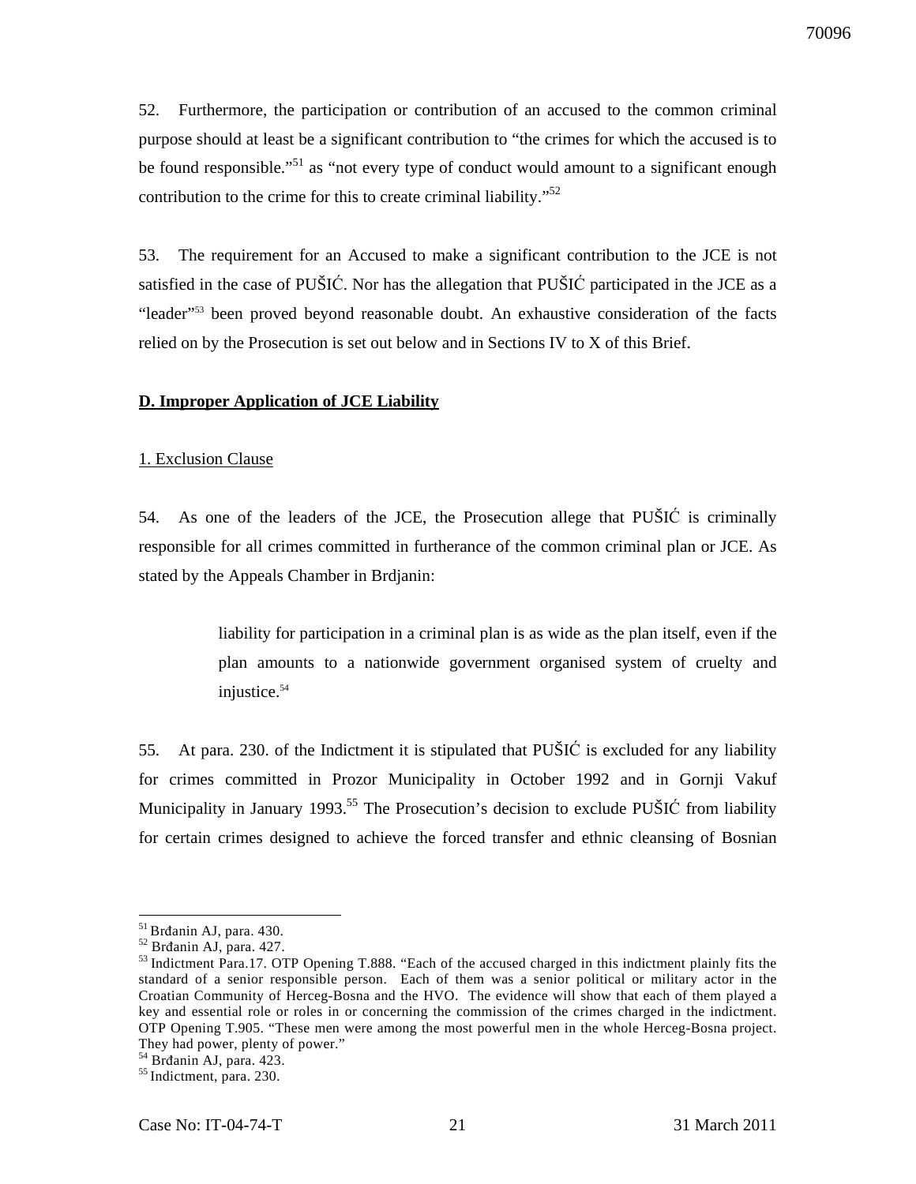52. Furthermore, the participation or contribution of an accused to the common criminal purpose should at least be a significant contribution to "the crimes for which the accused is to be found responsible."[51] as "not every type of conduct would amount to a significant enough contribution to the crime for this to create criminal liability."[52]

53. The requirement for an Accused to make a significant contribution to the JCE is not satisfied in the case of PUŠIĆ. Nor has the allegation that PUŠIĆ participated in the JCE as a "leader"[53] been proved beyond reasonable doubt. An exhaustive consideration of the facts relied on by the Prosecution is set out below and in Sections IV to X of this Brief.

**D. Improper Application of JCE Liability**

1. Exclusion Clause

54. As one of the leaders of the JCE, the Prosecution allege that PUŠIĆ is criminally responsible for all crimes committed in furtherance of the common criminal plan or JCE. As stated by the Appeals Chamber in Brdjanin:

> liability for participation in a criminal plan is as wide as the plan itself, even if the plan amounts to a nationwide government organised system of cruelty and injustice.[54]

55. At para. 230. of the Indictment it is stipulated that PUŠIĆ is excluded for any liability for crimes committed in Prozor Municipality in October 1992 and in Gornji Vakuf Municipality in January 1993.[55] The Prosecution's decision to exclude PUŠIĆ from liability for certain crimes designed to achieve the forced transfer and ethnic cleansing of Bosnian

---

[51] Brđanin AJ, para. 430.
[52] Brđanin AJ, para. 427.
[53] Indictment Para.17. OTP Opening T.888. "Each of the accused charged in this indictment plainly fits the standard of a senior responsible person. Each of them was a senior political or military actor in the Croatian Community of Herceg-Bosna and the HVO. The evidence will show that each of them played a key and essential role or roles in or concerning the commission of the crimes charged in the indictment. OTP Opening T.905. "These men were among the most powerful men in the whole Herceg-Bosna project. They had power, plenty of power."
[54] Brđanin AJ, para. 423.
[55] Indictment, para. 230.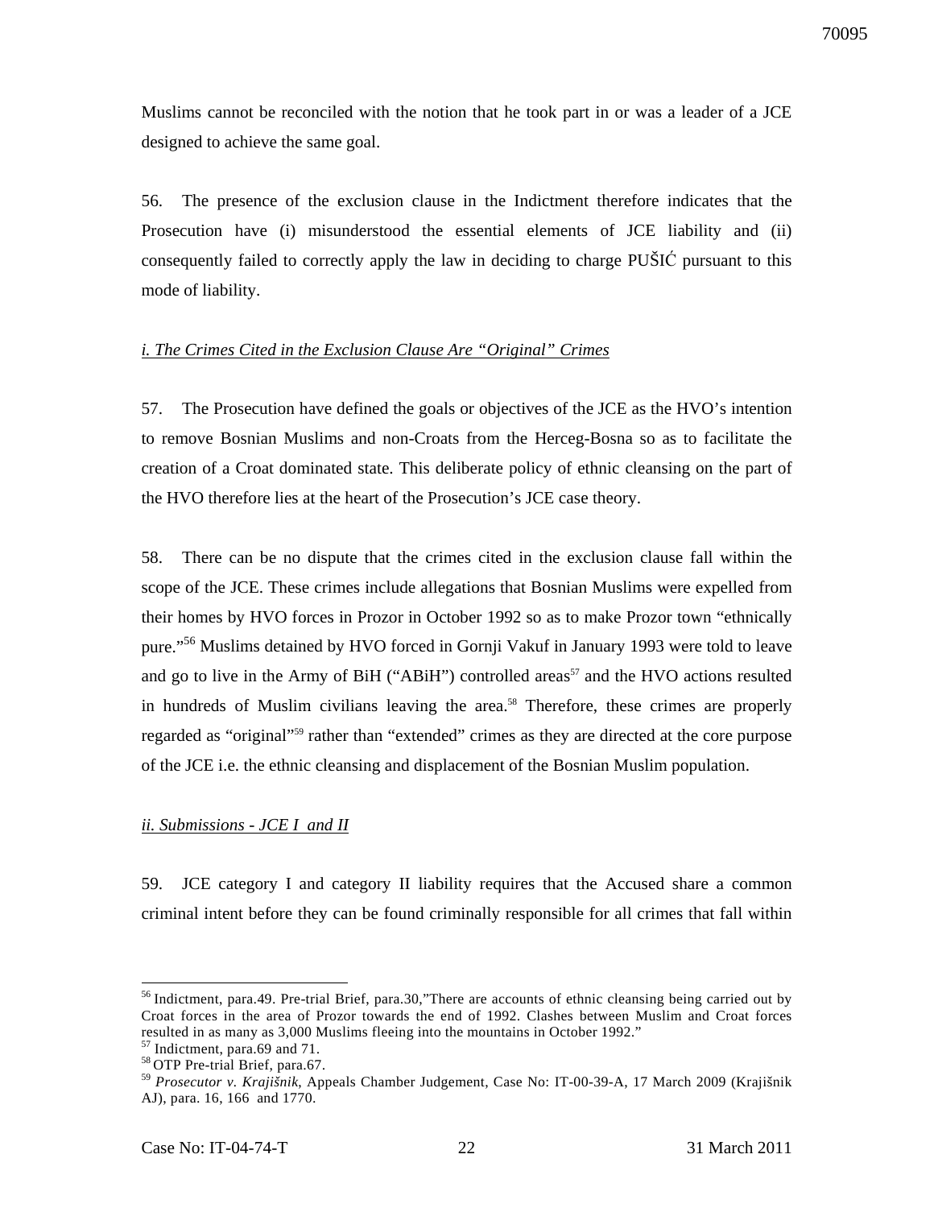Muslims cannot be reconciled with the notion that he took part in or was a leader of a JCE designed to achieve the same goal.

56. The presence of the exclusion clause in the Indictment therefore indicates that the Prosecution have (i) misunderstood the essential elements of JCE liability and (ii) consequently failed to correctly apply the law in deciding to charge PUŠIĆ pursuant to this mode of liability.

*i. The Crimes Cited in the Exclusion Clause Are "Original" Crimes*

57. The Prosecution have defined the goals or objectives of the JCE as the HVO's intention to remove Bosnian Muslims and non-Croats from the Herceg-Bosna so as to facilitate the creation of a Croat dominated state. This deliberate policy of ethnic cleansing on the part of the HVO therefore lies at the heart of the Prosecution's JCE case theory.

58. There can be no dispute that the crimes cited in the exclusion clause fall within the scope of the JCE. These crimes include allegations that Bosnian Muslims were expelled from their homes by HVO forces in Prozor in October 1992 so as to make Prozor town "ethnically pure."[56] Muslims detained by HVO forced in Gornji Vakuf in January 1993 were told to leave and go to live in the Army of BiH ("ABiH") controlled areas[57] and the HVO actions resulted in hundreds of Muslim civilians leaving the area.[58] Therefore, these crimes are properly regarded as "original"[59] rather than "extended" crimes as they are directed at the core purpose of the JCE i.e. the ethnic cleansing and displacement of the Bosnian Muslim population.

*ii. Submissions - JCE I and II*

59. JCE category I and category II liability requires that the Accused share a common criminal intent before they can be found criminally responsible for all crimes that fall within

---

[56] Indictment, para.49. Pre-trial Brief, para.30,"There are accounts of ethnic cleansing being carried out by Croat forces in the area of Prozor towards the end of 1992. Clashes between Muslim and Croat forces resulted in as many as 3,000 Muslims fleeing into the mountains in October 1992."

[57] Indictment, para.69 and 71.

[58] OTP Pre-trial Brief, para.67.

[59] *Prosecutor v. Krajišnik*, Appeals Chamber Judgement, Case No: IT-00-39-A, 17 March 2009 (Krajišnik AJ), para. 16, 166 and 1770.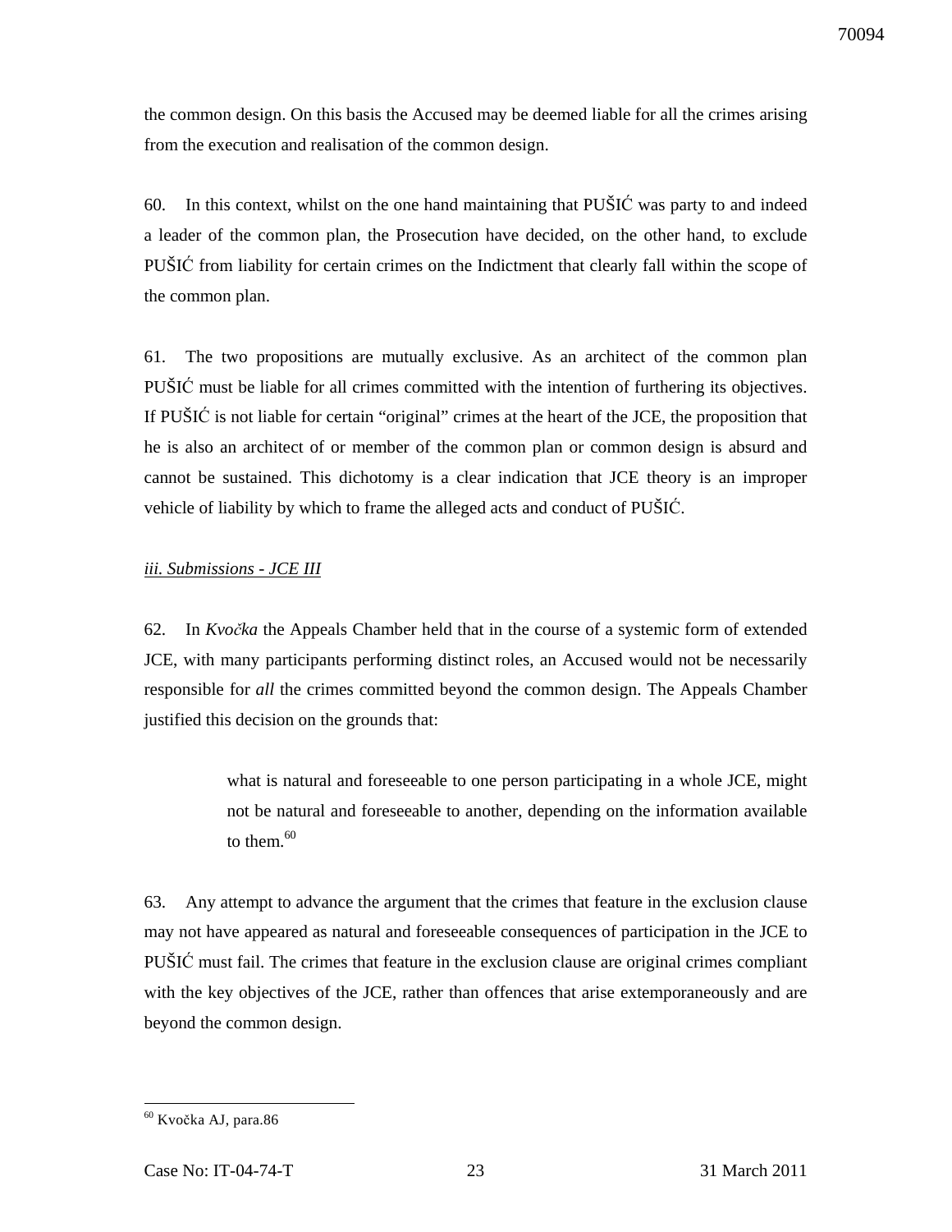the common design. On this basis the Accused may be deemed liable for all the crimes arising from the execution and realisation of the common design.

60. In this context, whilst on the one hand maintaining that PUŠIĆ was party to and indeed a leader of the common plan, the Prosecution have decided, on the other hand, to exclude PUŠIĆ from liability for certain crimes on the Indictment that clearly fall within the scope of the common plan.

61. The two propositions are mutually exclusive. As an architect of the common plan PUŠIĆ must be liable for all crimes committed with the intention of furthering its objectives. If PUŠIĆ is not liable for certain "original" crimes at the heart of the JCE, the proposition that he is also an architect of or member of the common plan or common design is absurd and cannot be sustained. This dichotomy is a clear indication that JCE theory is an improper vehicle of liability by which to frame the alleged acts and conduct of PUŠIĆ.

*iii. Submissions - JCE III*

62. In *Kvočka* the Appeals Chamber held that in the course of a systemic form of extended JCE, with many participants performing distinct roles, an Accused would not be necessarily responsible for *all* the crimes committed beyond the common design. The Appeals Chamber justified this decision on the grounds that:

> what is natural and foreseeable to one person participating in a whole JCE, might not be natural and foreseeable to another, depending on the information available to them.[60]

63. Any attempt to advance the argument that the crimes that feature in the exclusion clause may not have appeared as natural and foreseeable consequences of participation in the JCE to PUŠIĆ must fail. The crimes that feature in the exclusion clause are original crimes compliant with the key objectives of the JCE, rather than offences that arise extemporaneously and are beyond the common design.

---

[60] Kvočka AJ, para.86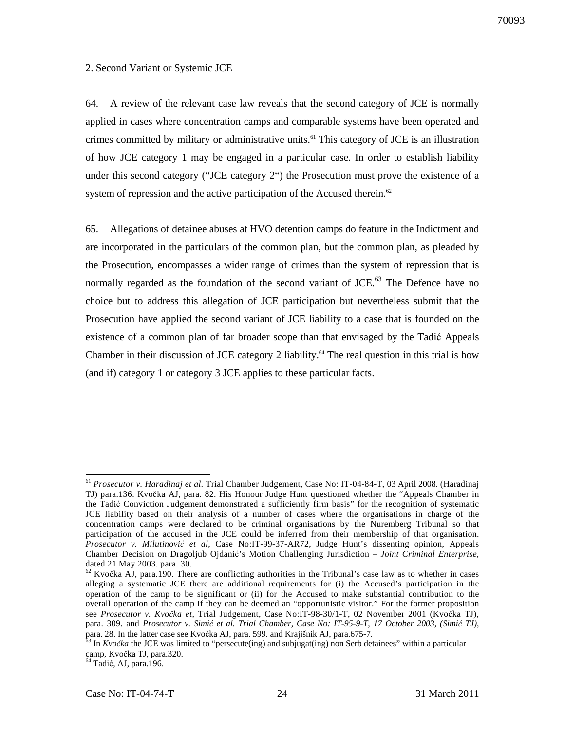2. Second Variant or Systemic JCE

64. A review of the relevant case law reveals that the second category of JCE is normally applied in cases where concentration camps and comparable systems have been operated and crimes committed by military or administrative units.[61] This category of JCE is an illustration of how JCE category 1 may be engaged in a particular case. In order to establish liability under this second category ("JCE category 2") the Prosecution must prove the existence of a system of repression and the active participation of the Accused therein.[62]

65. Allegations of detainee abuses at HVO detention camps do feature in the Indictment and are incorporated in the particulars of the common plan, but the common plan, as pleaded by the Prosecution, encompasses a wider range of crimes than the system of repression that is normally regarded as the foundation of the second variant of JCE.[63] The Defence have no choice but to address this allegation of JCE participation but nevertheless submit that the Prosecution have applied the second variant of JCE liability to a case that is founded on the existence of a common plan of far broader scope than that envisaged by the Tadić Appeals Chamber in their discussion of JCE category 2 liability.[64] The real question in this trial is how (and if) category 1 or category 3 JCE applies to these particular facts.

---

[61] *Prosecutor v. Haradinaj et al*. Trial Chamber Judgement, Case No: IT-04-84-T, 03 April 2008. (Haradinaj TJ) para.136. Kvočka AJ, para. 82. His Honour Judge Hunt questioned whether the "Appeals Chamber in the Tadić Conviction Judgement demonstrated a sufficiently firm basis" for the recognition of systematic JCE liability based on their analysis of a number of cases where the organisations in charge of the concentration camps were declared to be criminal organisations by the Nuremberg Tribunal so that participation of the accused in the JCE could be inferred from their membership of that organisation. *Prosecutor v. Milutinović et al*, Case No:IT-99-37-AR72, Judge Hunt's dissenting opinion, Appeals Chamber Decision on Dragoljub Ojdanić's Motion Challenging Jurisdiction – *Joint Criminal Enterprise*, dated 21 May 2003. para. 30.

[62] Kvočka AJ, para.190. There are conflicting authorities in the Tribunal's case law as to whether in cases alleging a systematic JCE there are additional requirements for (i) the Accused's participation in the operation of the camp to be significant or (ii) for the Accused to make substantial contribution to the overall operation of the camp if they can be deemed an "opportunistic visitor." For the former proposition see *Prosecutor v. Kvočka et*, Trial Judgement, Case No:IT-98-30/1-T, 02 November 2001 (Kvočka TJ), para. 309. and *Prosecutor v. Simić et al. Trial Chamber, Case No: IT-95-9-T, 17 October 2003, (Simić TJ)*, para. 28. In the latter case see Kvočka AJ, para. 599. and Krajišnik AJ, para.675-7.

[63] In *Kvočka* the JCE was limited to "persecute(ing) and subjugat(ing) non Serb detainees" within a particular camp, Kvočka TJ, para.320.

[64] Tadić, AJ, para.196.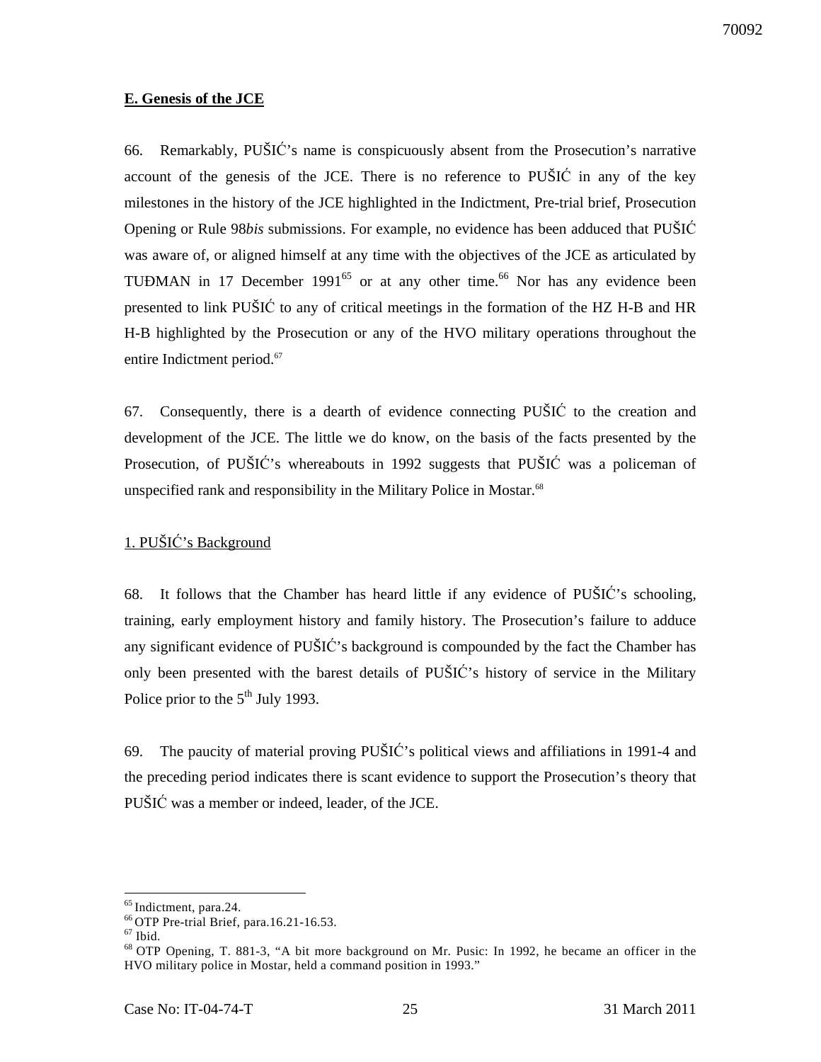**E. Genesis of the JCE**

66. Remarkably, PUŠIĆ's name is conspicuously absent from the Prosecution's narrative account of the genesis of the JCE. There is no reference to PUŠIĆ in any of the key milestones in the history of the JCE highlighted in the Indictment, Pre-trial brief, Prosecution Opening or Rule 98*bis* submissions. For example, no evidence has been adduced that PUŠIĆ was aware of, or aligned himself at any time with the objectives of the JCE as articulated by TUĐMAN in 17 December 1991[65] or at any other time.[66] Nor has any evidence been presented to link PUŠIĆ to any of critical meetings in the formation of the HZ H-B and HR H-B highlighted by the Prosecution or any of the HVO military operations throughout the entire Indictment period.[67]

67. Consequently, there is a dearth of evidence connecting PUŠIĆ to the creation and development of the JCE. The little we do know, on the basis of the facts presented by the Prosecution, of PUŠIĆ's whereabouts in 1992 suggests that PUŠIĆ was a policeman of unspecified rank and responsibility in the Military Police in Mostar.[68]

1. PUŠIĆ's Background

68. It follows that the Chamber has heard little if any evidence of PUŠIĆ's schooling, training, early employment history and family history. The Prosecution's failure to adduce any significant evidence of PUŠIĆ's background is compounded by the fact the Chamber has only been presented with the barest details of PUŠIĆ's history of service in the Military Police prior to the 5th July 1993.

69. The paucity of material proving PUŠIĆ's political views and affiliations in 1991-4 and the preceding period indicates there is scant evidence to support the Prosecution's theory that PUŠIĆ was a member or indeed, leader, of the JCE.

---

[65] Indictment, para.24.
[66] OTP Pre-trial Brief, para.16.21-16.53.
[67] Ibid.
[68] OTP Opening, T. 881-3, "A bit more background on Mr. Pusic: In 1992, he became an officer in the HVO military police in Mostar, held a command position in 1993."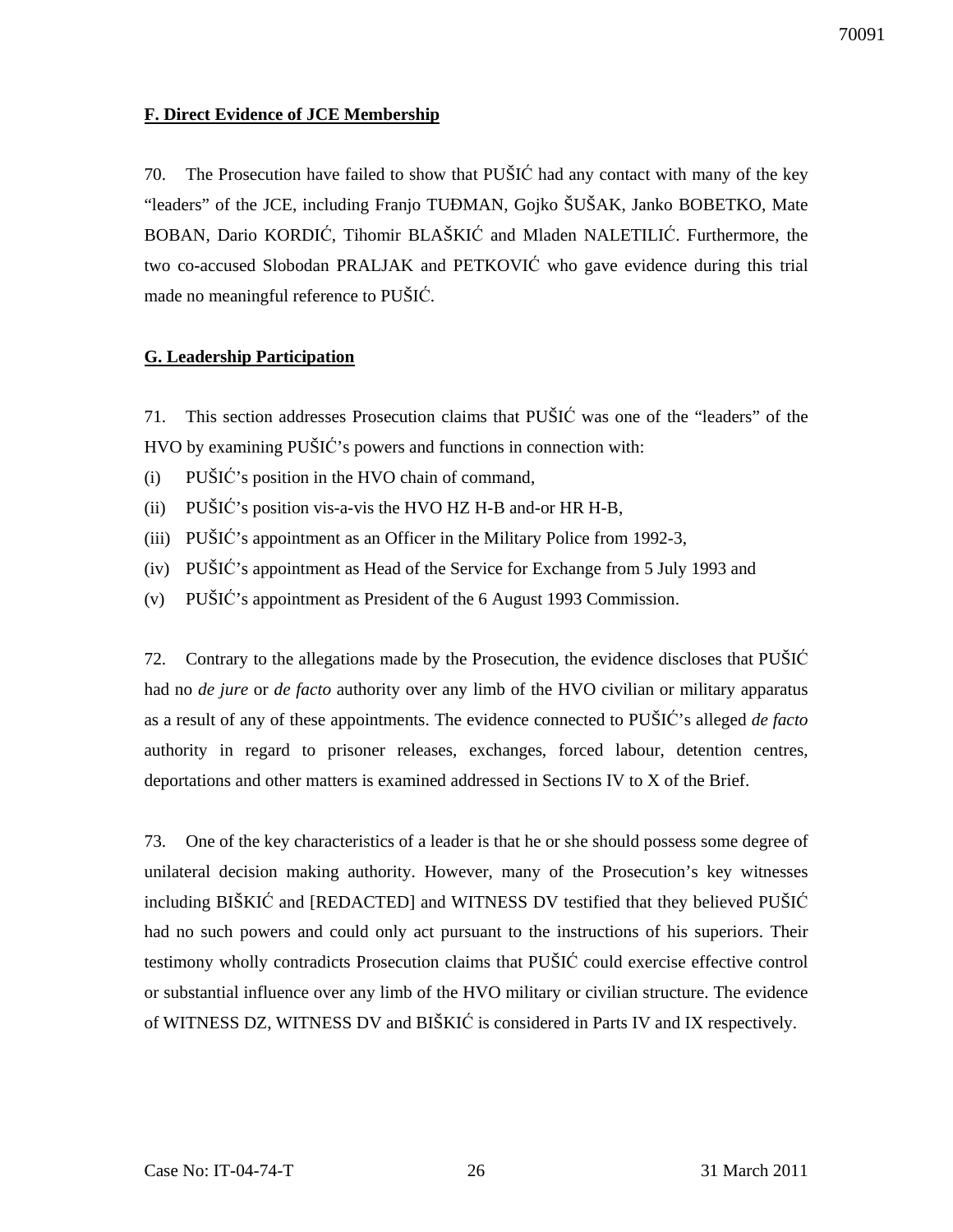**F. Direct Evidence of JCE Membership**

70. The Prosecution have failed to show that PUŠIĆ had any contact with many of the key "leaders" of the JCE, including Franjo TUĐMAN, Gojko ŠUŠAK, Janko BOBETKO, Mate BOBAN, Dario KORDIĆ, Tihomir BLAŠKIĆ and Mladen NALETILIĆ. Furthermore, the two co-accused Slobodan PRALJAK and PETKOVIĆ who gave evidence during this trial made no meaningful reference to PUŠIĆ.

**G. Leadership Participation**

71. This section addresses Prosecution claims that PUŠIĆ was one of the "leaders" of the HVO by examining PUŠIĆ's powers and functions in connection with:

(i) PUŠIĆ's position in the HVO chain of command,

(ii) PUŠIĆ's position vis-a-vis the HVO HZ H-B and-or HR H-B,

(iii) PUŠIĆ's appointment as an Officer in the Military Police from 1992-3,

(iv) PUŠIĆ's appointment as Head of the Service for Exchange from 5 July 1993 and

(v) PUŠIĆ's appointment as President of the 6 August 1993 Commission.

72. Contrary to the allegations made by the Prosecution, the evidence discloses that PUŠIĆ had no *de jure* or *de facto* authority over any limb of the HVO civilian or military apparatus as a result of any of these appointments. The evidence connected to PUŠIĆ's alleged *de facto* authority in regard to prisoner releases, exchanges, forced labour, detention centres, deportations and other matters is examined addressed in Sections IV to X of the Brief.

73. One of the key characteristics of a leader is that he or she should possess some degree of unilateral decision making authority. However, many of the Prosecution's key witnesses including BIŠKIĆ and [REDACTED] and WITNESS DV testified that they believed PUŠIĆ had no such powers and could only act pursuant to the instructions of his superiors. Their testimony wholly contradicts Prosecution claims that PUŠIĆ could exercise effective control or substantial influence over any limb of the HVO military or civilian structure. The evidence of WITNESS DZ, WITNESS DV and BIŠKIĆ is considered in Parts IV and IX respectively.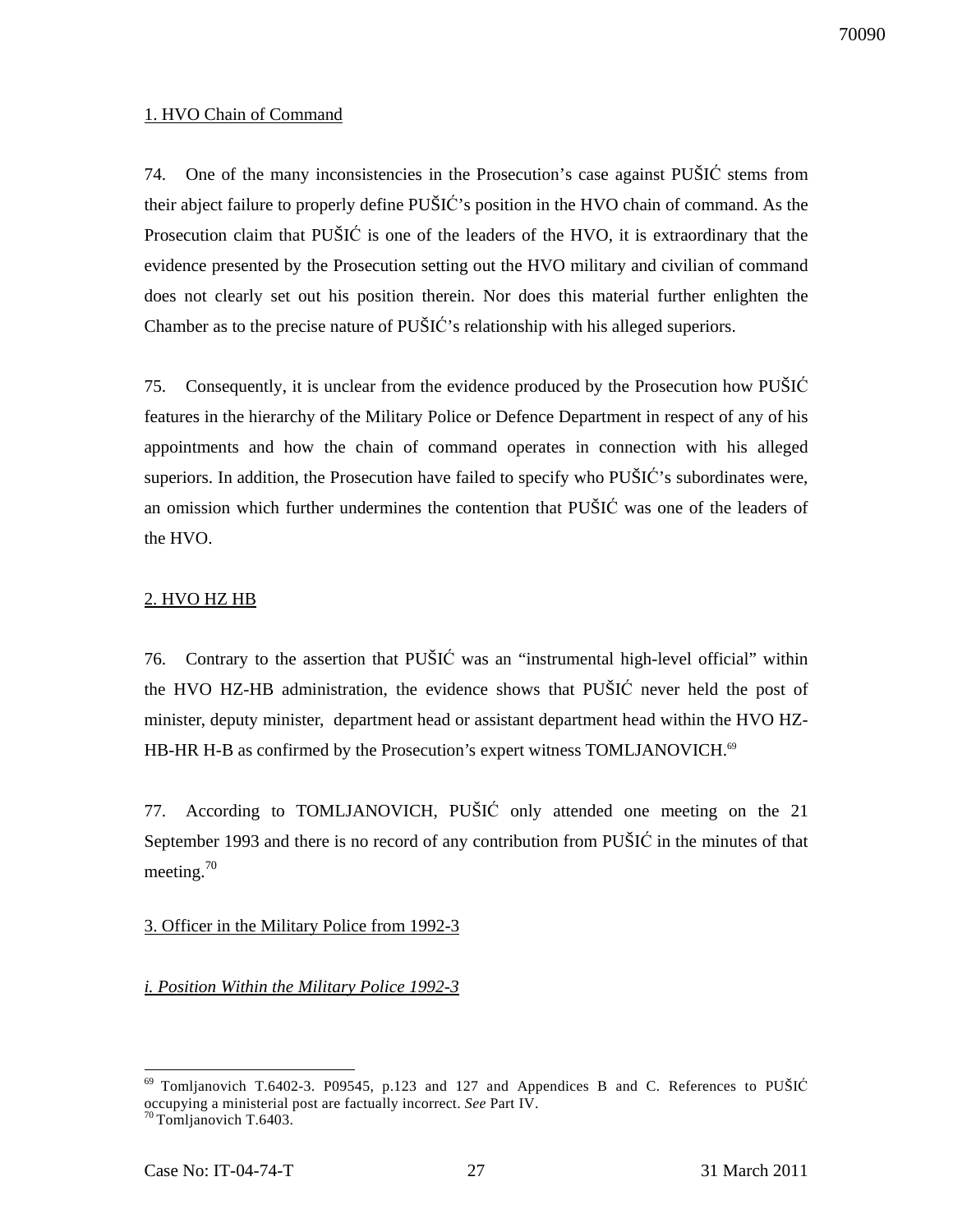1. HVO Chain of Command

74. One of the many inconsistencies in the Prosecution's case against PUŠIĆ stems from their abject failure to properly define PUŠIĆ's position in the HVO chain of command. As the Prosecution claim that PUŠIĆ is one of the leaders of the HVO, it is extraordinary that the evidence presented by the Prosecution setting out the HVO military and civilian of command does not clearly set out his position therein. Nor does this material further enlighten the Chamber as to the precise nature of PUŠIĆ's relationship with his alleged superiors.

75. Consequently, it is unclear from the evidence produced by the Prosecution how PUŠIĆ features in the hierarchy of the Military Police or Defence Department in respect of any of his appointments and how the chain of command operates in connection with his alleged superiors. In addition, the Prosecution have failed to specify who PUŠIĆ's subordinates were, an omission which further undermines the contention that PUŠIĆ was one of the leaders of the HVO.

2. HVO HZ HB

76. Contrary to the assertion that PUŠIĆ was an "instrumental high-level official" within the HVO HZ-HB administration, the evidence shows that PUŠIĆ never held the post of minister, deputy minister, department head or assistant department head within the HVO HZ-HB-HR H-B as confirmed by the Prosecution's expert witness TOMLJANOVICH.[69]

77. According to TOMLJANOVICH, PUŠIĆ only attended one meeting on the 21 September 1993 and there is no record of any contribution from PUŠIĆ in the minutes of that meeting.[70]

3. Officer in the Military Police from 1992-3

*i. Position Within the Military Police 1992-3*

---

[69] Tomljanovich T.6402-3. P09545, p.123 and 127 and Appendices B and C. References to PUŠIĆ occupying a ministerial post are factually incorrect. *See* Part IV.

[70] Tomljanovich T.6403.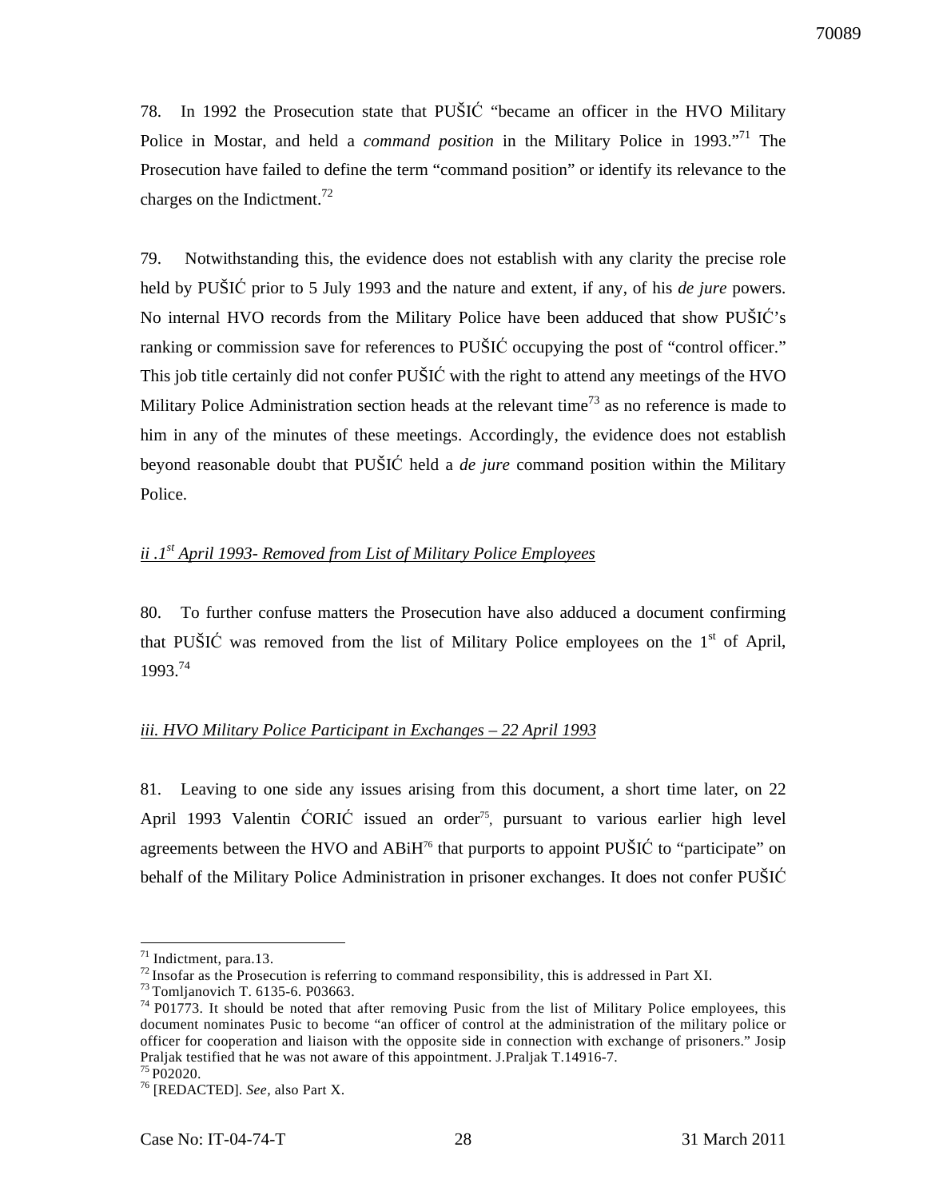78. In 1992 the Prosecution state that PUŠIĆ "became an officer in the HVO Military Police in Mostar, and held a *command position* in the Military Police in 1993."[71] The Prosecution have failed to define the term "command position" or identify its relevance to the charges on the Indictment.[72]

79. Notwithstanding this, the evidence does not establish with any clarity the precise role held by PUŠIĆ prior to 5 July 1993 and the nature and extent, if any, of his *de jure* powers. No internal HVO records from the Military Police have been adduced that show PUŠIĆ's ranking or commission save for references to PUŠIĆ occupying the post of "control officer." This job title certainly did not confer PUŠIĆ with the right to attend any meetings of the HVO Military Police Administration section heads at the relevant time[73] as no reference is made to him in any of the minutes of these meetings. Accordingly, the evidence does not establish beyond reasonable doubt that PUŠIĆ held a *de jure* command position within the Military Police.

### *ii .1st April 1993- Removed from List of Military Police Employees*

80. To further confuse matters the Prosecution have also adduced a document confirming that PUŠIĆ was removed from the list of Military Police employees on the 1st of April, 1993.[74]

### *iii. HVO Military Police Participant in Exchanges – 22 April 1993*

81. Leaving to one side any issues arising from this document, a short time later, on 22 April 1993 Valentin ĆORIĆ issued an order[75], pursuant to various earlier high level agreements between the HVO and ABiH[76] that purports to appoint PUŠIĆ to "participate" on behalf of the Military Police Administration in prisoner exchanges. It does not confer PUŠIĆ

---

[71] Indictment, para.13.

[72] Insofar as the Prosecution is referring to command responsibility, this is addressed in Part XI.

[73] Tomljanovich T. 6135-6. P03663.

[74] P01773. It should be noted that after removing Pusic from the list of Military Police employees, this document nominates Pusic to become "an officer of control at the administration of the military police or officer for cooperation and liaison with the opposite side in connection with exchange of prisoners." Josip Praljak testified that he was not aware of this appointment. J.Praljak T.14916-7.

[75] P02020.

[76] [REDACTED]. *See*, also Part X.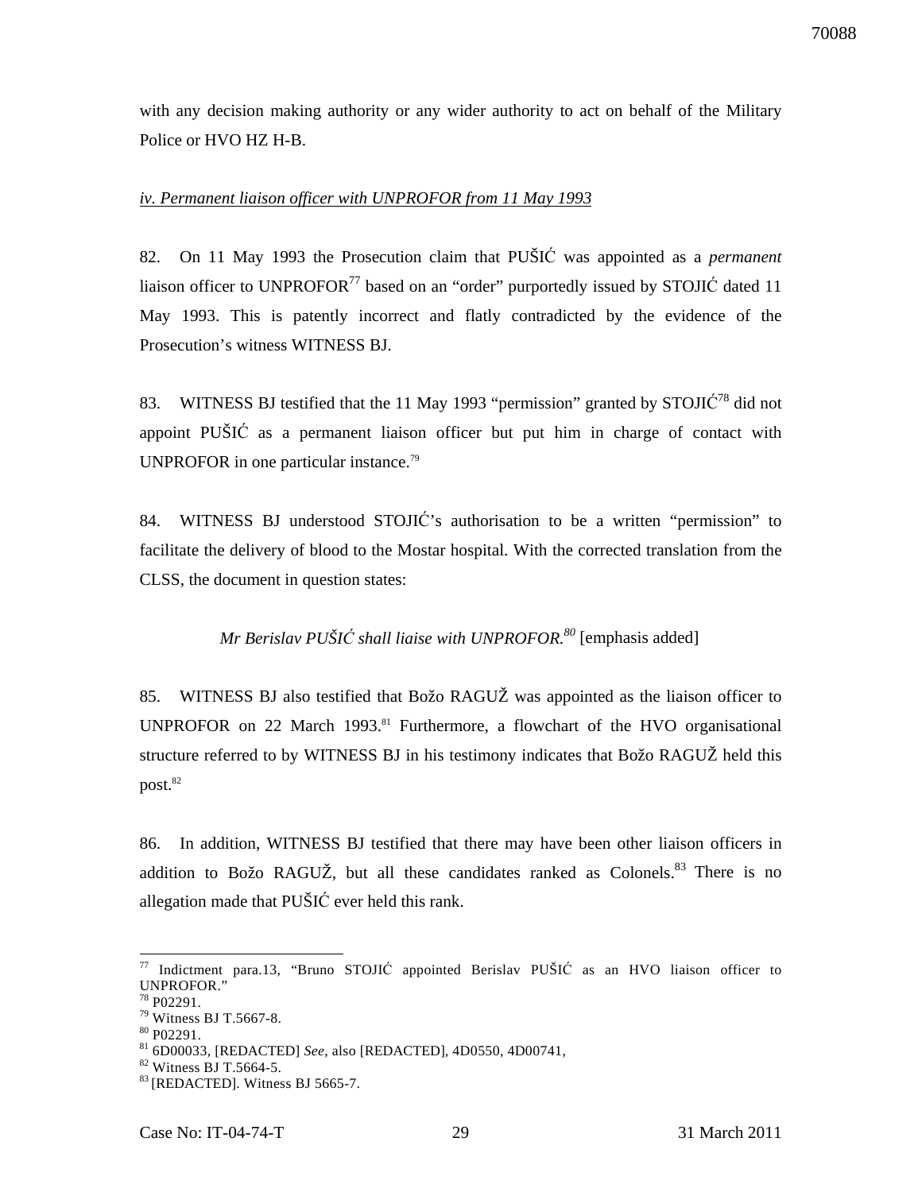with any decision making authority or any wider authority to act on behalf of the Military Police or HVO HZ H-B.

*iv. Permanent liaison officer with UNPROFOR from 11 May 1993*

82. On 11 May 1993 the Prosecution claim that PUŠIĆ was appointed as a *permanent* liaison officer to UNPROFOR[77] based on an "order" purportedly issued by STOJIĆ dated 11 May 1993. This is patently incorrect and flatly contradicted by the evidence of the Prosecution's witness WITNESS BJ.

83. WITNESS BJ testified that the 11 May 1993 "permission" granted by STOJIĆ[78] did not appoint PUŠIĆ as a permanent liaison officer but put him in charge of contact with UNPROFOR in one particular instance.[79]

84. WITNESS BJ understood STOJIĆ's authorisation to be a written "permission" to facilitate the delivery of blood to the Mostar hospital. With the corrected translation from the CLSS, the document in question states:

> *Mr Berislav PUŠIĆ shall liaise with UNPROFOR.*[80] [emphasis added]

85. WITNESS BJ also testified that Božo RAGUŽ was appointed as the liaison officer to UNPROFOR on 22 March 1993.[81] Furthermore, a flowchart of the HVO organisational structure referred to by WITNESS BJ in his testimony indicates that Božo RAGUŽ held this post.[82]

86. In addition, WITNESS BJ testified that there may have been other liaison officers in addition to Božo RAGUŽ, but all these candidates ranked as Colonels.[83] There is no allegation made that PUŠIĆ ever held this rank.

---

[77] Indictment para.13, "Bruno STOJIĆ appointed Berislav PUŠIĆ as an HVO liaison officer to UNPROFOR."
[78] P02291.
[79] Witness BJ T.5667-8.
[80] P02291.
[81] 6D00033, [REDACTED] *See*, also [REDACTED], 4D0550, 4D00741,
[82] Witness BJ T.5664-5.
[83] [REDACTED]. Witness BJ 5665-7.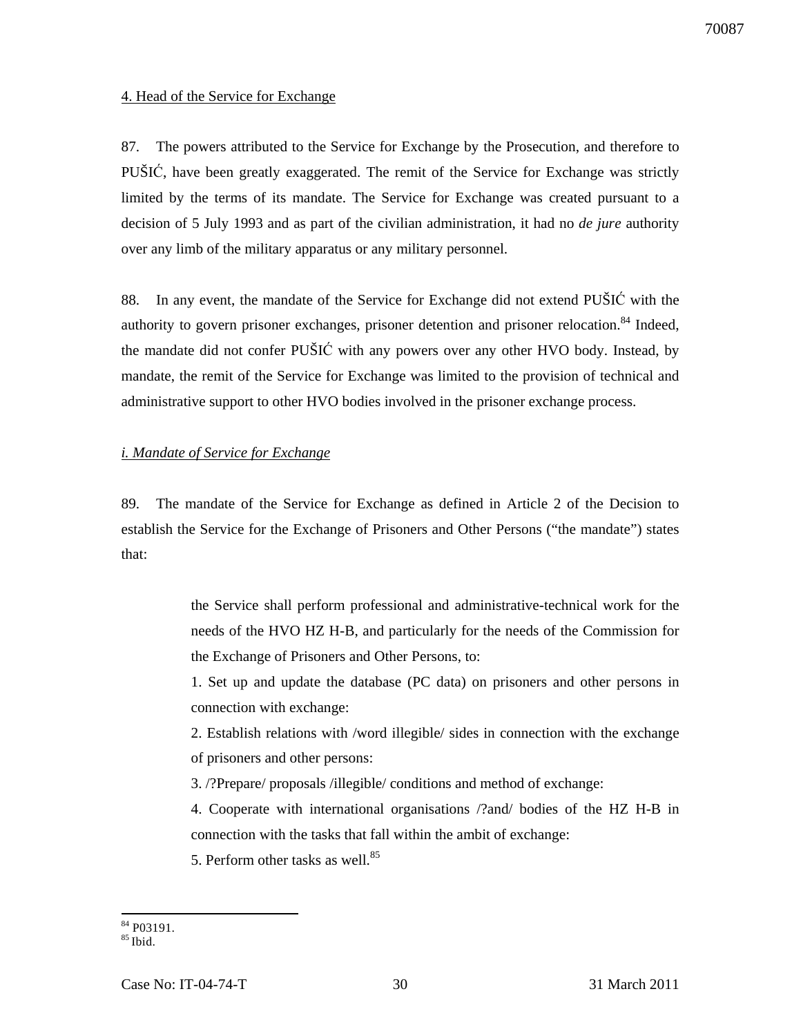4. Head of the Service for Exchange

87. The powers attributed to the Service for Exchange by the Prosecution, and therefore to PUŠIĆ, have been greatly exaggerated. The remit of the Service for Exchange was strictly limited by the terms of its mandate. The Service for Exchange was created pursuant to a decision of 5 July 1993 and as part of the civilian administration, it had no *de jure* authority over any limb of the military apparatus or any military personnel.

88. In any event, the mandate of the Service for Exchange did not extend PUŠIĆ with the authority to govern prisoner exchanges, prisoner detention and prisoner relocation.[84] Indeed, the mandate did not confer PUŠIĆ with any powers over any other HVO body. Instead, by mandate, the remit of the Service for Exchange was limited to the provision of technical and administrative support to other HVO bodies involved in the prisoner exchange process.

*i. Mandate of Service for Exchange*

89. The mandate of the Service for Exchange as defined in Article 2 of the Decision to establish the Service for the Exchange of Prisoners and Other Persons ("the mandate") states that:

> the Service shall perform professional and administrative-technical work for the needs of the HVO HZ H-B, and particularly for the needs of the Commission for the Exchange of Prisoners and Other Persons, to:
>
> 1. Set up and update the database (PC data) on prisoners and other persons in connection with exchange:
>
> 2. Establish relations with /word illegible/ sides in connection with the exchange of prisoners and other persons:
>
> 3. /?Prepare/ proposals /illegible/ conditions and method of exchange:
>
> 4. Cooperate with international organisations /?and/ bodies of the HZ H-B in connection with the tasks that fall within the ambit of exchange:
>
> 5. Perform other tasks as well.[85]

---

[84] P03191.

[85] Ibid.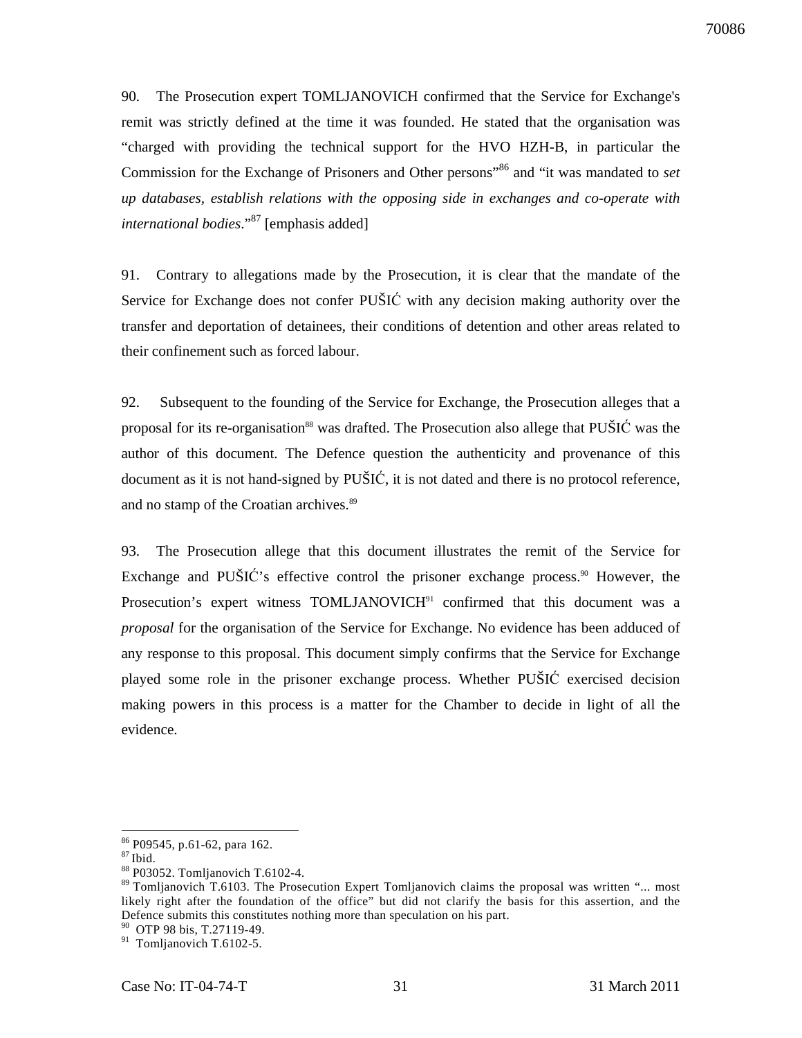90. The Prosecution expert TOMLJANOVICH confirmed that the Service for Exchange's remit was strictly defined at the time it was founded. He stated that the organisation was "charged with providing the technical support for the HVO HZH-B, in particular the Commission for the Exchange of Prisoners and Other persons"[86] and "it was mandated to *set up databases, establish relations with the opposing side in exchanges and co-operate with international bodies*."[87] [emphasis added]

91. Contrary to allegations made by the Prosecution, it is clear that the mandate of the Service for Exchange does not confer PUŠIĆ with any decision making authority over the transfer and deportation of detainees, their conditions of detention and other areas related to their confinement such as forced labour.

92. Subsequent to the founding of the Service for Exchange, the Prosecution alleges that a proposal for its re-organisation[88] was drafted. The Prosecution also allege that PUŠIĆ was the author of this document. The Defence question the authenticity and provenance of this document as it is not hand-signed by PUŠIĆ, it is not dated and there is no protocol reference, and no stamp of the Croatian archives.[89]

93. The Prosecution allege that this document illustrates the remit of the Service for Exchange and PUŠIĆ's effective control the prisoner exchange process.[90] However, the Prosecution's expert witness TOMLJANOVICH[91] confirmed that this document was a *proposal* for the organisation of the Service for Exchange. No evidence has been adduced of any response to this proposal. This document simply confirms that the Service for Exchange played some role in the prisoner exchange process. Whether PUŠIĆ exercised decision making powers in this process is a matter for the Chamber to decide in light of all the evidence.

---

[86] P09545, p.61-62, para 162.

[87] Ibid.

[88] P03052. Tomljanovich T.6102-4.

[89] Tomljanovich T.6103. The Prosecution Expert Tomljanovich claims the proposal was written "... most likely right after the foundation of the office" but did not clarify the basis for this assertion, and the Defence submits this constitutes nothing more than speculation on his part.

[90] OTP 98 bis, T.27119-49.

[91] Tomljanovich T.6102-5.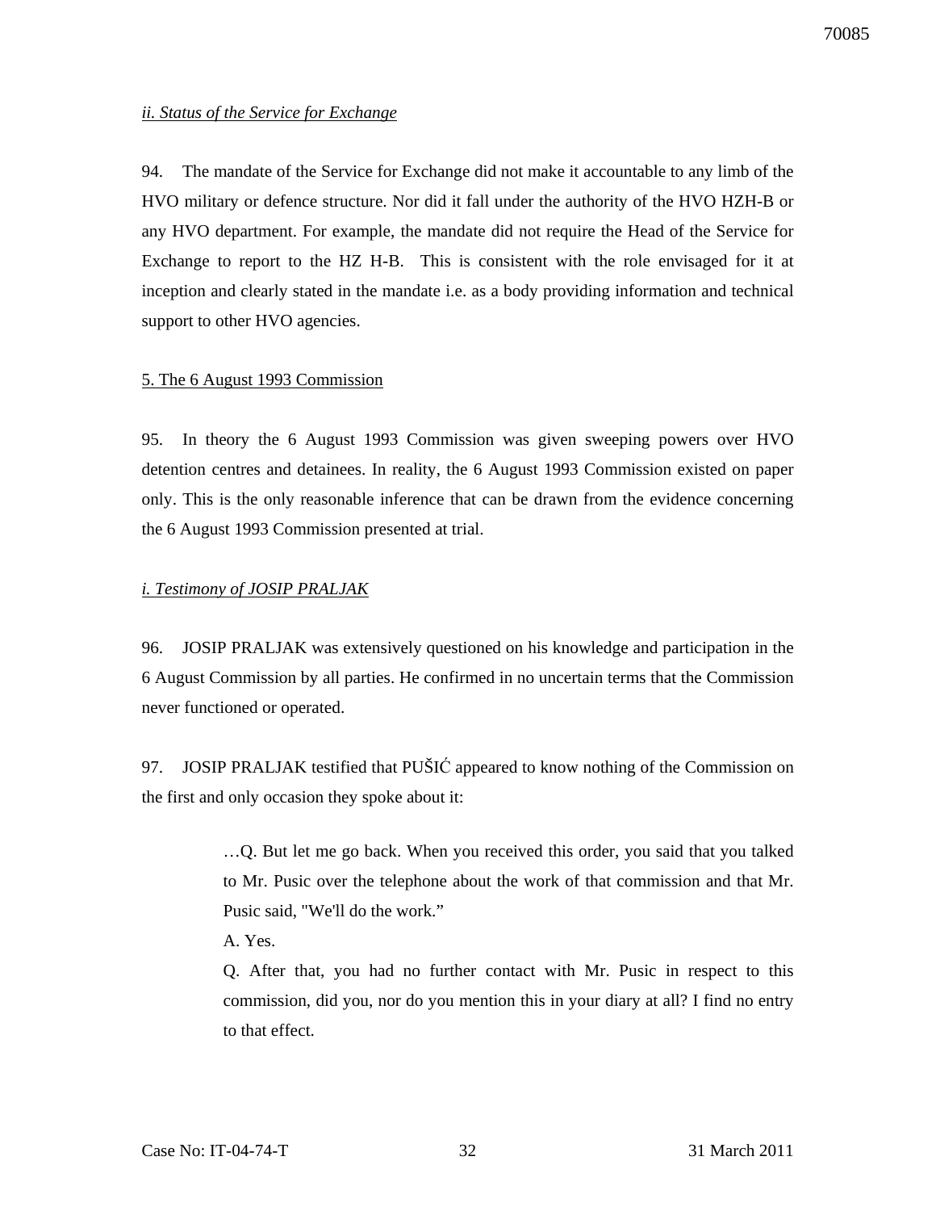*ii. Status of the Service for Exchange*

94. The mandate of the Service for Exchange did not make it accountable to any limb of the HVO military or defence structure. Nor did it fall under the authority of the HVO HZH-B or any HVO department. For example, the mandate did not require the Head of the Service for Exchange to report to the HZ H-B. This is consistent with the role envisaged for it at inception and clearly stated in the mandate i.e. as a body providing information and technical support to other HVO agencies.

5. The 6 August 1993 Commission

95. In theory the 6 August 1993 Commission was given sweeping powers over HVO detention centres and detainees. In reality, the 6 August 1993 Commission existed on paper only. This is the only reasonable inference that can be drawn from the evidence concerning the 6 August 1993 Commission presented at trial.

*i. Testimony of JOSIP PRALJAK*

96. JOSIP PRALJAK was extensively questioned on his knowledge and participation in the 6 August Commission by all parties. He confirmed in no uncertain terms that the Commission never functioned or operated.

97. JOSIP PRALJAK testified that PUŠIĆ appeared to know nothing of the Commission on the first and only occasion they spoke about it:

> …Q. But let me go back. When you received this order, you said that you talked to Mr. Pusic over the telephone about the work of that commission and that Mr. Pusic said, "We'll do the work."
>
> A. Yes.
>
> Q. After that, you had no further contact with Mr. Pusic in respect to this commission, did you, nor do you mention this in your diary at all? I find no entry to that effect.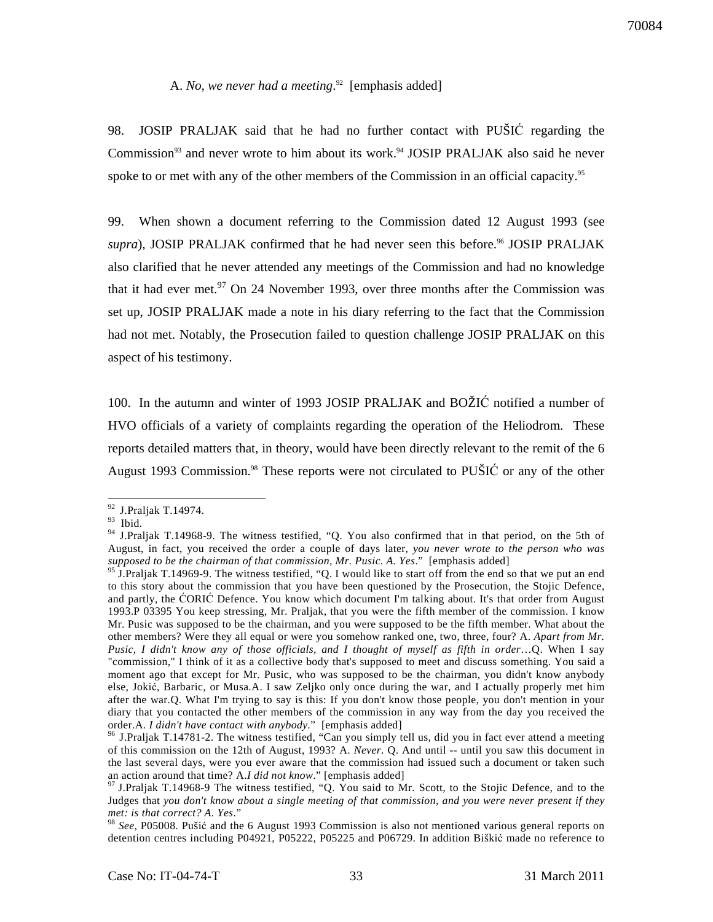A. *No, we never had a meeting*.[92] [emphasis added]

98. JOSIP PRALJAK said that he had no further contact with PUŠIĆ regarding the Commission[93] and never wrote to him about its work.[94] JOSIP PRALJAK also said he never spoke to or met with any of the other members of the Commission in an official capacity.[95]

99. When shown a document referring to the Commission dated 12 August 1993 (see *supra*), JOSIP PRALJAK confirmed that he had never seen this before.[96] JOSIP PRALJAK also clarified that he never attended any meetings of the Commission and had no knowledge that it had ever met.[97] On 24 November 1993, over three months after the Commission was set up, JOSIP PRALJAK made a note in his diary referring to the fact that the Commission had not met. Notably, the Prosecution failed to question challenge JOSIP PRALJAK on this aspect of his testimony.

100. In the autumn and winter of 1993 JOSIP PRALJAK and BOŽIĆ notified a number of HVO officials of a variety of complaints regarding the operation of the Heliodrom. These reports detailed matters that, in theory, would have been directly relevant to the remit of the 6 August 1993 Commission.[98] These reports were not circulated to PUŠIĆ or any of the other

---

[92] J.Praljak T.14974.

[93] Ibid.

[94] J.Praljak T.14968-9. The witness testified, "Q. You also confirmed that in that period, on the 5th of August, in fact, you received the order a couple of days later, *you never wrote to the person who was supposed to be the chairman of that commission, Mr. Pusic. A. Yes*." [emphasis added]

[95] J.Praljak T.14969-9. The witness testified, "Q. I would like to start off from the end so that we put an end to this story about the commission that you have been questioned by the Prosecution, the Stojic Defence, and partly, the ĆORIĆ Defence. You know which document I'm talking about. It's that order from August 1993.P 03395 You keep stressing, Mr. Praljak, that you were the fifth member of the commission. I know Mr. Pusic was supposed to be the chairman, and you were supposed to be the fifth member. What about the other members? Were they all equal or were you somehow ranked one, two, three, four? A. *Apart from Mr. Pusic, I didn't know any of those officials, and I thought of myself as fifth in order*…Q. When I say "commission," I think of it as a collective body that's supposed to meet and discuss something. You said a moment ago that except for Mr. Pusic, who was supposed to be the chairman, you didn't know anybody else, Jokić, Barbaric, or Musa.A. I saw Zeljko only once during the war, and I actually properly met him after the war.Q. What I'm trying to say is this: If you don't know those people, you don't mention in your diary that you contacted the other members of the commission in any way from the day you received the order.A. *I didn't have contact with anybody*." [emphasis added]

[96] J.Praljak T.14781-2. The witness testified, "Can you simply tell us, did you in fact ever attend a meeting of this commission on the 12th of August, 1993? A. *Never*. Q. And until -- until you saw this document in the last several days, were you ever aware that the commission had issued such a document or taken such an action around that time? A.*I did not know*." [emphasis added]

[97] J.Praljak T.14968-9 The witness testified, "Q. You said to Mr. Scott, to the Stojic Defence, and to the Judges that *you don't know about a single meeting of that commission, and you were never present if they met: is that correct? A. Yes*."

[98] *See*, P05008. Pušić and the 6 August 1993 Commission is also not mentioned various general reports on detention centres including P04921, P05222, P05225 and P06729. In addition Biškić made no reference to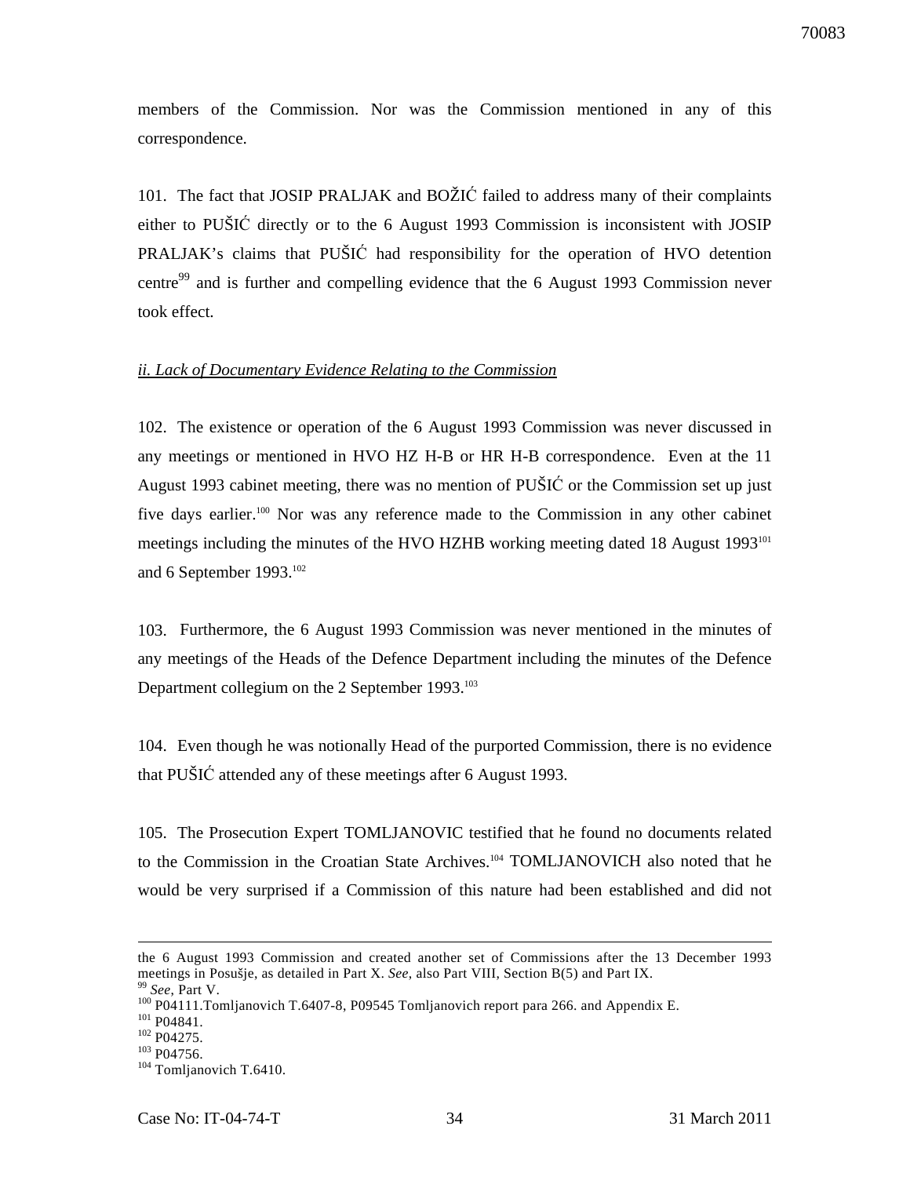members of the Commission. Nor was the Commission mentioned in any of this correspondence.

101. The fact that JOSIP PRALJAK and BOŽIĆ failed to address many of their complaints either to PUŠIĆ directly or to the 6 August 1993 Commission is inconsistent with JOSIP PRALJAK's claims that PUŠIĆ had responsibility for the operation of HVO detention centre[99] and is further and compelling evidence that the 6 August 1993 Commission never took effect.

*ii. Lack of Documentary Evidence Relating to the Commission*

102. The existence or operation of the 6 August 1993 Commission was never discussed in any meetings or mentioned in HVO HZ H-B or HR H-B correspondence. Even at the 11 August 1993 cabinet meeting, there was no mention of PUŠIĆ or the Commission set up just five days earlier.[100] Nor was any reference made to the Commission in any other cabinet meetings including the minutes of the HVO HZHB working meeting dated 18 August 1993[101] and 6 September 1993.[102]

103. Furthermore, the 6 August 1993 Commission was never mentioned in the minutes of any meetings of the Heads of the Defence Department including the minutes of the Defence Department collegium on the 2 September 1993.[103]

104. Even though he was notionally Head of the purported Commission, there is no evidence that PUŠIĆ attended any of these meetings after 6 August 1993.

105. The Prosecution Expert TOMLJANOVIC testified that he found no documents related to the Commission in the Croatian State Archives.[104] TOMLJANOVICH also noted that he would be very surprised if a Commission of this nature had been established and did not

---

the 6 August 1993 Commission and created another set of Commissions after the 13 December 1993 meetings in Posušje, as detailed in Part X. *See*, also Part VIII, Section B(5) and Part IX.

[99] *See*, Part V.

[100] P04111.Tomljanovich T.6407-8, P09545 Tomljanovich report para 266. and Appendix E.

[101] P04841.

[102] P04275.

[103] P04756.

[104] Tomljanovich T.6410.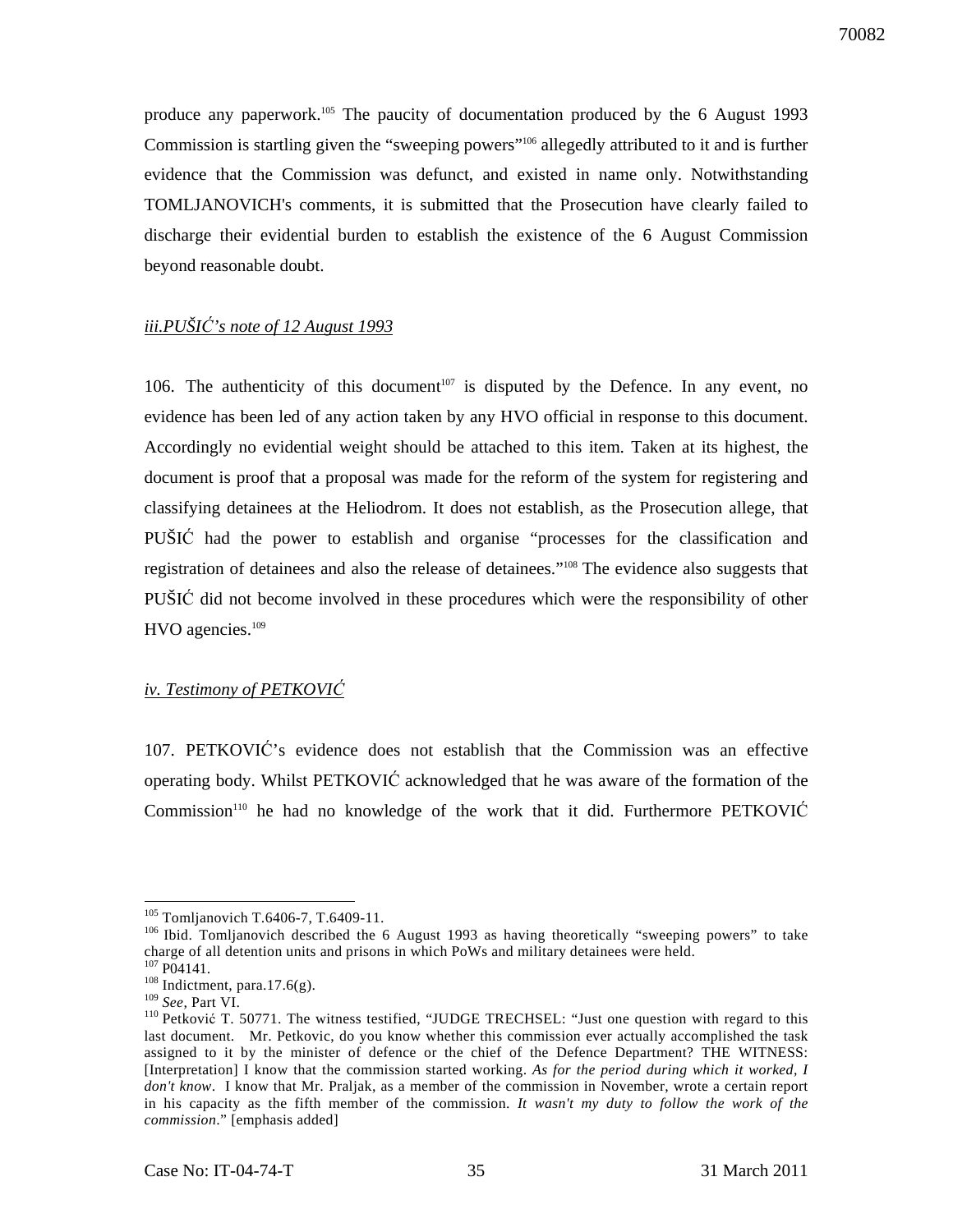produce any paperwork.[105] The paucity of documentation produced by the 6 August 1993 Commission is startling given the "sweeping powers"[106] allegedly attributed to it and is further evidence that the Commission was defunct, and existed in name only. Notwithstanding TOMLJANOVICH's comments, it is submitted that the Prosecution have clearly failed to discharge their evidential burden to establish the existence of the 6 August Commission beyond reasonable doubt.

*iii.PUŠIĆ's note of 12 August 1993*

106. The authenticity of this document[107] is disputed by the Defence. In any event, no evidence has been led of any action taken by any HVO official in response to this document. Accordingly no evidential weight should be attached to this item. Taken at its highest, the document is proof that a proposal was made for the reform of the system for registering and classifying detainees at the Heliodrom. It does not establish, as the Prosecution allege, that PUŠIĆ had the power to establish and organise "processes for the classification and registration of detainees and also the release of detainees."[108] The evidence also suggests that PUŠIĆ did not become involved in these procedures which were the responsibility of other HVO agencies.[109]

*iv. Testimony of PETKOVIĆ*

107. PETKOVIĆ's evidence does not establish that the Commission was an effective operating body. Whilst PETKOVIĆ acknowledged that he was aware of the formation of the Commission[110] he had no knowledge of the work that it did. Furthermore PETKOVIĆ

---

[105] Tomljanovich T.6406-7, T.6409-11.

[106] Ibid. Tomljanovich described the 6 August 1993 as having theoretically "sweeping powers" to take charge of all detention units and prisons in which PoWs and military detainees were held.

[107] P04141.

[108] Indictment, para.17.6(g).

[109] *See*, Part VI.

[110] Petković T. 50771. The witness testified, "JUDGE TRECHSEL: "Just one question with regard to this last document. Mr. Petkovic, do you know whether this commission ever actually accomplished the task assigned to it by the minister of defence or the chief of the Defence Department? THE WITNESS: [Interpretation] I know that the commission started working. *As for the period during which it worked, I don't know*. I know that Mr. Praljak, as a member of the commission in November, wrote a certain report in his capacity as the fifth member of the commission. *It wasn't my duty to follow the work of the commission*." [emphasis added]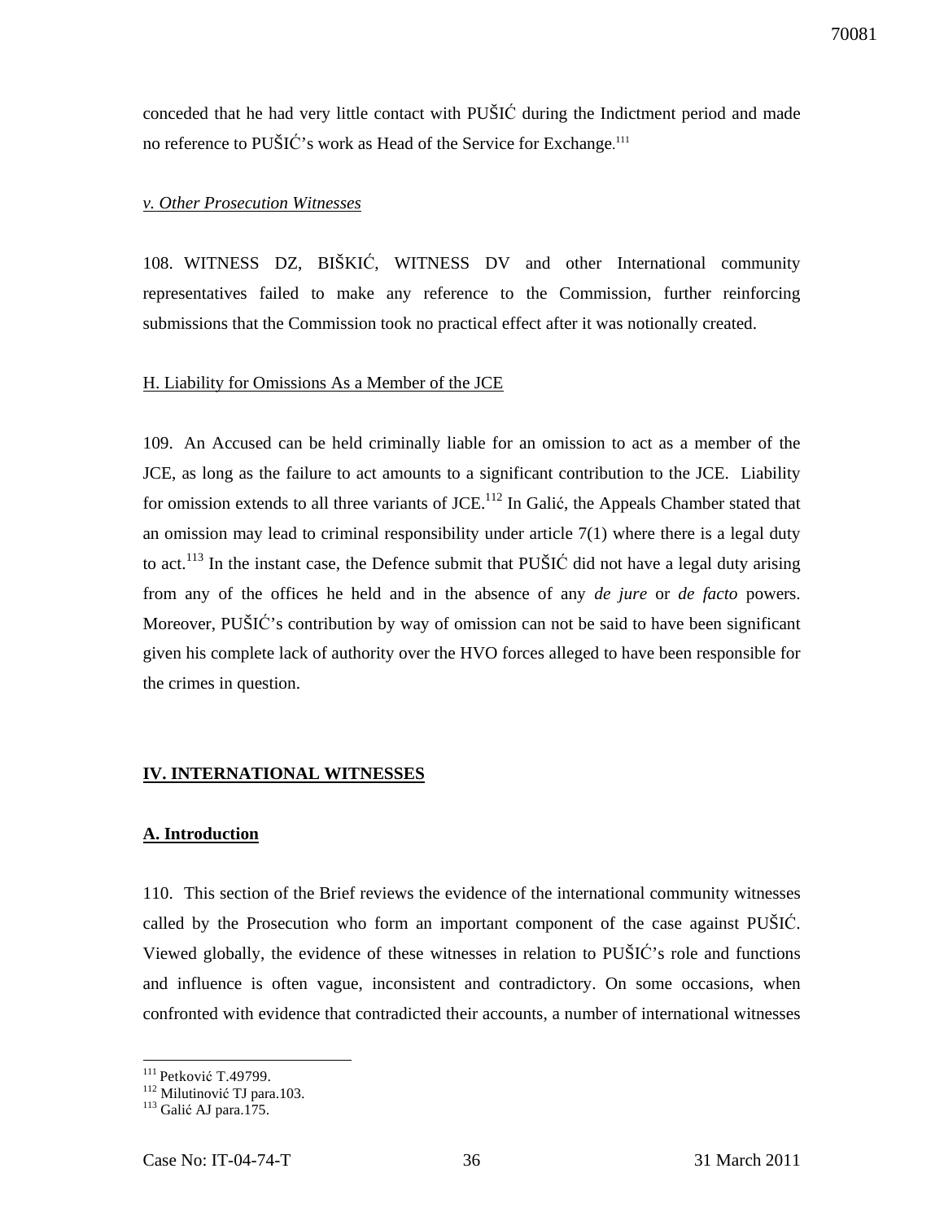conceded that he had very little contact with PUŠIĆ during the Indictment period and made no reference to PUŠIĆ's work as Head of the Service for Exchange.[111]

*v. Other Prosecution Witnesses*

108. WITNESS DZ, BIŠKIĆ, WITNESS DV and other International community representatives failed to make any reference to the Commission, further reinforcing submissions that the Commission took no practical effect after it was notionally created.

H. Liability for Omissions As a Member of the JCE

109. An Accused can be held criminally liable for an omission to act as a member of the JCE, as long as the failure to act amounts to a significant contribution to the JCE. Liability for omission extends to all three variants of JCE.[112] In Galić, the Appeals Chamber stated that an omission may lead to criminal responsibility under article 7(1) where there is a legal duty to act.[113] In the instant case, the Defence submit that PUŠIĆ did not have a legal duty arising from any of the offices he held and in the absence of any *de jure* or *de facto* powers. Moreover, PUŠIĆ's contribution by way of omission can not be said to have been significant given his complete lack of authority over the HVO forces alleged to have been responsible for the crimes in question.

## IV. INTERNATIONAL WITNESSES

### A. Introduction

110. This section of the Brief reviews the evidence of the international community witnesses called by the Prosecution who form an important component of the case against PUŠIĆ. Viewed globally, the evidence of these witnesses in relation to PUŠIĆ's role and functions and influence is often vague, inconsistent and contradictory. On some occasions, when confronted with evidence that contradicted their accounts, a number of international witnesses

---

[111] Petković T.49799.
[112] Milutinović TJ para.103.
[113] Galić AJ para.175.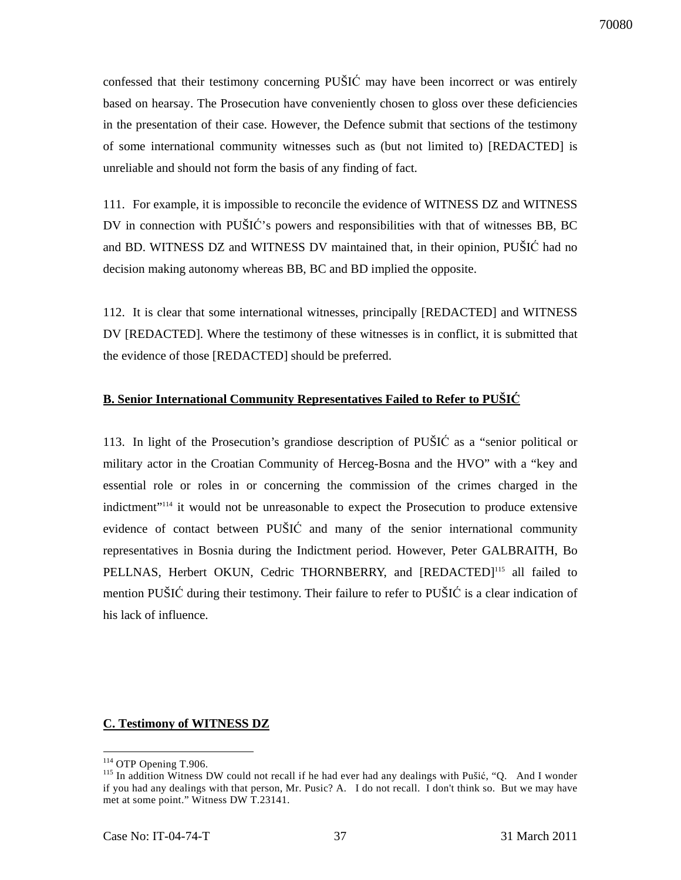confessed that their testimony concerning PUŠIĆ may have been incorrect or was entirely based on hearsay. The Prosecution have conveniently chosen to gloss over these deficiencies in the presentation of their case. However, the Defence submit that sections of the testimony of some international community witnesses such as (but not limited to) [REDACTED] is unreliable and should not form the basis of any finding of fact.

111. For example, it is impossible to reconcile the evidence of WITNESS DZ and WITNESS DV in connection with PUŠIĆ's powers and responsibilities with that of witnesses BB, BC and BD. WITNESS DZ and WITNESS DV maintained that, in their opinion, PUŠIĆ had no decision making autonomy whereas BB, BC and BD implied the opposite.

112. It is clear that some international witnesses, principally [REDACTED] and WITNESS DV [REDACTED]. Where the testimony of these witnesses is in conflict, it is submitted that the evidence of those [REDACTED] should be preferred.

## B. Senior International Community Representatives Failed to Refer to PUŠIĆ

113. In light of the Prosecution's grandiose description of PUŠIĆ as a "senior political or military actor in the Croatian Community of Herceg-Bosna and the HVO" with a "key and essential role or roles in or concerning the commission of the crimes charged in the indictment"[114] it would not be unreasonable to expect the Prosecution to produce extensive evidence of contact between PUŠIĆ and many of the senior international community representatives in Bosnia during the Indictment period. However, Peter GALBRAITH, Bo PELLNAS, Herbert OKUN, Cedric THORNBERRY, and [REDACTED][115] all failed to mention PUŠIĆ during their testimony. Their failure to refer to PUŠIĆ is a clear indication of his lack of influence.

## C. Testimony of WITNESS DZ

---

[114] OTP Opening T.906.

[115] In addition Witness DW could not recall if he had ever had any dealings with Pušić, "Q. And I wonder if you had any dealings with that person, Mr. Pusic? A. I do not recall. I don't think so. But we may have met at some point." Witness DW T.23141.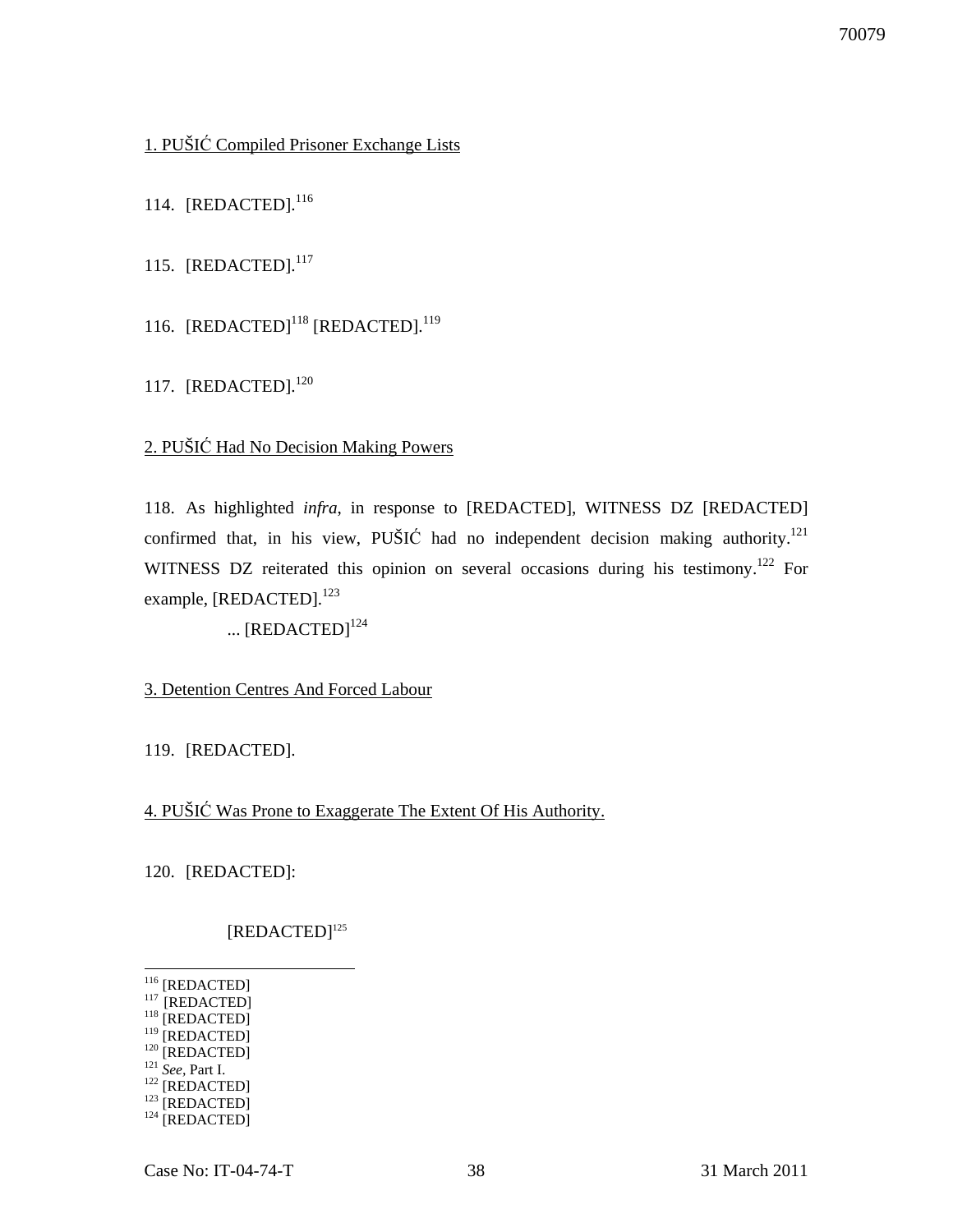1. PUŠIĆ Compiled Prisoner Exchange Lists

114. [REDACTED].[116]

115. [REDACTED].[117]

116. [REDACTED][118] [REDACTED].[119]

117. [REDACTED].[120]

2. PUŠIĆ Had No Decision Making Powers

118. As highlighted *infra*, in response to [REDACTED], WITNESS DZ [REDACTED] confirmed that, in his view, PUŠIĆ had no independent decision making authority.[121] WITNESS DZ reiterated this opinion on several occasions during his testimony.[122] For example, [REDACTED].[123]

> ... [REDACTED][124]

3. Detention Centres And Forced Labour

119. [REDACTED].

4. PUŠIĆ Was Prone to Exaggerate The Extent Of His Authority.

120. [REDACTED]:

> [REDACTED][125]

---

[116] [REDACTED]
[117] [REDACTED]
[118] [REDACTED]
[119] [REDACTED]
[120] [REDACTED]
[121] *See*, Part I.
[122] [REDACTED]
[123] [REDACTED]
[124] [REDACTED]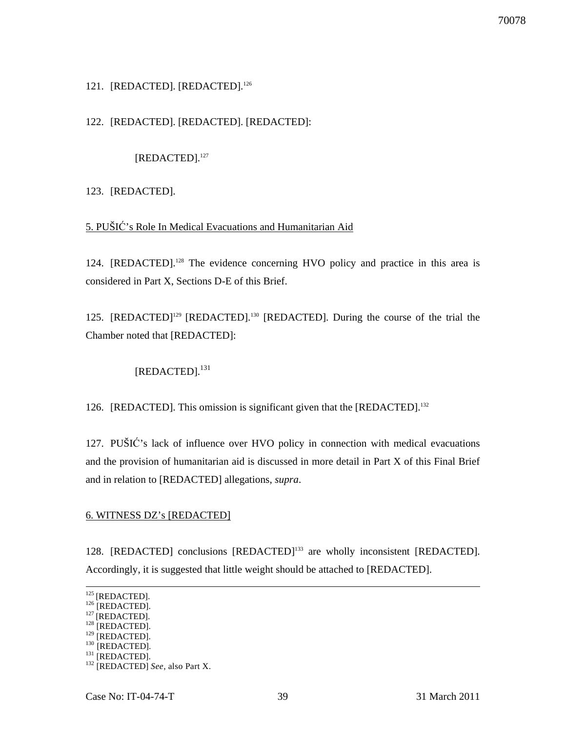121. [REDACTED]. [REDACTED].[126]

122. [REDACTED]. [REDACTED]. [REDACTED]:

> [REDACTED].[127]

123. [REDACTED].

5. PUŠIĆ's Role In Medical Evacuations and Humanitarian Aid

124. [REDACTED].[128] The evidence concerning HVO policy and practice in this area is considered in Part X, Sections D-E of this Brief.

125. [REDACTED][129] [REDACTED].[130] [REDACTED]. During the course of the trial the Chamber noted that [REDACTED]:

> [REDACTED].[131]

126. [REDACTED]. This omission is significant given that the [REDACTED].[132]

127. PUŠIĆ's lack of influence over HVO policy in connection with medical evacuations and the provision of humanitarian aid is discussed in more detail in Part X of this Final Brief and in relation to [REDACTED] allegations, *supra*.

6. WITNESS DZ's [REDACTED]

128. [REDACTED] conclusions [REDACTED][133] are wholly inconsistent [REDACTED]. Accordingly, it is suggested that little weight should be attached to [REDACTED].

---

[125] [REDACTED].
[126] [REDACTED].
[127] [REDACTED].
[128] [REDACTED].
[129] [REDACTED].
[130] [REDACTED].
[131] [REDACTED].
[132] [REDACTED] *See*, also Part X.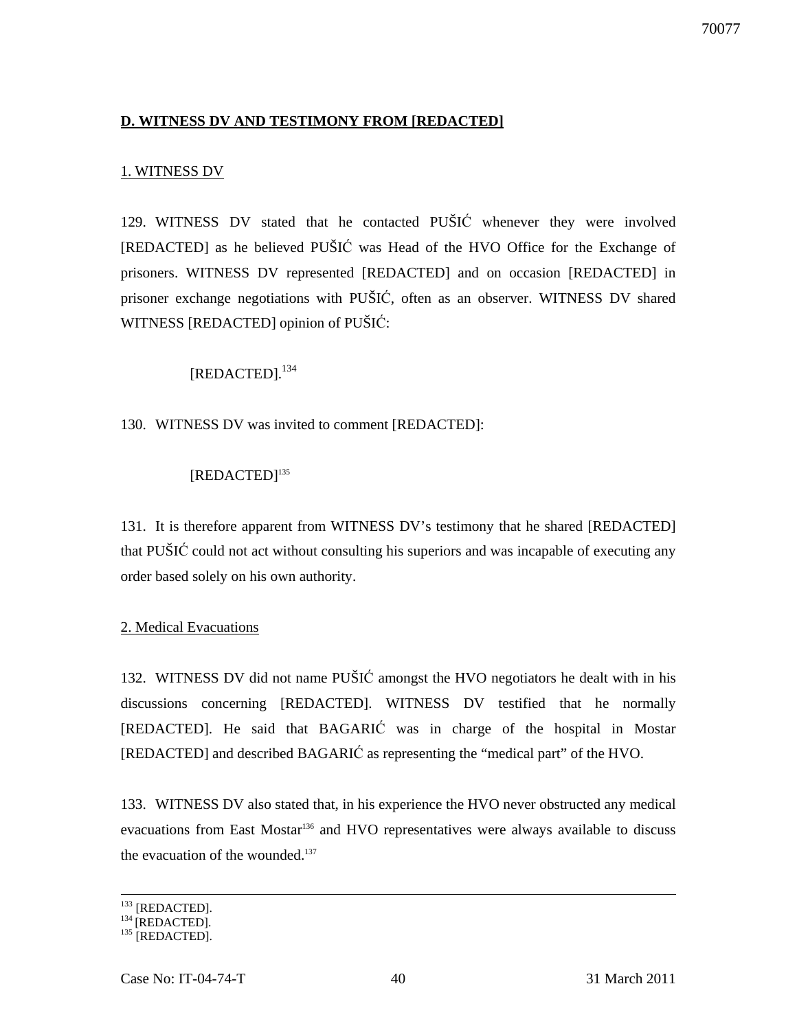**D. WITNESS DV AND TESTIMONY FROM [REDACTED]**

1. WITNESS DV

129. WITNESS DV stated that he contacted PUŠIĆ whenever they were involved [REDACTED] as he believed PUŠIĆ was Head of the HVO Office for the Exchange of prisoners. WITNESS DV represented [REDACTED] and on occasion [REDACTED] in prisoner exchange negotiations with PUŠIĆ, often as an observer. WITNESS DV shared WITNESS [REDACTED] opinion of PUŠIĆ:

> [REDACTED].[134]

130. WITNESS DV was invited to comment [REDACTED]:

> [REDACTED][135]

131. It is therefore apparent from WITNESS DV's testimony that he shared [REDACTED] that PUŠIĆ could not act without consulting his superiors and was incapable of executing any order based solely on his own authority.

2. Medical Evacuations

132. WITNESS DV did not name PUŠIĆ amongst the HVO negotiators he dealt with in his discussions concerning [REDACTED]. WITNESS DV testified that he normally [REDACTED]. He said that BAGARIĆ was in charge of the hospital in Mostar [REDACTED] and described BAGARIĆ as representing the "medical part" of the HVO.

133. WITNESS DV also stated that, in his experience the HVO never obstructed any medical evacuations from East Mostar[136] and HVO representatives were always available to discuss the evacuation of the wounded.[137]

---

[133] [REDACTED].
[134] [REDACTED].
[135] [REDACTED].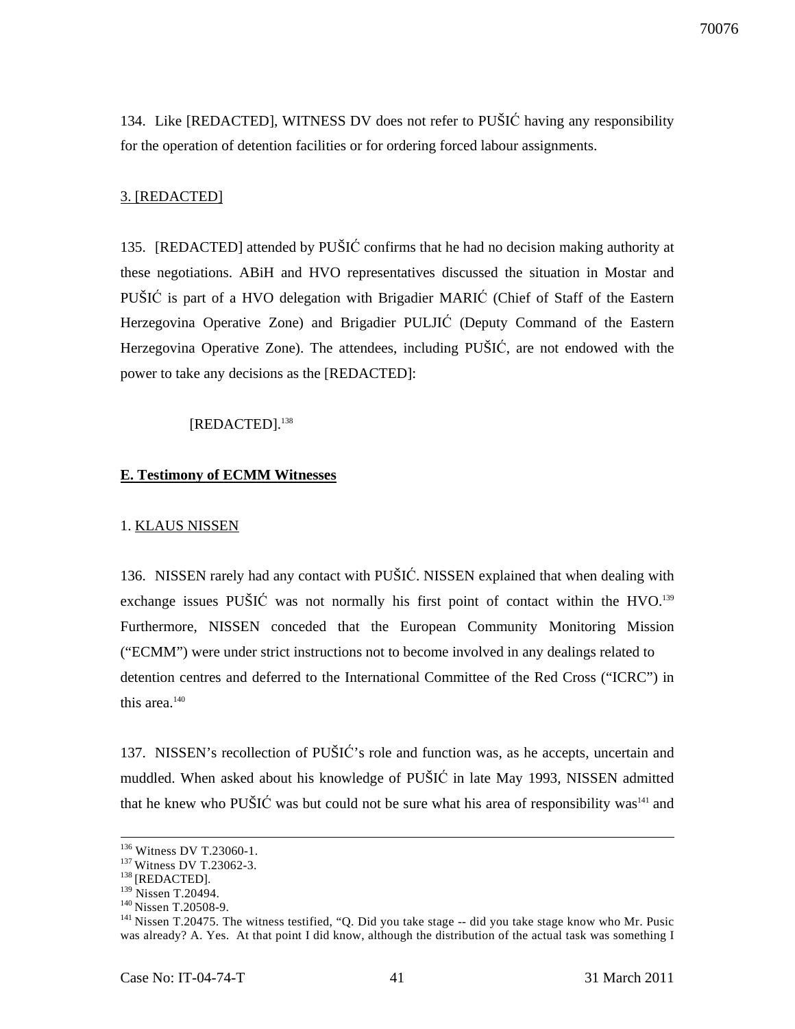134. Like [REDACTED], WITNESS DV does not refer to PUŠIĆ having any responsibility for the operation of detention facilities or for ordering forced labour assignments.

3. [REDACTED]

135. [REDACTED] attended by PUŠIĆ confirms that he had no decision making authority at these negotiations. ABiH and HVO representatives discussed the situation in Mostar and PUŠIĆ is part of a HVO delegation with Brigadier MARIĆ (Chief of Staff of the Eastern Herzegovina Operative Zone) and Brigadier PULJIĆ (Deputy Command of the Eastern Herzegovina Operative Zone). The attendees, including PUŠIĆ, are not endowed with the power to take any decisions as the [REDACTED]:

> [REDACTED].[138]

**E. Testimony of ECMM Witnesses**

1. KLAUS NISSEN

136. NISSEN rarely had any contact with PUŠIĆ. NISSEN explained that when dealing with exchange issues PUŠIĆ was not normally his first point of contact within the HVO.[139] Furthermore, NISSEN conceded that the European Community Monitoring Mission ("ECMM") were under strict instructions not to become involved in any dealings related to detention centres and deferred to the International Committee of the Red Cross ("ICRC") in this area.[140]

137. NISSEN's recollection of PUŠIĆ's role and function was, as he accepts, uncertain and muddled. When asked about his knowledge of PUŠIĆ in late May 1993, NISSEN admitted that he knew who PUŠIĆ was but could not be sure what his area of responsibility was[141] and

---

[136] Witness DV T.23060-1.
[137] Witness DV T.23062-3.
[138] [REDACTED].
[139] Nissen T.20494.
[140] Nissen T.20508-9.
[141] Nissen T.20475. The witness testified, "Q. Did you take stage -- did you take stage know who Mr. Pusic was already? A. Yes. At that point I did know, although the distribution of the actual task was something I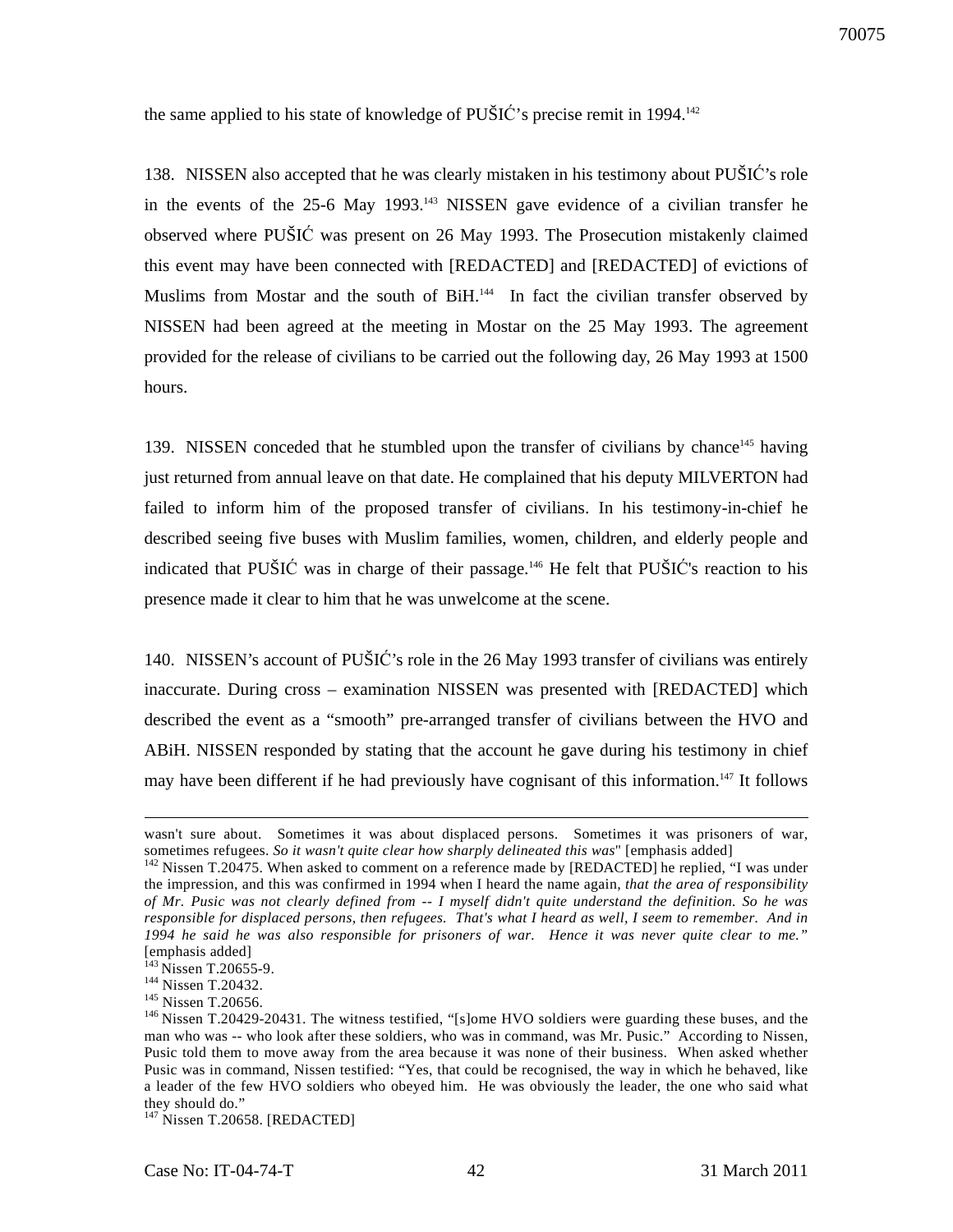the same applied to his state of knowledge of PUŠIĆ's precise remit in 1994.[142]

138. NISSEN also accepted that he was clearly mistaken in his testimony about PUŠIĆ's role in the events of the 25-6 May 1993.[143] NISSEN gave evidence of a civilian transfer he observed where PUŠIĆ was present on 26 May 1993. The Prosecution mistakenly claimed this event may have been connected with [REDACTED] and [REDACTED] of evictions of Muslims from Mostar and the south of BiH.[144] In fact the civilian transfer observed by NISSEN had been agreed at the meeting in Mostar on the 25 May 1993. The agreement provided for the release of civilians to be carried out the following day, 26 May 1993 at 1500 hours.

139. NISSEN conceded that he stumbled upon the transfer of civilians by chance[145] having just returned from annual leave on that date. He complained that his deputy MILVERTON had failed to inform him of the proposed transfer of civilians. In his testimony-in-chief he described seeing five buses with Muslim families, women, children, and elderly people and indicated that PUŠIĆ was in charge of their passage.[146] He felt that PUŠIĆ's reaction to his presence made it clear to him that he was unwelcome at the scene.

140. NISSEN's account of PUŠIĆ's role in the 26 May 1993 transfer of civilians was entirely inaccurate. During cross – examination NISSEN was presented with [REDACTED] which described the event as a "smooth" pre-arranged transfer of civilians between the HVO and ABiH. NISSEN responded by stating that the account he gave during his testimony in chief may have been different if he had previously have cognisant of this information.[147] It follows

---

wasn't sure about. Sometimes it was about displaced persons. Sometimes it was prisoners of war, sometimes refugees. *So it wasn't quite clear how sharply delineated this was*" [emphasis added]

[142] Nissen T.20475. When asked to comment on a reference made by [REDACTED] he replied, "I was under the impression, and this was confirmed in 1994 when I heard the name again, *that the area of responsibility of Mr. Pusic was not clearly defined from -- I myself didn't quite understand the definition. So he was responsible for displaced persons, then refugees. That's what I heard as well, I seem to remember. And in 1994 he said he was also responsible for prisoners of war. Hence it was never quite clear to me."* [emphasis added]

[143] Nissen T.20655-9.

[144] Nissen T.20432.

[145] Nissen T.20656.

[146] Nissen T.20429-20431. The witness testified, "[s]ome HVO soldiers were guarding these buses, and the man who was -- who look after these soldiers, who was in command, was Mr. Pusic." According to Nissen, Pusic told them to move away from the area because it was none of their business. When asked whether Pusic was in command, Nissen testified: "Yes, that could be recognised, the way in which he behaved, like a leader of the few HVO soldiers who obeyed him. He was obviously the leader, the one who said what they should do."

[147] Nissen T.20658. [REDACTED]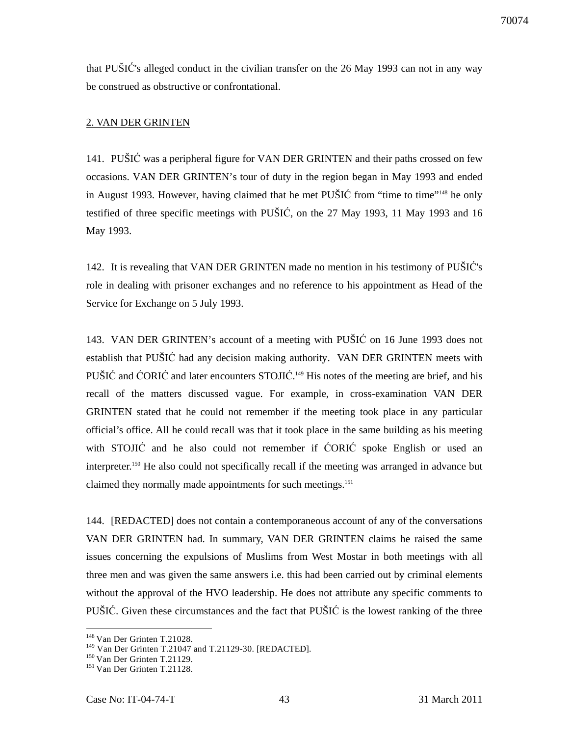that PUŠIĆ's alleged conduct in the civilian transfer on the 26 May 1993 can not in any way be construed as obstructive or confrontational.

<u>2. VAN DER GRINTEN</u>

141. PUŠIĆ was a peripheral figure for VAN DER GRINTEN and their paths crossed on few occasions. VAN DER GRINTEN's tour of duty in the region began in May 1993 and ended in August 1993. However, having claimed that he met PUŠIĆ from "time to time"[148] he only testified of three specific meetings with PUŠIĆ, on the 27 May 1993, 11 May 1993 and 16 May 1993.

142. It is revealing that VAN DER GRINTEN made no mention in his testimony of PUŠIĆ's role in dealing with prisoner exchanges and no reference to his appointment as Head of the Service for Exchange on 5 July 1993.

143. VAN DER GRINTEN's account of a meeting with PUŠIĆ on 16 June 1993 does not establish that PUŠIĆ had any decision making authority. VAN DER GRINTEN meets with PUŠIĆ and ĆORIĆ and later encounters STOJIĆ.[149] His notes of the meeting are brief, and his recall of the matters discussed vague. For example, in cross-examination VAN DER GRINTEN stated that he could not remember if the meeting took place in any particular official's office. All he could recall was that it took place in the same building as his meeting with STOJIĆ and he also could not remember if ĆORIĆ spoke English or used an interpreter.[150] He also could not specifically recall if the meeting was arranged in advance but claimed they normally made appointments for such meetings.[151]

144. [REDACTED] does not contain a contemporaneous account of any of the conversations VAN DER GRINTEN had. In summary, VAN DER GRINTEN claims he raised the same issues concerning the expulsions of Muslims from West Mostar in both meetings with all three men and was given the same answers i.e. this had been carried out by criminal elements without the approval of the HVO leadership. He does not attribute any specific comments to PUŠIĆ. Given these circumstances and the fact that PUŠIĆ is the lowest ranking of the three

---

[148] Van Der Grinten T.21028.
[149] Van Der Grinten T.21047 and T.21129-30. [REDACTED].
[150] Van Der Grinten T.21129.
[151] Van Der Grinten T.21128.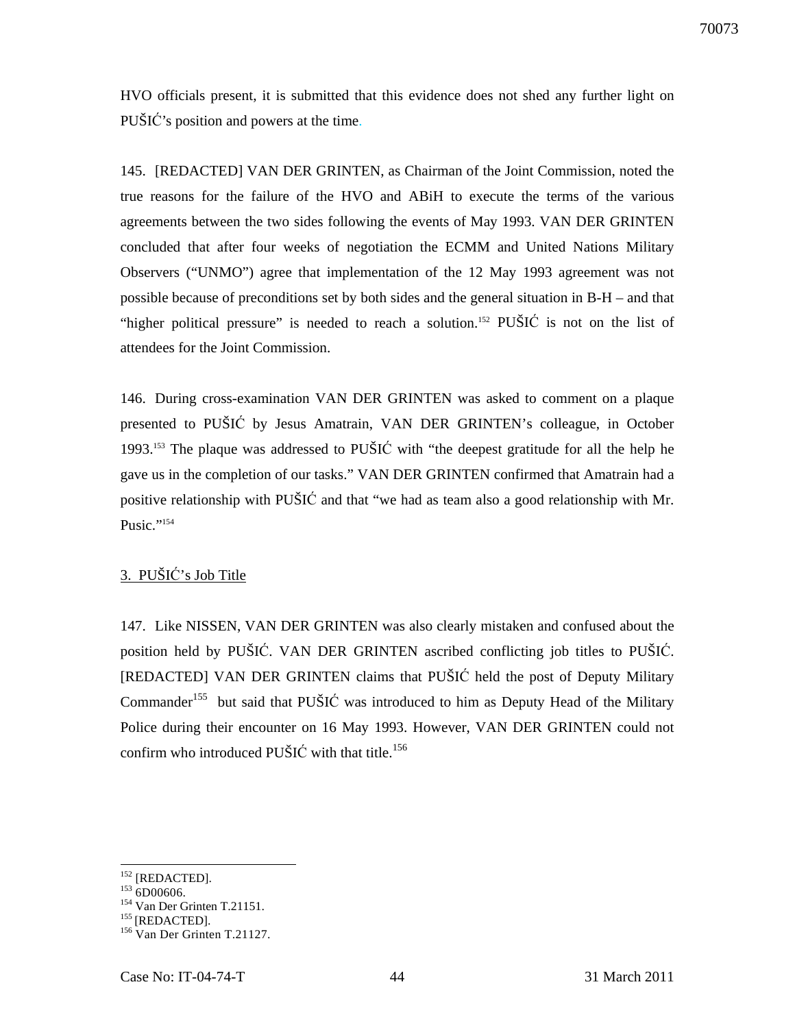HVO officials present, it is submitted that this evidence does not shed any further light on PUŠIĆ's position and powers at the time.

145. [REDACTED] VAN DER GRINTEN, as Chairman of the Joint Commission, noted the true reasons for the failure of the HVO and ABiH to execute the terms of the various agreements between the two sides following the events of May 1993. VAN DER GRINTEN concluded that after four weeks of negotiation the ECMM and United Nations Military Observers ("UNMO") agree that implementation of the 12 May 1993 agreement was not possible because of preconditions set by both sides and the general situation in B-H – and that "higher political pressure" is needed to reach a solution.[152] PUŠIĆ is not on the list of attendees for the Joint Commission.

146. During cross-examination VAN DER GRINTEN was asked to comment on a plaque presented to PUŠIĆ by Jesus Amatrain, VAN DER GRINTEN's colleague, in October 1993.[153] The plaque was addressed to PUŠIĆ with "the deepest gratitude for all the help he gave us in the completion of our tasks." VAN DER GRINTEN confirmed that Amatrain had a positive relationship with PUŠIĆ and that "we had as team also a good relationship with Mr. Pusic."[154]

## 3. PUŠIĆ's Job Title

147. Like NISSEN, VAN DER GRINTEN was also clearly mistaken and confused about the position held by PUŠIĆ. VAN DER GRINTEN ascribed conflicting job titles to PUŠIĆ. [REDACTED] VAN DER GRINTEN claims that PUŠIĆ held the post of Deputy Military Commander[155] but said that PUŠIĆ was introduced to him as Deputy Head of the Military Police during their encounter on 16 May 1993. However, VAN DER GRINTEN could not confirm who introduced PUŠIĆ with that title.[156]

---

[152] [REDACTED].
[153] 6D00606.
[154] Van Der Grinten T.21151.
[155] [REDACTED].
[156] Van Der Grinten T.21127.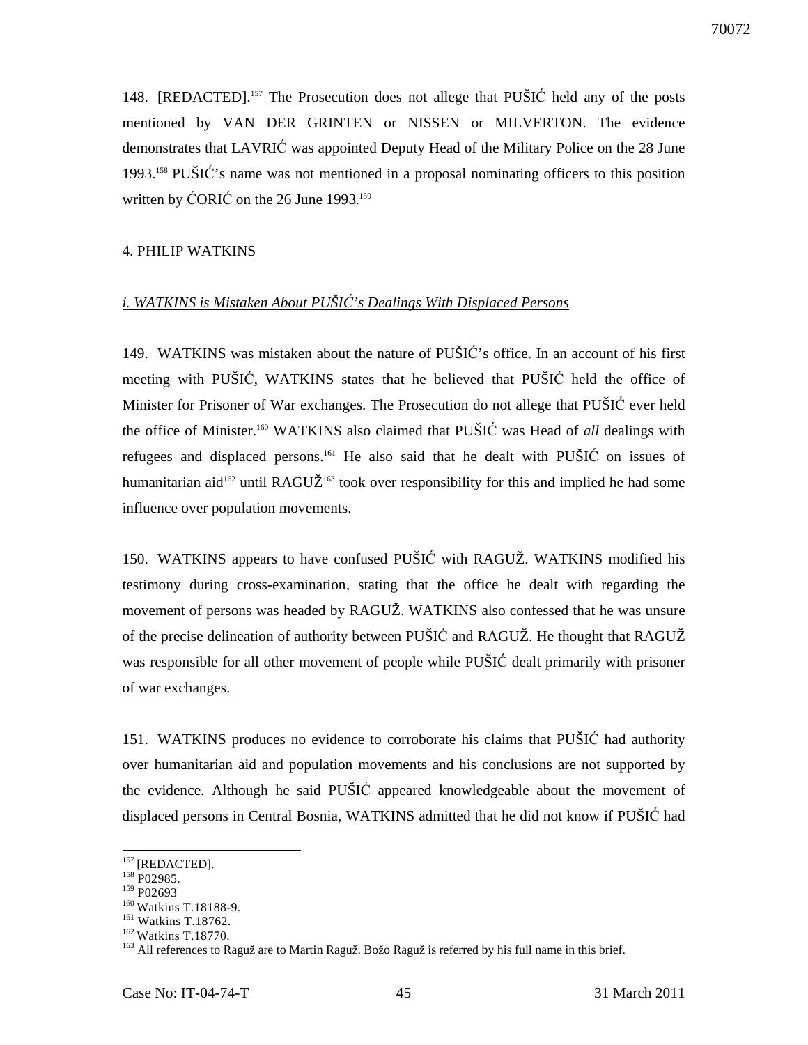148. [REDACTED].[157] The Prosecution does not allege that PUŠIĆ held any of the posts mentioned by VAN DER GRINTEN or NISSEN or MILVERTON. The evidence demonstrates that LAVRIĆ was appointed Deputy Head of the Military Police on the 28 June 1993.[158] PUŠIĆ's name was not mentioned in a proposal nominating officers to this position written by ĆORIĆ on the 26 June 1993.[159]

## 4. PHILIP WATKINS

### *i. WATKINS is Mistaken About PUŠIĆ's Dealings With Displaced Persons*

149. WATKINS was mistaken about the nature of PUŠIĆ's office. In an account of his first meeting with PUŠIĆ, WATKINS states that he believed that PUŠIĆ held the office of Minister for Prisoner of War exchanges. The Prosecution do not allege that PUŠIĆ ever held the office of Minister.[160] WATKINS also claimed that PUŠIĆ was Head of *all* dealings with refugees and displaced persons.[161] He also said that he dealt with PUŠIĆ on issues of humanitarian aid[162] until RAGUŽ[163] took over responsibility for this and implied he had some influence over population movements.

150. WATKINS appears to have confused PUŠIĆ with RAGUŽ. WATKINS modified his testimony during cross-examination, stating that the office he dealt with regarding the movement of persons was headed by RAGUŽ. WATKINS also confessed that he was unsure of the precise delineation of authority between PUŠIĆ and RAGUŽ. He thought that RAGUŽ was responsible for all other movement of people while PUŠIĆ dealt primarily with prisoner of war exchanges.

151. WATKINS produces no evidence to corroborate his claims that PUŠIĆ had authority over humanitarian aid and population movements and his conclusions are not supported by the evidence. Although he said PUŠIĆ appeared knowledgeable about the movement of displaced persons in Central Bosnia, WATKINS admitted that he did not know if PUŠIĆ had

---

[157] [REDACTED].
[158] P02985.
[159] P02693
[160] Watkins T.18188-9.
[161] Watkins T.18762.
[162] Watkins T.18770.
[163] All references to Raguž are to Martin Raguž. Božo Raguž is referred by his full name in this brief.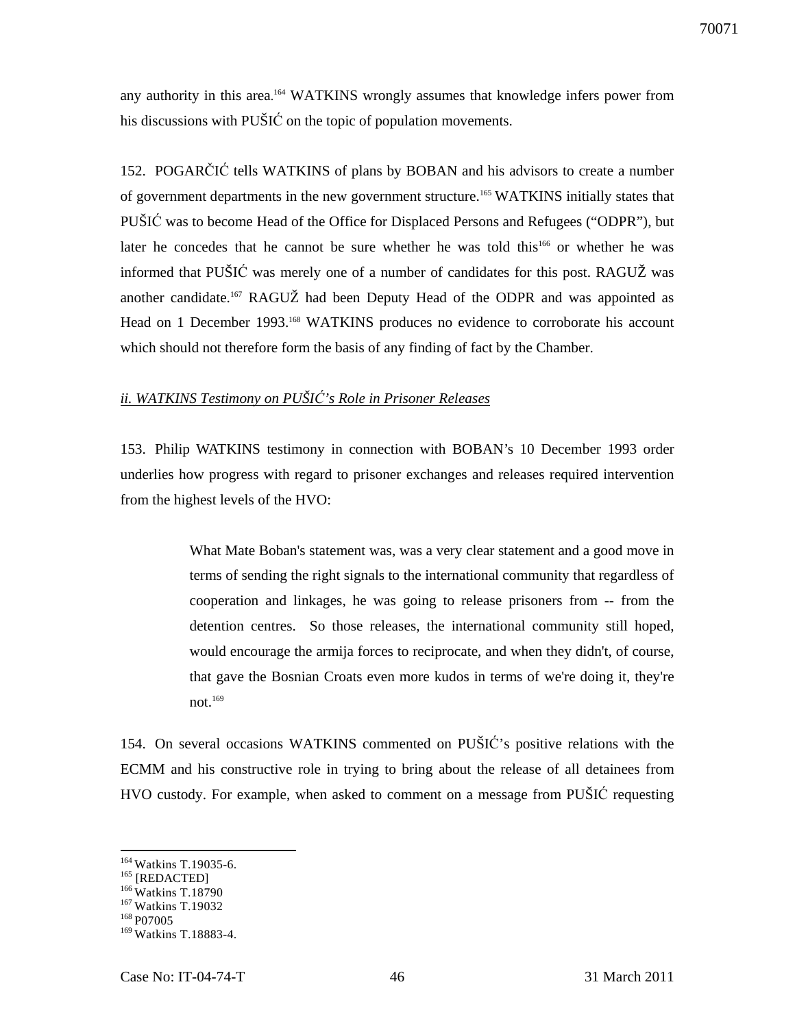any authority in this area.[164] WATKINS wrongly assumes that knowledge infers power from his discussions with PUŠIĆ on the topic of population movements.

152. POGARČIĆ tells WATKINS of plans by BOBAN and his advisors to create a number of government departments in the new government structure.[165] WATKINS initially states that PUŠIĆ was to become Head of the Office for Displaced Persons and Refugees ("ODPR"), but later he concedes that he cannot be sure whether he was told this[166] or whether he was informed that PUŠIĆ was merely one of a number of candidates for this post. RAGUŽ was another candidate.[167] RAGUŽ had been Deputy Head of the ODPR and was appointed as Head on 1 December 1993.[168] WATKINS produces no evidence to corroborate his account which should not therefore form the basis of any finding of fact by the Chamber.

*ii. WATKINS Testimony on PUŠIĆ's Role in Prisoner Releases*

153. Philip WATKINS testimony in connection with BOBAN's 10 December 1993 order underlies how progress with regard to prisoner exchanges and releases required intervention from the highest levels of the HVO:

> What Mate Boban's statement was, was a very clear statement and a good move in terms of sending the right signals to the international community that regardless of cooperation and linkages, he was going to release prisoners from -- from the detention centres. So those releases, the international community still hoped, would encourage the armija forces to reciprocate, and when they didn't, of course, that gave the Bosnian Croats even more kudos in terms of we're doing it, they're not.[169]

154. On several occasions WATKINS commented on PUŠIĆ's positive relations with the ECMM and his constructive role in trying to bring about the release of all detainees from HVO custody. For example, when asked to comment on a message from PUŠIĆ requesting

---

[164] Watkins T.19035-6.
[165] [REDACTED]
[166] Watkins T.18790
[167] Watkins T.19032
[168] P07005
[169] Watkins T.18883-4.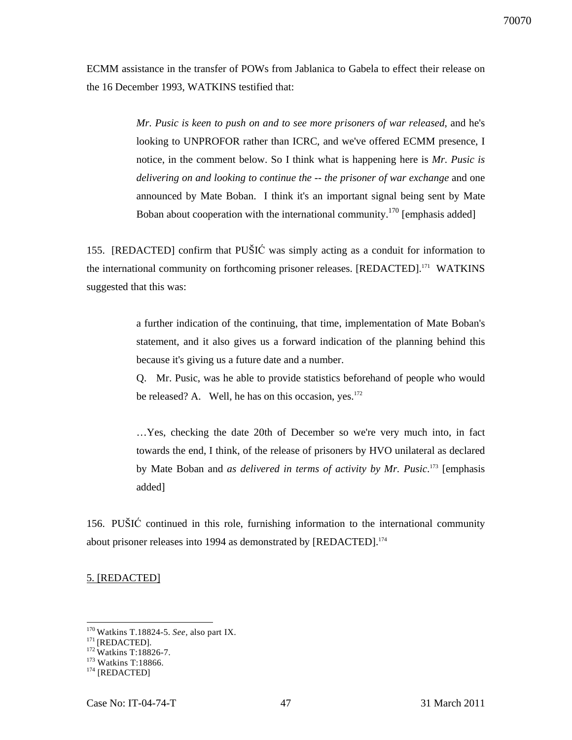ECMM assistance in the transfer of POWs from Jablanica to Gabela to effect their release on the 16 December 1993, WATKINS testified that:

> *Mr. Pusic is keen to push on and to see more prisoners of war released*, and he's looking to UNPROFOR rather than ICRC, and we've offered ECMM presence, I notice, in the comment below. So I think what is happening here is *Mr. Pusic is delivering on and looking to continue the -- the prisoner of war exchange* and one announced by Mate Boban. I think it's an important signal being sent by Mate Boban about cooperation with the international community.[170] [emphasis added]

155. [REDACTED] confirm that PUŠIĆ was simply acting as a conduit for information to the international community on forthcoming prisoner releases. [REDACTED].[171] WATKINS suggested that this was:

> a further indication of the continuing, that time, implementation of Mate Boban's statement, and it also gives us a forward indication of the planning behind this because it's giving us a future date and a number.
>
> Q. Mr. Pusic, was he able to provide statistics beforehand of people who would be released? A. Well, he has on this occasion, yes.[172]
>
> …Yes, checking the date 20th of December so we're very much into, in fact towards the end, I think, of the release of prisoners by HVO unilateral as declared by Mate Boban and *as delivered in terms of activity by Mr. Pusic*.[173] [emphasis added]

156. PUŠIĆ continued in this role, furnishing information to the international community about prisoner releases into 1994 as demonstrated by [REDACTED].[174]

5. [REDACTED]

---

[170] Watkins T.18824-5. *See*, also part IX.
[171] [REDACTED].
[172] Watkins T:18826-7.
[173] Watkins T:18866.
[174] [REDACTED]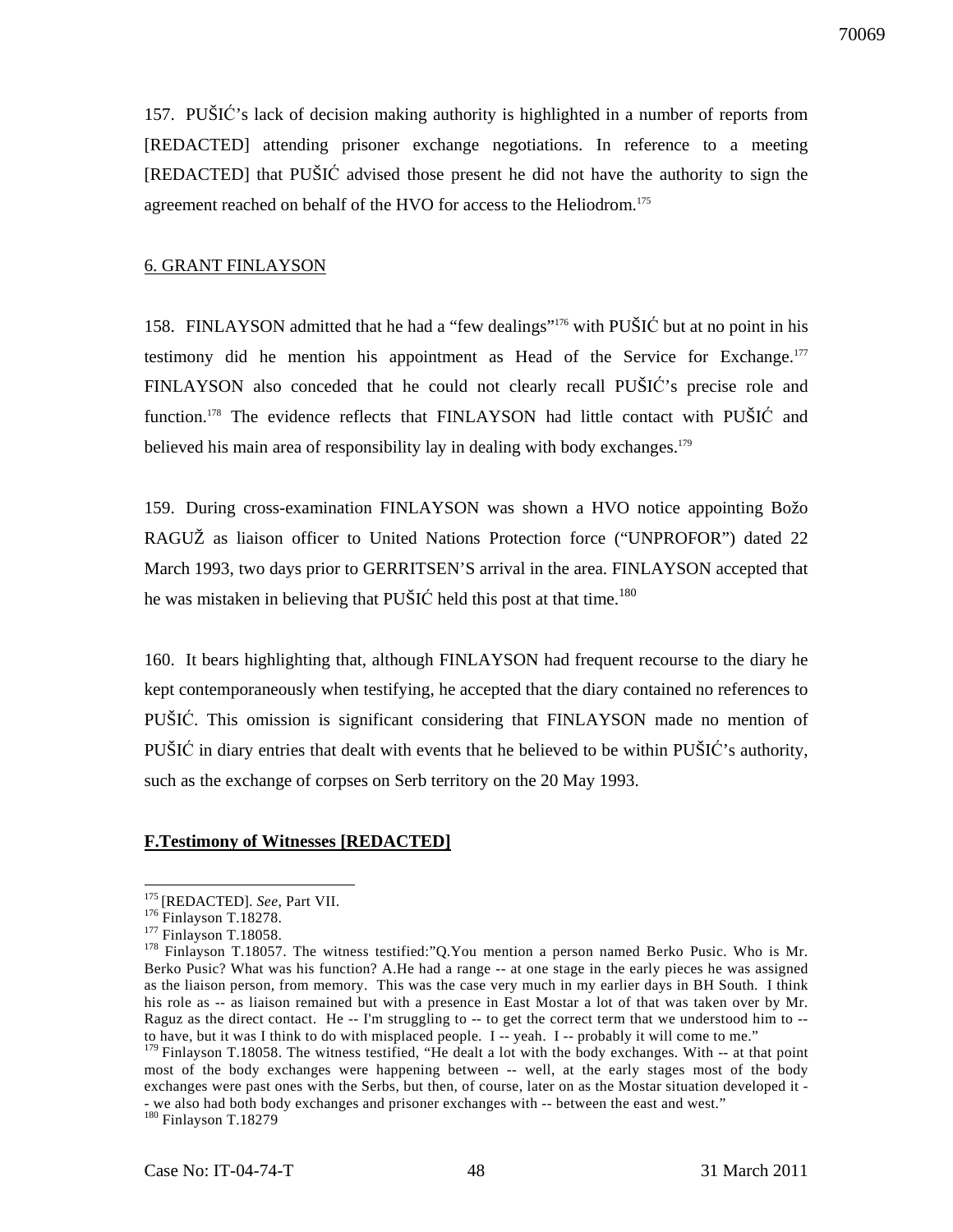157. PUŠIĆ's lack of decision making authority is highlighted in a number of reports from [REDACTED] attending prisoner exchange negotiations. In reference to a meeting [REDACTED] that PUŠIĆ advised those present he did not have the authority to sign the agreement reached on behalf of the HVO for access to the Heliodrom.[175]

6. GRANT FINLAYSON

158. FINLAYSON admitted that he had a "few dealings"[176] with PUŠIĆ but at no point in his testimony did he mention his appointment as Head of the Service for Exchange.[177] FINLAYSON also conceded that he could not clearly recall PUŠIĆ's precise role and function.[178] The evidence reflects that FINLAYSON had little contact with PUŠIĆ and believed his main area of responsibility lay in dealing with body exchanges.[179]

159. During cross-examination FINLAYSON was shown a HVO notice appointing Božo RAGUŽ as liaison officer to United Nations Protection force ("UNPROFOR") dated 22 March 1993, two days prior to GERRITSEN'S arrival in the area. FINLAYSON accepted that he was mistaken in believing that PUŠIĆ held this post at that time.[180]

160. It bears highlighting that, although FINLAYSON had frequent recourse to the diary he kept contemporaneously when testifying, he accepted that the diary contained no references to PUŠIĆ. This omission is significant considering that FINLAYSON made no mention of PUŠIĆ in diary entries that dealt with events that he believed to be within PUŠIĆ's authority, such as the exchange of corpses on Serb territory on the 20 May 1993.

**F.Testimony of Witnesses [REDACTED]**

---

[175] [REDACTED]. *See*, Part VII.

[176] Finlayson T.18278.

[177] Finlayson T.18058.

[178] Finlayson T.18057. The witness testified:"Q.You mention a person named Berko Pusic. Who is Mr. Berko Pusic? What was his function? A.He had a range -- at one stage in the early pieces he was assigned as the liaison person, from memory. This was the case very much in my earlier days in BH South. I think his role as -- as liaison remained but with a presence in East Mostar a lot of that was taken over by Mr. Raguz as the direct contact. He -- I'm struggling to -- to get the correct term that we understood him to -- to have, but it was I think to do with misplaced people. I -- yeah. I -- probably it will come to me."

[179] Finlayson T.18058. The witness testified, "He dealt a lot with the body exchanges. With -- at that point most of the body exchanges were happening between -- well, at the early stages most of the body exchanges were past ones with the Serbs, but then, of course, later on as the Mostar situation developed it -- we also had both body exchanges and prisoner exchanges with -- between the east and west."

[180] Finlayson T.18279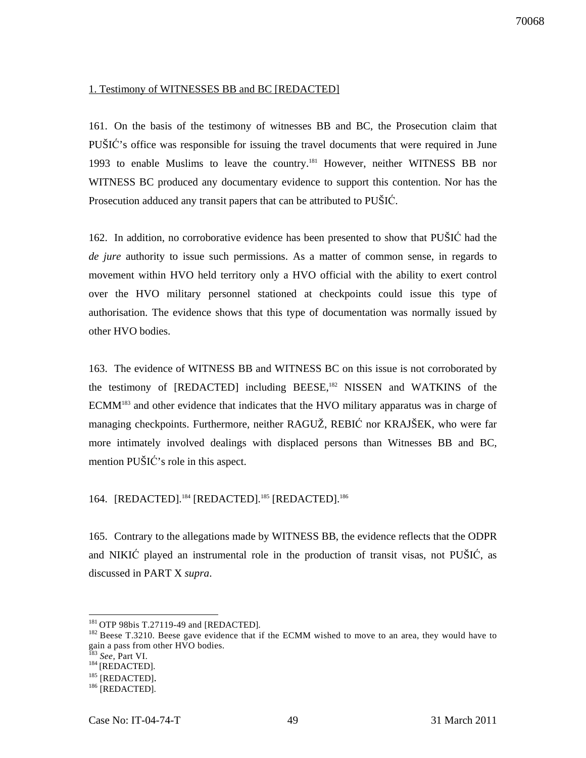1. Testimony of WITNESSES BB and BC [REDACTED]

161. On the basis of the testimony of witnesses BB and BC, the Prosecution claim that PUŠIĆ's office was responsible for issuing the travel documents that were required in June 1993 to enable Muslims to leave the country.[181] However, neither WITNESS BB nor WITNESS BC produced any documentary evidence to support this contention. Nor has the Prosecution adduced any transit papers that can be attributed to PUŠIĆ.

162. In addition, no corroborative evidence has been presented to show that PUŠIĆ had the *de jure* authority to issue such permissions. As a matter of common sense, in regards to movement within HVO held territory only a HVO official with the ability to exert control over the HVO military personnel stationed at checkpoints could issue this type of authorisation. The evidence shows that this type of documentation was normally issued by other HVO bodies.

163. The evidence of WITNESS BB and WITNESS BC on this issue is not corroborated by the testimony of [REDACTED] including BEESE,[182] NISSEN and WATKINS of the ECMM[183] and other evidence that indicates that the HVO military apparatus was in charge of managing checkpoints. Furthermore, neither RAGUŽ, REBIĆ nor KRAJŠEK, who were far more intimately involved dealings with displaced persons than Witnesses BB and BC, mention PUŠIĆ's role in this aspect.

164. [REDACTED].[184] [REDACTED].[185] [REDACTED].[186]

165. Contrary to the allegations made by WITNESS BB, the evidence reflects that the ODPR and NIKIĆ played an instrumental role in the production of transit visas, not PUŠIĆ, as discussed in PART X *supra*.

---

[181] OTP 98bis T.27119-49 and [REDACTED].

[182] Beese T.3210. Beese gave evidence that if the ECMM wished to move to an area, they would have to gain a pass from other HVO bodies.

[183] *See*, Part VI.

[184] [REDACTED].

[185] [REDACTED].

[186] [REDACTED].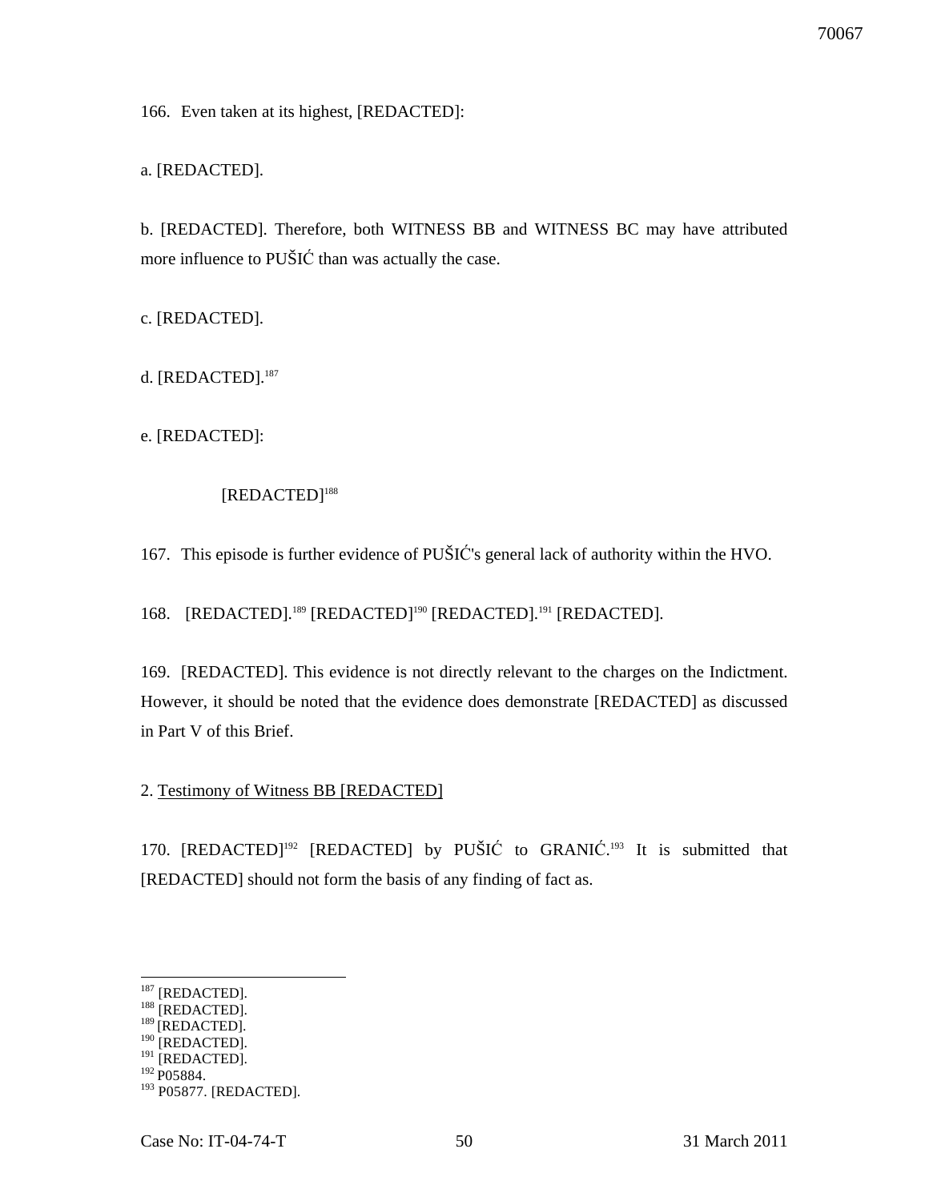166. Even taken at its highest, [REDACTED]:

a. [REDACTED].

b. [REDACTED]. Therefore, both WITNESS BB and WITNESS BC may have attributed more influence to PUŠIĆ than was actually the case.

c. [REDACTED].

d. [REDACTED].[187]

e. [REDACTED]:

> [REDACTED][188]

167. This episode is further evidence of PUŠIĆ's general lack of authority within the HVO.

168. [REDACTED].[189] [REDACTED][190] [REDACTED].[191] [REDACTED].

169. [REDACTED]. This evidence is not directly relevant to the charges on the Indictment. However, it should be noted that the evidence does demonstrate [REDACTED] as discussed in Part V of this Brief.

2. <u>Testimony of Witness BB [REDACTED]</u>

170. [REDACTED][192] [REDACTED] by PUŠIĆ to GRANIĆ.[193] It is submitted that [REDACTED] should not form the basis of any finding of fact as.

---

[187] [REDACTED].
[188] [REDACTED].
[189] [REDACTED].
[190] [REDACTED].
[191] [REDACTED].
[192] P05884.
[193] P05877. [REDACTED].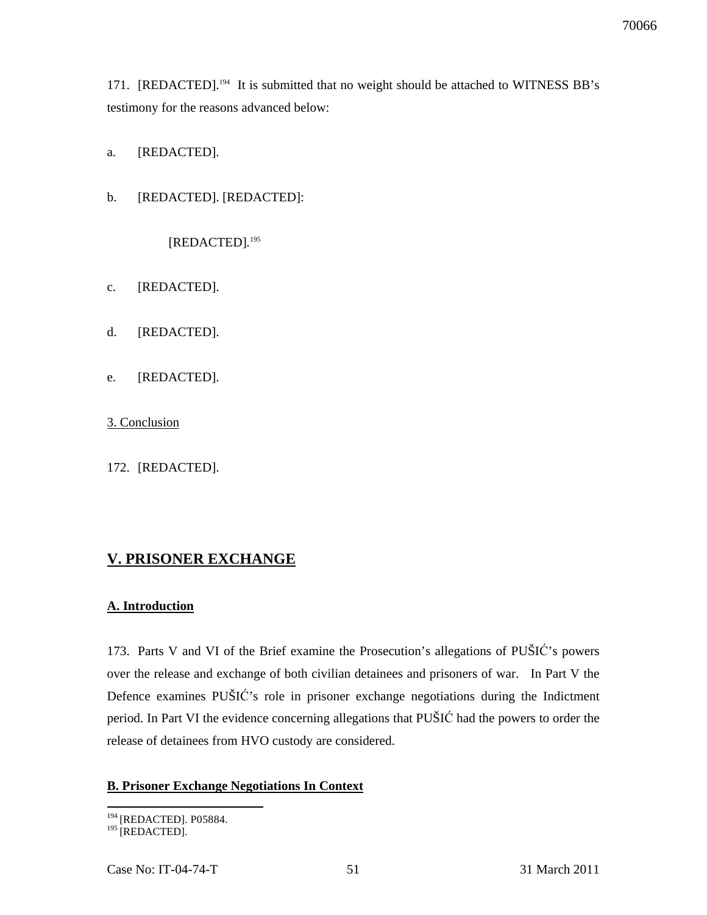171. [REDACTED].[194] It is submitted that no weight should be attached to WITNESS BB's testimony for the reasons advanced below:

a. [REDACTED].

b. [REDACTED]. [REDACTED]:

> [REDACTED].[195]

c. [REDACTED].

d. [REDACTED].

e. [REDACTED].

3. Conclusion

172. [REDACTED].

## V. PRISONER EXCHANGE

### A. Introduction

173. Parts V and VI of the Brief examine the Prosecution's allegations of PUŠIĆ's powers over the release and exchange of both civilian detainees and prisoners of war. In Part V the Defence examines PUŠIĆ's role in prisoner exchange negotiations during the Indictment period. In Part VI the evidence concerning allegations that PUŠIĆ had the powers to order the release of detainees from HVO custody are considered.

### B. Prisoner Exchange Negotiations In Context

---

[194] [REDACTED]. P05884.

[195] [REDACTED].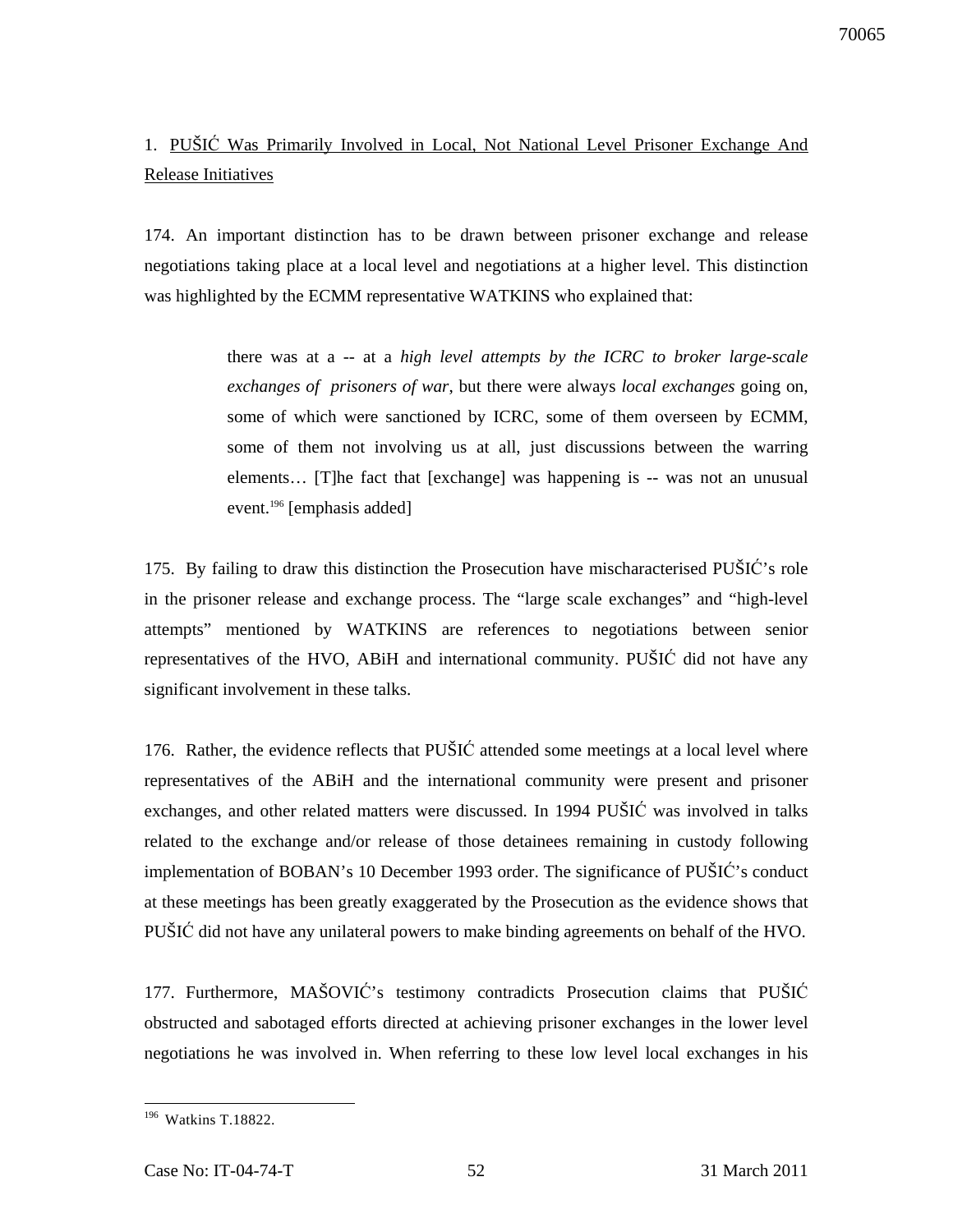1. PUŠIĆ Was Primarily Involved in Local, Not National Level Prisoner Exchange And Release Initiatives

174. An important distinction has to be drawn between prisoner exchange and release negotiations taking place at a local level and negotiations at a higher level. This distinction was highlighted by the ECMM representative WATKINS who explained that:

> there was at a -- at a *high level attempts by the ICRC to broker large-scale exchanges of prisoners of war*, but there were always *local exchanges* going on, some of which were sanctioned by ICRC, some of them overseen by ECMM, some of them not involving us at all, just discussions between the warring elements… [T]he fact that [exchange] was happening is -- was not an unusual event.[196] [emphasis added]

175. By failing to draw this distinction the Prosecution have mischaracterised PUŠIĆ's role in the prisoner release and exchange process. The "large scale exchanges" and "high-level attempts" mentioned by WATKINS are references to negotiations between senior representatives of the HVO, ABiH and international community. PUŠIĆ did not have any significant involvement in these talks.

176. Rather, the evidence reflects that PUŠIĆ attended some meetings at a local level where representatives of the ABiH and the international community were present and prisoner exchanges, and other related matters were discussed. In 1994 PUŠIĆ was involved in talks related to the exchange and/or release of those detainees remaining in custody following implementation of BOBAN's 10 December 1993 order. The significance of PUŠIĆ's conduct at these meetings has been greatly exaggerated by the Prosecution as the evidence shows that PUŠIĆ did not have any unilateral powers to make binding agreements on behalf of the HVO.

177. Furthermore, MAŠOVIĆ's testimony contradicts Prosecution claims that PUŠIĆ obstructed and sabotaged efforts directed at achieving prisoner exchanges in the lower level negotiations he was involved in. When referring to these low level local exchanges in his

[196] Watkins T.18822.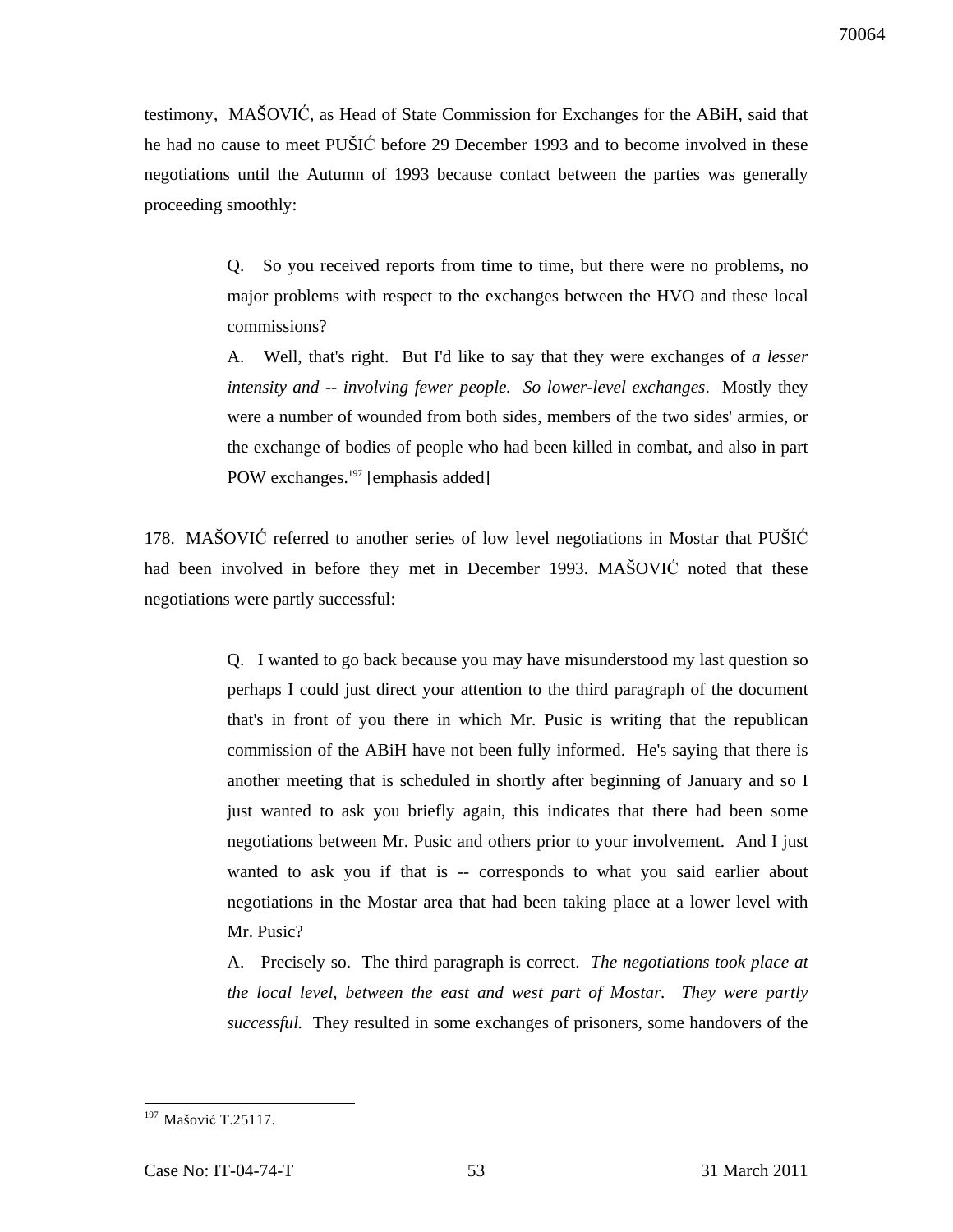testimony, MAŠOVIĆ, as Head of State Commission for Exchanges for the ABiH, said that he had no cause to meet PUŠIĆ before 29 December 1993 and to become involved in these negotiations until the Autumn of 1993 because contact between the parties was generally proceeding smoothly:

> Q. So you received reports from time to time, but there were no problems, no major problems with respect to the exchanges between the HVO and these local commissions?
>
> A. Well, that's right. But I'd like to say that they were exchanges of *a lesser intensity and -- involving fewer people. So lower-level exchanges*. Mostly they were a number of wounded from both sides, members of the two sides' armies, or the exchange of bodies of people who had been killed in combat, and also in part POW exchanges.[197] [emphasis added]

178. MAŠOVIĆ referred to another series of low level negotiations in Mostar that PUŠIĆ had been involved in before they met in December 1993. MAŠOVIĆ noted that these negotiations were partly successful:

> Q. I wanted to go back because you may have misunderstood my last question so perhaps I could just direct your attention to the third paragraph of the document that's in front of you there in which Mr. Pusic is writing that the republican commission of the ABiH have not been fully informed. He's saying that there is another meeting that is scheduled in shortly after beginning of January and so I just wanted to ask you briefly again, this indicates that there had been some negotiations between Mr. Pusic and others prior to your involvement. And I just wanted to ask you if that is -- corresponds to what you said earlier about negotiations in the Mostar area that had been taking place at a lower level with Mr. Pusic?
>
> A. Precisely so. The third paragraph is correct. *The negotiations took place at the local level, between the east and west part of Mostar. They were partly successful.* They resulted in some exchanges of prisoners, some handovers of the

---

[197] Mašović T.25117.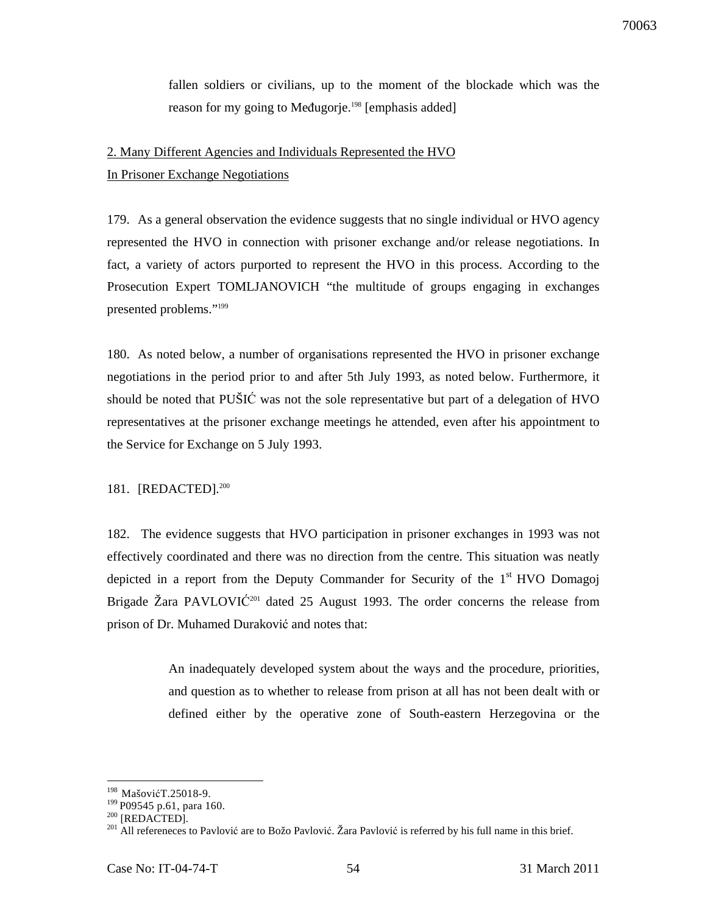> fallen soldiers or civilians, up to the moment of the blockade which was the reason for my going to Međugorje.[198] [emphasis added]

2. Many Different Agencies and Individuals Represented the HVO In Prisoner Exchange Negotiations

179. As a general observation the evidence suggests that no single individual or HVO agency represented the HVO in connection with prisoner exchange and/or release negotiations. In fact, a variety of actors purported to represent the HVO in this process. According to the Prosecution Expert TOMLJANOVICH "the multitude of groups engaging in exchanges presented problems."[199]

180. As noted below, a number of organisations represented the HVO in prisoner exchange negotiations in the period prior to and after 5th July 1993, as noted below. Furthermore, it should be noted that PUŠIĆ was not the sole representative but part of a delegation of HVO representatives at the prisoner exchange meetings he attended, even after his appointment to the Service for Exchange on 5 July 1993.

181. [REDACTED].[200]

182. The evidence suggests that HVO participation in prisoner exchanges in 1993 was not effectively coordinated and there was no direction from the centre. This situation was neatly depicted in a report from the Deputy Commander for Security of the 1st HVO Domagoj Brigade Žara PAVLOVIĆ[201] dated 25 August 1993. The order concerns the release from prison of Dr. Muhamed Duraković and notes that:

> An inadequately developed system about the ways and the procedure, priorities, and question as to whether to release from prison at all has not been dealt with or defined either by the operative zone of South-eastern Herzegovina or the

---

[198] MašovićT.25018-9.

[199] P09545 p.61, para 160.

[200] [REDACTED].

[201] All refereneces to Pavlović are to Božo Pavlović. Žara Pavlović is referred by his full name in this brief.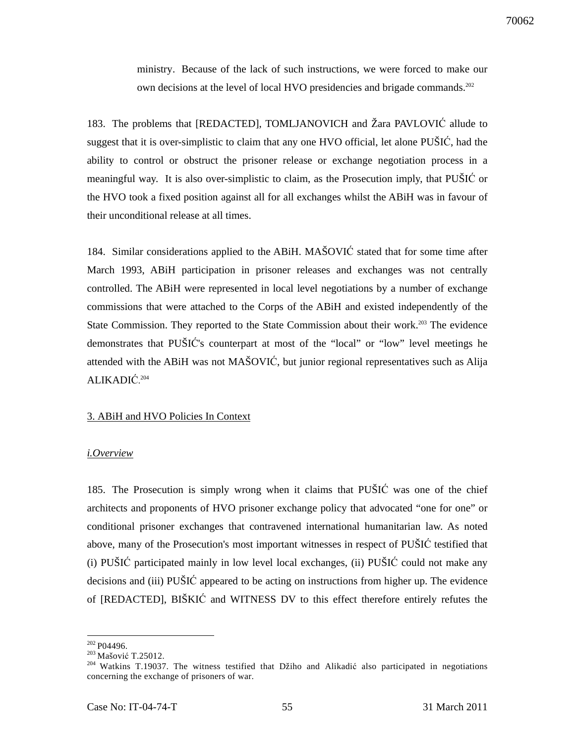> ministry. Because of the lack of such instructions, we were forced to make our own decisions at the level of local HVO presidencies and brigade commands.[202]

183. The problems that [REDACTED], TOMLJANOVICH and Žara PAVLOVIĆ allude to suggest that it is over-simplistic to claim that any one HVO official, let alone PUŠIĆ, had the ability to control or obstruct the prisoner release or exchange negotiation process in a meaningful way. It is also over-simplistic to claim, as the Prosecution imply, that PUŠIĆ or the HVO took a fixed position against all for all exchanges whilst the ABiH was in favour of their unconditional release at all times.

184. Similar considerations applied to the ABiH. MAŠOVIĆ stated that for some time after March 1993, ABiH participation in prisoner releases and exchanges was not centrally controlled. The ABiH were represented in local level negotiations by a number of exchange commissions that were attached to the Corps of the ABiH and existed independently of the State Commission. They reported to the State Commission about their work.[203] The evidence demonstrates that PUŠIĆ's counterpart at most of the "local" or "low" level meetings he attended with the ABiH was not MAŠOVIĆ, but junior regional representatives such as Alija ALIKADIĆ.[204]

## 3. ABiH and HVO Policies In Context

### *i.Overview*

185. The Prosecution is simply wrong when it claims that PUŠIĆ was one of the chief architects and proponents of HVO prisoner exchange policy that advocated "one for one" or conditional prisoner exchanges that contravened international humanitarian law. As noted above, many of the Prosecution's most important witnesses in respect of PUŠIĆ testified that (i) PUŠIĆ participated mainly in low level local exchanges, (ii) PUŠIĆ could not make any decisions and (iii) PUŠIĆ appeared to be acting on instructions from higher up. The evidence of [REDACTED], BIŠKIĆ and WITNESS DV to this effect therefore entirely refutes the

---

[202] P04496.

[203] Mašović T.25012.

[204] Watkins T.19037. The witness testified that Džiho and Alikadić also participated in negotiations concerning the exchange of prisoners of war.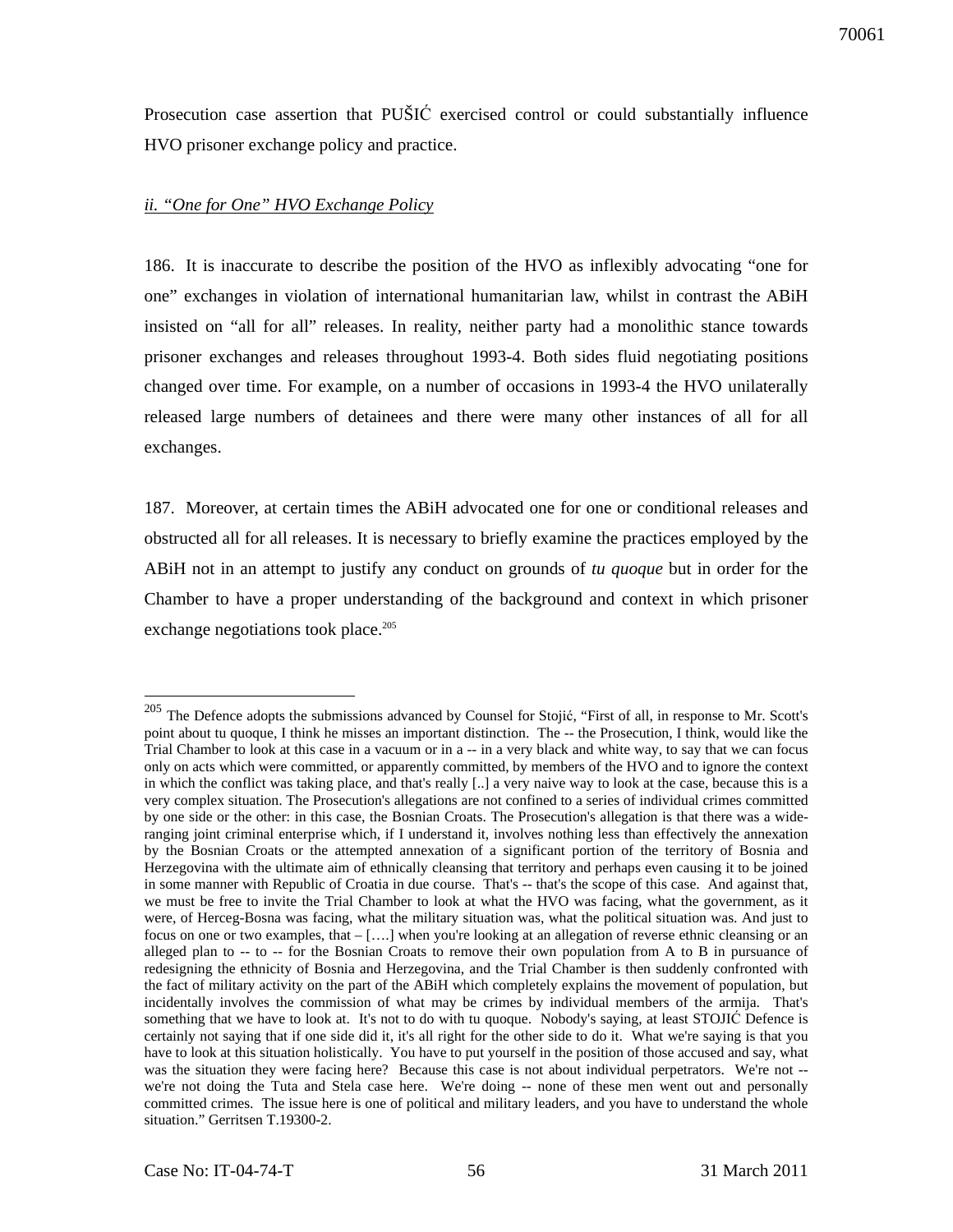Prosecution case assertion that PUŠIĆ exercised control or could substantially influence HVO prisoner exchange policy and practice.

*ii. "One for One" HVO Exchange Policy*

186. It is inaccurate to describe the position of the HVO as inflexibly advocating "one for one" exchanges in violation of international humanitarian law, whilst in contrast the ABiH insisted on "all for all" releases. In reality, neither party had a monolithic stance towards prisoner exchanges and releases throughout 1993-4. Both sides fluid negotiating positions changed over time. For example, on a number of occasions in 1993-4 the HVO unilaterally released large numbers of detainees and there were many other instances of all for all exchanges.

187. Moreover, at certain times the ABiH advocated one for one or conditional releases and obstructed all for all releases. It is necessary to briefly examine the practices employed by the ABiH not in an attempt to justify any conduct on grounds of *tu quoque* but in order for the Chamber to have a proper understanding of the background and context in which prisoner exchange negotiations took place.[205]

---

[205] The Defence adopts the submissions advanced by Counsel for Stojić, "First of all, in response to Mr. Scott's point about tu quoque, I think he misses an important distinction. The -- the Prosecution, I think, would like the Trial Chamber to look at this case in a vacuum or in a -- in a very black and white way, to say that we can focus only on acts which were committed, or apparently committed, by members of the HVO and to ignore the context in which the conflict was taking place, and that's really [..] a very naive way to look at the case, because this is a very complex situation. The Prosecution's allegations are not confined to a series of individual crimes committed by one side or the other: in this case, the Bosnian Croats. The Prosecution's allegation is that there was a wide-ranging joint criminal enterprise which, if I understand it, involves nothing less than effectively the annexation by the Bosnian Croats or the attempted annexation of a significant portion of the territory of Bosnia and Herzegovina with the ultimate aim of ethnically cleansing that territory and perhaps even causing it to be joined in some manner with Republic of Croatia in due course. That's -- that's the scope of this case. And against that, we must be free to invite the Trial Chamber to look at what the HVO was facing, what the government, as it were, of Herceg-Bosna was facing, what the military situation was, what the political situation was. And just to focus on one or two examples, that – [….] when you're looking at an allegation of reverse ethnic cleansing or an alleged plan to -- to -- for the Bosnian Croats to remove their own population from A to B in pursuance of redesigning the ethnicity of Bosnia and Herzegovina, and the Trial Chamber is then suddenly confronted with the fact of military activity on the part of the ABiH which completely explains the movement of population, but incidentally involves the commission of what may be crimes by individual members of the armija. That's something that we have to look at. It's not to do with tu quoque. Nobody's saying, at least STOJIĆ Defence is certainly not saying that if one side did it, it's all right for the other side to do it. What we're saying is that you have to look at this situation holistically. You have to put yourself in the position of those accused and say, what was the situation they were facing here? Because this case is not about individual perpetrators. We're not -- we're not doing the Tuta and Stela case here. We're doing -- none of these men went out and personally committed crimes. The issue here is one of political and military leaders, and you have to understand the whole situation." Gerritsen T.19300-2.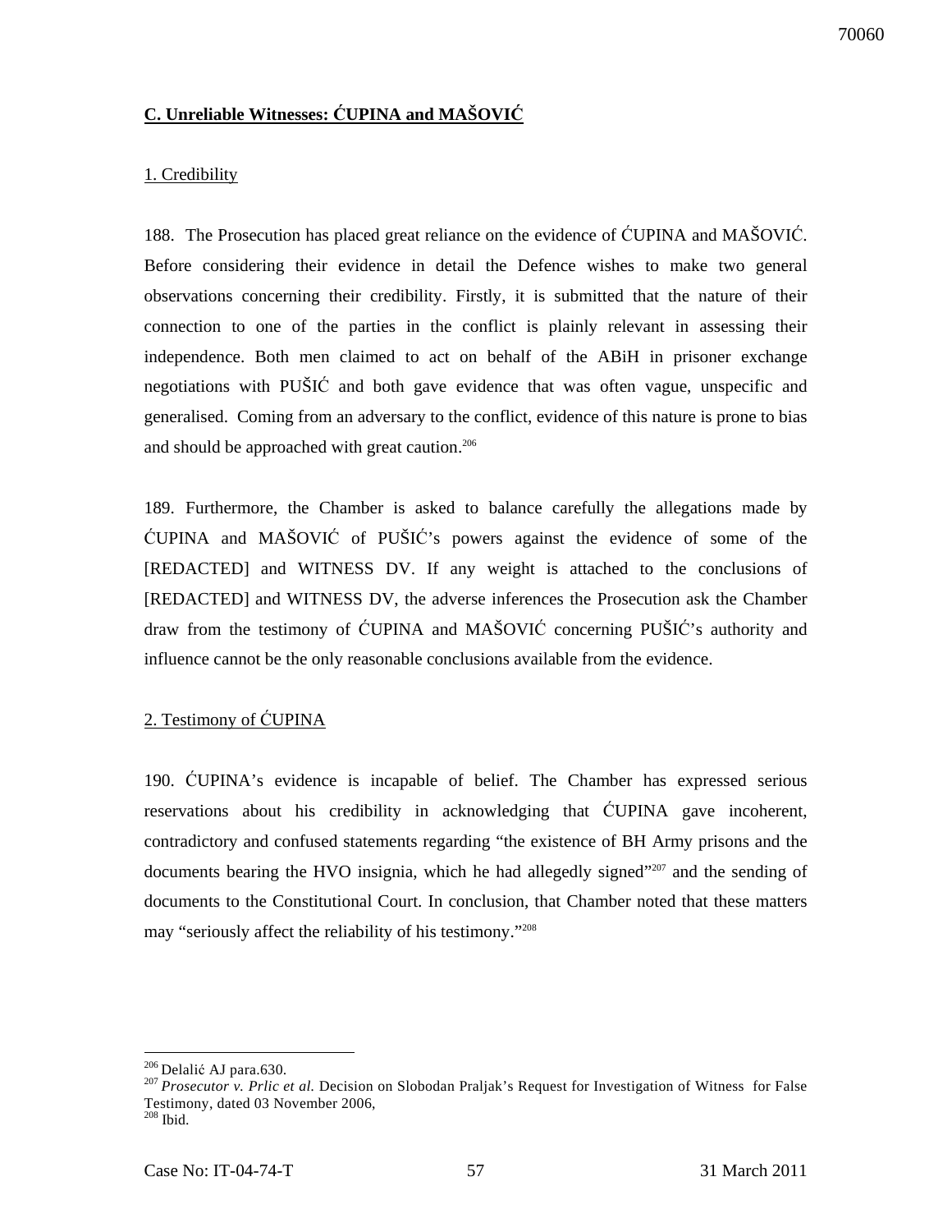## C. Unreliable Witnesses: ĆUPINA and MAŠOVIĆ

### 1. Credibility

188. The Prosecution has placed great reliance on the evidence of ĆUPINA and MAŠOVIĆ. Before considering their evidence in detail the Defence wishes to make two general observations concerning their credibility. Firstly, it is submitted that the nature of their connection to one of the parties in the conflict is plainly relevant in assessing their independence. Both men claimed to act on behalf of the ABiH in prisoner exchange negotiations with PUŠIĆ and both gave evidence that was often vague, unspecific and generalised. Coming from an adversary to the conflict, evidence of this nature is prone to bias and should be approached with great caution.[206]

189. Furthermore, the Chamber is asked to balance carefully the allegations made by ĆUPINA and MAŠOVIĆ of PUŠIĆ's powers against the evidence of some of the [REDACTED] and WITNESS DV. If any weight is attached to the conclusions of [REDACTED] and WITNESS DV, the adverse inferences the Prosecution ask the Chamber draw from the testimony of ĆUPINA and MAŠOVIĆ concerning PUŠIĆ's authority and influence cannot be the only reasonable conclusions available from the evidence.

### 2. Testimony of ĆUPINA

190. ĆUPINA's evidence is incapable of belief. The Chamber has expressed serious reservations about his credibility in acknowledging that ĆUPINA gave incoherent, contradictory and confused statements regarding "the existence of BH Army prisons and the documents bearing the HVO insignia, which he had allegedly signed"[207] and the sending of documents to the Constitutional Court. In conclusion, that Chamber noted that these matters may "seriously affect the reliability of his testimony."[208]

---

[206] Delalić AJ para.630.

[207] *Prosecutor v. Prlic et al.* Decision on Slobodan Praljak's Request for Investigation of Witness for False Testimony, dated 03 November 2006,

[208] Ibid.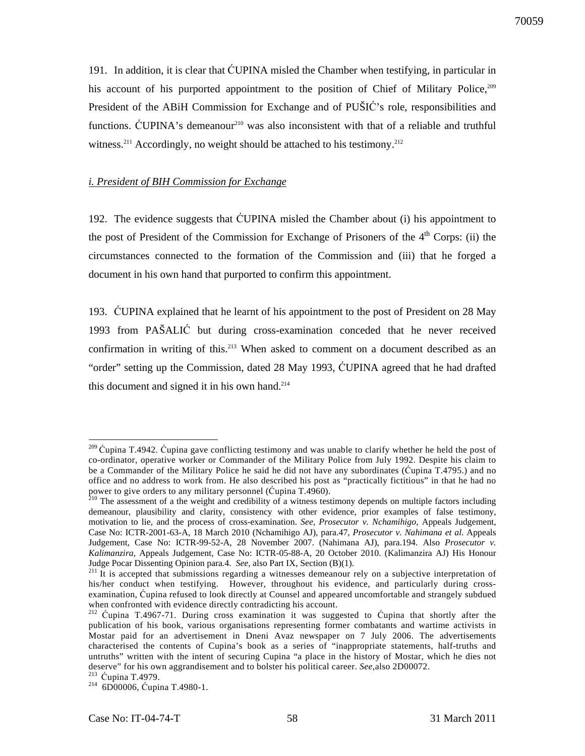191. In addition, it is clear that ĆUPINA misled the Chamber when testifying, in particular in his account of his purported appointment to the position of Chief of Military Police,[209] President of the ABiH Commission for Exchange and of PUŠIĆ's role, responsibilities and functions. ĆUPINA's demeanour[210] was also inconsistent with that of a reliable and truthful witness.[211] Accordingly, no weight should be attached to his testimony.[212]

*i. President of BIH Commission for Exchange*

192. The evidence suggests that ĆUPINA misled the Chamber about (i) his appointment to the post of President of the Commission for Exchange of Prisoners of the 4th Corps: (ii) the circumstances connected to the formation of the Commission and (iii) that he forged a document in his own hand that purported to confirm this appointment.

193. ĆUPINA explained that he learnt of his appointment to the post of President on 28 May 1993 from PAŠALIĆ but during cross-examination conceded that he never received confirmation in writing of this.[213] When asked to comment on a document described as an "order" setting up the Commission, dated 28 May 1993, ĆUPINA agreed that he had drafted this document and signed it in his own hand.[214]

---

[209] Ćupina T.4942. Ćupina gave conflicting testimony and was unable to clarify whether he held the post of co-ordinator, operative worker or Commander of the Military Police from July 1992. Despite his claim to be a Commander of the Military Police he said he did not have any subordinates (Ćupina T.4795.) and no office and no address to work from. He also described his post as "practically fictitious" in that he had no power to give orders to any military personnel (Ćupina T.4960).

[210] The assessment of a the weight and credibility of a witness testimony depends on multiple factors including demeanour, plausibility and clarity, consistency with other evidence, prior examples of false testimony, motivation to lie, and the process of cross-examination. *See*, *Prosecutor v. Nchamihigo*, Appeals Judgement, Case No: ICTR-2001-63-A, 18 March 2010 (Nchamihigo AJ), para.47, *Prosecutor v. Nahimana et al.* Appeals Judgement, Case No: ICTR-99-52-A, 28 November 2007. (Nahimana AJ), para.194. Also *Prosecutor v. Kalimanzira*, Appeals Judgement, Case No: ICTR-05-88-A, 20 October 2010. (Kalimanzira AJ) His Honour Judge Pocar Dissenting Opinion para.4. *See*, also Part IX, Section (B)(1).

[211] It is accepted that submissions regarding a witnesses demeanour rely on a subjective interpretation of his/her conduct when testifying. However, throughout his evidence, and particularly during cross-examination, Ćupina refused to look directly at Counsel and appeared uncomfortable and strangely subdued when confronted with evidence directly contradicting his account.

[212] Ćupina T.4967-71. During cross examination it was suggested to Ćupina that shortly after the publication of his book, various organisations representing former combatants and wartime activists in Mostar paid for an advertisement in Dneni Avaz newspaper on 7 July 2006. The advertisements characterised the contents of Cupina's book as a series of "inappropriate statements, half-truths and untruths" written with the intent of securing Cupina "a place in the history of Mostar, which he dies not deserve" for his own aggrandisement and to bolster his political career. *See*,also 2D00072.

[213] Ćupina T.4979.

[214] 6D00006, Ćupina T.4980-1.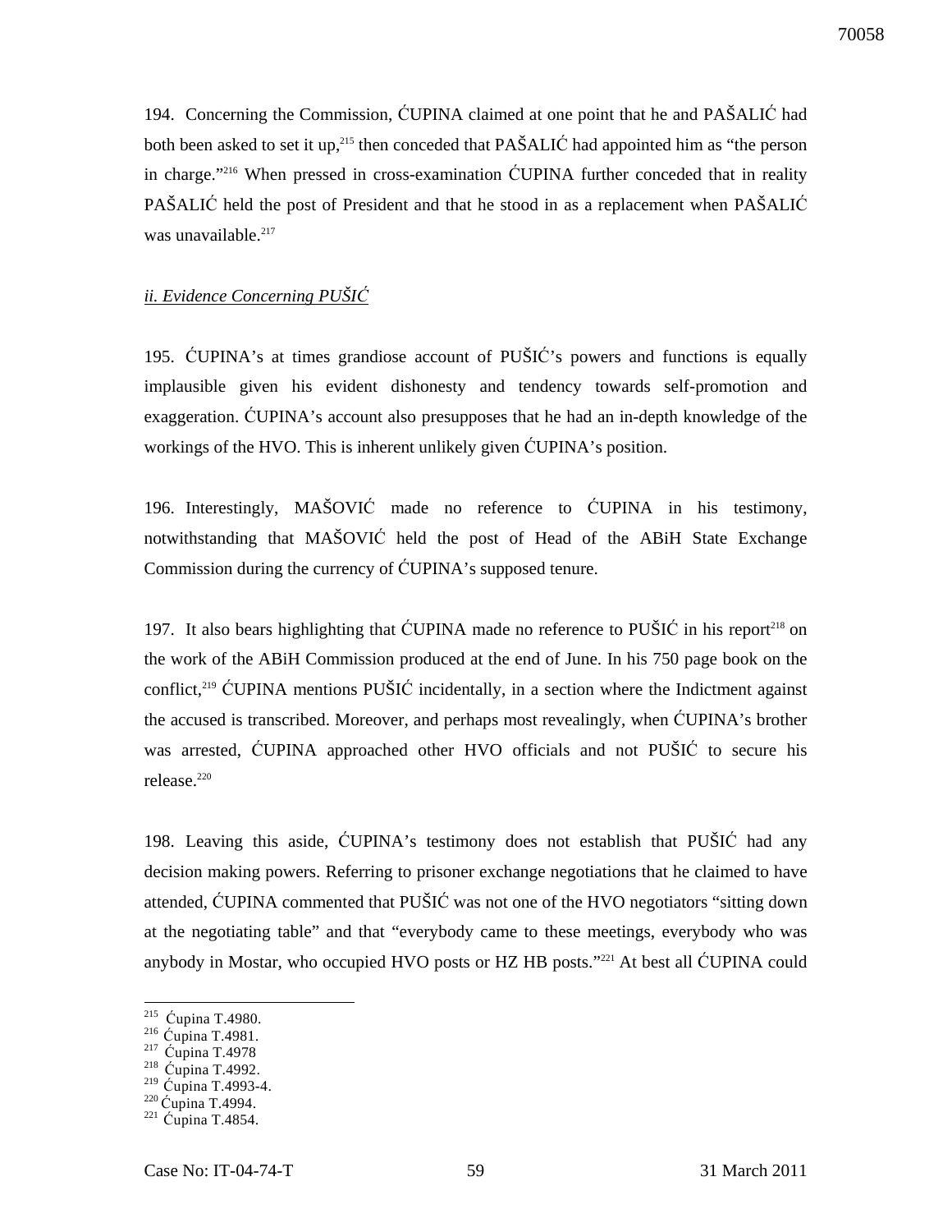194. Concerning the Commission, ĆUPINA claimed at one point that he and PAŠALIĆ had both been asked to set it up,[215] then conceded that PAŠALIĆ had appointed him as "the person in charge."[216] When pressed in cross-examination ĆUPINA further conceded that in reality PAŠALIĆ held the post of President and that he stood in as a replacement when PAŠALIĆ was unavailable.[217]

*ii. Evidence Concerning PUŠIĆ*

195. ĆUPINA's at times grandiose account of PUŠIĆ's powers and functions is equally implausible given his evident dishonesty and tendency towards self-promotion and exaggeration. ĆUPINA's account also presupposes that he had an in-depth knowledge of the workings of the HVO. This is inherent unlikely given ĆUPINA's position.

196. Interestingly, MAŠOVIĆ made no reference to ĆUPINA in his testimony, notwithstanding that MAŠOVIĆ held the post of Head of the ABiH State Exchange Commission during the currency of ĆUPINA's supposed tenure.

197. It also bears highlighting that ĆUPINA made no reference to PUŠIĆ in his report[218] on the work of the ABiH Commission produced at the end of June. In his 750 page book on the conflict,[219] ĆUPINA mentions PUŠIĆ incidentally, in a section where the Indictment against the accused is transcribed. Moreover, and perhaps most revealingly, when ĆUPINA's brother was arrested, ĆUPINA approached other HVO officials and not PUŠIĆ to secure his release.[220]

198. Leaving this aside, ĆUPINA's testimony does not establish that PUŠIĆ had any decision making powers. Referring to prisoner exchange negotiations that he claimed to have attended, ĆUPINA commented that PUŠIĆ was not one of the HVO negotiators "sitting down at the negotiating table" and that "everybody came to these meetings, everybody who was anybody in Mostar, who occupied HVO posts or HZ HB posts."[221] At best all ĆUPINA could

---

[215] Ćupina T.4980.
[216] Ćupina T.4981.
[217] Ćupina T.4978
[218] Ćupina T.4992.
[219] Ćupina T.4993-4.
[220] Ćupina T.4994.
[221] Ćupina T.4854.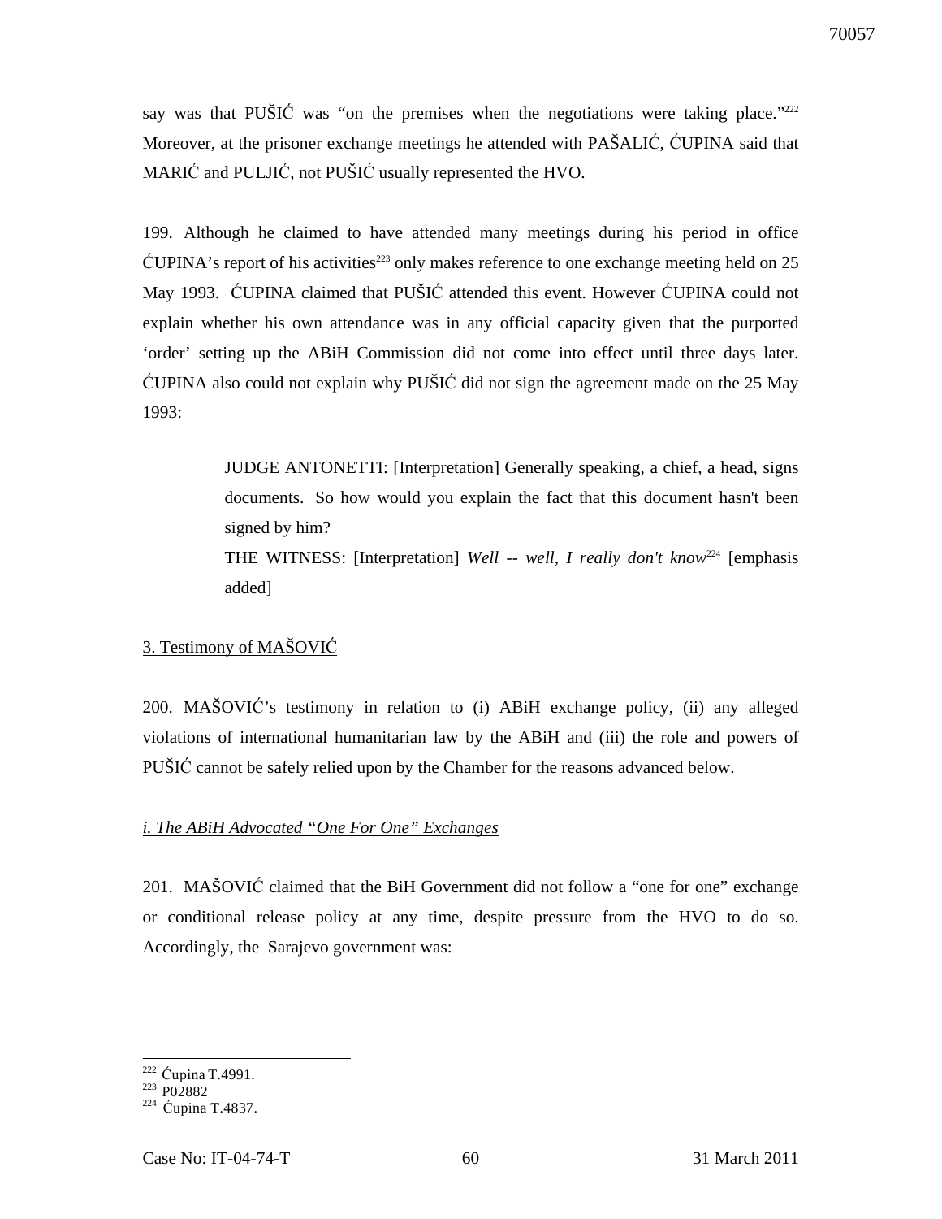say was that PUŠIĆ was "on the premises when the negotiations were taking place."[222] Moreover, at the prisoner exchange meetings he attended with PAŠALIĆ, ĆUPINA said that MARIĆ and PULJIĆ, not PUŠIĆ usually represented the HVO.

199. Although he claimed to have attended many meetings during his period in office ĆUPINA's report of his activities[223] only makes reference to one exchange meeting held on 25 May 1993. ĆUPINA claimed that PUŠIĆ attended this event. However ĆUPINA could not explain whether his own attendance was in any official capacity given that the purported 'order' setting up the ABiH Commission did not come into effect until three days later. ĆUPINA also could not explain why PUŠIĆ did not sign the agreement made on the 25 May 1993:

> JUDGE ANTONETTI: [Interpretation] Generally speaking, a chief, a head, signs documents. So how would you explain the fact that this document hasn't been signed by him?
> THE WITNESS: [Interpretation] *Well -- well, I really don't know*[224] [emphasis added]

3. Testimony of MAŠOVIĆ

200. MAŠOVIĆ's testimony in relation to (i) ABiH exchange policy, (ii) any alleged violations of international humanitarian law by the ABiH and (iii) the role and powers of PUŠIĆ cannot be safely relied upon by the Chamber for the reasons advanced below.

*i. The ABiH Advocated "One For One" Exchanges*

201. MAŠOVIĆ claimed that the BiH Government did not follow a "one for one" exchange or conditional release policy at any time, despite pressure from the HVO to do so. Accordingly, the Sarajevo government was:

---

[222] Ćupina T.4991.
[223] P02882
[224] Ćupina T.4837.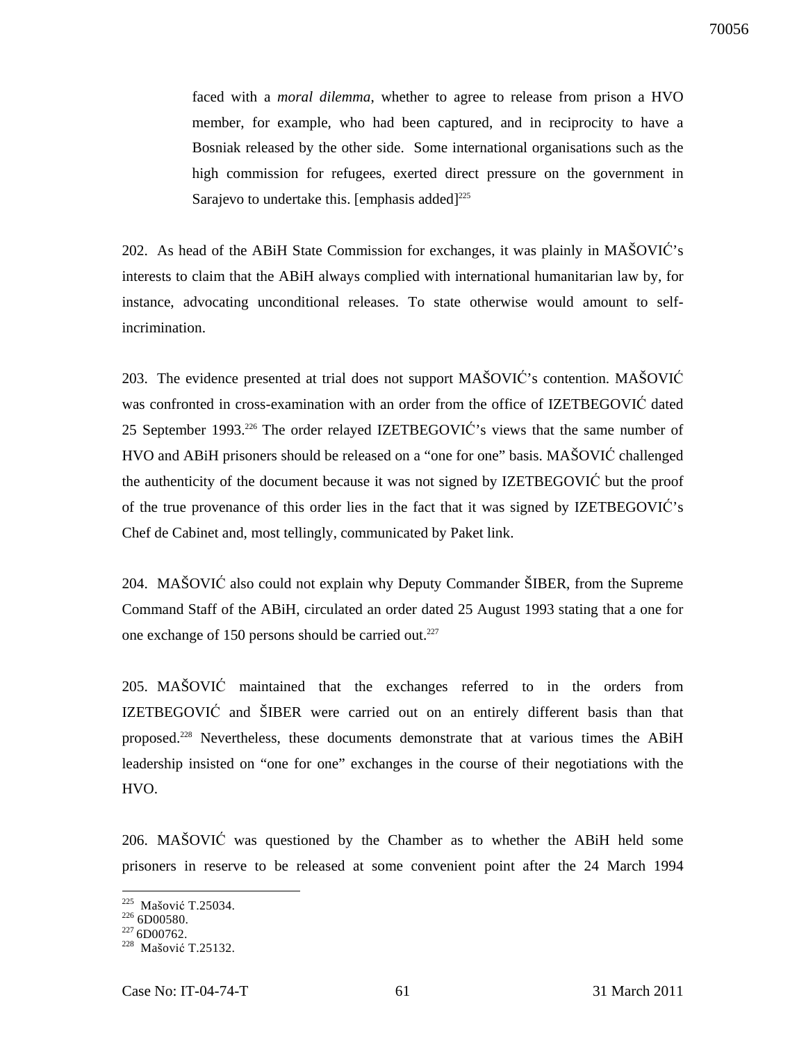> faced with a *moral dilemma*, whether to agree to release from prison a HVO member, for example, who had been captured, and in reciprocity to have a Bosniak released by the other side. Some international organisations such as the high commission for refugees, exerted direct pressure on the government in Sarajevo to undertake this. [emphasis added][225]

202. As head of the ABiH State Commission for exchanges, it was plainly in MAŠOVIĆ's interests to claim that the ABiH always complied with international humanitarian law by, for instance, advocating unconditional releases. To state otherwise would amount to self-incrimination.

203. The evidence presented at trial does not support MAŠOVIĆ's contention. MAŠOVIĆ was confronted in cross-examination with an order from the office of IZETBEGOVIĆ dated 25 September 1993.[226] The order relayed IZETBEGOVIĆ's views that the same number of HVO and ABiH prisoners should be released on a "one for one" basis. MAŠOVIĆ challenged the authenticity of the document because it was not signed by IZETBEGOVIĆ but the proof of the true provenance of this order lies in the fact that it was signed by IZETBEGOVIĆ's Chef de Cabinet and, most tellingly, communicated by Paket link.

204. MAŠOVIĆ also could not explain why Deputy Commander ŠIBER, from the Supreme Command Staff of the ABiH, circulated an order dated 25 August 1993 stating that a one for one exchange of 150 persons should be carried out.[227]

205. MAŠOVIĆ maintained that the exchanges referred to in the orders from IZETBEGOVIĆ and ŠIBER were carried out on an entirely different basis than that proposed.[228] Nevertheless, these documents demonstrate that at various times the ABiH leadership insisted on "one for one" exchanges in the course of their negotiations with the HVO.

206. MAŠOVIĆ was questioned by the Chamber as to whether the ABiH held some prisoners in reserve to be released at some convenient point after the 24 March 1994

---

[225] Mašović T.25034.
[226] 6D00580.
[227] 6D00762.
[228] Mašović T.25132.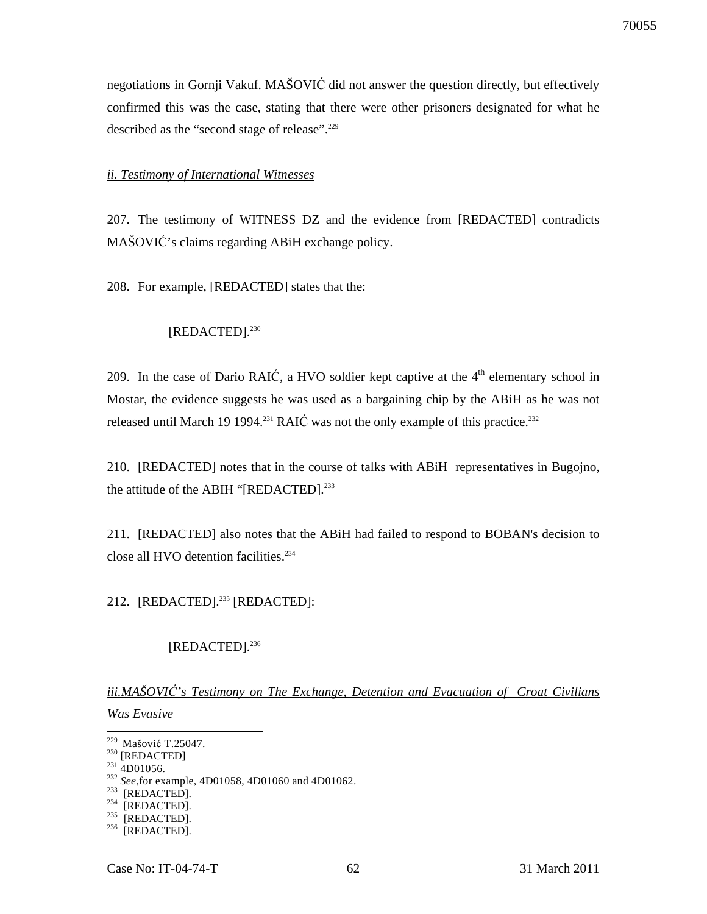negotiations in Gornji Vakuf. MAŠOVIĆ did not answer the question directly, but effectively confirmed this was the case, stating that there were other prisoners designated for what he described as the "second stage of release".[229]

*ii. Testimony of International Witnesses*

207. The testimony of WITNESS DZ and the evidence from [REDACTED] contradicts MAŠOVIĆ's claims regarding ABiH exchange policy.

208. For example, [REDACTED] states that the:

> [REDACTED].[230]

209. In the case of Dario RAIĆ, a HVO soldier kept captive at the 4th elementary school in Mostar, the evidence suggests he was used as a bargaining chip by the ABiH as he was not released until March 19 1994.[231] RAIĆ was not the only example of this practice.[232]

210. [REDACTED] notes that in the course of talks with ABiH representatives in Bugojno, the attitude of the ABIH "[REDACTED].[233]

211. [REDACTED] also notes that the ABiH had failed to respond to BOBAN's decision to close all HVO detention facilities.[234]

212. [REDACTED].[235] [REDACTED]:

> [REDACTED].[236]

*iii.MAŠOVIĆ's Testimony on The Exchange, Detention and Evacuation of Croat Civilians Was Evasive*

---

229 Mašović T.25047.
230 [REDACTED]
231 4D01056.
232 *See*,for example, 4D01058, 4D01060 and 4D01062.
233 [REDACTED].
234 [REDACTED].
235 [REDACTED].
236 [REDACTED].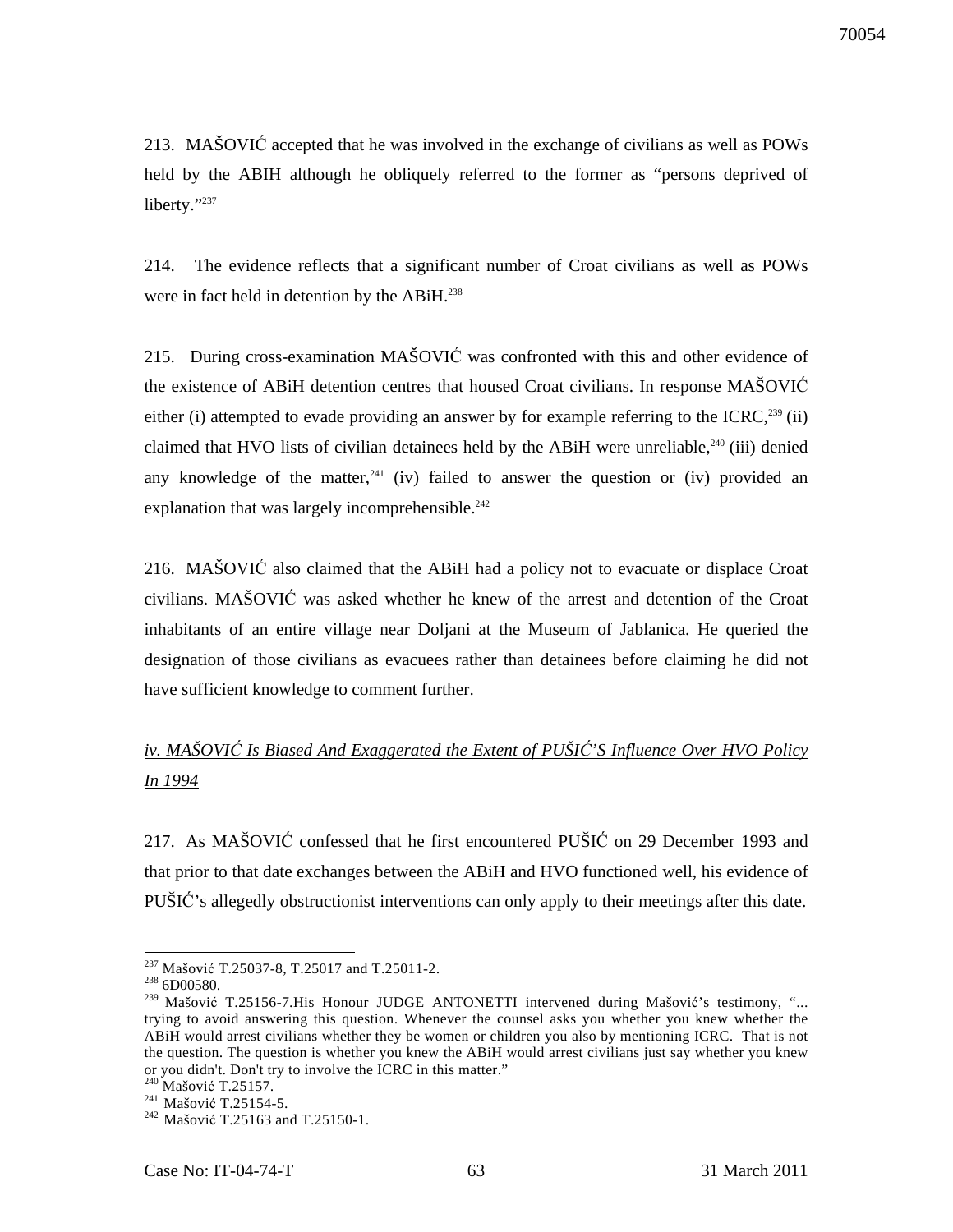213. MAŠOVIĆ accepted that he was involved in the exchange of civilians as well as POWs held by the ABIH although he obliquely referred to the former as "persons deprived of liberty."[237]

214. The evidence reflects that a significant number of Croat civilians as well as POWs were in fact held in detention by the ABiH.[238]

215. During cross-examination MAŠOVIĆ was confronted with this and other evidence of the existence of ABiH detention centres that housed Croat civilians. In response MAŠOVIĆ either (i) attempted to evade providing an answer by for example referring to the ICRC,[239] (ii) claimed that HVO lists of civilian detainees held by the ABiH were unreliable,[240] (iii) denied any knowledge of the matter,[241] (iv) failed to answer the question or (iv) provided an explanation that was largely incomprehensible.[242]

216. MAŠOVIĆ also claimed that the ABiH had a policy not to evacuate or displace Croat civilians. MAŠOVIĆ was asked whether he knew of the arrest and detention of the Croat inhabitants of an entire village near Doljani at the Museum of Jablanica. He queried the designation of those civilians as evacuees rather than detainees before claiming he did not have sufficient knowledge to comment further.

*iv. MAŠOVIĆ Is Biased And Exaggerated the Extent of PUŠIĆ'S Influence Over HVO Policy In 1994*

217. As MAŠOVIĆ confessed that he first encountered PUŠIĆ on 29 December 1993 and that prior to that date exchanges between the ABiH and HVO functioned well, his evidence of PUŠIĆ's allegedly obstructionist interventions can only apply to their meetings after this date.

---

[237] Mašović T.25037-8, T.25017 and T.25011-2.

[238] 6D00580.

[239] Mašović T.25156-7.His Honour JUDGE ANTONETTI intervened during Mašović's testimony, "... trying to avoid answering this question. Whenever the counsel asks you whether you knew whether the ABiH would arrest civilians whether they be women or children you also by mentioning ICRC. That is not the question. The question is whether you knew the ABiH would arrest civilians just say whether you knew or you didn't. Don't try to involve the ICRC in this matter."

[240] Mašović T.25157.

[241] Mašović T.25154-5.

[242] Mašović T.25163 and T.25150-1.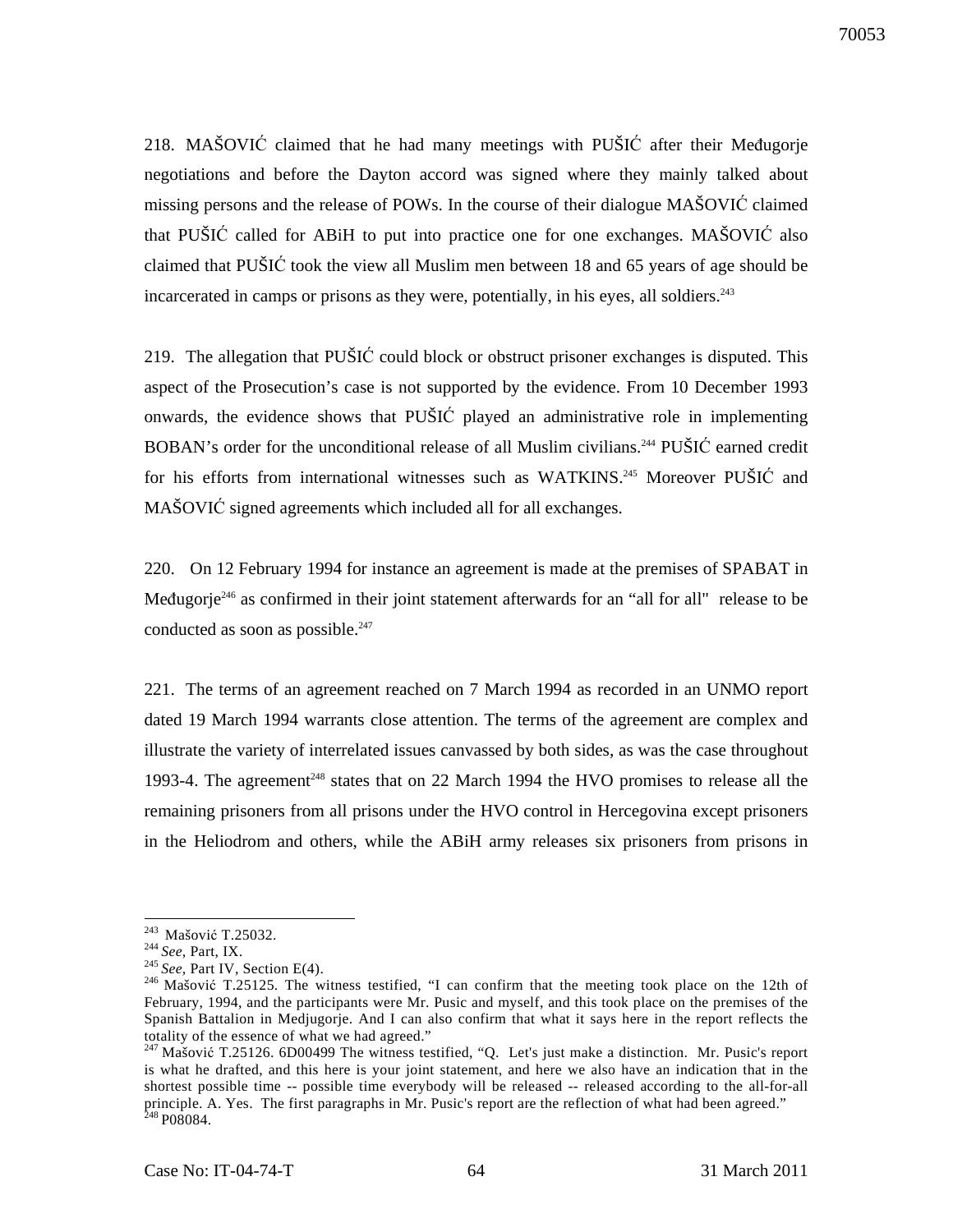218. MAŠOVIĆ claimed that he had many meetings with PUŠIĆ after their Međugorje negotiations and before the Dayton accord was signed where they mainly talked about missing persons and the release of POWs. In the course of their dialogue MAŠOVIĆ claimed that PUŠIĆ called for ABiH to put into practice one for one exchanges. MAŠOVIĆ also claimed that PUŠIĆ took the view all Muslim men between 18 and 65 years of age should be incarcerated in camps or prisons as they were, potentially, in his eyes, all soldiers.[243]

219. The allegation that PUŠIĆ could block or obstruct prisoner exchanges is disputed. This aspect of the Prosecution's case is not supported by the evidence. From 10 December 1993 onwards, the evidence shows that PUŠIĆ played an administrative role in implementing BOBAN's order for the unconditional release of all Muslim civilians.[244] PUŠIĆ earned credit for his efforts from international witnesses such as WATKINS.[245] Moreover PUŠIĆ and MAŠOVIĆ signed agreements which included all for all exchanges.

220. On 12 February 1994 for instance an agreement is made at the premises of SPABAT in Međugorje[246] as confirmed in their joint statement afterwards for an "all for all" release to be conducted as soon as possible.[247]

221. The terms of an agreement reached on 7 March 1994 as recorded in an UNMO report dated 19 March 1994 warrants close attention. The terms of the agreement are complex and illustrate the variety of interrelated issues canvassed by both sides, as was the case throughout 1993-4. The agreement[248] states that on 22 March 1994 the HVO promises to release all the remaining prisoners from all prisons under the HVO control in Hercegovina except prisoners in the Heliodrom and others, while the ABiH army releases six prisoners from prisons in

---

[243] Mašović T.25032.

[244] *See*, Part, IX.

[245] *See*, Part IV, Section E(4).

[246] Mašović T.25125. The witness testified, "I can confirm that the meeting took place on the 12th of February, 1994, and the participants were Mr. Pusic and myself, and this took place on the premises of the Spanish Battalion in Medjugorje. And I can also confirm that what it says here in the report reflects the totality of the essence of what we had agreed."

[247] Mašović T.25126. 6D00499 The witness testified, "Q. Let's just make a distinction. Mr. Pusic's report is what he drafted, and this here is your joint statement, and here we also have an indication that in the shortest possible time -- possible time everybody will be released -- released according to the all-for-all principle. A. Yes. The first paragraphs in Mr. Pusic's report are the reflection of what had been agreed."

[248] P08084.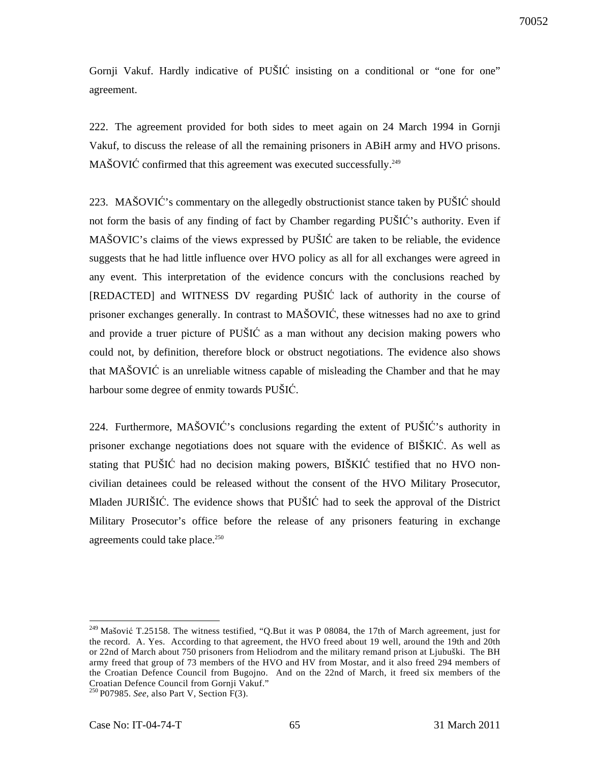Gornji Vakuf. Hardly indicative of PUŠIĆ insisting on a conditional or "one for one" agreement.

222. The agreement provided for both sides to meet again on 24 March 1994 in Gornji Vakuf, to discuss the release of all the remaining prisoners in ABiH army and HVO prisons. MAŠOVIĆ confirmed that this agreement was executed successfully.[249]

223. MAŠOVIĆ's commentary on the allegedly obstructionist stance taken by PUŠIĆ should not form the basis of any finding of fact by Chamber regarding PUŠIĆ's authority. Even if MAŠOVIC's claims of the views expressed by PUŠIĆ are taken to be reliable, the evidence suggests that he had little influence over HVO policy as all for all exchanges were agreed in any event. This interpretation of the evidence concurs with the conclusions reached by [REDACTED] and WITNESS DV regarding PUŠIĆ lack of authority in the course of prisoner exchanges generally. In contrast to MAŠOVIĆ, these witnesses had no axe to grind and provide a truer picture of PUŠIĆ as a man without any decision making powers who could not, by definition, therefore block or obstruct negotiations. The evidence also shows that MAŠOVIĆ is an unreliable witness capable of misleading the Chamber and that he may harbour some degree of enmity towards PUŠIĆ.

224. Furthermore, MAŠOVIĆ's conclusions regarding the extent of PUŠIĆ's authority in prisoner exchange negotiations does not square with the evidence of BIŠKIĆ. As well as stating that PUŠIĆ had no decision making powers, BIŠKIĆ testified that no HVO non-civilian detainees could be released without the consent of the HVO Military Prosecutor, Mladen JURIŠIĆ. The evidence shows that PUŠIĆ had to seek the approval of the District Military Prosecutor's office before the release of any prisoners featuring in exchange agreements could take place.[250]

---

[249] Mašović T.25158. The witness testified, "Q.But it was P 08084, the 17th of March agreement, just for the record. A. Yes. According to that agreement, the HVO freed about 19 well, around the 19th and 20th or 22nd of March about 750 prisoners from Heliodrom and the military remand prison at Ljubuški. The BH army freed that group of 73 members of the HVO and HV from Mostar, and it also freed 294 members of the Croatian Defence Council from Bugojno. And on the 22nd of March, it freed six members of the Croatian Defence Council from Gornji Vakuf."

[250] P07985. *See*, also Part V, Section F(3).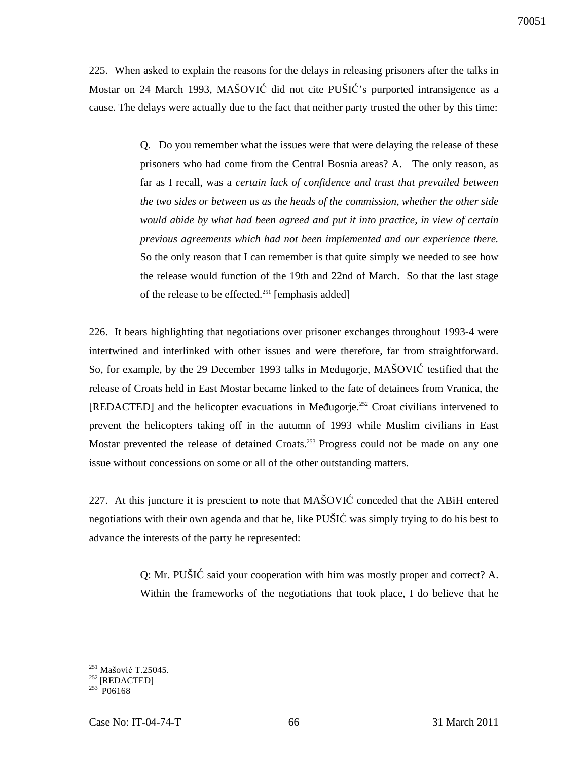225. When asked to explain the reasons for the delays in releasing prisoners after the talks in Mostar on 24 March 1993, MAŠOVIĆ did not cite PUŠIĆ's purported intransigence as a cause. The delays were actually due to the fact that neither party trusted the other by this time:

> Q. Do you remember what the issues were that were delaying the release of these prisoners who had come from the Central Bosnia areas? A. The only reason, as far as I recall, was a *certain lack of confidence and trust that prevailed between the two sides or between us as the heads of the commission, whether the other side would abide by what had been agreed and put it into practice, in view of certain previous agreements which had not been implemented and our experience there.* So the only reason that I can remember is that quite simply we needed to see how the release would function of the 19th and 22nd of March. So that the last stage of the release to be effected.[251] [emphasis added]

226. It bears highlighting that negotiations over prisoner exchanges throughout 1993-4 were intertwined and interlinked with other issues and were therefore, far from straightforward. So, for example, by the 29 December 1993 talks in Međugorje, MAŠOVIĆ testified that the release of Croats held in East Mostar became linked to the fate of detainees from Vranica, the [REDACTED] and the helicopter evacuations in Međugorje.[252] Croat civilians intervened to prevent the helicopters taking off in the autumn of 1993 while Muslim civilians in East Mostar prevented the release of detained Croats.[253] Progress could not be made on any one issue without concessions on some or all of the other outstanding matters.

227. At this juncture it is prescient to note that MAŠOVIĆ conceded that the ABiH entered negotiations with their own agenda and that he, like PUŠIĆ was simply trying to do his best to advance the interests of the party he represented:

> Q: Mr. PUŠIĆ said your cooperation with him was mostly proper and correct? A. Within the frameworks of the negotiations that took place, I do believe that he

---

[251] Mašović T.25045.
[252] [REDACTED]
[253] P06168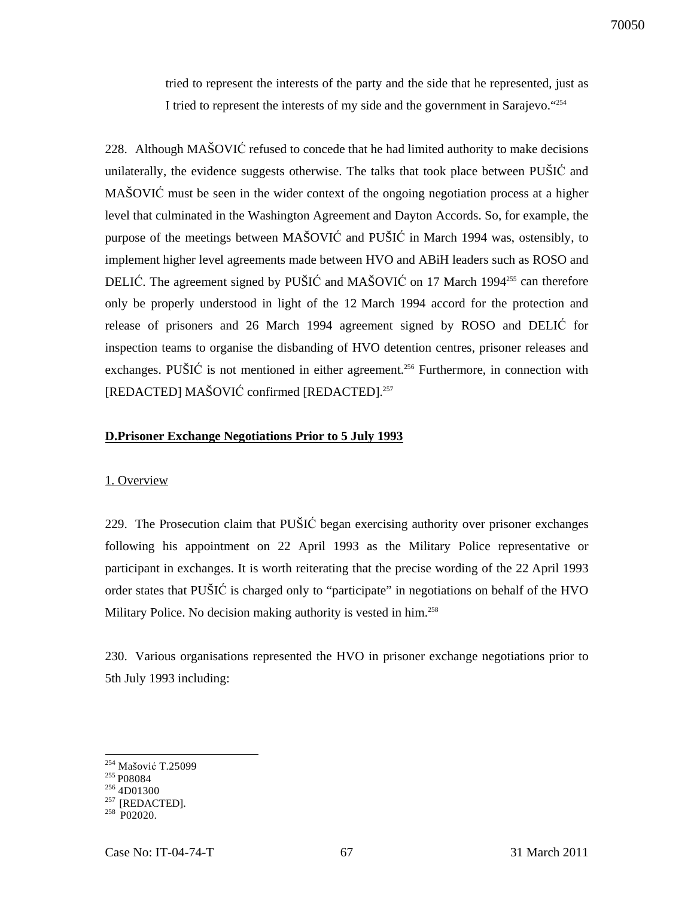tried to represent the interests of the party and the side that he represented, just as I tried to represent the interests of my side and the government in Sarajevo."[254]

228. Although MAŠOVIĆ refused to concede that he had limited authority to make decisions unilaterally, the evidence suggests otherwise. The talks that took place between PUŠIĆ and MAŠOVIĆ must be seen in the wider context of the ongoing negotiation process at a higher level that culminated in the Washington Agreement and Dayton Accords. So, for example, the purpose of the meetings between MAŠOVIĆ and PUŠIĆ in March 1994 was, ostensibly, to implement higher level agreements made between HVO and ABiH leaders such as ROSO and DELIĆ. The agreement signed by PUŠIĆ and MAŠOVIĆ on 17 March 1994[255] can therefore only be properly understood in light of the 12 March 1994 accord for the protection and release of prisoners and 26 March 1994 agreement signed by ROSO and DELIĆ for inspection teams to organise the disbanding of HVO detention centres, prisoner releases and exchanges. PUŠIĆ is not mentioned in either agreement.[256] Furthermore, in connection with [REDACTED] MAŠOVIĆ confirmed [REDACTED].[257]

## D.Prisoner Exchange Negotiations Prior to 5 July 1993

### 1. Overview

229. The Prosecution claim that PUŠIĆ began exercising authority over prisoner exchanges following his appointment on 22 April 1993 as the Military Police representative or participant in exchanges. It is worth reiterating that the precise wording of the 22 April 1993 order states that PUŠIĆ is charged only to "participate" in negotiations on behalf of the HVO Military Police. No decision making authority is vested in him.[258]

230. Various organisations represented the HVO in prisoner exchange negotiations prior to 5th July 1993 including:

---

[254] Mašović T.25099
[255] P08084
[256] 4D01300
[257] [REDACTED].
[258] P02020.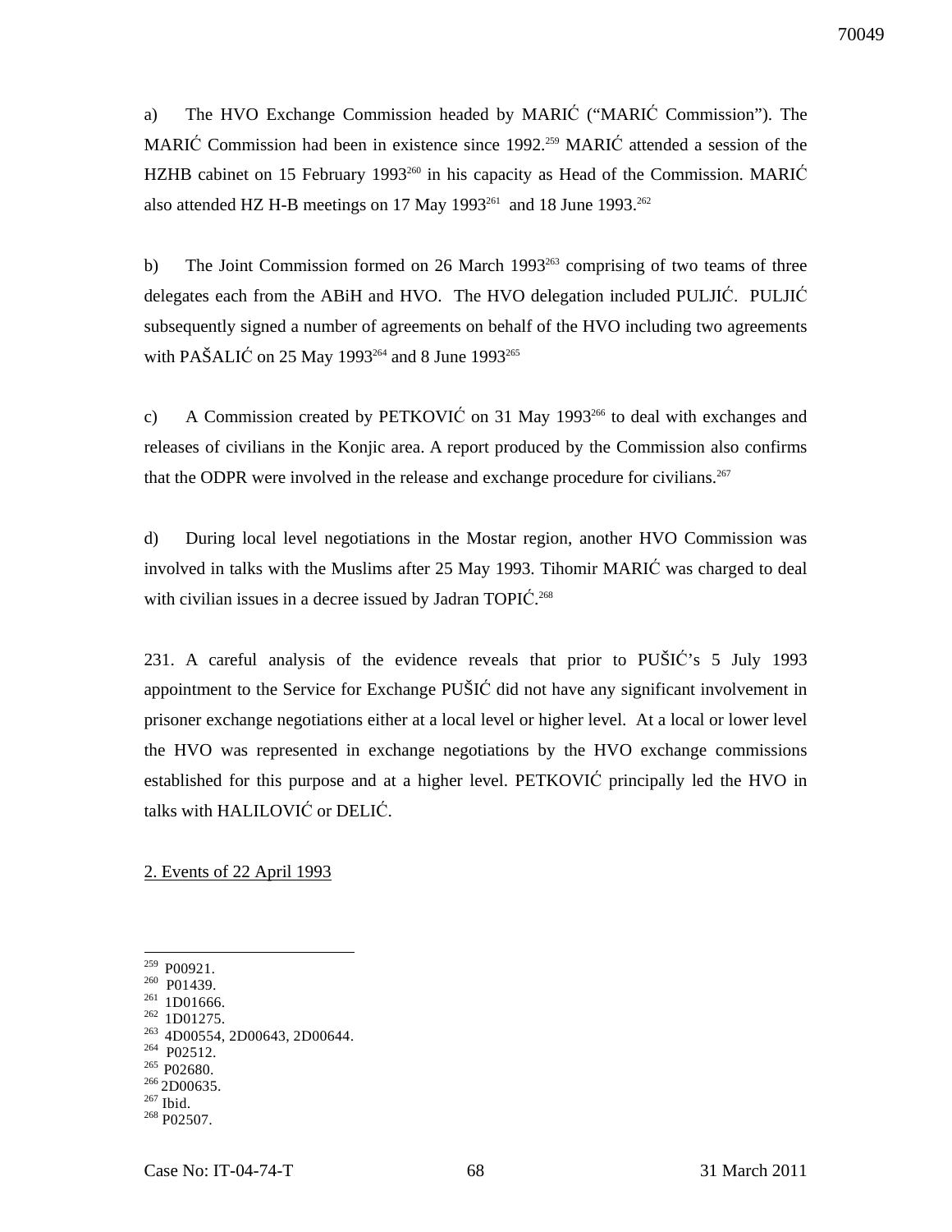a) The HVO Exchange Commission headed by MARIĆ ("MARIĆ Commission"). The MARIĆ Commission had been in existence since 1992.[259] MARIĆ attended a session of the HZHB cabinet on 15 February 1993[260] in his capacity as Head of the Commission. MARIĆ also attended HZ H-B meetings on 17 May 1993[261] and 18 June 1993.[262]

b) The Joint Commission formed on 26 March 1993[263] comprising of two teams of three delegates each from the ABiH and HVO. The HVO delegation included PULJIĆ. PULJIĆ subsequently signed a number of agreements on behalf of the HVO including two agreements with PAŠALIĆ on 25 May 1993[264] and 8 June 1993[265]

c) A Commission created by PETKOVIĆ on 31 May 1993[266] to deal with exchanges and releases of civilians in the Konjic area. A report produced by the Commission also confirms that the ODPR were involved in the release and exchange procedure for civilians.[267]

d) During local level negotiations in the Mostar region, another HVO Commission was involved in talks with the Muslims after 25 May 1993. Tihomir MARIĆ was charged to deal with civilian issues in a decree issued by Jadran TOPIĆ.[268]

231. A careful analysis of the evidence reveals that prior to PUŠIĆ's 5 July 1993 appointment to the Service for Exchange PUŠIĆ did not have any significant involvement in prisoner exchange negotiations either at a local level or higher level. At a local or lower level the HVO was represented in exchange negotiations by the HVO exchange commissions established for this purpose and at a higher level. PETKOVIĆ principally led the HVO in talks with HALILOVIĆ or DELIĆ.

2. Events of 22 April 1993

---

[259] P00921.
[260] P01439.
[261] 1D01666.
[262] 1D01275.
[263] 4D00554, 2D00643, 2D00644.
[264] P02512.
[265] P02680.
[266] 2D00635.
[267] Ibid.
[268] P02507.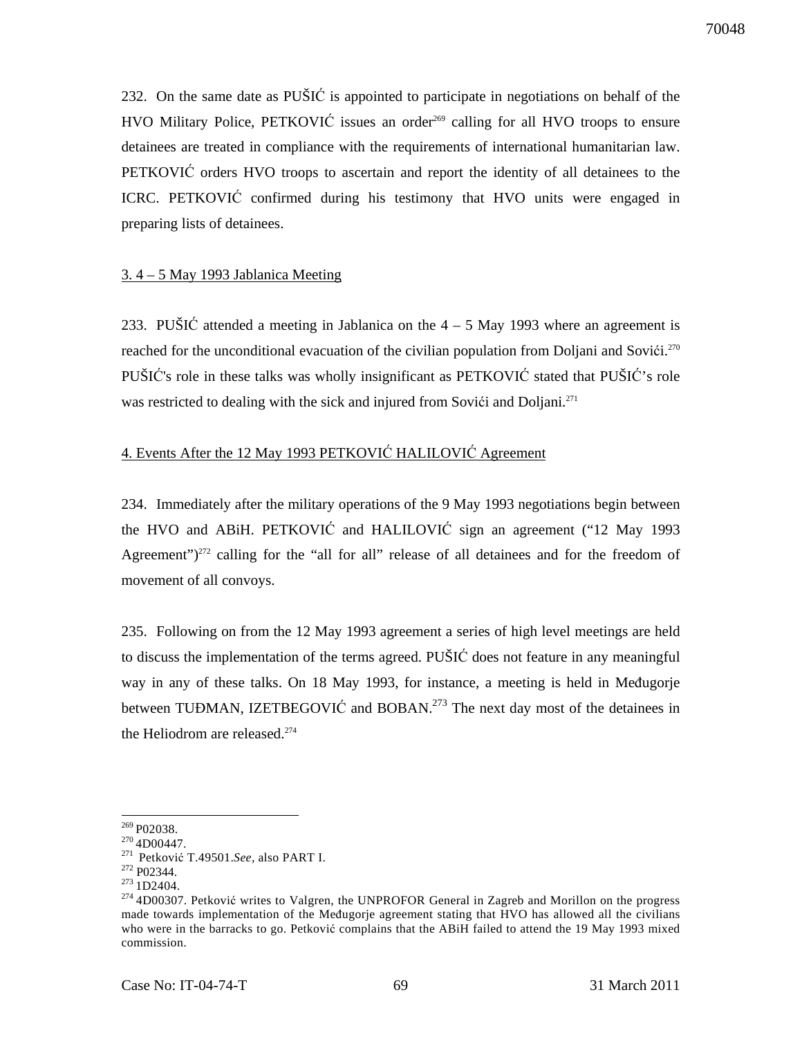232. On the same date as PUŠIĆ is appointed to participate in negotiations on behalf of the HVO Military Police, PETKOVIĆ issues an order[269] calling for all HVO troops to ensure detainees are treated in compliance with the requirements of international humanitarian law. PETKOVIĆ orders HVO troops to ascertain and report the identity of all detainees to the ICRC. PETKOVIĆ confirmed during his testimony that HVO units were engaged in preparing lists of detainees.

## 3. 4 – 5 May 1993 Jablanica Meeting

233. PUŠIĆ attended a meeting in Jablanica on the 4 – 5 May 1993 where an agreement is reached for the unconditional evacuation of the civilian population from Doljani and Sovići.[270] PUŠIĆ's role in these talks was wholly insignificant as PETKOVIĆ stated that PUŠIĆ's role was restricted to dealing with the sick and injured from Sovići and Doljani.[271]

## 4. Events After the 12 May 1993 PETKOVIĆ HALILOVIĆ Agreement

234. Immediately after the military operations of the 9 May 1993 negotiations begin between the HVO and ABiH. PETKOVIĆ and HALILOVIĆ sign an agreement ("12 May 1993 Agreement")[272] calling for the "all for all" release of all detainees and for the freedom of movement of all convoys.

235. Following on from the 12 May 1993 agreement a series of high level meetings are held to discuss the implementation of the terms agreed. PUŠIĆ does not feature in any meaningful way in any of these talks. On 18 May 1993, for instance, a meeting is held in Međugorje between TUĐMAN, IZETBEGOVIĆ and BOBAN.[273] The next day most of the detainees in the Heliodrom are released.[274]

---

[269] P02038.

[270] 4D00447.

[271] Petković T.49501.*See*, also PART I.

[272] P02344.

[273] 1D2404.

[274] 4D00307. Petković writes to Valgren, the UNPROFOR General in Zagreb and Morillon on the progress made towards implementation of the Međugorje agreement stating that HVO has allowed all the civilians who were in the barracks to go. Petković complains that the ABiH failed to attend the 19 May 1993 mixed commission.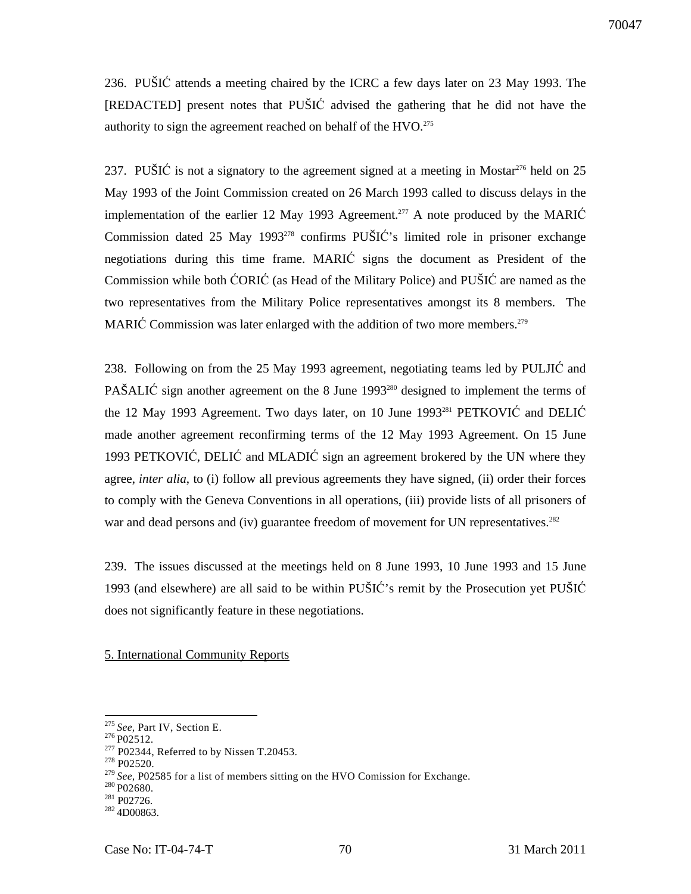236. PUŠIĆ attends a meeting chaired by the ICRC a few days later on 23 May 1993. The [REDACTED] present notes that PUŠIĆ advised the gathering that he did not have the authority to sign the agreement reached on behalf of the HVO.[275]

237. PUŠIĆ is not a signatory to the agreement signed at a meeting in Mostar[276] held on 25 May 1993 of the Joint Commission created on 26 March 1993 called to discuss delays in the implementation of the earlier 12 May 1993 Agreement.[277] A note produced by the MARIĆ Commission dated 25 May 1993[278] confirms PUŠIĆ's limited role in prisoner exchange negotiations during this time frame. MARIĆ signs the document as President of the Commission while both ĆORIĆ (as Head of the Military Police) and PUŠIĆ are named as the two representatives from the Military Police representatives amongst its 8 members. The MARIĆ Commission was later enlarged with the addition of two more members.[279]

238. Following on from the 25 May 1993 agreement, negotiating teams led by PULJIĆ and PAŠALIĆ sign another agreement on the 8 June 1993[280] designed to implement the terms of the 12 May 1993 Agreement. Two days later, on 10 June 1993[281] PETKOVIĆ and DELIĆ made another agreement reconfirming terms of the 12 May 1993 Agreement. On 15 June 1993 PETKOVIĆ, DELIĆ and MLADIĆ sign an agreement brokered by the UN where they agree, *inter alia*, to (i) follow all previous agreements they have signed, (ii) order their forces to comply with the Geneva Conventions in all operations, (iii) provide lists of all prisoners of war and dead persons and (iv) guarantee freedom of movement for UN representatives.[282]

239. The issues discussed at the meetings held on 8 June 1993, 10 June 1993 and 15 June 1993 (and elsewhere) are all said to be within PUŠIĆ's remit by the Prosecution yet PUŠIĆ does not significantly feature in these negotiations.

5. International Community Reports

---

[275] *See*, Part IV, Section E.

[276] P02512.

[277] P02344, Referred to by Nissen T.20453.

[278] P02520.

[279] *See*, P02585 for a list of members sitting on the HVO Comission for Exchange.

[280] P02680.

[281] P02726.

[282] 4D00863.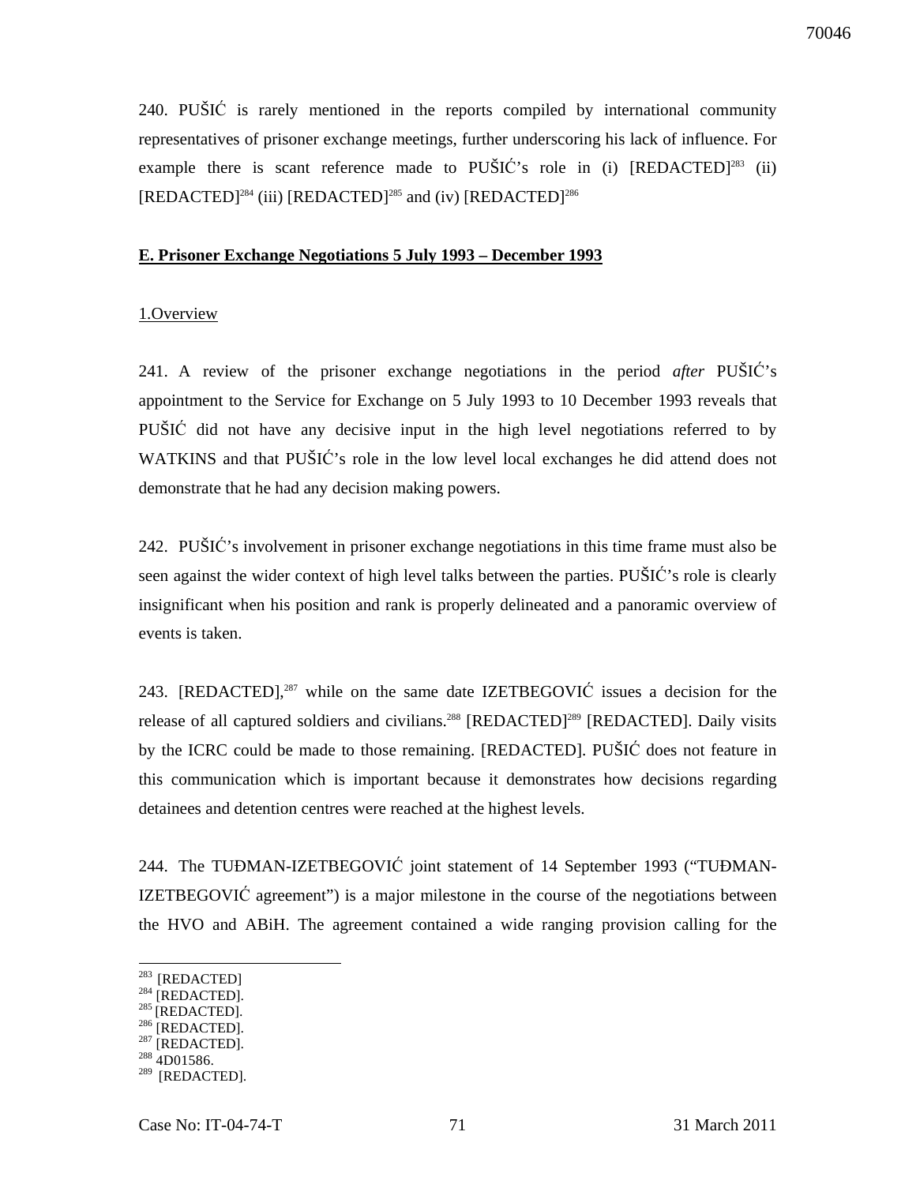240. PUŠIĆ is rarely mentioned in the reports compiled by international community representatives of prisoner exchange meetings, further underscoring his lack of influence. For example there is scant reference made to PUŠIĆ's role in (i) [REDACTED][283] (ii) [REDACTED][284] (iii) [REDACTED][285] and (iv) [REDACTED][286]

**E. Prisoner Exchange Negotiations 5 July 1993 – December 1993**

1.Overview

241. A review of the prisoner exchange negotiations in the period *after* PUŠIĆ's appointment to the Service for Exchange on 5 July 1993 to 10 December 1993 reveals that PUŠIĆ did not have any decisive input in the high level negotiations referred to by WATKINS and that PUŠIĆ's role in the low level local exchanges he did attend does not demonstrate that he had any decision making powers.

242. PUŠIĆ's involvement in prisoner exchange negotiations in this time frame must also be seen against the wider context of high level talks between the parties. PUŠIĆ's role is clearly insignificant when his position and rank is properly delineated and a panoramic overview of events is taken.

243. [REDACTED],[287] while on the same date IZETBEGOVIĆ issues a decision for the release of all captured soldiers and civilians.[288] [REDACTED][289] [REDACTED]. Daily visits by the ICRC could be made to those remaining. [REDACTED]. PUŠIĆ does not feature in this communication which is important because it demonstrates how decisions regarding detainees and detention centres were reached at the highest levels.

244. The TUĐMAN-IZETBEGOVIĆ joint statement of 14 September 1993 ("TUĐMAN-IZETBEGOVIĆ agreement") is a major milestone in the course of the negotiations between the HVO and ABiH. The agreement contained a wide ranging provision calling for the

[283] [REDACTED]
[284] [REDACTED].
[285] [REDACTED].
[286] [REDACTED].
[287] [REDACTED].
[288] 4D01586.
[289] [REDACTED].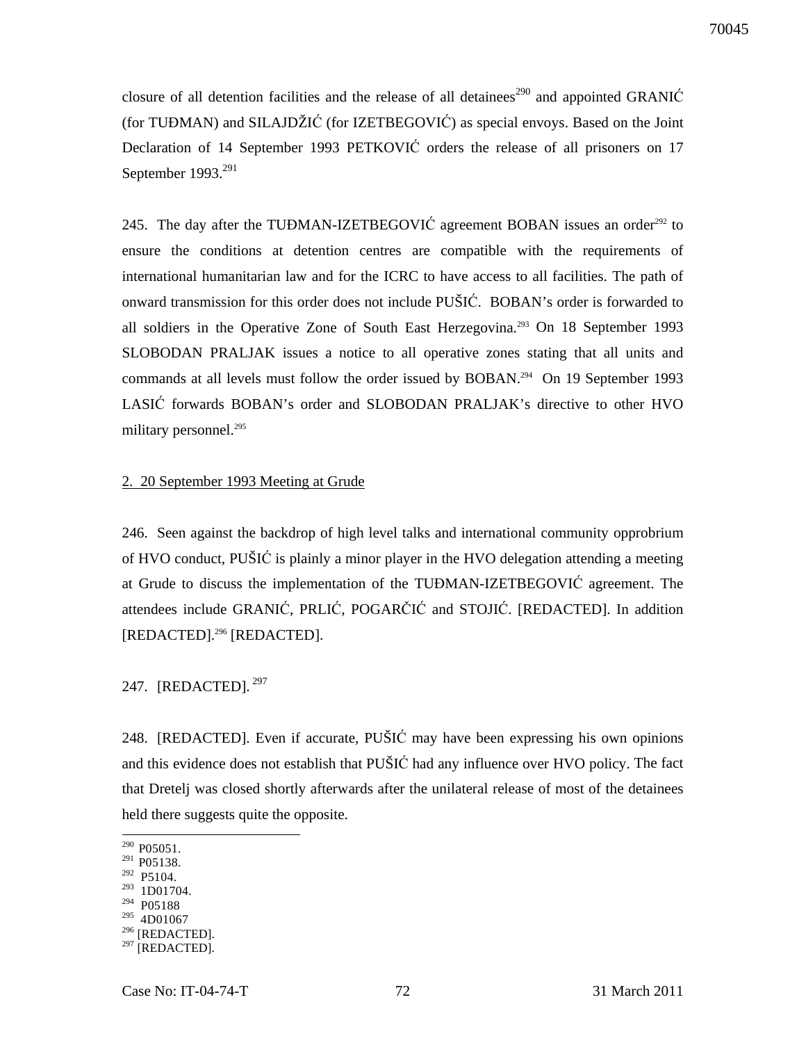closure of all detention facilities and the release of all detainees[290] and appointed GRANIĆ (for TUĐMAN) and SILAJDŽIĆ (for IZETBEGOVIĆ) as special envoys. Based on the Joint Declaration of 14 September 1993 PETKOVIĆ orders the release of all prisoners on 17 September 1993.[291]

245. The day after the TUĐMAN-IZETBEGOVIĆ agreement BOBAN issues an order[292] to ensure the conditions at detention centres are compatible with the requirements of international humanitarian law and for the ICRC to have access to all facilities. The path of onward transmission for this order does not include PUŠIĆ. BOBAN's order is forwarded to all soldiers in the Operative Zone of South East Herzegovina.[293] On 18 September 1993 SLOBODAN PRALJAK issues a notice to all operative zones stating that all units and commands at all levels must follow the order issued by BOBAN.[294] On 19 September 1993 LASIĆ forwards BOBAN's order and SLOBODAN PRALJAK's directive to other HVO military personnel.[295]

2. 20 September 1993 Meeting at Grude

246. Seen against the backdrop of high level talks and international community opprobrium of HVO conduct, PUŠIĆ is plainly a minor player in the HVO delegation attending a meeting at Grude to discuss the implementation of the TUĐMAN-IZETBEGOVIĆ agreement. The attendees include GRANIĆ, PRLIĆ, POGARČIĆ and STOJIĆ. [REDACTED]. In addition [REDACTED].[296] [REDACTED].

247. [REDACTED].[297]

248. [REDACTED]. Even if accurate, PUŠIĆ may have been expressing his own opinions and this evidence does not establish that PUŠIĆ had any influence over HVO policy. The fact that Dretelj was closed shortly afterwards after the unilateral release of most of the detainees held there suggests quite the opposite.

---

[290] P05051.
[291] P05138.
[292] P5104.
[293] 1D01704.
[294] P05188
[295] 4D01067
[296] [REDACTED].
[297] [REDACTED].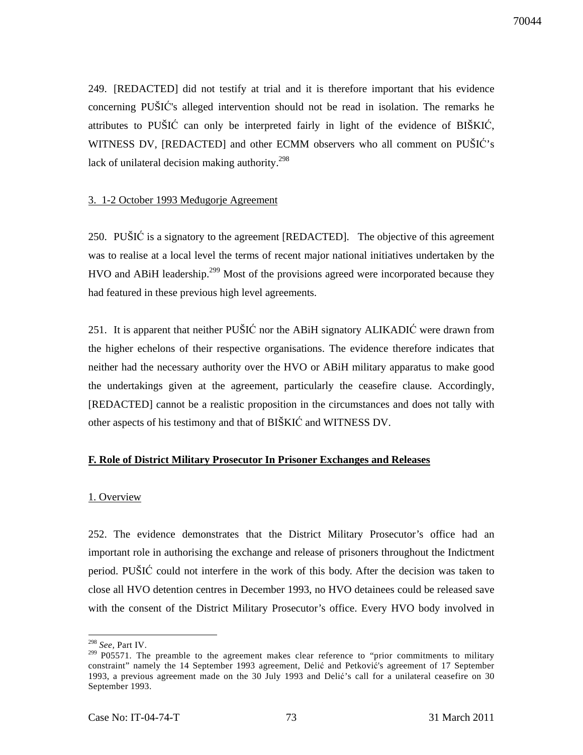249. [REDACTED] did not testify at trial and it is therefore important that his evidence concerning PUŠIĆ's alleged intervention should not be read in isolation. The remarks he attributes to PUŠIĆ can only be interpreted fairly in light of the evidence of BIŠKIĆ, WITNESS DV, [REDACTED] and other ECMM observers who all comment on PUŠIĆ's lack of unilateral decision making authority.[298]

3. 1-2 October 1993 Međugorje Agreement

250. PUŠIĆ is a signatory to the agreement [REDACTED]. The objective of this agreement was to realise at a local level the terms of recent major national initiatives undertaken by the HVO and ABiH leadership.[299] Most of the provisions agreed were incorporated because they had featured in these previous high level agreements.

251. It is apparent that neither PUŠIĆ nor the ABiH signatory ALIKADIĆ were drawn from the higher echelons of their respective organisations. The evidence therefore indicates that neither had the necessary authority over the HVO or ABiH military apparatus to make good the undertakings given at the agreement, particularly the ceasefire clause. Accordingly, [REDACTED] cannot be a realistic proposition in the circumstances and does not tally with other aspects of his testimony and that of BIŠKIĆ and WITNESS DV.

**F. Role of District Military Prosecutor In Prisoner Exchanges and Releases**

1. Overview

252. The evidence demonstrates that the District Military Prosecutor's office had an important role in authorising the exchange and release of prisoners throughout the Indictment period. PUŠIĆ could not interfere in the work of this body. After the decision was taken to close all HVO detention centres in December 1993, no HVO detainees could be released save with the consent of the District Military Prosecutor's office. Every HVO body involved in

---

[298] *See*, Part IV.

[299] P05571. The preamble to the agreement makes clear reference to "prior commitments to military constraint" namely the 14 September 1993 agreement, Delić and Petković's agreement of 17 September 1993, a previous agreement made on the 30 July 1993 and Delić's call for a unilateral ceasefire on 30 September 1993.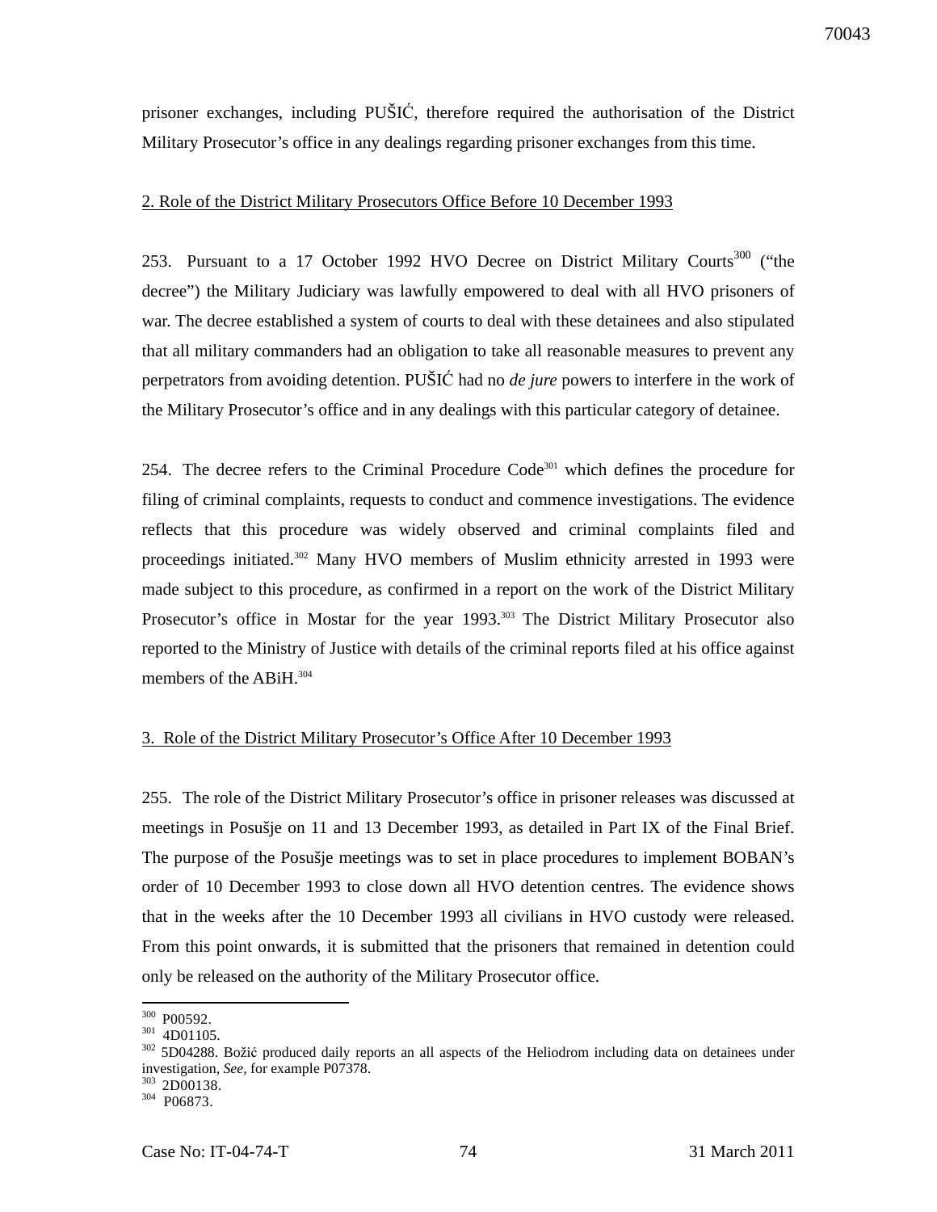prisoner exchanges, including PUŠIĆ, therefore required the authorisation of the District Military Prosecutor's office in any dealings regarding prisoner exchanges from this time.

2. Role of the District Military Prosecutors Office Before 10 December 1993

253. Pursuant to a 17 October 1992 HVO Decree on District Military Courts[300] ("the decree") the Military Judiciary was lawfully empowered to deal with all HVO prisoners of war. The decree established a system of courts to deal with these detainees and also stipulated that all military commanders had an obligation to take all reasonable measures to prevent any perpetrators from avoiding detention. PUŠIĆ had no *de jure* powers to interfere in the work of the Military Prosecutor's office and in any dealings with this particular category of detainee.

254. The decree refers to the Criminal Procedure Code[301] which defines the procedure for filing of criminal complaints, requests to conduct and commence investigations. The evidence reflects that this procedure was widely observed and criminal complaints filed and proceedings initiated.[302] Many HVO members of Muslim ethnicity arrested in 1993 were made subject to this procedure, as confirmed in a report on the work of the District Military Prosecutor's office in Mostar for the year 1993.[303] The District Military Prosecutor also reported to the Ministry of Justice with details of the criminal reports filed at his office against members of the ABiH.[304]

3. Role of the District Military Prosecutor's Office After 10 December 1993

255. The role of the District Military Prosecutor's office in prisoner releases was discussed at meetings in Posušje on 11 and 13 December 1993, as detailed in Part IX of the Final Brief. The purpose of the Posušje meetings was to set in place procedures to implement BOBAN's order of 10 December 1993 to close down all HVO detention centres. The evidence shows that in the weeks after the 10 December 1993 all civilians in HVO custody were released. From this point onwards, it is submitted that the prisoners that remained in detention could only be released on the authority of the Military Prosecutor office.

---

[300] P00592.
[301] 4D01105.
[302] 5D04288. Božić produced daily reports an all aspects of the Heliodrom including data on detainees under investigation, *See*, for example P07378.
[303] 2D00138.
[304] P06873.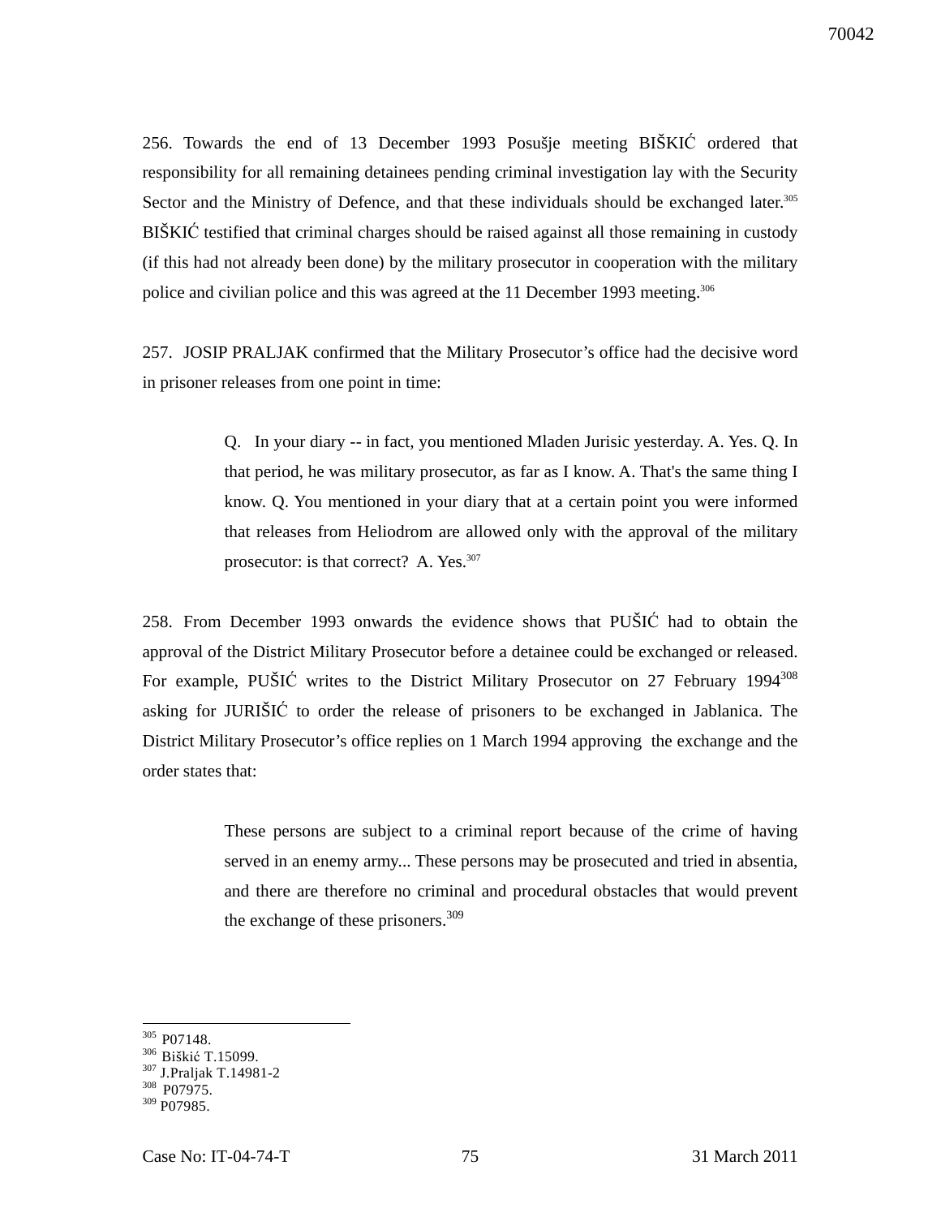256. Towards the end of 13 December 1993 Posušje meeting BIŠKIĆ ordered that responsibility for all remaining detainees pending criminal investigation lay with the Security Sector and the Ministry of Defence, and that these individuals should be exchanged later.[305] BIŠKIĆ testified that criminal charges should be raised against all those remaining in custody (if this had not already been done) by the military prosecutor in cooperation with the military police and civilian police and this was agreed at the 11 December 1993 meeting.[306]

257. JOSIP PRALJAK confirmed that the Military Prosecutor's office had the decisive word in prisoner releases from one point in time:

> Q. In your diary -- in fact, you mentioned Mladen Jurisic yesterday. A. Yes. Q. In that period, he was military prosecutor, as far as I know. A. That's the same thing I know. Q. You mentioned in your diary that at a certain point you were informed that releases from Heliodrom are allowed only with the approval of the military prosecutor: is that correct? A. Yes.[307]

258. From December 1993 onwards the evidence shows that PUŠIĆ had to obtain the approval of the District Military Prosecutor before a detainee could be exchanged or released. For example, PUŠIĆ writes to the District Military Prosecutor on 27 February 1994[308] asking for JURIŠIĆ to order the release of prisoners to be exchanged in Jablanica. The District Military Prosecutor's office replies on 1 March 1994 approving the exchange and the order states that:

> These persons are subject to a criminal report because of the crime of having served in an enemy army... These persons may be prosecuted and tried in absentia, and there are therefore no criminal and procedural obstacles that would prevent the exchange of these prisoners.[309]

---

[305] P07148.
[306] Biškić T.15099.
[307] J.Praljak T.14981-2
[308] P07975.
[309] P07985.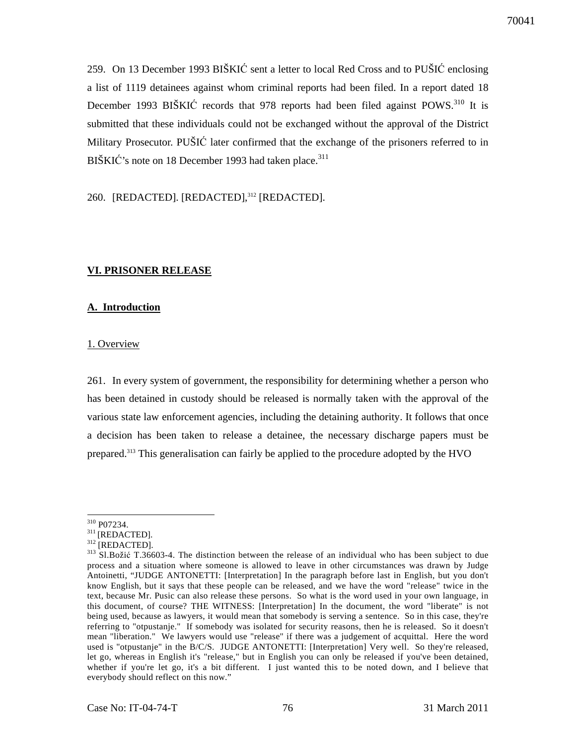259. On 13 December 1993 BIŠKIĆ sent a letter to local Red Cross and to PUŠIĆ enclosing a list of 1119 detainees against whom criminal reports had been filed. In a report dated 18 December 1993 BIŠKIĆ records that 978 reports had been filed against POWS.[310] It is submitted that these individuals could not be exchanged without the approval of the District Military Prosecutor. PUŠIĆ later confirmed that the exchange of the prisoners referred to in BIŠKIĆ's note on 18 December 1993 had taken place.[311]

260. [REDACTED]. [REDACTED],[312] [REDACTED].

## VI. PRISONER RELEASE

### A. Introduction

#### 1. Overview

261. In every system of government, the responsibility for determining whether a person who has been detained in custody should be released is normally taken with the approval of the various state law enforcement agencies, including the detaining authority. It follows that once a decision has been taken to release a detainee, the necessary discharge papers must be prepared.[313] This generalisation can fairly be applied to the procedure adopted by the HVO

---

[310] P07234.

[311] [REDACTED].

[312] [REDACTED].

[313] Sl.Božić T.36603-4. The distinction between the release of an individual who has been subject to due process and a situation where someone is allowed to leave in other circumstances was drawn by Judge Antoinetti, "JUDGE ANTONETTI: [Interpretation] In the paragraph before last in English, but you don't know English, but it says that these people can be released, and we have the word "release" twice in the text, because Mr. Pusic can also release these persons. So what is the word used in your own language, in this document, of course? THE WITNESS: [Interpretation] In the document, the word "liberate" is not being used, because as lawyers, it would mean that somebody is serving a sentence. So in this case, they're referring to "otpustanje." If somebody was isolated for security reasons, then he is released. So it doesn't mean "liberation." We lawyers would use "release" if there was a judgement of acquittal. Here the word used is "otpustanje" in the B/C/S. JUDGE ANTONETTI: [Interpretation] Very well. So they're released, let go, whereas in English it's "release," but in English you can only be released if you've been detained, whether if you're let go, it's a bit different. I just wanted this to be noted down, and I believe that everybody should reflect on this now."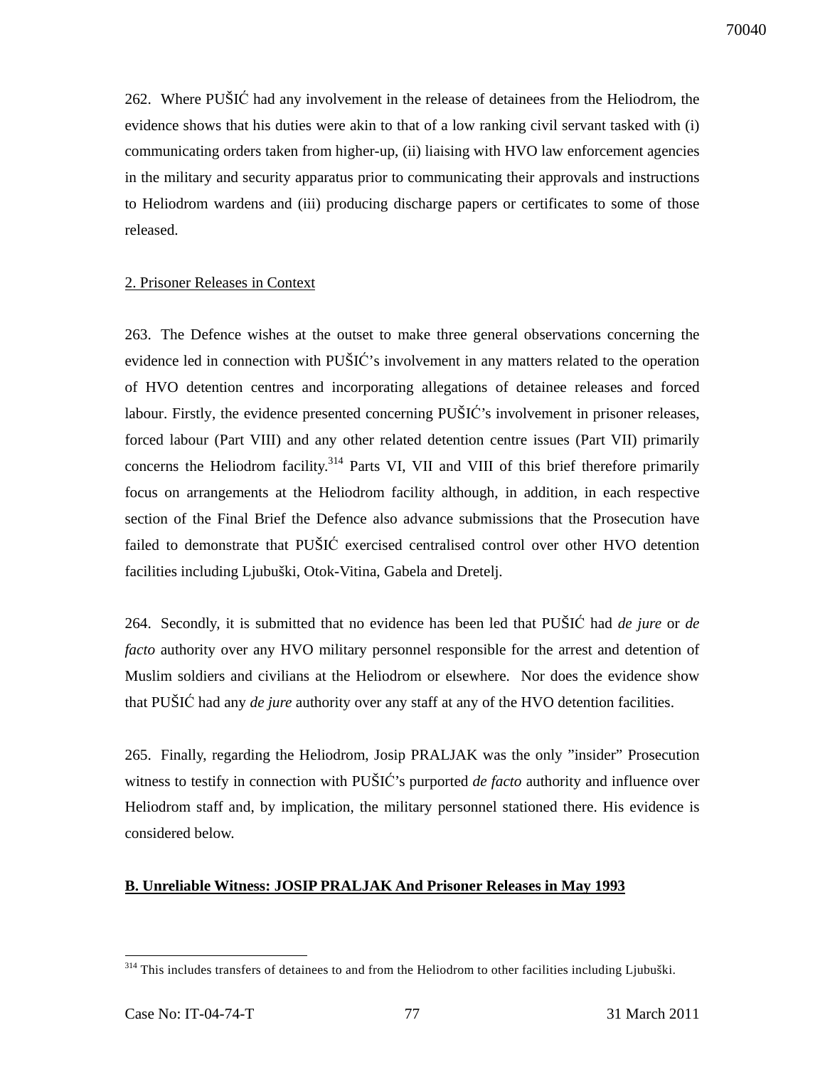262. Where PUŠIĆ had any involvement in the release of detainees from the Heliodrom, the evidence shows that his duties were akin to that of a low ranking civil servant tasked with (i) communicating orders taken from higher-up, (ii) liaising with HVO law enforcement agencies in the military and security apparatus prior to communicating their approvals and instructions to Heliodrom wardens and (iii) producing discharge papers or certificates to some of those released.

2. Prisoner Releases in Context

263. The Defence wishes at the outset to make three general observations concerning the evidence led in connection with PUŠIĆ's involvement in any matters related to the operation of HVO detention centres and incorporating allegations of detainee releases and forced labour. Firstly, the evidence presented concerning PUŠIĆ's involvement in prisoner releases, forced labour (Part VIII) and any other related detention centre issues (Part VII) primarily concerns the Heliodrom facility.[314] Parts VI, VII and VIII of this brief therefore primarily focus on arrangements at the Heliodrom facility although, in addition, in each respective section of the Final Brief the Defence also advance submissions that the Prosecution have failed to demonstrate that PUŠIĆ exercised centralised control over other HVO detention facilities including Ljubuški, Otok-Vitina, Gabela and Dretelj.

264. Secondly, it is submitted that no evidence has been led that PUŠIĆ had *de jure* or *de facto* authority over any HVO military personnel responsible for the arrest and detention of Muslim soldiers and civilians at the Heliodrom or elsewhere. Nor does the evidence show that PUŠIĆ had any *de jure* authority over any staff at any of the HVO detention facilities.

265. Finally, regarding the Heliodrom, Josip PRALJAK was the only "insider" Prosecution witness to testify in connection with PUŠIĆ's purported *de facto* authority and influence over Heliodrom staff and, by implication, the military personnel stationed there. His evidence is considered below.

**B. Unreliable Witness: JOSIP PRALJAK And Prisoner Releases in May 1993**

[314] This includes transfers of detainees to and from the Heliodrom to other facilities including Ljubuški.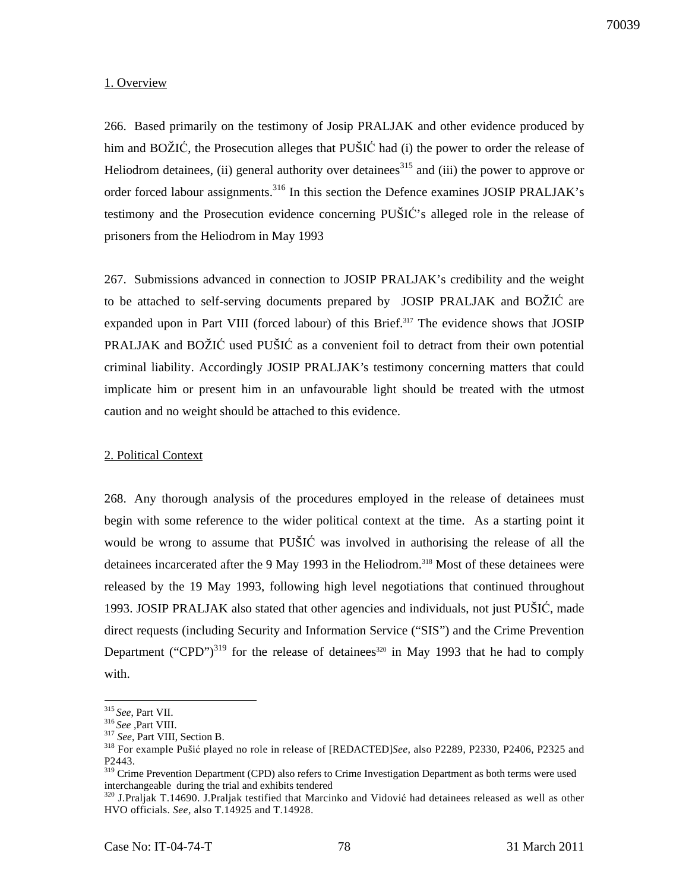## 1. Overview

266. Based primarily on the testimony of Josip PRALJAK and other evidence produced by him and BOŽIĆ, the Prosecution alleges that PUŠIĆ had (i) the power to order the release of Heliodrom detainees, (ii) general authority over detainees[315] and (iii) the power to approve or order forced labour assignments.[316] In this section the Defence examines JOSIP PRALJAK's testimony and the Prosecution evidence concerning PUŠIĆ's alleged role in the release of prisoners from the Heliodrom in May 1993

267. Submissions advanced in connection to JOSIP PRALJAK's credibility and the weight to be attached to self-serving documents prepared by JOSIP PRALJAK and BOŽIĆ are expanded upon in Part VIII (forced labour) of this Brief.[317] The evidence shows that JOSIP PRALJAK and BOŽIĆ used PUŠIĆ as a convenient foil to detract from their own potential criminal liability. Accordingly JOSIP PRALJAK's testimony concerning matters that could implicate him or present him in an unfavourable light should be treated with the utmost caution and no weight should be attached to this evidence.

## 2. Political Context

268. Any thorough analysis of the procedures employed in the release of detainees must begin with some reference to the wider political context at the time. As a starting point it would be wrong to assume that PUŠIĆ was involved in authorising the release of all the detainees incarcerated after the 9 May 1993 in the Heliodrom.[318] Most of these detainees were released by the 19 May 1993, following high level negotiations that continued throughout 1993. JOSIP PRALJAK also stated that other agencies and individuals, not just PUŠIĆ, made direct requests (including Security and Information Service ("SIS") and the Crime Prevention Department ("CPD")[319] for the release of detainees[320] in May 1993 that he had to comply with.

---

[315] *See*, Part VII.

[316] *See* ,Part VIII.

[317] *See*, Part VIII, Section B.

[318] For example Pušić played no role in release of [REDACTED]*See*, also P2289, P2330, P2406, P2325 and P2443.

[319] Crime Prevention Department (CPD) also refers to Crime Investigation Department as both terms were used interchangeable during the trial and exhibits tendered

[320] J.Praljak T.14690. J.Praljak testified that Marcinko and Vidović had detainees released as well as other HVO officials. *See*, also T.14925 and T.14928.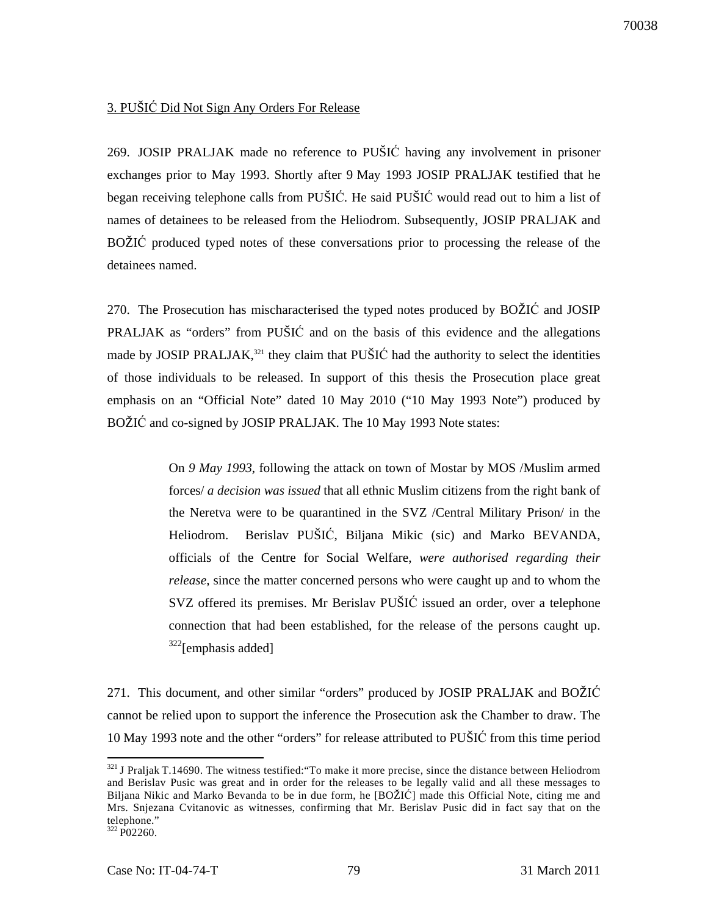3. PUŠIĆ Did Not Sign Any Orders For Release

269. JOSIP PRALJAK made no reference to PUŠIĆ having any involvement in prisoner exchanges prior to May 1993. Shortly after 9 May 1993 JOSIP PRALJAK testified that he began receiving telephone calls from PUŠIĆ. He said PUŠIĆ would read out to him a list of names of detainees to be released from the Heliodrom. Subsequently, JOSIP PRALJAK and BOŽIĆ produced typed notes of these conversations prior to processing the release of the detainees named.

270. The Prosecution has mischaracterised the typed notes produced by BOŽIĆ and JOSIP PRALJAK as "orders" from PUŠIĆ and on the basis of this evidence and the allegations made by JOSIP PRALJAK,[321] they claim that PUŠIĆ had the authority to select the identities of those individuals to be released. In support of this thesis the Prosecution place great emphasis on an "Official Note" dated 10 May 2010 ("10 May 1993 Note") produced by BOŽIĆ and co-signed by JOSIP PRALJAK. The 10 May 1993 Note states:

> On *9 May 1993*, following the attack on town of Mostar by MOS /Muslim armed forces/ *a decision was issued* that all ethnic Muslim citizens from the right bank of the Neretva were to be quarantined in the SVZ /Central Military Prison/ in the Heliodrom. Berislav PUŠIĆ, Biljana Mikic (sic) and Marko BEVANDA, officials of the Centre for Social Welfare, *were authorised regarding their release,* since the matter concerned persons who were caught up and to whom the SVZ offered its premises. Mr Berislav PUŠIĆ issued an order, over a telephone connection that had been established, for the release of the persons caught up. [322][emphasis added]

271. This document, and other similar "orders" produced by JOSIP PRALJAK and BOŽIĆ cannot be relied upon to support the inference the Prosecution ask the Chamber to draw. The 10 May 1993 note and the other "orders" for release attributed to PUŠIĆ from this time period

---

[321] J Praljak T.14690. The witness testified:"To make it more precise, since the distance between Heliodrom and Berislav Pusic was great and in order for the releases to be legally valid and all these messages to Biljana Nikic and Marko Bevanda to be in due form, he [BOŽIĆ] made this Official Note, citing me and Mrs. Snjezana Cvitanovic as witnesses, confirming that Mr. Berislav Pusic did in fact say that on the telephone."

[322] P02260.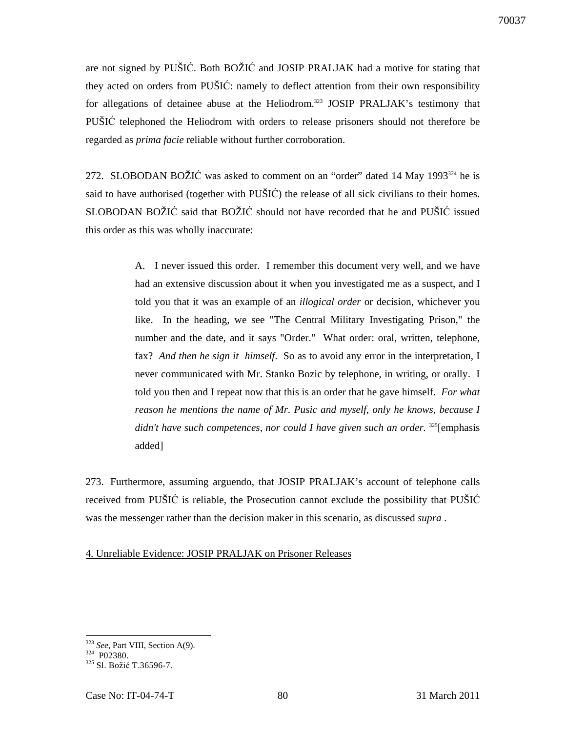are not signed by PUŠIĆ. Both BOŽIĆ and JOSIP PRALJAK had a motive for stating that they acted on orders from PUŠIĆ: namely to deflect attention from their own responsibility for allegations of detainee abuse at the Heliodrom.[323] JOSIP PRALJAK's testimony that PUŠIĆ telephoned the Heliodrom with orders to release prisoners should not therefore be regarded as *prima facie* reliable without further corroboration.

272. SLOBODAN BOŽIĆ was asked to comment on an "order" dated 14 May 1993[324] he is said to have authorised (together with PUŠIĆ) the release of all sick civilians to their homes. SLOBODAN BOŽIĆ said that BOŽIĆ should not have recorded that he and PUŠIĆ issued this order as this was wholly inaccurate:

> A. I never issued this order. I remember this document very well, and we have had an extensive discussion about it when you investigated me as a suspect, and I told you that it was an example of an *illogical order* or decision, whichever you like. In the heading, we see "The Central Military Investigating Prison," the number and the date, and it says "Order." What order: oral, written, telephone, fax? *And then he sign it himself.* So as to avoid any error in the interpretation, I never communicated with Mr. Stanko Bozic by telephone, in writing, or orally. I told you then and I repeat now that this is an order that he gave himself. *For what reason he mentions the name of Mr. Pusic and myself, only he knows, because I didn't have such competences, nor could I have given such an order.* [325][emphasis added]

273. Furthermore, assuming arguendo, that JOSIP PRALJAK's account of telephone calls received from PUŠIĆ is reliable, the Prosecution cannot exclude the possibility that PUŠIĆ was the messenger rather than the decision maker in this scenario, as discussed *supra* .

4. Unreliable Evidence: JOSIP PRALJAK on Prisoner Releases

---

[323] *See*, Part VIII, Section A(9).

[324] P02380.

[325] Sl. Božić T.36596-7.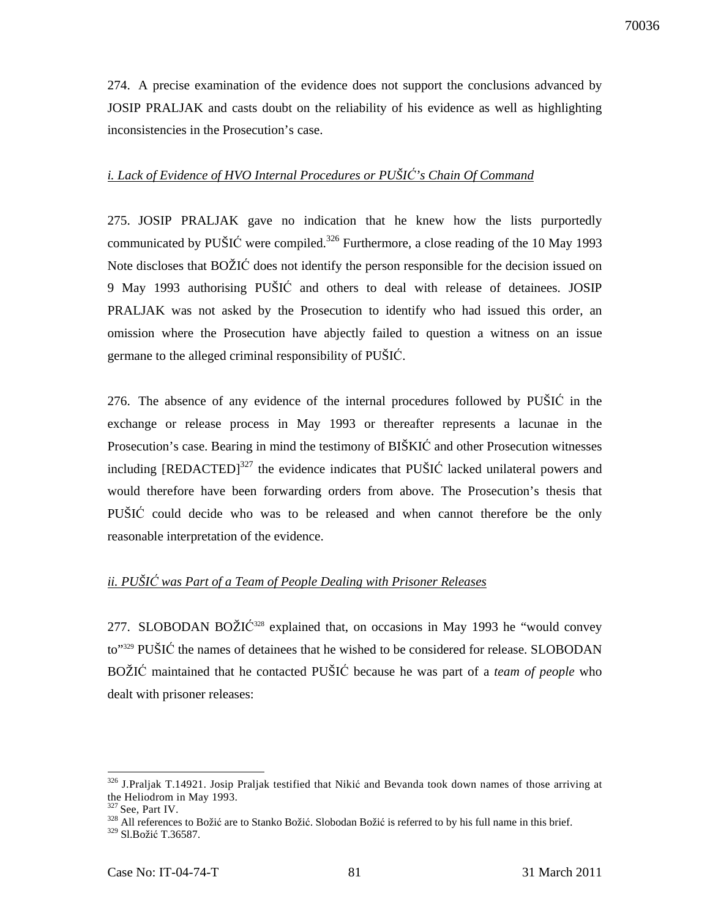274. A precise examination of the evidence does not support the conclusions advanced by JOSIP PRALJAK and casts doubt on the reliability of his evidence as well as highlighting inconsistencies in the Prosecution's case.

*i. Lack of Evidence of HVO Internal Procedures or PUŠIĆ's Chain Of Command*

275. JOSIP PRALJAK gave no indication that he knew how the lists purportedly communicated by PUŠIĆ were compiled.[326] Furthermore, a close reading of the 10 May 1993 Note discloses that BOŽIĆ does not identify the person responsible for the decision issued on 9 May 1993 authorising PUŠIĆ and others to deal with release of detainees. JOSIP PRALJAK was not asked by the Prosecution to identify who had issued this order, an omission where the Prosecution have abjectly failed to question a witness on an issue germane to the alleged criminal responsibility of PUŠIĆ.

276. The absence of any evidence of the internal procedures followed by PUŠIĆ in the exchange or release process in May 1993 or thereafter represents a lacunae in the Prosecution's case. Bearing in mind the testimony of BIŠKIĆ and other Prosecution witnesses including [REDACTED][327] the evidence indicates that PUŠIĆ lacked unilateral powers and would therefore have been forwarding orders from above. The Prosecution's thesis that PUŠIĆ could decide who was to be released and when cannot therefore be the only reasonable interpretation of the evidence.

*ii. PUŠIĆ was Part of a Team of People Dealing with Prisoner Releases*

277. SLOBODAN BOŽIĆ[328] explained that, on occasions in May 1993 he "would convey to"[329] PUŠIĆ the names of detainees that he wished to be considered for release. SLOBODAN BOŽIĆ maintained that he contacted PUŠIĆ because he was part of a *team of people* who dealt with prisoner releases:

---

[326] J.Praljak T.14921. Josip Praljak testified that Nikić and Bevanda took down names of those arriving at the Heliodrom in May 1993.

[327] See, Part IV.

[328] All references to Božić are to Stanko Božić. Slobodan Božić is referred to by his full name in this brief.

[329] Sl.Božić T.36587.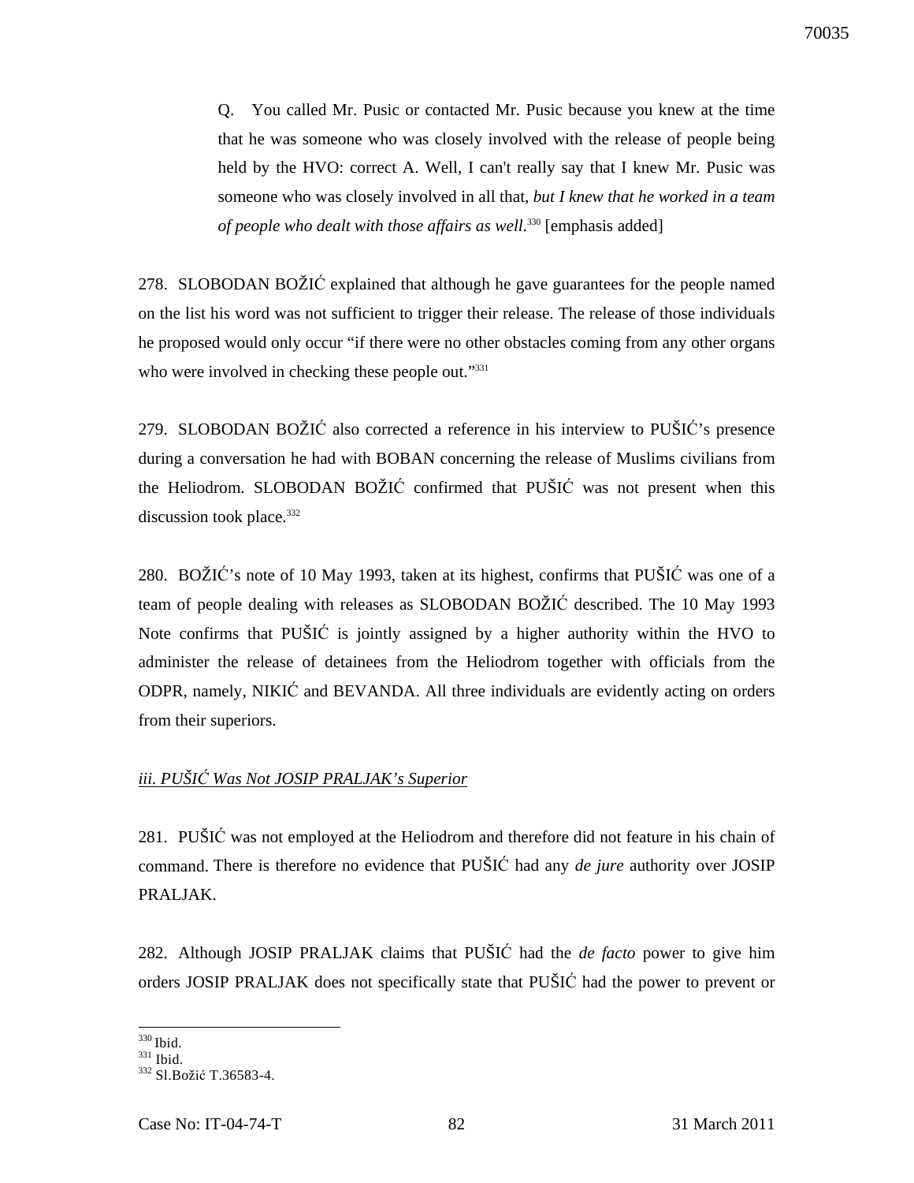> Q. You called Mr. Pusic or contacted Mr. Pusic because you knew at the time that he was someone who was closely involved with the release of people being held by the HVO: correct A. Well, I can't really say that I knew Mr. Pusic was someone who was closely involved in all that, *but I knew that he worked in a team of people who dealt with those affairs as well*.[330] [emphasis added]

278. SLOBODAN BOŽIĆ explained that although he gave guarantees for the people named on the list his word was not sufficient to trigger their release. The release of those individuals he proposed would only occur "if there were no other obstacles coming from any other organs who were involved in checking these people out."[331]

279. SLOBODAN BOŽIĆ also corrected a reference in his interview to PUŠIĆ's presence during a conversation he had with BOBAN concerning the release of Muslims civilians from the Heliodrom. SLOBODAN BOŽIĆ confirmed that PUŠIĆ was not present when this discussion took place.[332]

280. BOŽIĆ's note of 10 May 1993, taken at its highest, confirms that PUŠIĆ was one of a team of people dealing with releases as SLOBODAN BOŽIĆ described. The 10 May 1993 Note confirms that PUŠIĆ is jointly assigned by a higher authority within the HVO to administer the release of detainees from the Heliodrom together with officials from the ODPR, namely, NIKIĆ and BEVANDA. All three individuals are evidently acting on orders from their superiors.

*iii. PUŠIĆ Was Not JOSIP PRALJAK's Superior*

281. PUŠIĆ was not employed at the Heliodrom and therefore did not feature in his chain of command. There is therefore no evidence that PUŠIĆ had any *de jure* authority over JOSIP PRALJAK.

282. Although JOSIP PRALJAK claims that PUŠIĆ had the *de facto* power to give him orders JOSIP PRALJAK does not specifically state that PUŠIĆ had the power to prevent or

---

[330] Ibid.
[331] Ibid.
[332] Sl.Božić T.36583-4.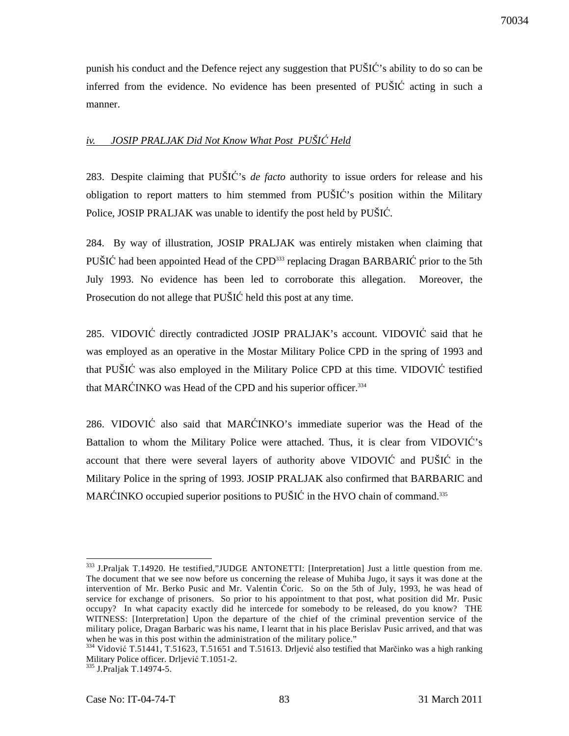punish his conduct and the Defence reject any suggestion that PUŠIĆ's ability to do so can be inferred from the evidence. No evidence has been presented of PUŠIĆ acting in such a manner.

*iv. JOSIP PRALJAK Did Not Know What Post PUŠIĆ Held*

283. Despite claiming that PUŠIĆ's *de facto* authority to issue orders for release and his obligation to report matters to him stemmed from PUŠIĆ's position within the Military Police, JOSIP PRALJAK was unable to identify the post held by PUŠIĆ.

284. By way of illustration, JOSIP PRALJAK was entirely mistaken when claiming that PUŠIĆ had been appointed Head of the CPD[333] replacing Dragan BARBARIĆ prior to the 5th July 1993. No evidence has been led to corroborate this allegation. Moreover, the Prosecution do not allege that PUŠIĆ held this post at any time.

285. VIDOVIĆ directly contradicted JOSIP PRALJAK's account. VIDOVIĆ said that he was employed as an operative in the Mostar Military Police CPD in the spring of 1993 and that PUŠIĆ was also employed in the Military Police CPD at this time. VIDOVIĆ testified that MARĆINKO was Head of the CPD and his superior officer.[334]

286. VIDOVIĆ also said that MARĆINKO's immediate superior was the Head of the Battalion to whom the Military Police were attached. Thus, it is clear from VIDOVIĆ's account that there were several layers of authority above VIDOVIĆ and PUŠIĆ in the Military Police in the spring of 1993. JOSIP PRALJAK also confirmed that BARBARIC and MARĆINKO occupied superior positions to PUŠIĆ in the HVO chain of command.[335]

---

[333] J.Praljak T.14920. He testified,"JUDGE ANTONETTI: [Interpretation] Just a little question from me. The document that we see now before us concerning the release of Muhiba Jugo, it says it was done at the intervention of Mr. Berko Pusic and Mr. Valentin Ćoric. So on the 5th of July, 1993, he was head of service for exchange of prisoners. So prior to his appointment to that post, what position did Mr. Pusic occupy? In what capacity exactly did he intercede for somebody to be released, do you know? THE WITNESS: [Interpretation] Upon the departure of the chief of the criminal prevention service of the military police, Dragan Barbaric was his name, I learnt that in his place Berislav Pusic arrived, and that was when he was in this post within the administration of the military police."

[334] Vidović T.51441, T.51623, T.51651 and T.51613. Drljević also testified that Marčinko was a high ranking Military Police officer. Drljević T.1051-2.

[335] J.Praljak T.14974-5.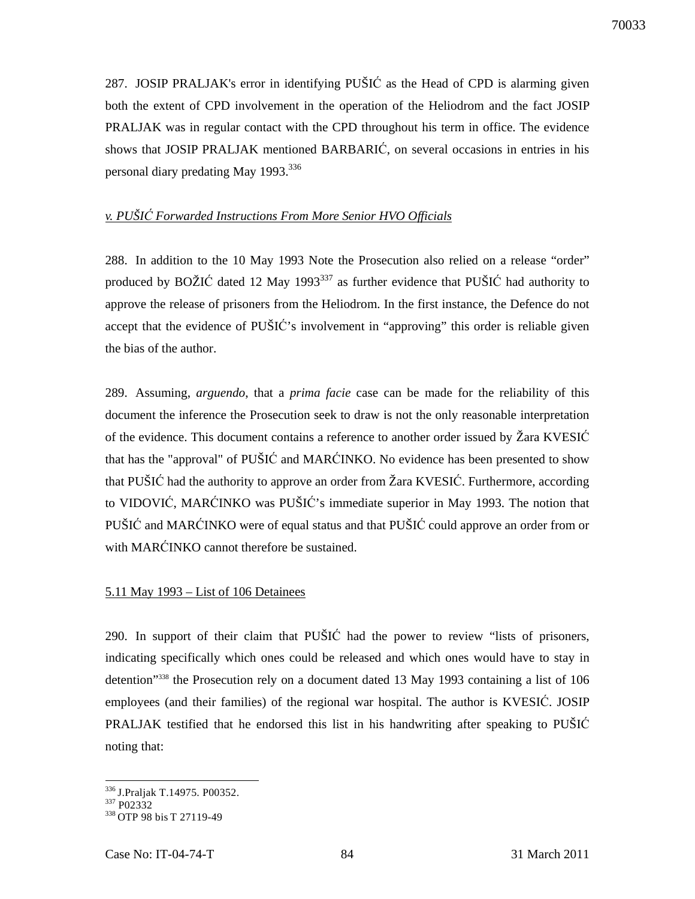287. JOSIP PRALJAK's error in identifying PUŠIĆ as the Head of CPD is alarming given both the extent of CPD involvement in the operation of the Heliodrom and the fact JOSIP PRALJAK was in regular contact with the CPD throughout his term in office. The evidence shows that JOSIP PRALJAK mentioned BARBARIĆ, on several occasions in entries in his personal diary predating May 1993.[336]

*v. PUŠIĆ Forwarded Instructions From More Senior HVO Officials*

288. In addition to the 10 May 1993 Note the Prosecution also relied on a release "order" produced by BOŽIĆ dated 12 May 1993[337] as further evidence that PUŠIĆ had authority to approve the release of prisoners from the Heliodrom. In the first instance, the Defence do not accept that the evidence of PUŠIĆ's involvement in "approving" this order is reliable given the bias of the author.

289. Assuming, *arguendo*, that a *prima facie* case can be made for the reliability of this document the inference the Prosecution seek to draw is not the only reasonable interpretation of the evidence. This document contains a reference to another order issued by Žara KVESIĆ that has the "approval" of PUŠIĆ and MARĆINKO. No evidence has been presented to show that PUŠIĆ had the authority to approve an order from Žara KVESIĆ. Furthermore, according to VIDOVIĆ, MARĆINKO was PUŠIĆ's immediate superior in May 1993. The notion that PUŠIĆ and MARĆINKO were of equal status and that PUŠIĆ could approve an order from or with MARĆINKO cannot therefore be sustained.

5.11 May 1993 – List of 106 Detainees

290. In support of their claim that PUŠIĆ had the power to review "lists of prisoners, indicating specifically which ones could be released and which ones would have to stay in detention"[338] the Prosecution rely on a document dated 13 May 1993 containing a list of 106 employees (and their families) of the regional war hospital. The author is KVESIĆ. JOSIP PRALJAK testified that he endorsed this list in his handwriting after speaking to PUŠIĆ noting that:

---

[336] J.Praljak T.14975. P00352.

[337] P02332

[338] OTP 98 bis T 27119-49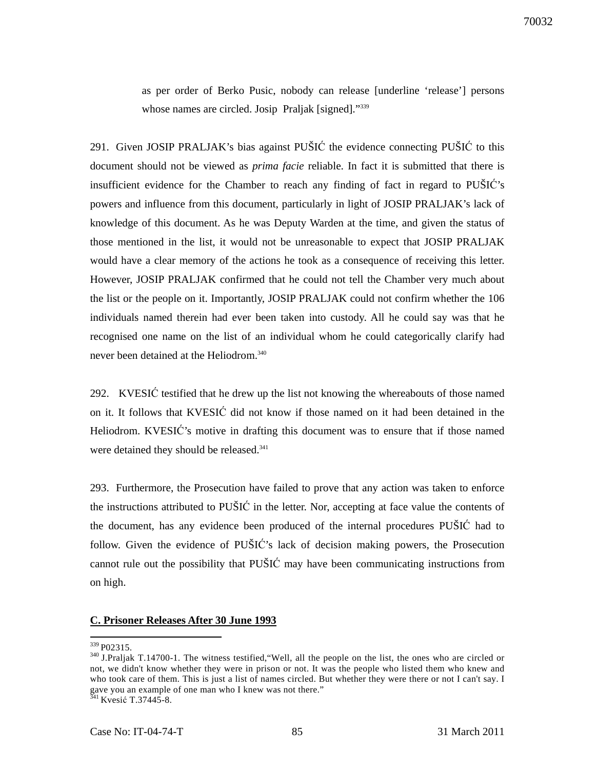as per order of Berko Pusic, nobody can release [underline 'release'] persons whose names are circled. Josip Praljak [signed]."[339]

291. Given JOSIP PRALJAK's bias against PUŠIĆ the evidence connecting PUŠIĆ to this document should not be viewed as *prima facie* reliable. In fact it is submitted that there is insufficient evidence for the Chamber to reach any finding of fact in regard to PUŠIĆ's powers and influence from this document, particularly in light of JOSIP PRALJAK's lack of knowledge of this document. As he was Deputy Warden at the time, and given the status of those mentioned in the list, it would not be unreasonable to expect that JOSIP PRALJAK would have a clear memory of the actions he took as a consequence of receiving this letter. However, JOSIP PRALJAK confirmed that he could not tell the Chamber very much about the list or the people on it. Importantly, JOSIP PRALJAK could not confirm whether the 106 individuals named therein had ever been taken into custody. All he could say was that he recognised one name on the list of an individual whom he could categorically clarify had never been detained at the Heliodrom.[340]

292. KVESIĆ testified that he drew up the list not knowing the whereabouts of those named on it. It follows that KVESIĆ did not know if those named on it had been detained in the Heliodrom. KVESIĆ's motive in drafting this document was to ensure that if those named were detained they should be released.[341]

293. Furthermore, the Prosecution have failed to prove that any action was taken to enforce the instructions attributed to PUŠIĆ in the letter. Nor, accepting at face value the contents of the document, has any evidence been produced of the internal procedures PUŠIĆ had to follow. Given the evidence of PUŠIĆ's lack of decision making powers, the Prosecution cannot rule out the possibility that PUŠIĆ may have been communicating instructions from on high.

## C. Prisoner Releases After 30 June 1993

---

[339] P02315.

[340] J.Praljak T.14700-1. The witness testified,"Well, all the people on the list, the ones who are circled or not, we didn't know whether they were in prison or not. It was the people who listed them who knew and who took care of them. This is just a list of names circled. But whether they were there or not I can't say. I gave you an example of one man who I knew was not there."

[341] Kvesić T.37445-8.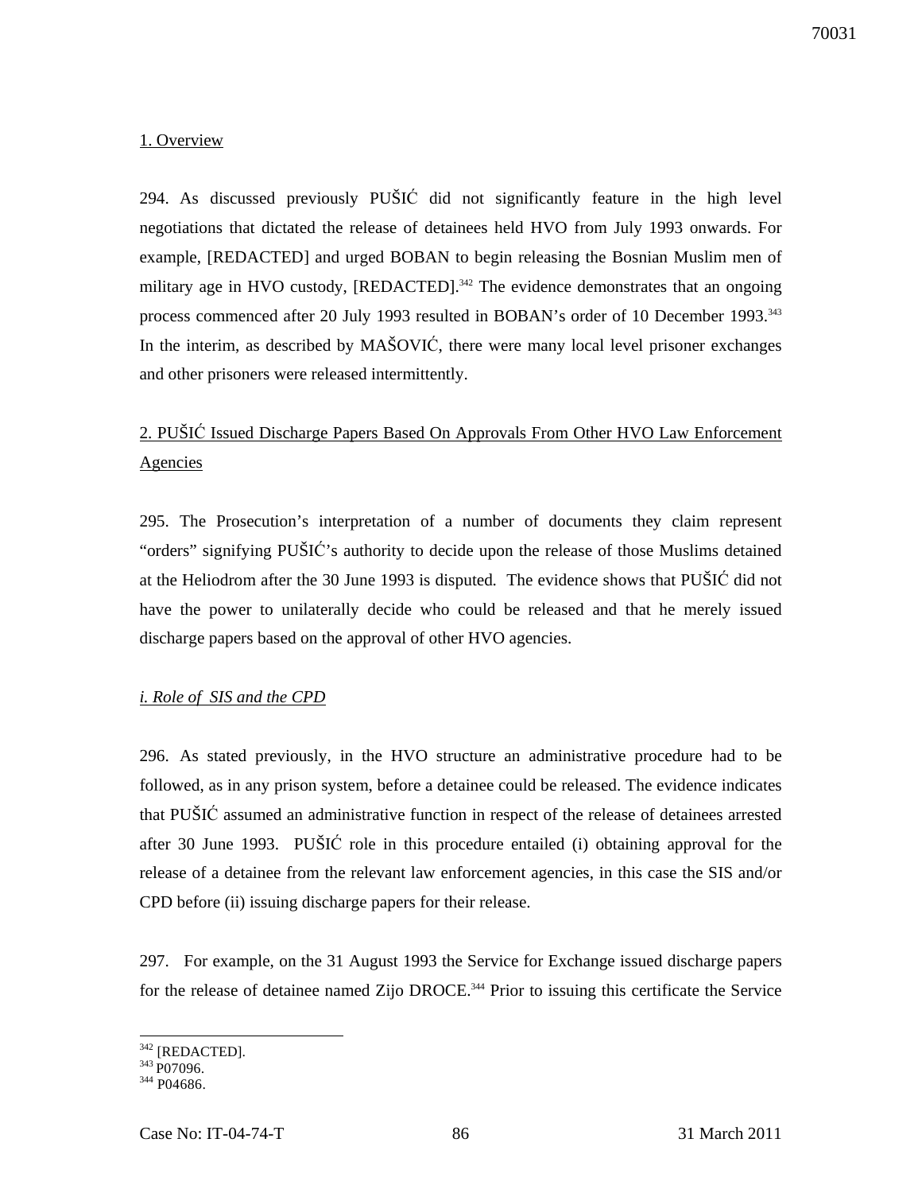1. Overview

294. As discussed previously PUŠIĆ did not significantly feature in the high level negotiations that dictated the release of detainees held HVO from July 1993 onwards. For example, [REDACTED] and urged BOBAN to begin releasing the Bosnian Muslim men of military age in HVO custody, [REDACTED].[342] The evidence demonstrates that an ongoing process commenced after 20 July 1993 resulted in BOBAN's order of 10 December 1993.[343] In the interim, as described by MAŠOVIĆ, there were many local level prisoner exchanges and other prisoners were released intermittently.

2. PUŠIĆ Issued Discharge Papers Based On Approvals From Other HVO Law Enforcement Agencies

295. The Prosecution's interpretation of a number of documents they claim represent "orders" signifying PUŠIĆ's authority to decide upon the release of those Muslims detained at the Heliodrom after the 30 June 1993 is disputed. The evidence shows that PUŠIĆ did not have the power to unilaterally decide who could be released and that he merely issued discharge papers based on the approval of other HVO agencies.

*i. Role of SIS and the CPD*

296. As stated previously, in the HVO structure an administrative procedure had to be followed, as in any prison system, before a detainee could be released. The evidence indicates that PUŠIĆ assumed an administrative function in respect of the release of detainees arrested after 30 June 1993. PUŠIĆ role in this procedure entailed (i) obtaining approval for the release of a detainee from the relevant law enforcement agencies, in this case the SIS and/or CPD before (ii) issuing discharge papers for their release.

297. For example, on the 31 August 1993 the Service for Exchange issued discharge papers for the release of detainee named Zijo DROCE.[344] Prior to issuing this certificate the Service

---

[342] [REDACTED].
[343] P07096.
[344] P04686.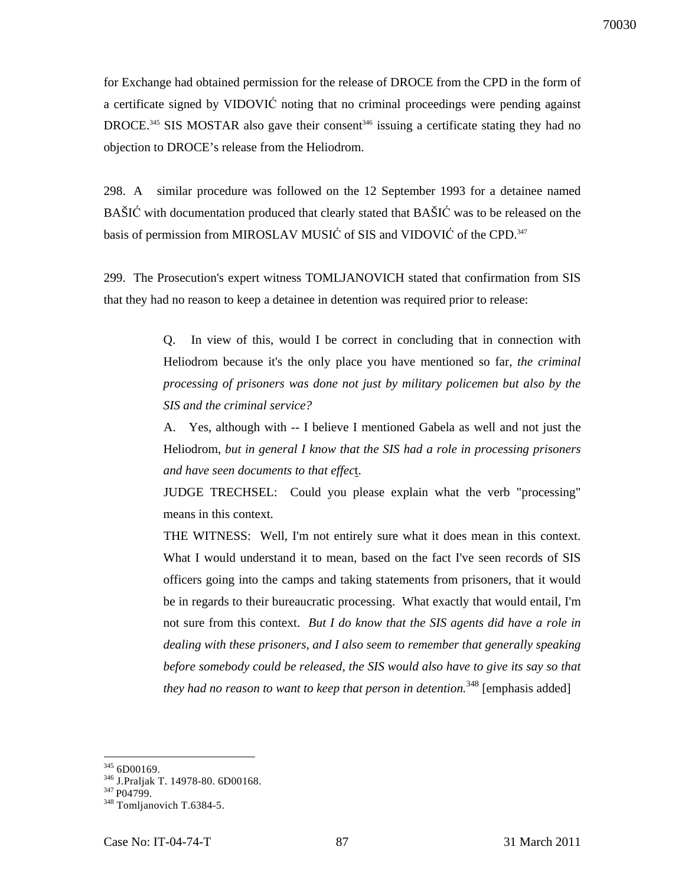for Exchange had obtained permission for the release of DROCE from the CPD in the form of a certificate signed by VIDOVIĆ noting that no criminal proceedings were pending against DROCE.[345] SIS MOSTAR also gave their consent[346] issuing a certificate stating they had no objection to DROCE's release from the Heliodrom.

298. A similar procedure was followed on the 12 September 1993 for a detainee named BAŠIĆ with documentation produced that clearly stated that BAŠIĆ was to be released on the basis of permission from MIROSLAV MUSIĆ of SIS and VIDOVIĆ of the CPD.[347]

299. The Prosecution's expert witness TOMLJANOVICH stated that confirmation from SIS that they had no reason to keep a detainee in detention was required prior to release:

> Q. In view of this, would I be correct in concluding that in connection with Heliodrom because it's the only place you have mentioned so far, *the criminal processing of prisoners was done not just by military policemen but also by the SIS and the criminal service?*
>
> A. Yes, although with -- I believe I mentioned Gabela as well and not just the Heliodrom, *but in general I know that the SIS had a role in processing prisoners and have seen documents to that effect.*
>
> JUDGE TRECHSEL: Could you please explain what the verb "processing" means in this context.
>
> THE WITNESS: Well, I'm not entirely sure what it does mean in this context. What I would understand it to mean, based on the fact I've seen records of SIS officers going into the camps and taking statements from prisoners, that it would be in regards to their bureaucratic processing. What exactly that would entail, I'm not sure from this context. *But I do know that the SIS agents did have a role in dealing with these prisoners, and I also seem to remember that generally speaking before somebody could be released, the SIS would also have to give its say so that they had no reason to want to keep that person in detention.*[348] [emphasis added]

---

[345] 6D00169.
[346] J.Praljak T. 14978-80. 6D00168.
[347] P04799.
[348] Tomljanovich T.6384-5.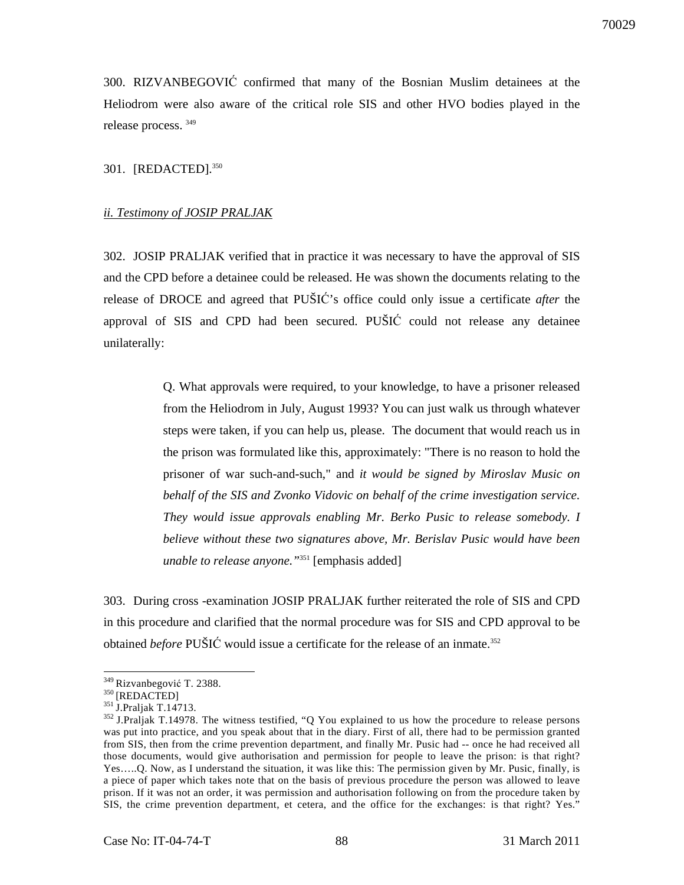300. RIZVANBEGOVIĆ confirmed that many of the Bosnian Muslim detainees at the Heliodrom were also aware of the critical role SIS and other HVO bodies played in the release process. [349]

301. [REDACTED].[350]

*ii. Testimony of JOSIP PRALJAK*

302. JOSIP PRALJAK verified that in practice it was necessary to have the approval of SIS and the CPD before a detainee could be released. He was shown the documents relating to the release of DROCE and agreed that PUŠIĆ's office could only issue a certificate *after* the approval of SIS and CPD had been secured. PUŠIĆ could not release any detainee unilaterally:

> Q. What approvals were required, to your knowledge, to have a prisoner released from the Heliodrom in July, August 1993? You can just walk us through whatever steps were taken, if you can help us, please. The document that would reach us in the prison was formulated like this, approximately: "There is no reason to hold the prisoner of war such-and-such," and *it would be signed by Miroslav Music on behalf of the SIS and Zvonko Vidovic on behalf of the crime investigation service. They would issue approvals enabling Mr. Berko Pusic to release somebody. I believe without these two signatures above, Mr. Berislav Pusic would have been unable to release anyone."*[351] [emphasis added]

303. During cross -examination JOSIP PRALJAK further reiterated the role of SIS and CPD in this procedure and clarified that the normal procedure was for SIS and CPD approval to be obtained *before* PUŠIĆ would issue a certificate for the release of an inmate.[352]

---

[349] Rizvanbegović T. 2388.

[350] [REDACTED]

[351] J.Praljak T.14713.

[352] J.Praljak T.14978. The witness testified, "Q You explained to us how the procedure to release persons was put into practice, and you speak about that in the diary. First of all, there had to be permission granted from SIS, then from the crime prevention department, and finally Mr. Pusic had -- once he had received all those documents, would give authorisation and permission for people to leave the prison: is that right? Yes…..Q. Now, as I understand the situation, it was like this: The permission given by Mr. Pusic, finally, is a piece of paper which takes note that on the basis of previous procedure the person was allowed to leave prison. If it was not an order, it was permission and authorisation following on from the procedure taken by SIS, the crime prevention department, et cetera, and the office for the exchanges: is that right? Yes."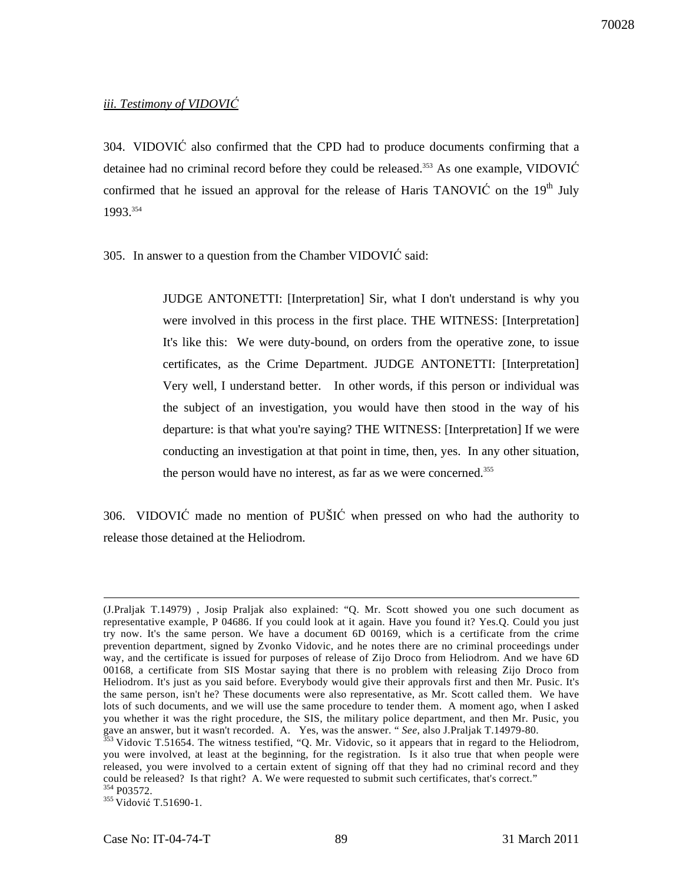### *iii. Testimony of VIDOVIĆ*

304. VIDOVIĆ also confirmed that the CPD had to produce documents confirming that a detainee had no criminal record before they could be released.[353] As one example, VIDOVIĆ confirmed that he issued an approval for the release of Haris TANOVIĆ on the 19th July 1993.[354]

305. In answer to a question from the Chamber VIDOVIĆ said:

> JUDGE ANTONETTI: [Interpretation] Sir, what I don't understand is why you were involved in this process in the first place. THE WITNESS: [Interpretation] It's like this: We were duty-bound, on orders from the operative zone, to issue certificates, as the Crime Department. JUDGE ANTONETTI: [Interpretation] Very well, I understand better. In other words, if this person or individual was the subject of an investigation, you would have then stood in the way of his departure: is that what you're saying? THE WITNESS: [Interpretation] If we were conducting an investigation at that point in time, then, yes. In any other situation, the person would have no interest, as far as we were concerned.[355]

306. VIDOVIĆ made no mention of PUŠIĆ when pressed on who had the authority to release those detained at the Heliodrom.

---

(J.Praljak T.14979) , Josip Praljak also explained: "Q. Mr. Scott showed you one such document as representative example, P 04686. If you could look at it again. Have you found it? Yes.Q. Could you just try now. It's the same person. We have a document 6D 00169, which is a certificate from the crime prevention department, signed by Zvonko Vidovic, and he notes there are no criminal proceedings under way, and the certificate is issued for purposes of release of Zijo Droco from Heliodrom. And we have 6D 00168, a certificate from SIS Mostar saying that there is no problem with releasing Zijo Droco from Heliodrom. It's just as you said before. Everybody would give their approvals first and then Mr. Pusic. It's the same person, isn't he? These documents were also representative, as Mr. Scott called them. We have lots of such documents, and we will use the same procedure to tender them. A moment ago, when I asked you whether it was the right procedure, the SIS, the military police department, and then Mr. Pusic, you gave an answer, but it wasn't recorded. A. Yes, was the answer. " *See*, also J.Praljak T.14979-80.

[353] Vidovic T.51654. The witness testified, "Q. Mr. Vidovic, so it appears that in regard to the Heliodrom, you were involved, at least at the beginning, for the registration. Is it also true that when people were released, you were involved to a certain extent of signing off that they had no criminal record and they could be released? Is that right? A. We were requested to submit such certificates, that's correct."

[354] P03572.

[355] Vidović T.51690-1.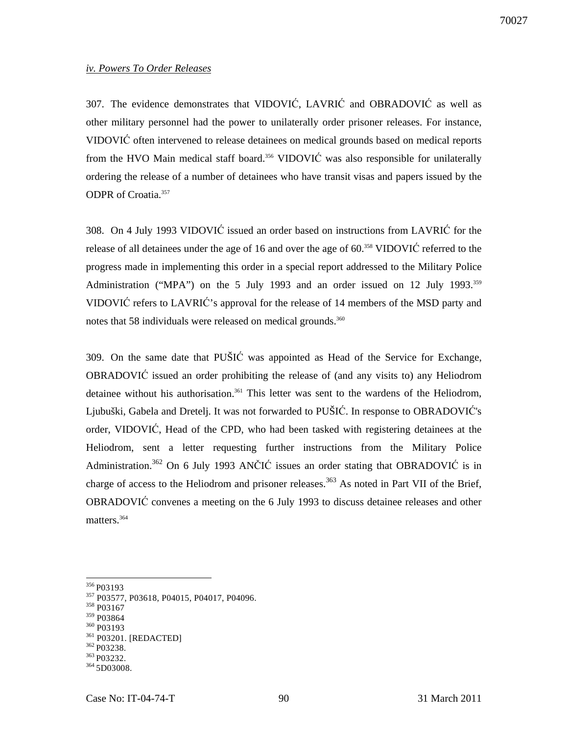*iv. Powers To Order Releases*

307. The evidence demonstrates that VIDOVIĆ, LAVRIĆ and OBRADOVIĆ as well as other military personnel had the power to unilaterally order prisoner releases. For instance, VIDOVIĆ often intervened to release detainees on medical grounds based on medical reports from the HVO Main medical staff board.[356] VIDOVIĆ was also responsible for unilaterally ordering the release of a number of detainees who have transit visas and papers issued by the ODPR of Croatia.[357]

308. On 4 July 1993 VIDOVIĆ issued an order based on instructions from LAVRIĆ for the release of all detainees under the age of 16 and over the age of 60.[358] VIDOVIĆ referred to the progress made in implementing this order in a special report addressed to the Military Police Administration ("MPA") on the 5 July 1993 and an order issued on 12 July 1993.[359] VIDOVIĆ refers to LAVRIĆ's approval for the release of 14 members of the MSD party and notes that 58 individuals were released on medical grounds.[360]

309. On the same date that PUŠIĆ was appointed as Head of the Service for Exchange, OBRADOVIĆ issued an order prohibiting the release of (and any visits to) any Heliodrom detainee without his authorisation.[361] This letter was sent to the wardens of the Heliodrom, Ljubuški, Gabela and Dretelj. It was not forwarded to PUŠIĆ. In response to OBRADOVIĆ's order, VIDOVIĆ, Head of the CPD, who had been tasked with registering detainees at the Heliodrom, sent a letter requesting further instructions from the Military Police Administration.[362] On 6 July 1993 ANČIĆ issues an order stating that OBRADOVIĆ is in charge of access to the Heliodrom and prisoner releases.[363] As noted in Part VII of the Brief, OBRADOVIĆ convenes a meeting on the 6 July 1993 to discuss detainee releases and other matters.[364]

---

[356] P03193

[357] P03577, P03618, P04015, P04017, P04096.

[358] P03167

[359] P03864

[360] P03193

[361] P03201. [REDACTED]

[362] P03238.

[363] P03232.

[364] 5D03008.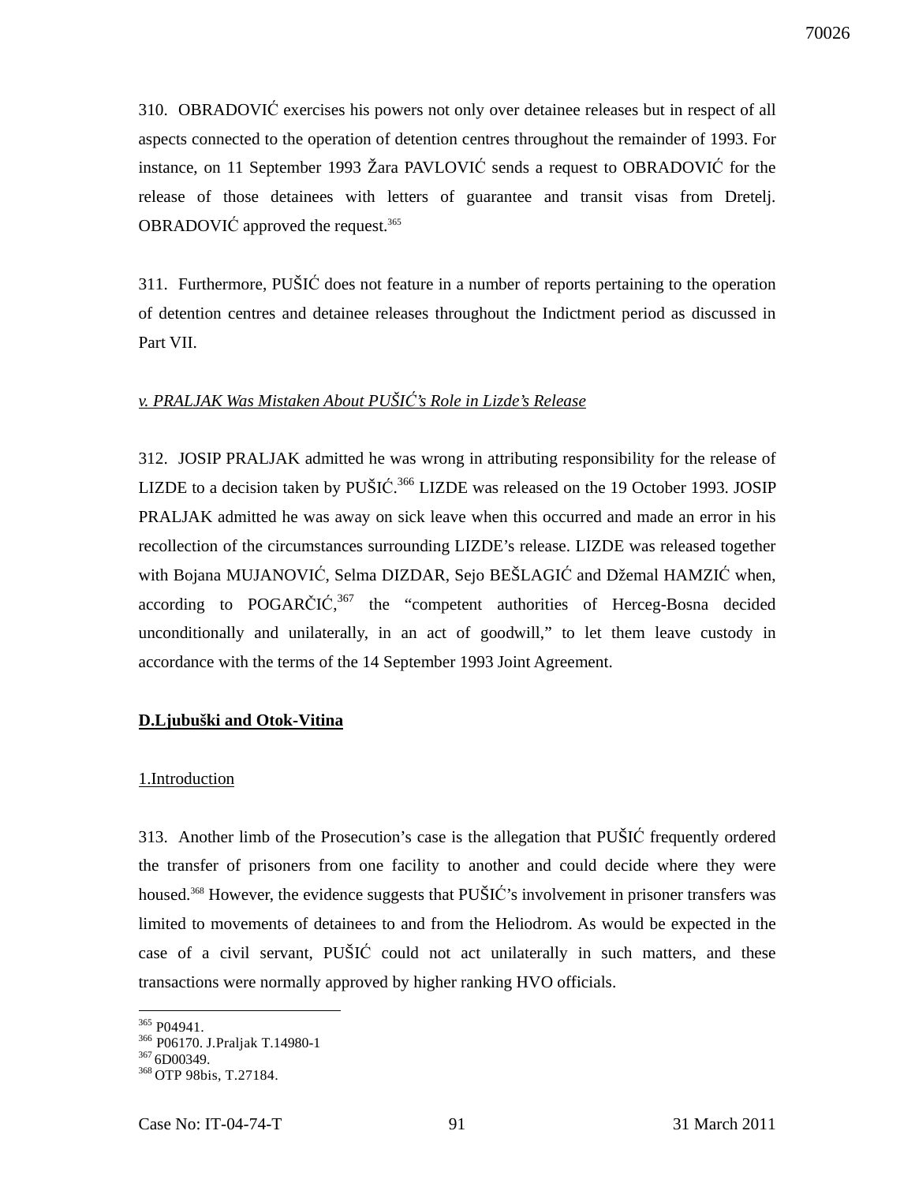310. OBRADOVIĆ exercises his powers not only over detainee releases but in respect of all aspects connected to the operation of detention centres throughout the remainder of 1993. For instance, on 11 September 1993 Žara PAVLOVIĆ sends a request to OBRADOVIĆ for the release of those detainees with letters of guarantee and transit visas from Dretelj. OBRADOVIĆ approved the request.[365]

311. Furthermore, PUŠIĆ does not feature in a number of reports pertaining to the operation of detention centres and detainee releases throughout the Indictment period as discussed in Part VII.

*v. PRALJAK Was Mistaken About PUŠIĆ's Role in Lizde's Release*

312. JOSIP PRALJAK admitted he was wrong in attributing responsibility for the release of LIZDE to a decision taken by PUŠIĆ.[366] LIZDE was released on the 19 October 1993. JOSIP PRALJAK admitted he was away on sick leave when this occurred and made an error in his recollection of the circumstances surrounding LIZDE's release. LIZDE was released together with Bojana MUJANOVIĆ, Selma DIZDAR, Sejo BEŠLAGIĆ and Džemal HAMZIĆ when, according to POGARČIĆ,[367] the "competent authorities of Herceg-Bosna decided unconditionally and unilaterally, in an act of goodwill," to let them leave custody in accordance with the terms of the 14 September 1993 Joint Agreement.

**D.Ljubuški and Otok-Vitina**

1.Introduction

313. Another limb of the Prosecution's case is the allegation that PUŠIĆ frequently ordered the transfer of prisoners from one facility to another and could decide where they were housed.[368] However, the evidence suggests that PUŠIĆ's involvement in prisoner transfers was limited to movements of detainees to and from the Heliodrom. As would be expected in the case of a civil servant, PUŠIĆ could not act unilaterally in such matters, and these transactions were normally approved by higher ranking HVO officials.

---

[365] P04941.
[366] P06170. J.Praljak T.14980-1
[367] 6D00349.
[368] OTP 98bis, T.27184.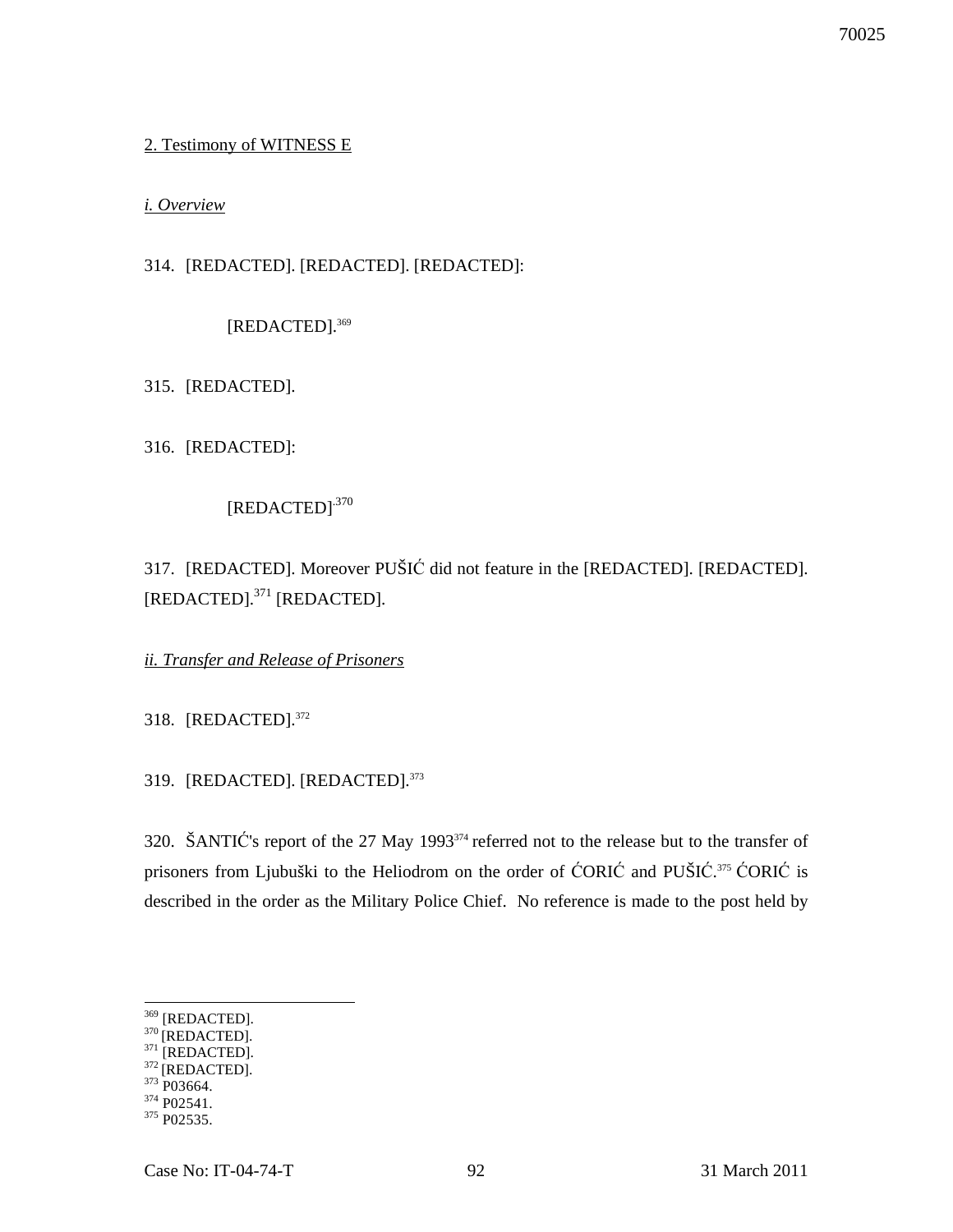2. Testimony of WITNESS E

*i. Overview*

314. [REDACTED]. [REDACTED]. [REDACTED]:

> [REDACTED].[369]

315. [REDACTED].

316. [REDACTED]:

> [REDACTED].[370]

317. [REDACTED]. Moreover PUŠIĆ did not feature in the [REDACTED]. [REDACTED]. [REDACTED].[371] [REDACTED].

*ii. Transfer and Release of Prisoners*

318. [REDACTED].[372]

319. [REDACTED]. [REDACTED].[373]

320. ŠANTIĆ's report of the 27 May 1993[374] referred not to the release but to the transfer of prisoners from Ljubuški to the Heliodrom on the order of ĆORIĆ and PUŠIĆ.[375] ĆORIĆ is described in the order as the Military Police Chief. No reference is made to the post held by

---

[369] [REDACTED].
[370] [REDACTED].
[371] [REDACTED].
[372] [REDACTED].
[373] P03664.
[374] P02541.
[375] P02535.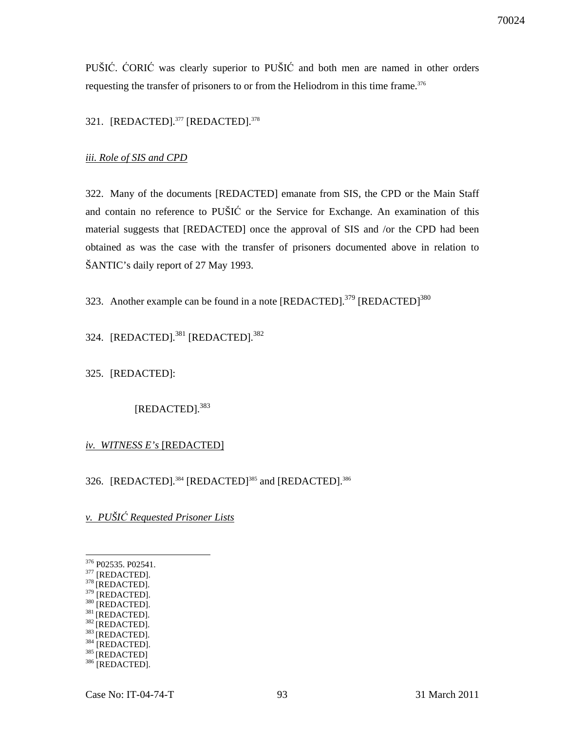PUŠIĆ. ĆORIĆ was clearly superior to PUŠIĆ and both men are named in other orders requesting the transfer of prisoners to or from the Heliodrom in this time frame.[376]

321. [REDACTED].[377] [REDACTED].[378]

*iii. Role of SIS and CPD*

322. Many of the documents [REDACTED] emanate from SIS, the CPD or the Main Staff and contain no reference to PUŠIĆ or the Service for Exchange. An examination of this material suggests that [REDACTED] once the approval of SIS and /or the CPD had been obtained as was the case with the transfer of prisoners documented above in relation to ŠANTIC's daily report of 27 May 1993.

323. Another example can be found in a note [REDACTED].[379] [REDACTED][380]

324. [REDACTED].[381] [REDACTED].[382]

325. [REDACTED]:

> [REDACTED].[383]

*iv. WITNESS E's* [REDACTED]

326. [REDACTED].[384] [REDACTED][385] and [REDACTED].[386]

*v. PUŠIĆ Requested Prisoner Lists*

---

[376] P02535. P02541.
[377] [REDACTED].
[378] [REDACTED].
[379] [REDACTED].
[380] [REDACTED].
[381] [REDACTED].
[382] [REDACTED].
[383] [REDACTED].
[384] [REDACTED].
[385] [REDACTED]
[386] [REDACTED].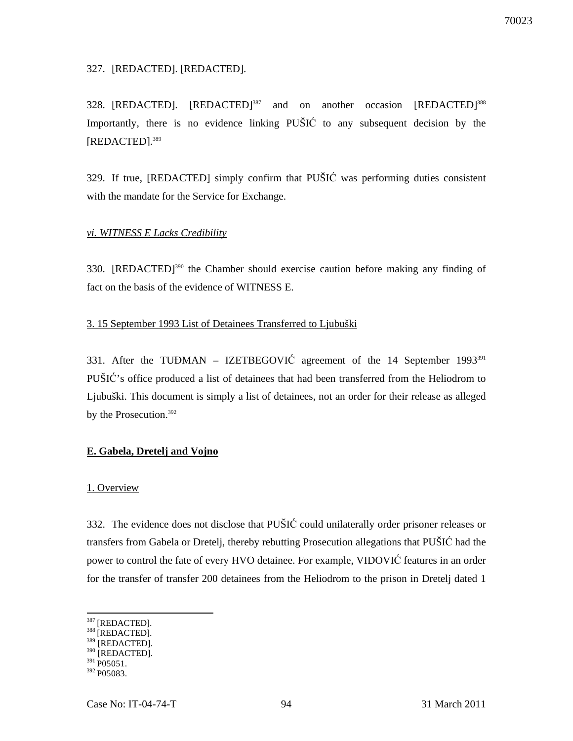327. [REDACTED]. [REDACTED].

328. [REDACTED]. [REDACTED][387] and on another occasion [REDACTED][388] Importantly, there is no evidence linking PUŠIĆ to any subsequent decision by the [REDACTED].[389]

329. If true, [REDACTED] simply confirm that PUŠIĆ was performing duties consistent with the mandate for the Service for Exchange.

*vi. WITNESS E Lacks Credibility*

330. [REDACTED][390] the Chamber should exercise caution before making any finding of fact on the basis of the evidence of WITNESS E.

3. 15 September 1993 List of Detainees Transferred to Ljubuški

331. After the TUĐMAN – IZETBEGOVIĆ agreement of the 14 September 1993[391] PUŠIĆ's office produced a list of detainees that had been transferred from the Heliodrom to Ljubuški. This document is simply a list of detainees, not an order for their release as alleged by the Prosecution.[392]

**E. Gabela, Dretelj and Vojno**

1. Overview

332. The evidence does not disclose that PUŠIĆ could unilaterally order prisoner releases or transfers from Gabela or Dretelj, thereby rebutting Prosecution allegations that PUŠIĆ had the power to control the fate of every HVO detainee. For example, VIDOVIĆ features in an order for the transfer of transfer 200 detainees from the Heliodrom to the prison in Dretelj dated 1

---

[387] [REDACTED].
[388] [REDACTED].
[389] [REDACTED].
[390] [REDACTED].
[391] P05051.
[392] P05083.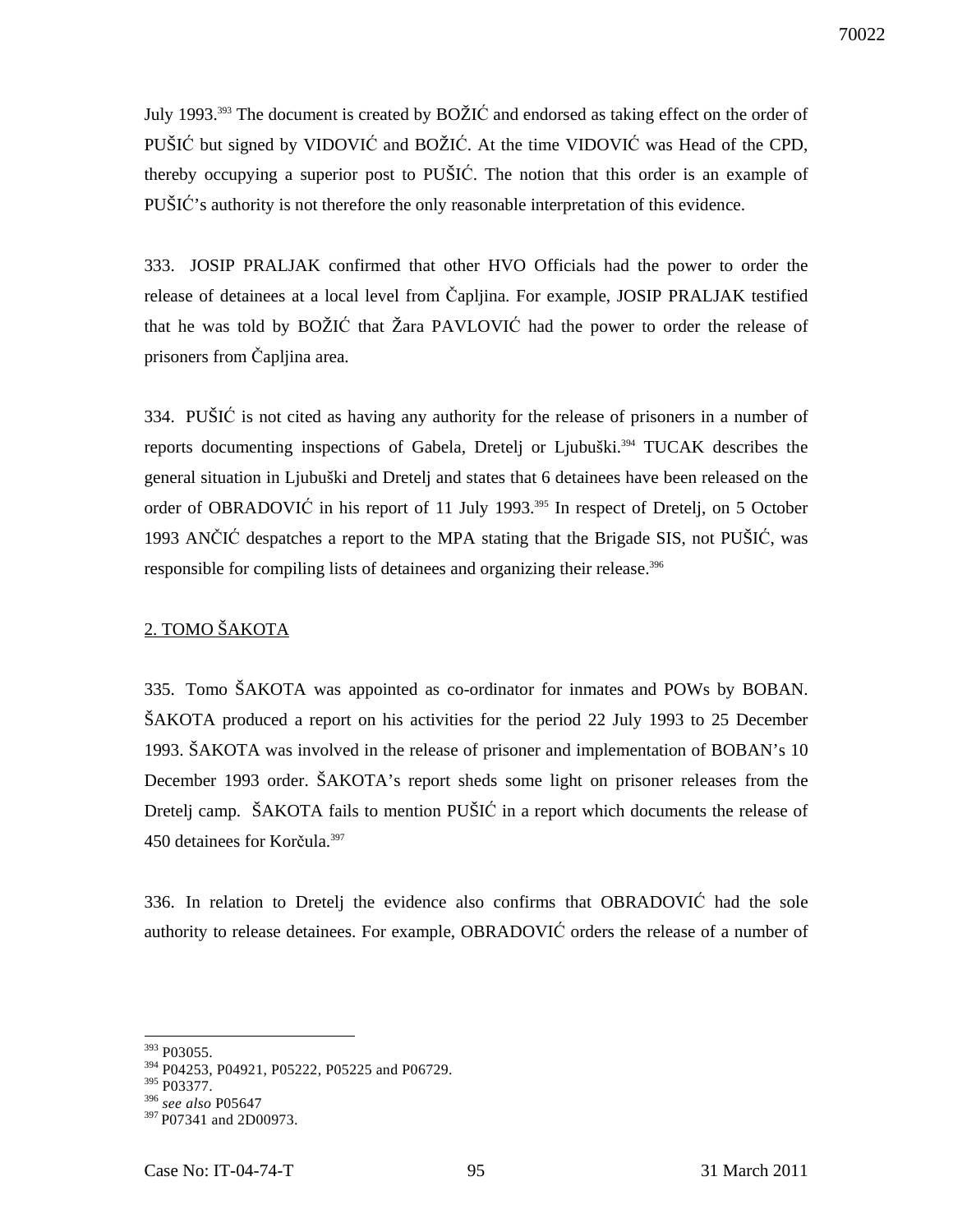July 1993.[393] The document is created by BOŽIĆ and endorsed as taking effect on the order of PUŠIĆ but signed by VIDOVIĆ and BOŽIĆ. At the time VIDOVIĆ was Head of the CPD, thereby occupying a superior post to PUŠIĆ. The notion that this order is an example of PUŠIĆ's authority is not therefore the only reasonable interpretation of this evidence.

333. JOSIP PRALJAK confirmed that other HVO Officials had the power to order the release of detainees at a local level from Čapljina. For example, JOSIP PRALJAK testified that he was told by BOŽIĆ that Žara PAVLOVIĆ had the power to order the release of prisoners from Čapljina area.

334. PUŠIĆ is not cited as having any authority for the release of prisoners in a number of reports documenting inspections of Gabela, Dretelj or Ljubuški.[394] TUCAK describes the general situation in Ljubuški and Dretelj and states that 6 detainees have been released on the order of OBRADOVIĆ in his report of 11 July 1993.[395] In respect of Dretelj, on 5 October 1993 ANČIĆ despatches a report to the MPA stating that the Brigade SIS, not PUŠIĆ, was responsible for compiling lists of detainees and organizing their release.[396]

2. TOMO ŠAKOTA

335. Tomo ŠAKOTA was appointed as co-ordinator for inmates and POWs by BOBAN. ŠAKOTA produced a report on his activities for the period 22 July 1993 to 25 December 1993. ŠAKOTA was involved in the release of prisoner and implementation of BOBAN's 10 December 1993 order. ŠAKOTA's report sheds some light on prisoner releases from the Dretelj camp. ŠAKOTA fails to mention PUŠIĆ in a report which documents the release of 450 detainees for Korčula.[397]

336. In relation to Dretelj the evidence also confirms that OBRADOVIĆ had the sole authority to release detainees. For example, OBRADOVIĆ orders the release of a number of

---

[393] P03055.
[394] P04253, P04921, P05222, P05225 and P06729.
[395] P03377.
[396] *see also* P05647
[397] P07341 and 2D00973.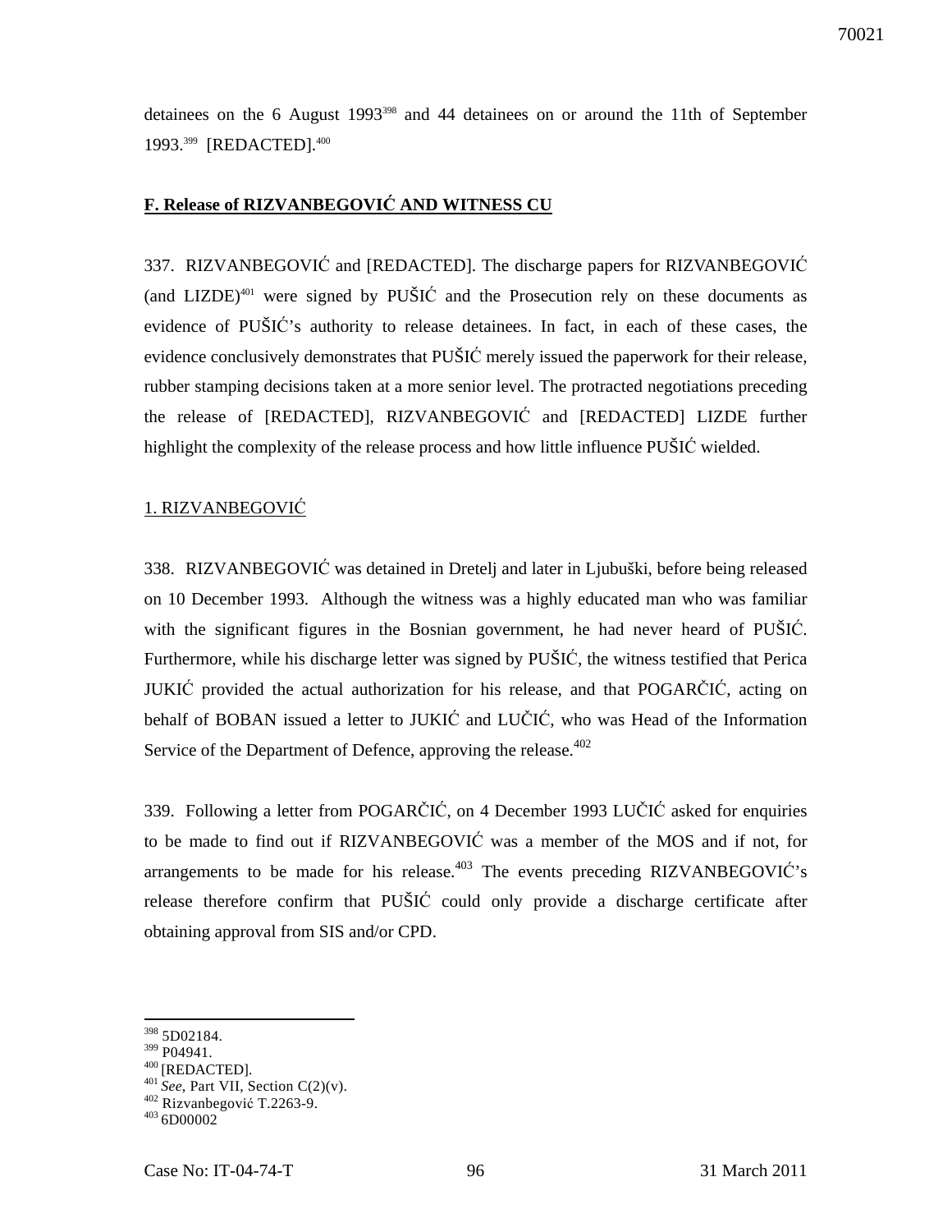detainees on the 6 August 1993[398] and 44 detainees on or around the 11th of September 1993.[399] [REDACTED].[400]

## F. Release of RIZVANBEGOVIĆ AND WITNESS CU

337. RIZVANBEGOVIĆ and [REDACTED]. The discharge papers for RIZVANBEGOVIĆ (and LIZDE)[401] were signed by PUŠIĆ and the Prosecution rely on these documents as evidence of PUŠIĆ's authority to release detainees. In fact, in each of these cases, the evidence conclusively demonstrates that PUŠIĆ merely issued the paperwork for their release, rubber stamping decisions taken at a more senior level. The protracted negotiations preceding the release of [REDACTED], RIZVANBEGOVIĆ and [REDACTED] LIZDE further highlight the complexity of the release process and how little influence PUŠIĆ wielded.

### 1. RIZVANBEGOVIĆ

338. RIZVANBEGOVIĆ was detained in Dretelj and later in Ljubuški, before being released on 10 December 1993. Although the witness was a highly educated man who was familiar with the significant figures in the Bosnian government, he had never heard of PUŠIĆ. Furthermore, while his discharge letter was signed by PUŠIĆ, the witness testified that Perica JUKIĆ provided the actual authorization for his release, and that POGARČIĆ, acting on behalf of BOBAN issued a letter to JUKIĆ and LUČIĆ, who was Head of the Information Service of the Department of Defence, approving the release.[402]

339. Following a letter from POGARČIĆ, on 4 December 1993 LUČIĆ asked for enquiries to be made to find out if RIZVANBEGOVIĆ was a member of the MOS and if not, for arrangements to be made for his release.[403] The events preceding RIZVANBEGOVIĆ's release therefore confirm that PUŠIĆ could only provide a discharge certificate after obtaining approval from SIS and/or CPD.

---

[398] 5D02184.
[399] P04941.
[400] [REDACTED].
[401] *See*, Part VII, Section C(2)(v).
[402] Rizvanbegović T.2263-9.
[403] 6D00002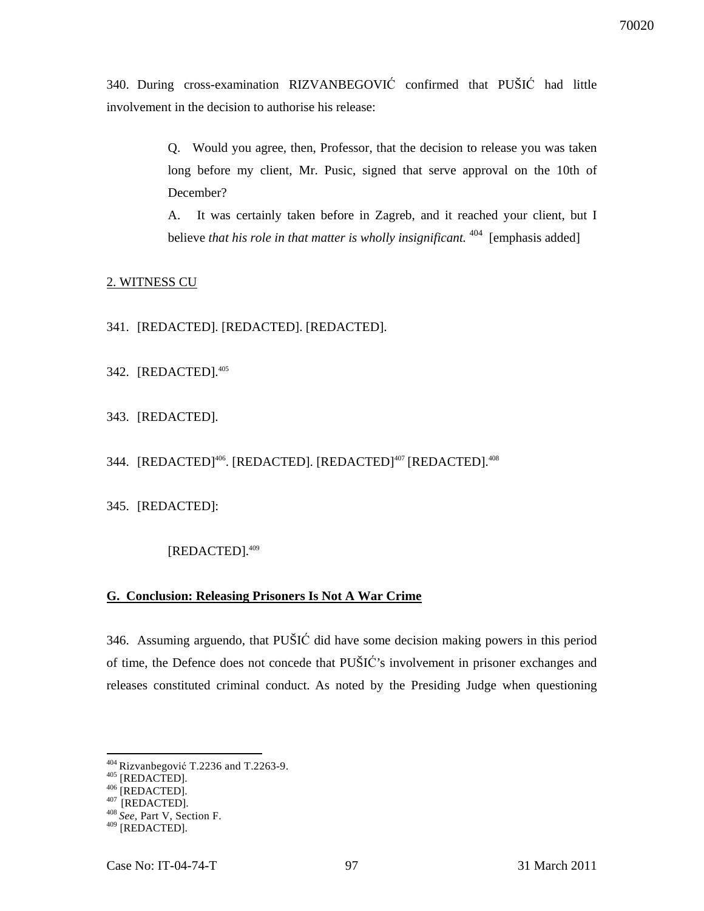340. During cross-examination RIZVANBEGOVIĆ confirmed that PUŠIĆ had little involvement in the decision to authorise his release:

> Q. Would you agree, then, Professor, that the decision to release you was taken long before my client, Mr. Pusic, signed that serve approval on the 10th of December?
>
> A. It was certainly taken before in Zagreb, and it reached your client, but I believe *that his role in that matter is wholly insignificant.* [404] [emphasis added]

2. WITNESS CU

341. [REDACTED]. [REDACTED]. [REDACTED].

342. [REDACTED].[405]

343. [REDACTED].

344. [REDACTED][406]. [REDACTED]. [REDACTED][407] [REDACTED].[408]

345. [REDACTED]:

> [REDACTED].[409]

**G. Conclusion: Releasing Prisoners Is Not A War Crime**

346. Assuming arguendo, that PUŠIĆ did have some decision making powers in this period of time, the Defence does not concede that PUŠIĆ's involvement in prisoner exchanges and releases constituted criminal conduct. As noted by the Presiding Judge when questioning

---

[404] Rizvanbegović T.2236 and T.2263-9.
[405] [REDACTED].
[406] [REDACTED].
[407] [REDACTED].
[408] *See*, Part V, Section F.
[409] [REDACTED].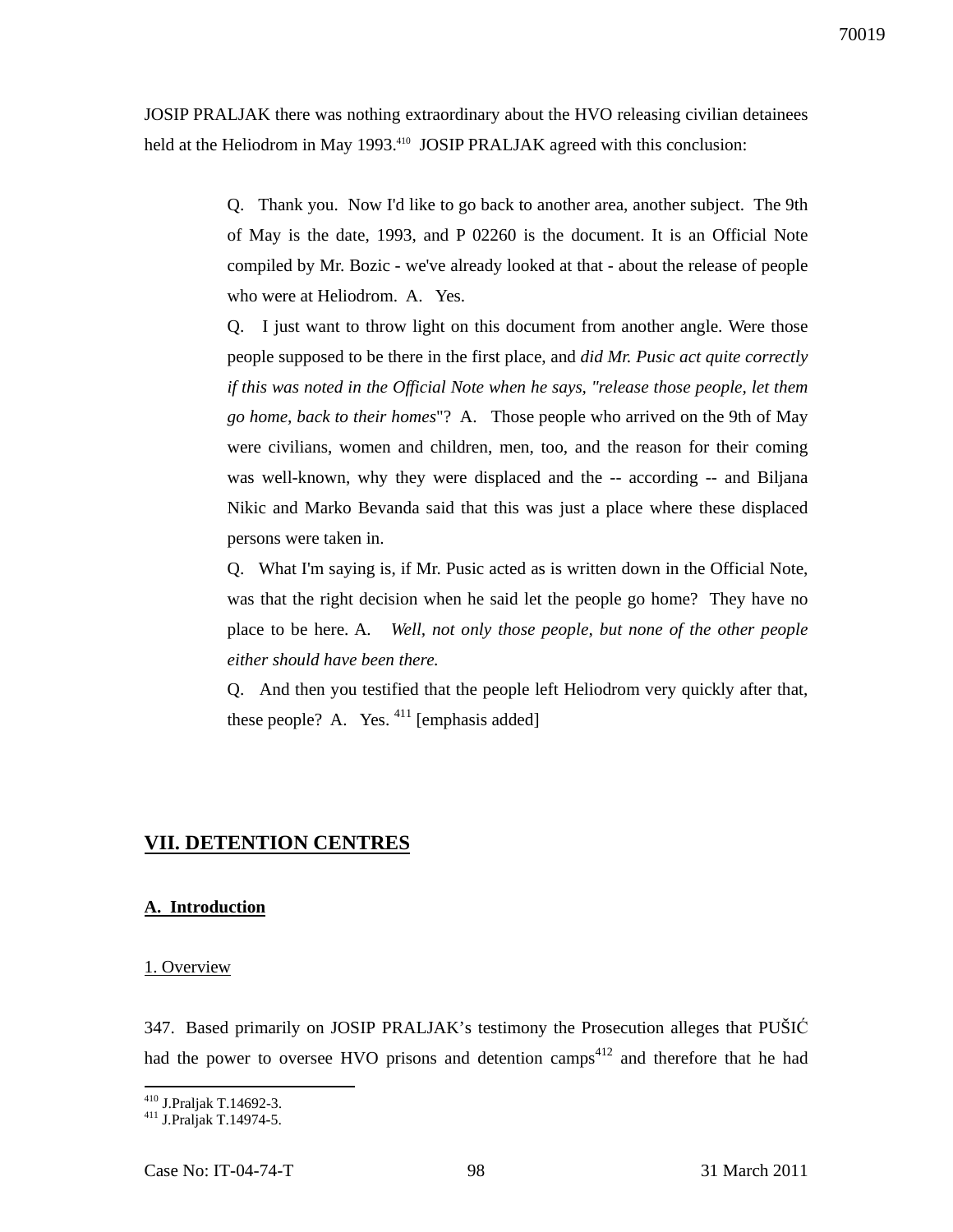JOSIP PRALJAK there was nothing extraordinary about the HVO releasing civilian detainees held at the Heliodrom in May 1993.[410] JOSIP PRALJAK agreed with this conclusion:

> Q. Thank you. Now I'd like to go back to another area, another subject. The 9th of May is the date, 1993, and P 02260 is the document. It is an Official Note compiled by Mr. Bozic - we've already looked at that - about the release of people who were at Heliodrom. A. Yes.
>
> Q. I just want to throw light on this document from another angle. Were those people supposed to be there in the first place, and *did Mr. Pusic act quite correctly if this was noted in the Official Note when he says, "release those people, let them go home, back to their homes*"? A. Those people who arrived on the 9th of May were civilians, women and children, men, too, and the reason for their coming was well-known, why they were displaced and the -- according -- and Biljana Nikic and Marko Bevanda said that this was just a place where these displaced persons were taken in.
>
> Q. What I'm saying is, if Mr. Pusic acted as is written down in the Official Note, was that the right decision when he said let the people go home? They have no place to be here. A. *Well, not only those people, but none of the other people either should have been there.*
>
> Q. And then you testified that the people left Heliodrom very quickly after that, these people? A. Yes. [411] [emphasis added]

# VII. DETENTION CENTRES

## A. Introduction

### 1. Overview

347. Based primarily on JOSIP PRALJAK's testimony the Prosecution alleges that PUŠIĆ had the power to oversee HVO prisons and detention camps[412] and therefore that he had

---

[410] J.Praljak T.14692-3.

[411] J.Praljak T.14974-5.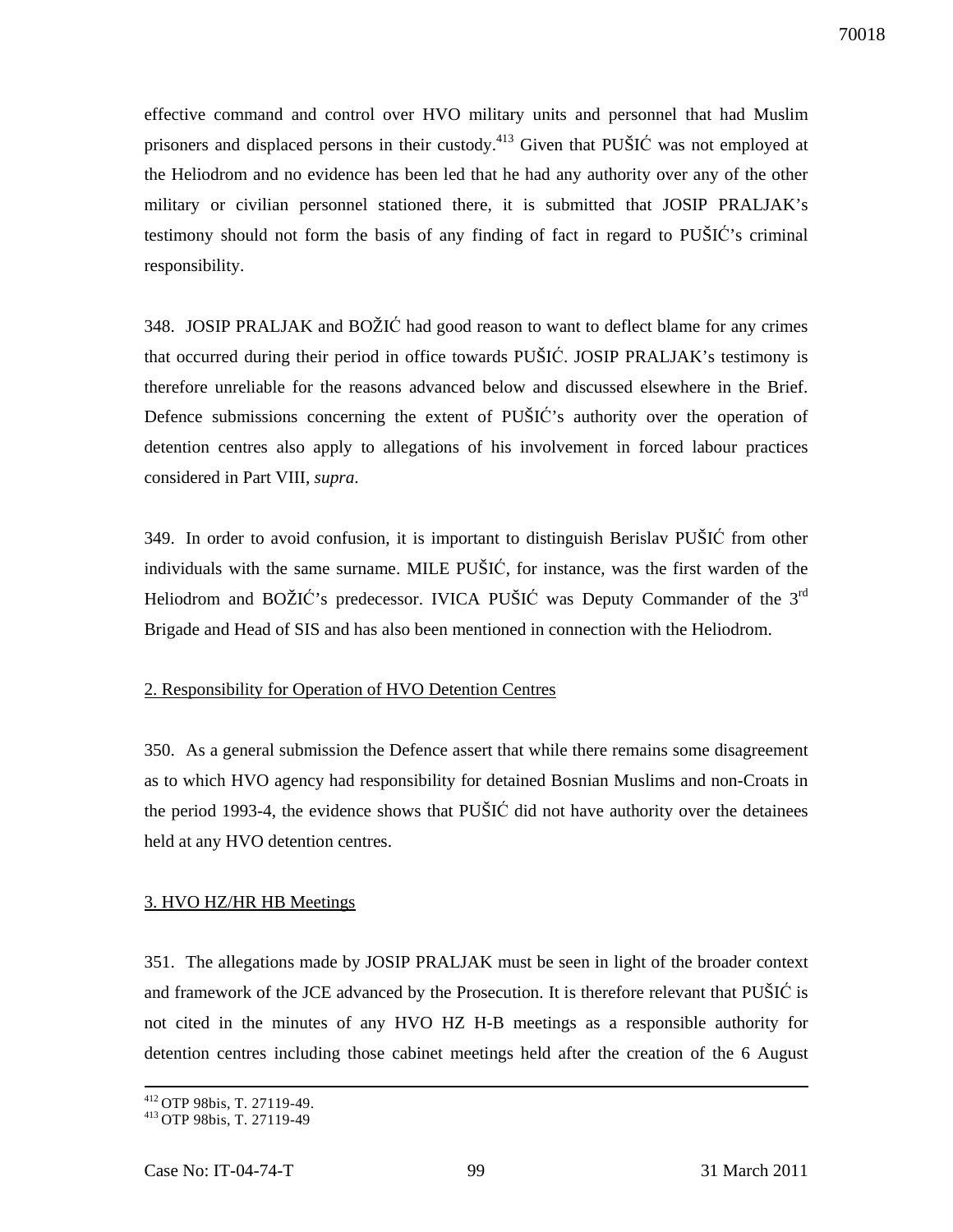effective command and control over HVO military units and personnel that had Muslim prisoners and displaced persons in their custody.[413] Given that PUŠIĆ was not employed at the Heliodrom and no evidence has been led that he had any authority over any of the other military or civilian personnel stationed there, it is submitted that JOSIP PRALJAK's testimony should not form the basis of any finding of fact in regard to PUŠIĆ's criminal responsibility.

348. JOSIP PRALJAK and BOŽIĆ had good reason to want to deflect blame for any crimes that occurred during their period in office towards PUŠIĆ. JOSIP PRALJAK's testimony is therefore unreliable for the reasons advanced below and discussed elsewhere in the Brief. Defence submissions concerning the extent of PUŠIĆ's authority over the operation of detention centres also apply to allegations of his involvement in forced labour practices considered in Part VIII, *supra*.

349. In order to avoid confusion, it is important to distinguish Berislav PUŠIĆ from other individuals with the same surname. MILE PUŠIĆ, for instance, was the first warden of the Heliodrom and BOŽIĆ's predecessor. IVICA PUŠIĆ was Deputy Commander of the 3rd Brigade and Head of SIS and has also been mentioned in connection with the Heliodrom.

2. Responsibility for Operation of HVO Detention Centres

350. As a general submission the Defence assert that while there remains some disagreement as to which HVO agency had responsibility for detained Bosnian Muslims and non-Croats in the period 1993-4, the evidence shows that PUŠIĆ did not have authority over the detainees held at any HVO detention centres.

3. HVO HZ/HR HB Meetings

351. The allegations made by JOSIP PRALJAK must be seen in light of the broader context and framework of the JCE advanced by the Prosecution. It is therefore relevant that PUŠIĆ is not cited in the minutes of any HVO HZ H-B meetings as a responsible authority for detention centres including those cabinet meetings held after the creation of the 6 August

---

[412] OTP 98bis, T. 27119-49.

[413] OTP 98bis, T. 27119-49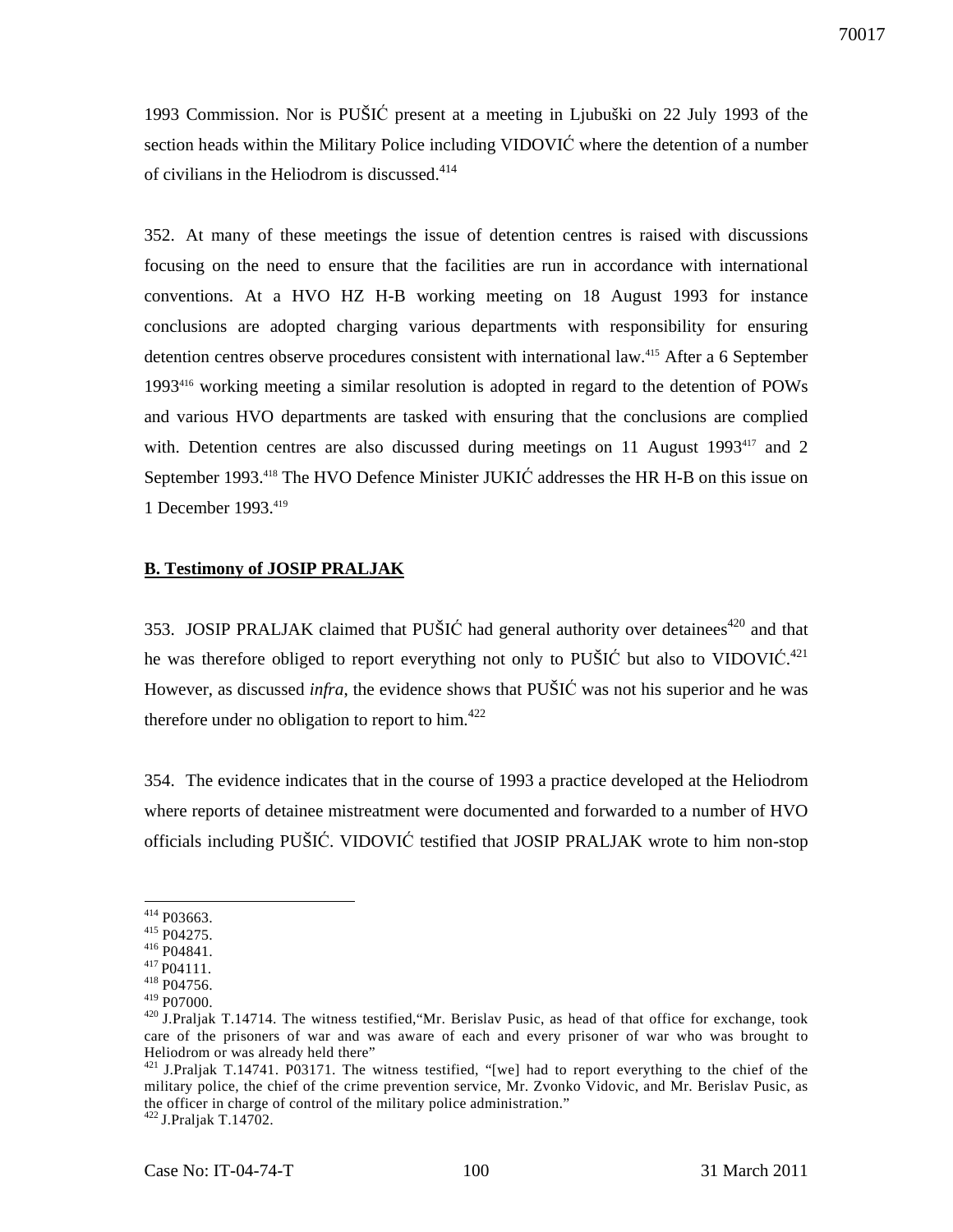1993 Commission. Nor is PUŠIĆ present at a meeting in Ljubuški on 22 July 1993 of the section heads within the Military Police including VIDOVIĆ where the detention of a number of civilians in the Heliodrom is discussed.[414]

352. At many of these meetings the issue of detention centres is raised with discussions focusing on the need to ensure that the facilities are run in accordance with international conventions. At a HVO HZ H-B working meeting on 18 August 1993 for instance conclusions are adopted charging various departments with responsibility for ensuring detention centres observe procedures consistent with international law.[415] After a 6 September 1993[416] working meeting a similar resolution is adopted in regard to the detention of POWs and various HVO departments are tasked with ensuring that the conclusions are complied with. Detention centres are also discussed during meetings on 11 August 1993[417] and 2 September 1993.[418] The HVO Defence Minister JUKIĆ addresses the HR H-B on this issue on 1 December 1993.[419]

**B. Testimony of JOSIP PRALJAK**

353. JOSIP PRALJAK claimed that PUŠIĆ had general authority over detainees[420] and that he was therefore obliged to report everything not only to PUŠIĆ but also to VIDOVIĆ.[421] However, as discussed *infra*, the evidence shows that PUŠIĆ was not his superior and he was therefore under no obligation to report to him.[422]

354. The evidence indicates that in the course of 1993 a practice developed at the Heliodrom where reports of detainee mistreatment were documented and forwarded to a number of HVO officials including PUŠIĆ. VIDOVIĆ testified that JOSIP PRALJAK wrote to him non-stop

---

[414] P03663.
[415] P04275.
[416] P04841.
[417] P04111.
[418] P04756.
[419] P07000.
[420] J.Praljak T.14714. The witness testified,"Mr. Berislav Pusic, as head of that office for exchange, took care of the prisoners of war and was aware of each and every prisoner of war who was brought to Heliodrom or was already held there"
[421] J.Praljak T.14741. P03171. The witness testified, "[we] had to report everything to the chief of the military police, the chief of the crime prevention service, Mr. Zvonko Vidovic, and Mr. Berislav Pusic, as the officer in charge of control of the military police administration."
[422] J.Praljak T.14702.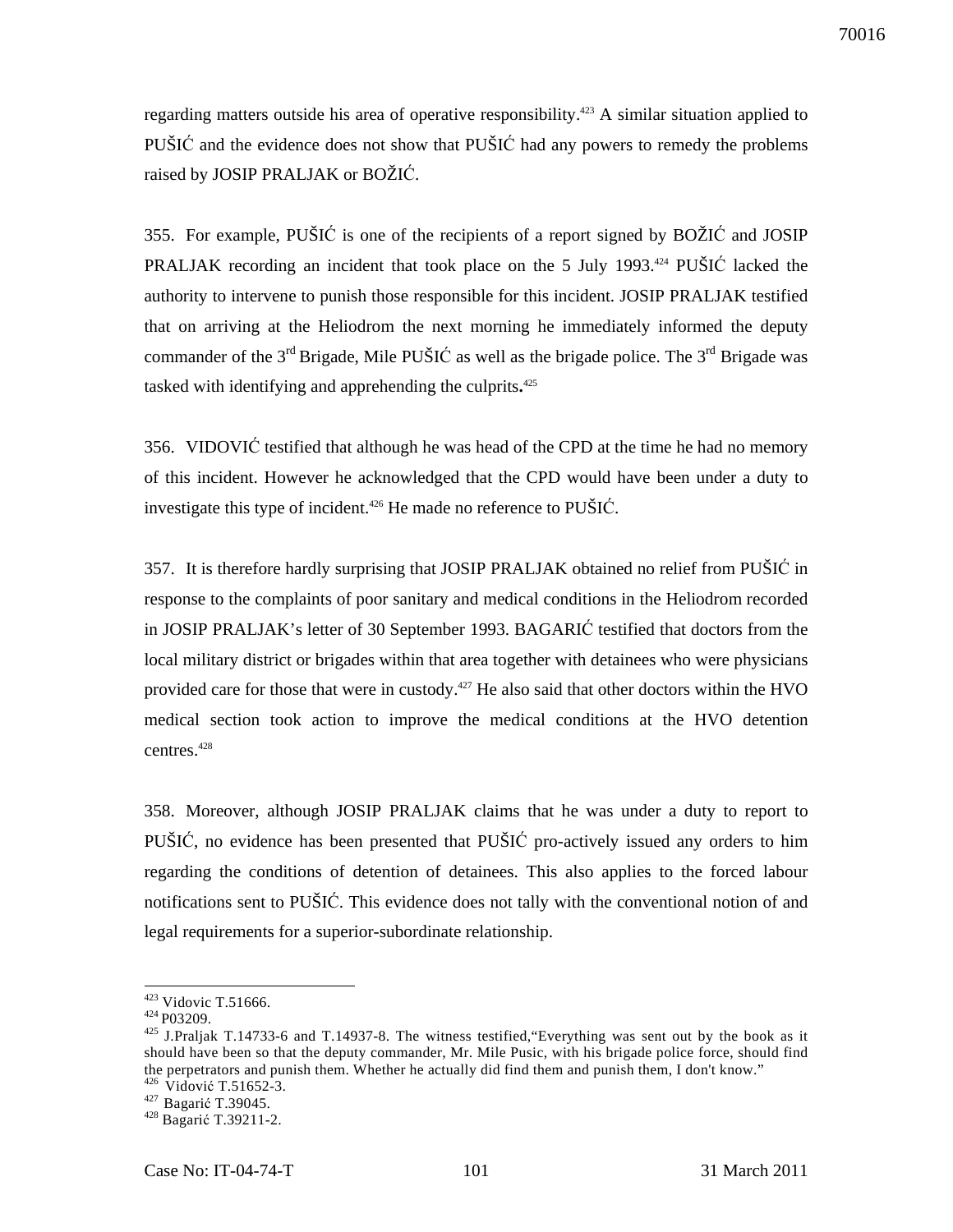regarding matters outside his area of operative responsibility.[423] A similar situation applied to PUŠIĆ and the evidence does not show that PUŠIĆ had any powers to remedy the problems raised by JOSIP PRALJAK or BOŽIĆ.

355. For example, PUŠIĆ is one of the recipients of a report signed by BOŽIĆ and JOSIP PRALJAK recording an incident that took place on the 5 July 1993.[424] PUŠIĆ lacked the authority to intervene to punish those responsible for this incident. JOSIP PRALJAK testified that on arriving at the Heliodrom the next morning he immediately informed the deputy commander of the 3rd Brigade, Mile PUŠIĆ as well as the brigade police. The 3rd Brigade was tasked with identifying and apprehending the culprits.[425]

356. VIDOVIĆ testified that although he was head of the CPD at the time he had no memory of this incident. However he acknowledged that the CPD would have been under a duty to investigate this type of incident.[426] He made no reference to PUŠIĆ.

357. It is therefore hardly surprising that JOSIP PRALJAK obtained no relief from PUŠIĆ in response to the complaints of poor sanitary and medical conditions in the Heliodrom recorded in JOSIP PRALJAK's letter of 30 September 1993. BAGARIĆ testified that doctors from the local military district or brigades within that area together with detainees who were physicians provided care for those that were in custody.[427] He also said that other doctors within the HVO medical section took action to improve the medical conditions at the HVO detention centres.[428]

358. Moreover, although JOSIP PRALJAK claims that he was under a duty to report to PUŠIĆ, no evidence has been presented that PUŠIĆ pro-actively issued any orders to him regarding the conditions of detention of detainees. This also applies to the forced labour notifications sent to PUŠIĆ. This evidence does not tally with the conventional notion of and legal requirements for a superior-subordinate relationship.

---

[423] Vidovic T.51666.

[424] P03209.

[425] J.Praljak T.14733-6 and T.14937-8. The witness testified,"Everything was sent out by the book as it should have been so that the deputy commander, Mr. Mile Pusic, with his brigade police force, should find the perpetrators and punish them. Whether he actually did find them and punish them, I don't know."

[426] Vidović T.51652-3.

[427] Bagarić T.39045.

[428] Bagarić T.39211-2.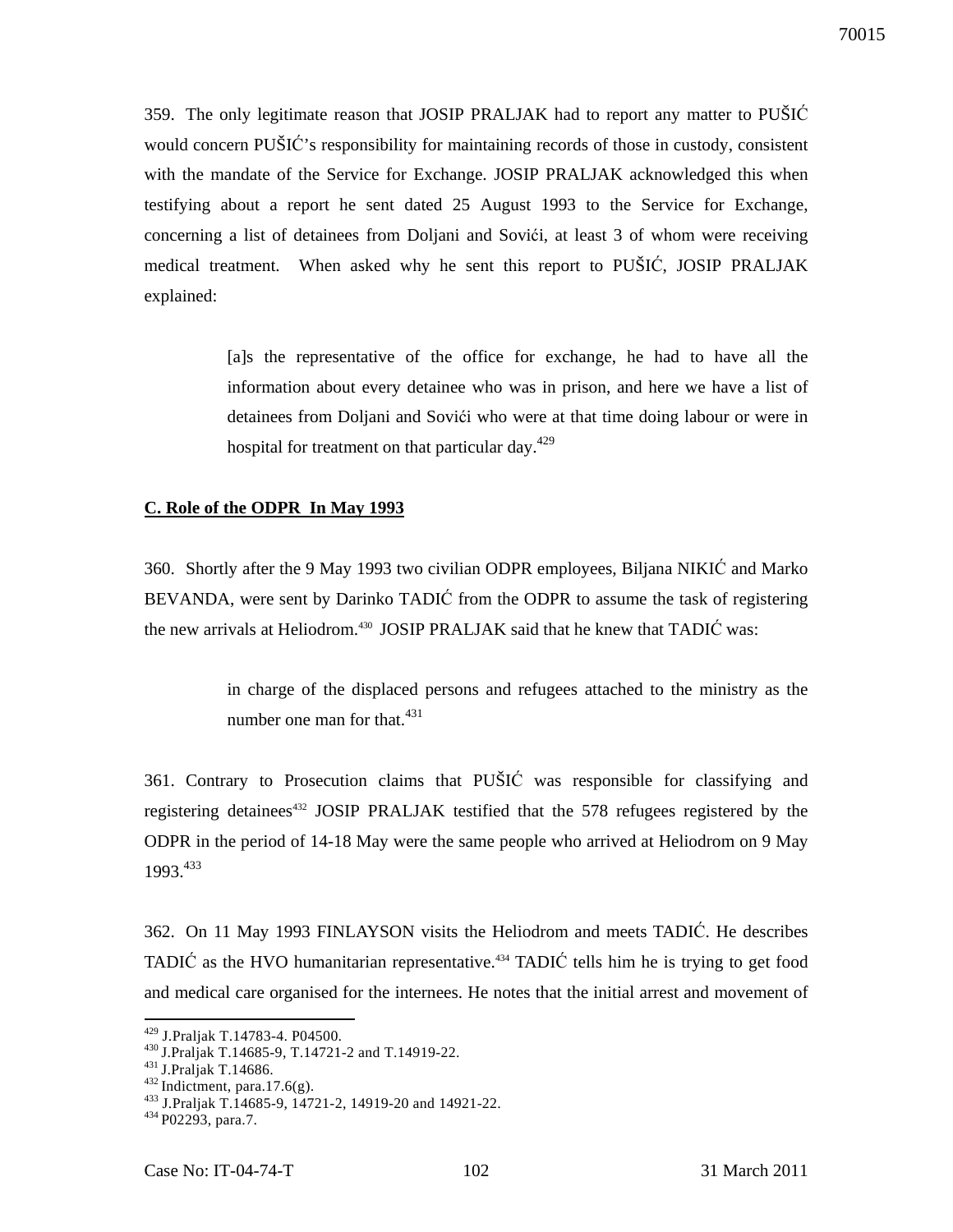359. The only legitimate reason that JOSIP PRALJAK had to report any matter to PUŠIĆ would concern PUŠIĆ's responsibility for maintaining records of those in custody, consistent with the mandate of the Service for Exchange. JOSIP PRALJAK acknowledged this when testifying about a report he sent dated 25 August 1993 to the Service for Exchange, concerning a list of detainees from Doljani and Sovići, at least 3 of whom were receiving medical treatment. When asked why he sent this report to PUŠIĆ, JOSIP PRALJAK explained:

> [a]s the representative of the office for exchange, he had to have all the information about every detainee who was in prison, and here we have a list of detainees from Doljani and Sovići who were at that time doing labour or were in hospital for treatment on that particular day.[429]

**C. Role of the ODPR In May 1993**

360. Shortly after the 9 May 1993 two civilian ODPR employees, Biljana NIKIĆ and Marko BEVANDA, were sent by Darinko TADIĆ from the ODPR to assume the task of registering the new arrivals at Heliodrom.[430] JOSIP PRALJAK said that he knew that TADIĆ was:

> in charge of the displaced persons and refugees attached to the ministry as the number one man for that.[431]

361. Contrary to Prosecution claims that PUŠIĆ was responsible for classifying and registering detainees[432] JOSIP PRALJAK testified that the 578 refugees registered by the ODPR in the period of 14-18 May were the same people who arrived at Heliodrom on 9 May 1993.[433]

362. On 11 May 1993 FINLAYSON visits the Heliodrom and meets TADIĆ. He describes TADIĆ as the HVO humanitarian representative.[434] TADIĆ tells him he is trying to get food and medical care organised for the internees. He notes that the initial arrest and movement of

---

[429] J.Praljak T.14783-4. P04500.

[430] J.Praljak T.14685-9, T.14721-2 and T.14919-22.

[431] J.Praljak T.14686.

[432] Indictment, para.17.6(g).

[433] J.Praljak T.14685-9, 14721-2, 14919-20 and 14921-22.

[434] P02293, para.7.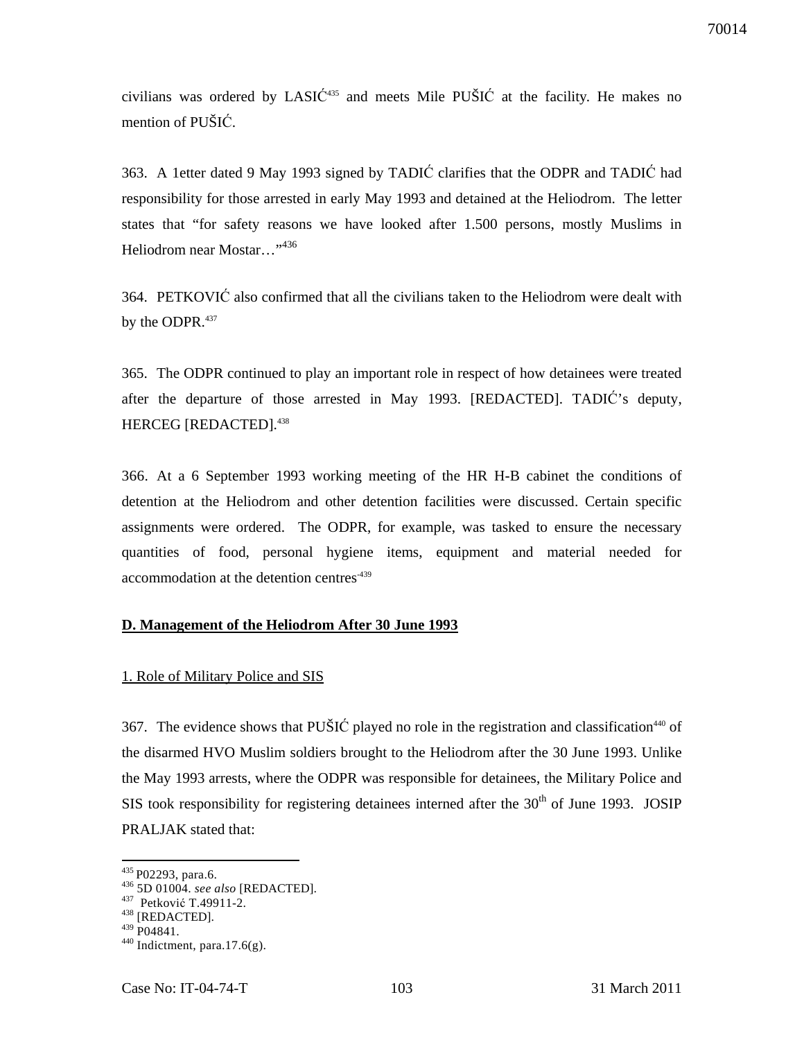civilians was ordered by LASIĆ[435] and meets Mile PUŠIĆ at the facility. He makes no mention of PUŠIĆ.

363. A 1etter dated 9 May 1993 signed by TADIĆ clarifies that the ODPR and TADIĆ had responsibility for those arrested in early May 1993 and detained at the Heliodrom. The letter states that "for safety reasons we have looked after 1.500 persons, mostly Muslims in Heliodrom near Mostar…"[436]

364. PETKOVIĆ also confirmed that all the civilians taken to the Heliodrom were dealt with by the ODPR.[437]

365. The ODPR continued to play an important role in respect of how detainees were treated after the departure of those arrested in May 1993. [REDACTED]. TADIĆ's deputy, HERCEG [REDACTED].[438]

366. At a 6 September 1993 working meeting of the HR H-B cabinet the conditions of detention at the Heliodrom and other detention facilities were discussed. Certain specific assignments were ordered. The ODPR, for example, was tasked to ensure the necessary quantities of food, personal hygiene items, equipment and material needed for accommodation at the detention centres.[439]

## D. Management of the Heliodrom After 30 June 1993

### 1. Role of Military Police and SIS

367. The evidence shows that PUŠIĆ played no role in the registration and classification[440] of the disarmed HVO Muslim soldiers brought to the Heliodrom after the 30 June 1993. Unlike the May 1993 arrests, where the ODPR was responsible for detainees, the Military Police and SIS took responsibility for registering detainees interned after the 30th of June 1993. JOSIP PRALJAK stated that:

---

[435] P02293, para.6.
[436] 5D 01004. *see also* [REDACTED].
[437] Petković T.49911-2.
[438] [REDACTED].
[439] P04841.
[440] Indictment, para.17.6(g).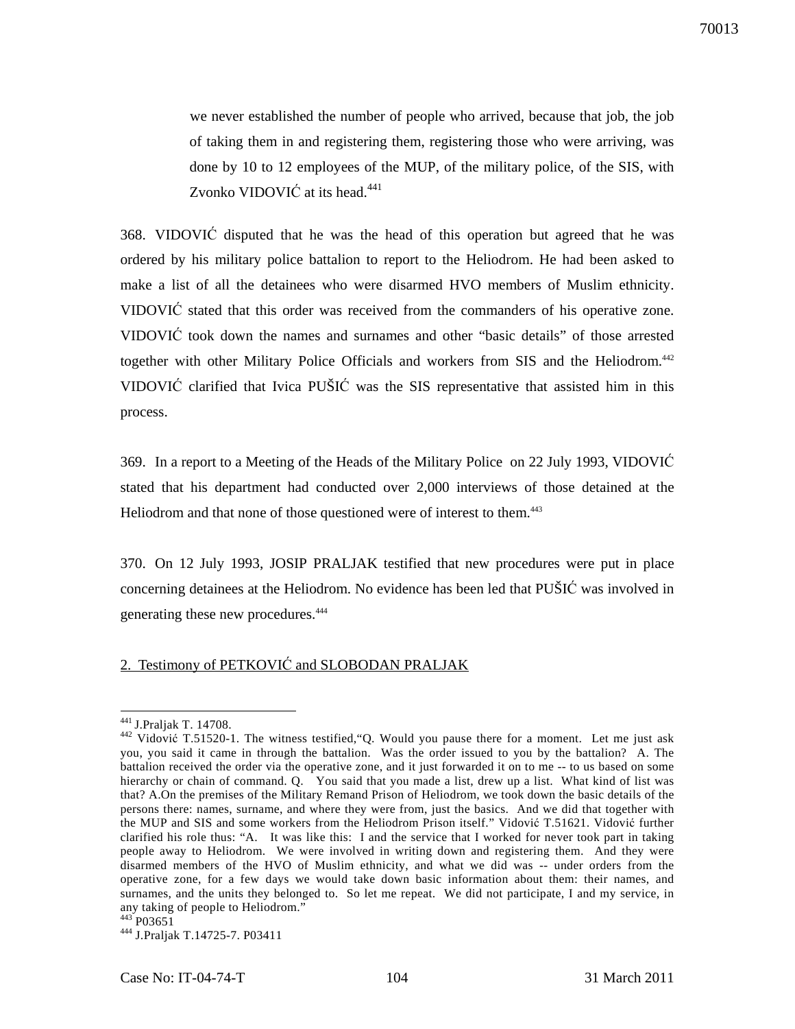> we never established the number of people who arrived, because that job, the job of taking them in and registering them, registering those who were arriving, was done by 10 to 12 employees of the MUP, of the military police, of the SIS, with Zvonko VIDOVIĆ at its head.[441]

368. VIDOVIĆ disputed that he was the head of this operation but agreed that he was ordered by his military police battalion to report to the Heliodrom. He had been asked to make a list of all the detainees who were disarmed HVO members of Muslim ethnicity. VIDOVIĆ stated that this order was received from the commanders of his operative zone. VIDOVIĆ took down the names and surnames and other "basic details" of those arrested together with other Military Police Officials and workers from SIS and the Heliodrom.[442] VIDOVIĆ clarified that Ivica PUŠIĆ was the SIS representative that assisted him in this process.

369. In a report to a Meeting of the Heads of the Military Police on 22 July 1993, VIDOVIĆ stated that his department had conducted over 2,000 interviews of those detained at the Heliodrom and that none of those questioned were of interest to them.[443]

370. On 12 July 1993, JOSIP PRALJAK testified that new procedures were put in place concerning detainees at the Heliodrom. No evidence has been led that PUŠIĆ was involved in generating these new procedures.[444]

<u>2. Testimony of PETKOVIĆ and SLOBODAN PRALJAK</u>

---

[441] J.Praljak T. 14708.

[442] Vidović T.51520-1. The witness testified,"Q. Would you pause there for a moment. Let me just ask you, you said it came in through the battalion. Was the order issued to you by the battalion? A. The battalion received the order via the operative zone, and it just forwarded it on to me -- to us based on some hierarchy or chain of command. Q. You said that you made a list, drew up a list. What kind of list was that? A.On the premises of the Military Remand Prison of Heliodrom, we took down the basic details of the persons there: names, surname, and where they were from, just the basics. And we did that together with the MUP and SIS and some workers from the Heliodrom Prison itself." Vidović T.51621. Vidović further clarified his role thus: "A. It was like this: I and the service that I worked for never took part in taking people away to Heliodrom. We were involved in writing down and registering them. And they were disarmed members of the HVO of Muslim ethnicity, and what we did was -- under orders from the operative zone, for a few days we would take down basic information about them: their names, and surnames, and the units they belonged to. So let me repeat. We did not participate, I and my service, in any taking of people to Heliodrom."

[443] P03651

[444] J.Praljak T.14725-7. P03411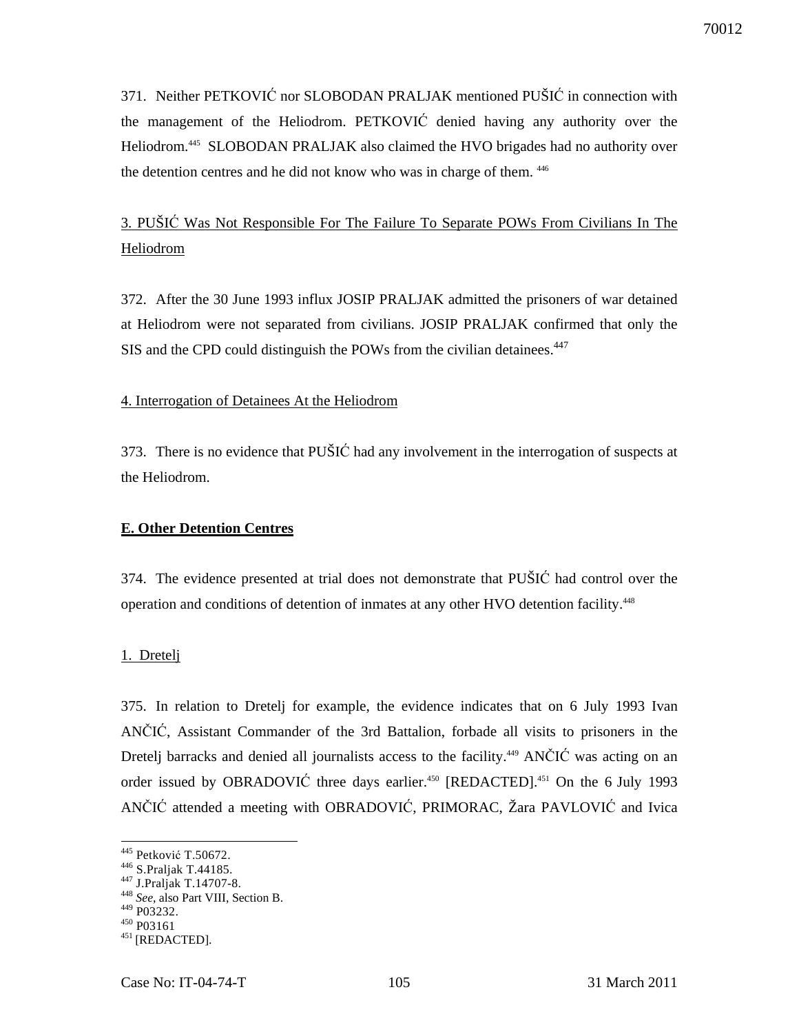371. Neither PETKOVIĆ nor SLOBODAN PRALJAK mentioned PUŠIĆ in connection with the management of the Heliodrom. PETKOVIĆ denied having any authority over the Heliodrom.[445] SLOBODAN PRALJAK also claimed the HVO brigades had no authority over the detention centres and he did not know who was in charge of them.[446]

3. PUŠIĆ Was Not Responsible For The Failure To Separate POWs From Civilians In The Heliodrom

372. After the 30 June 1993 influx JOSIP PRALJAK admitted the prisoners of war detained at Heliodrom were not separated from civilians. JOSIP PRALJAK confirmed that only the SIS and the CPD could distinguish the POWs from the civilian detainees.[447]

4. Interrogation of Detainees At the Heliodrom

373. There is no evidence that PUŠIĆ had any involvement in the interrogation of suspects at the Heliodrom.

**E. Other Detention Centres**

374. The evidence presented at trial does not demonstrate that PUŠIĆ had control over the operation and conditions of detention of inmates at any other HVO detention facility.[448]

1. Dretelj

375. In relation to Dretelj for example, the evidence indicates that on 6 July 1993 Ivan ANČIĆ, Assistant Commander of the 3rd Battalion, forbade all visits to prisoners in the Dretelj barracks and denied all journalists access to the facility.[449] ANČIĆ was acting on an order issued by OBRADOVIĆ three days earlier.[450] [REDACTED].[451] On the 6 July 1993 ANČIĆ attended a meeting with OBRADOVIĆ, PRIMORAC, Žara PAVLOVIĆ and Ivica

---

[445] Petković T.50672.
[446] S.Praljak T.44185.
[447] J.Praljak T.14707-8.
[448] *See*, also Part VIII, Section B.
[449] P03232.
[450] P03161
[451] [REDACTED].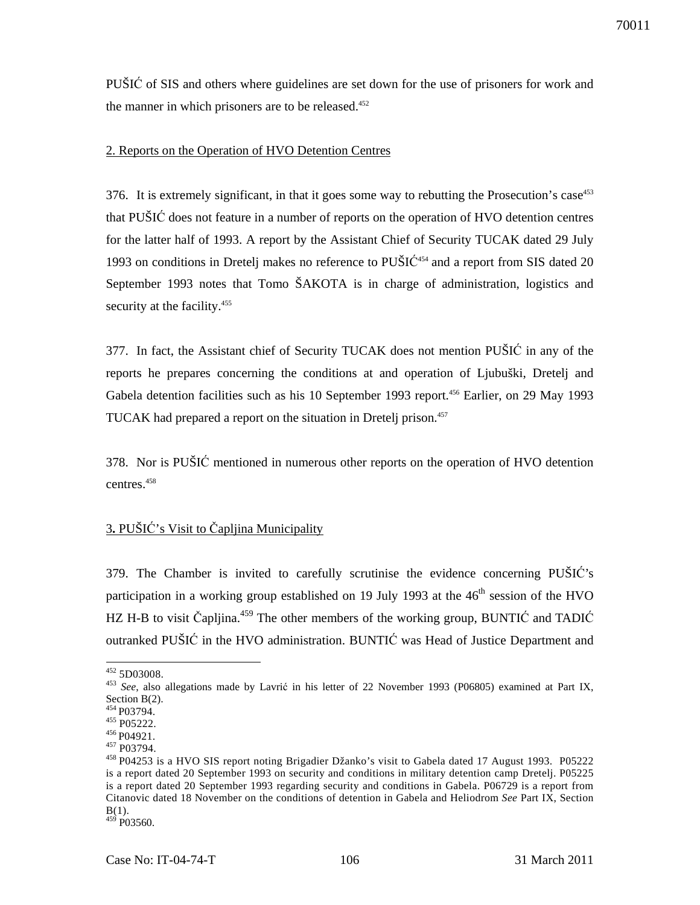PUŠIĆ of SIS and others where guidelines are set down for the use of prisoners for work and the manner in which prisoners are to be released.[452]

2. Reports on the Operation of HVO Detention Centres

376. It is extremely significant, in that it goes some way to rebutting the Prosecution's case[453] that PUŠIĆ does not feature in a number of reports on the operation of HVO detention centres for the latter half of 1993. A report by the Assistant Chief of Security TUCAK dated 29 July 1993 on conditions in Dretelj makes no reference to PUŠIĆ[454] and a report from SIS dated 20 September 1993 notes that Tomo ŠAKOTA is in charge of administration, logistics and security at the facility.[455]

377. In fact, the Assistant chief of Security TUCAK does not mention PUŠIĆ in any of the reports he prepares concerning the conditions at and operation of Ljubuški, Dretelj and Gabela detention facilities such as his 10 September 1993 report.[456] Earlier, on 29 May 1993 TUCAK had prepared a report on the situation in Dretelj prison.[457]

378. Nor is PUŠIĆ mentioned in numerous other reports on the operation of HVO detention centres.[458]

3. PUŠIĆ's Visit to Čapljina Municipality

379. The Chamber is invited to carefully scrutinise the evidence concerning PUŠIĆ's participation in a working group established on 19 July 1993 at the 46th session of the HVO HZ H-B to visit Čapljina.[459] The other members of the working group, BUNTIĆ and TADIĆ outranked PUŠIĆ in the HVO administration. BUNTIĆ was Head of Justice Department and

---

[452] 5D03008.

[453] *See*, also allegations made by Lavrić in his letter of 22 November 1993 (P06805) examined at Part IX, Section B(2).

[454] P03794.

[455] P05222.

[456] P04921.

[457] P03794.

[458] P04253 is a HVO SIS report noting Brigadier Džanko's visit to Gabela dated 17 August 1993. P05222 is a report dated 20 September 1993 on security and conditions in military detention camp Dretelj. P05225 is a report dated 20 September 1993 regarding security and conditions in Gabela. P06729 is a report from Citanovic dated 18 November on the conditions of detention in Gabela and Heliodrom *See* Part IX, Section B(1).

[459] P03560.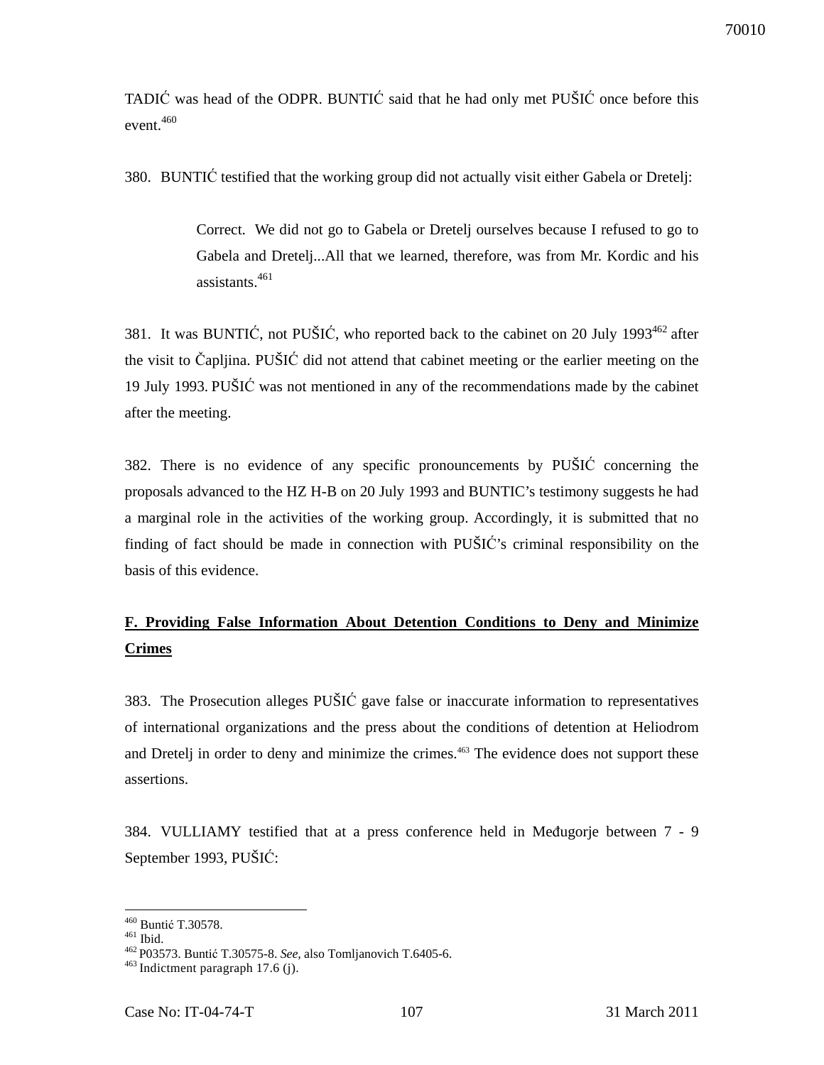TADIĆ was head of the ODPR. BUNTIĆ said that he had only met PUŠIĆ once before this event.[460]

380. BUNTIĆ testified that the working group did not actually visit either Gabela or Dretelj:

> Correct. We did not go to Gabela or Dretelj ourselves because I refused to go to Gabela and Dretelj...All that we learned, therefore, was from Mr. Kordic and his assistants.[461]

381. It was BUNTIĆ, not PUŠIĆ, who reported back to the cabinet on 20 July 1993[462] after the visit to Čapljina. PUŠIĆ did not attend that cabinet meeting or the earlier meeting on the 19 July 1993. PUŠIĆ was not mentioned in any of the recommendations made by the cabinet after the meeting.

382. There is no evidence of any specific pronouncements by PUŠIĆ concerning the proposals advanced to the HZ H-B on 20 July 1993 and BUNTIC's testimony suggests he had a marginal role in the activities of the working group. Accordingly, it is submitted that no finding of fact should be made in connection with PUŠIĆ's criminal responsibility on the basis of this evidence.

## F. Providing False Information About Detention Conditions to Deny and Minimize Crimes

383. The Prosecution alleges PUŠIĆ gave false or inaccurate information to representatives of international organizations and the press about the conditions of detention at Heliodrom and Dretelj in order to deny and minimize the crimes.[463] The evidence does not support these assertions.

384. VULLIAMY testified that at a press conference held in Međugorje between 7 - 9 September 1993, PUŠIĆ:

---

[460] Buntić T.30578.
[461] Ibid.
[462] P03573. Buntić T.30575-8. *See*, also Tomljanovich T.6405-6.
[463] Indictment paragraph 17.6 (j).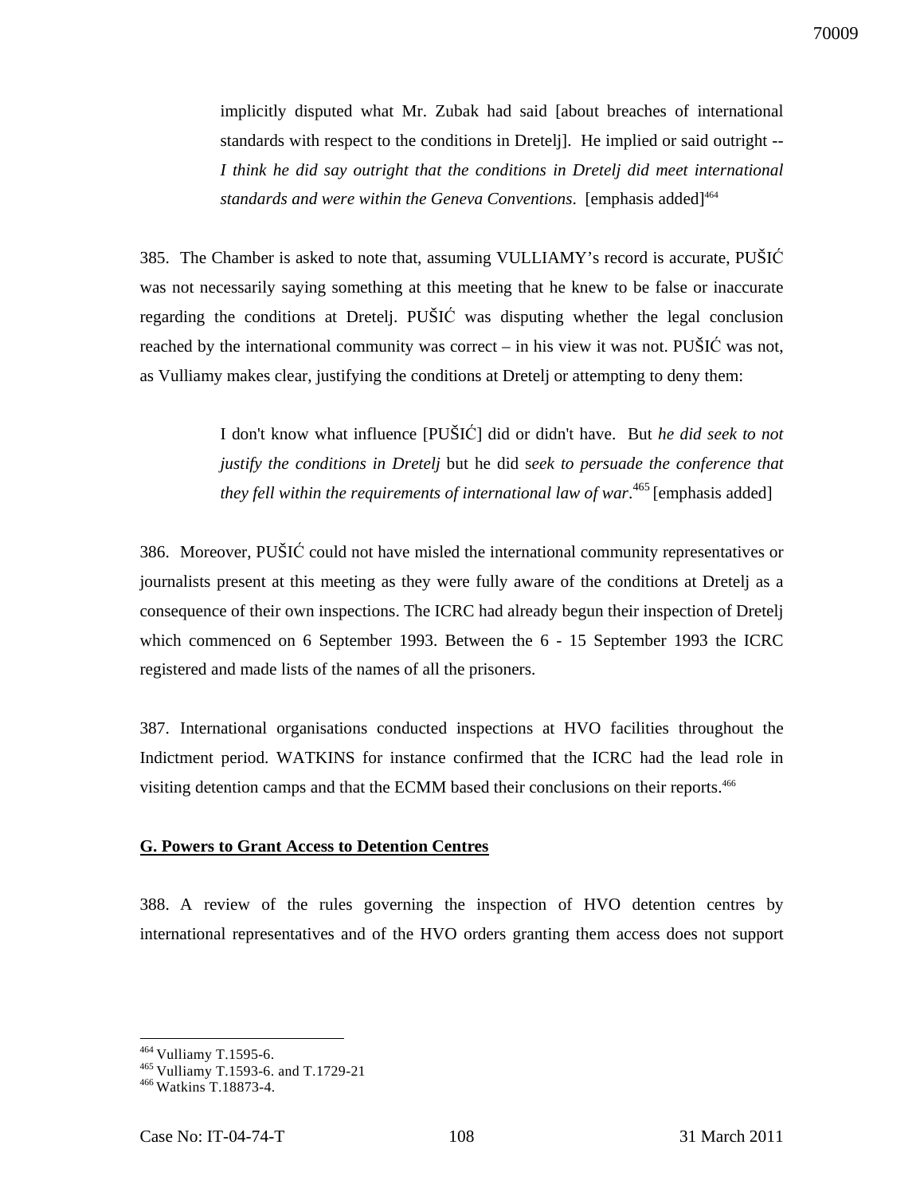> implicitly disputed what Mr. Zubak had said [about breaches of international standards with respect to the conditions in Dretelj]. He implied or said outright -- *I think he did say outright that the conditions in Dretelj did meet international standards and were within the Geneva Conventions*. [emphasis added][464]

385. The Chamber is asked to note that, assuming VULLIAMY's record is accurate, PUŠIĆ was not necessarily saying something at this meeting that he knew to be false or inaccurate regarding the conditions at Dretelj. PUŠIĆ was disputing whether the legal conclusion reached by the international community was correct – in his view it was not. PUŠIĆ was not, as Vulliamy makes clear, justifying the conditions at Dretelj or attempting to deny them:

> I don't know what influence [PUŠIĆ] did or didn't have. But *he did seek to not justify the conditions in Dretelj* but he did s*eek to persuade the conference that they fell within the requirements of international law of war*.[465] [emphasis added]

386. Moreover, PUŠIĆ could not have misled the international community representatives or journalists present at this meeting as they were fully aware of the conditions at Dretelj as a consequence of their own inspections. The ICRC had already begun their inspection of Dretelj which commenced on 6 September 1993. Between the 6 - 15 September 1993 the ICRC registered and made lists of the names of all the prisoners.

387. International organisations conducted inspections at HVO facilities throughout the Indictment period. WATKINS for instance confirmed that the ICRC had the lead role in visiting detention camps and that the ECMM based their conclusions on their reports.[466]

## G. Powers to Grant Access to Detention Centres

388. A review of the rules governing the inspection of HVO detention centres by international representatives and of the HVO orders granting them access does not support

---

[464] Vulliamy T.1595-6.

[465] Vulliamy T.1593-6. and T.1729-21

[466] Watkins T.18873-4.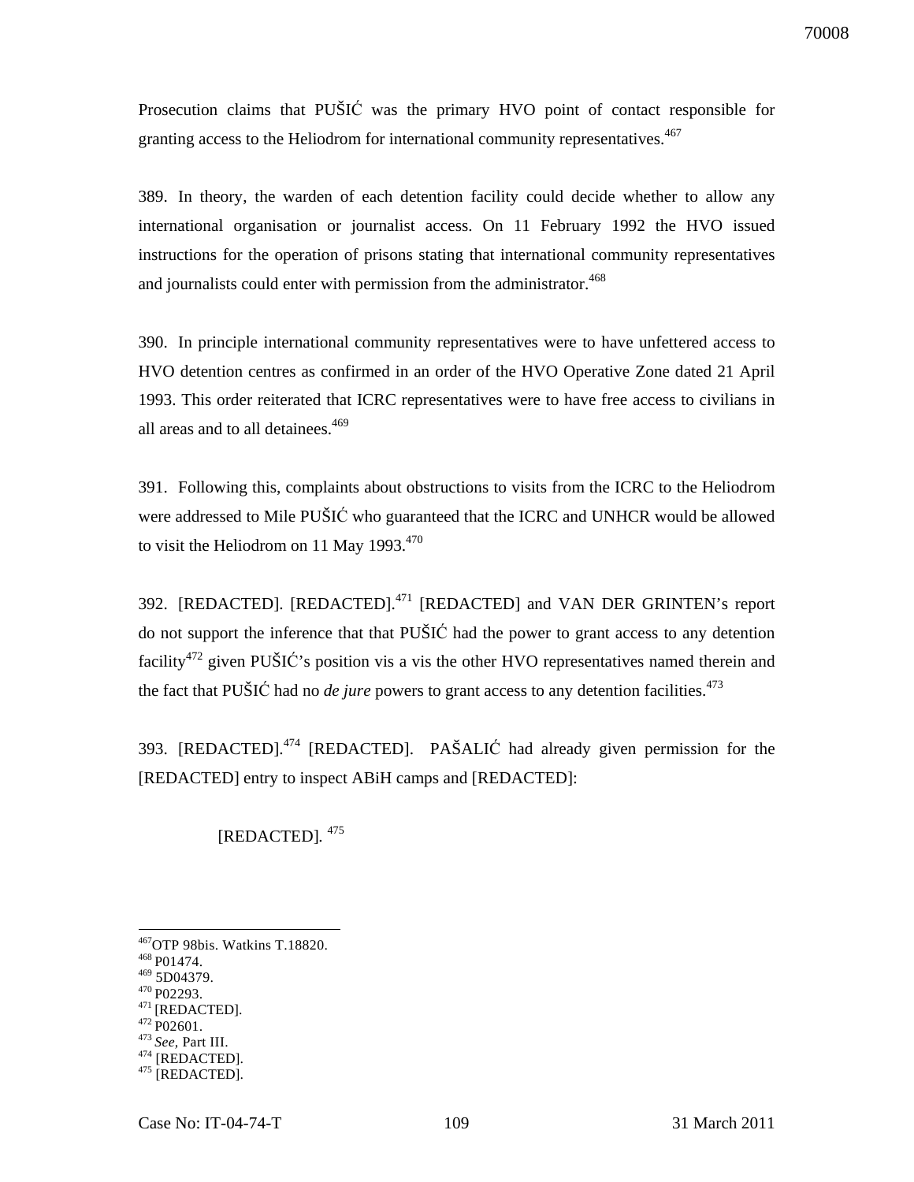Prosecution claims that PUŠIĆ was the primary HVO point of contact responsible for granting access to the Heliodrom for international community representatives.[467]

389. In theory, the warden of each detention facility could decide whether to allow any international organisation or journalist access. On 11 February 1992 the HVO issued instructions for the operation of prisons stating that international community representatives and journalists could enter with permission from the administrator.[468]

390. In principle international community representatives were to have unfettered access to HVO detention centres as confirmed in an order of the HVO Operative Zone dated 21 April 1993. This order reiterated that ICRC representatives were to have free access to civilians in all areas and to all detainees.[469]

391. Following this, complaints about obstructions to visits from the ICRC to the Heliodrom were addressed to Mile PUŠIĆ who guaranteed that the ICRC and UNHCR would be allowed to visit the Heliodrom on 11 May 1993.[470]

392. [REDACTED]. [REDACTED].[471] [REDACTED] and VAN DER GRINTEN's report do not support the inference that that PUŠIĆ had the power to grant access to any detention facility[472] given PUŠIĆ's position vis a vis the other HVO representatives named therein and the fact that PUŠIĆ had no *de jure* powers to grant access to any detention facilities.[473]

393. [REDACTED].[474] [REDACTED]. PAŠALIĆ had already given permission for the [REDACTED] entry to inspect ABiH camps and [REDACTED]:

> [REDACTED]. [475]

---

[467] OTP 98bis. Watkins T.18820.
[468] P01474.
[469] 5D04379.
[470] P02293.
[471] [REDACTED].
[472] P02601.
[473] *See*, Part III.
[474] [REDACTED].
[475] [REDACTED].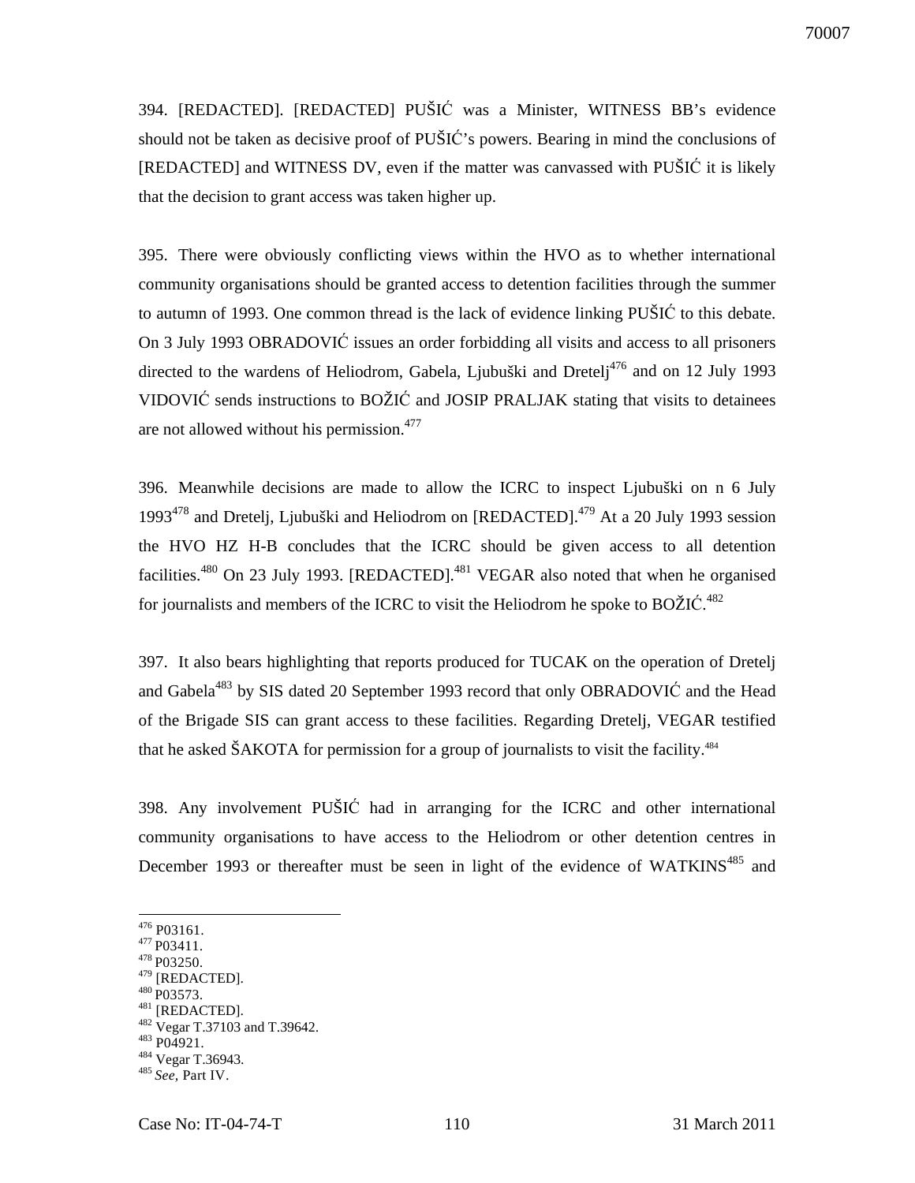394. [REDACTED]. [REDACTED] PUŠIĆ was a Minister, WITNESS BB's evidence should not be taken as decisive proof of PUŠIĆ's powers. Bearing in mind the conclusions of [REDACTED] and WITNESS DV, even if the matter was canvassed with PUŠIĆ it is likely that the decision to grant access was taken higher up.

395. There were obviously conflicting views within the HVO as to whether international community organisations should be granted access to detention facilities through the summer to autumn of 1993. One common thread is the lack of evidence linking PUŠIĆ to this debate. On 3 July 1993 OBRADOVIĆ issues an order forbidding all visits and access to all prisoners directed to the wardens of Heliodrom, Gabela, Ljubuški and Dretelj[476] and on 12 July 1993 VIDOVIĆ sends instructions to BOŽIĆ and JOSIP PRALJAK stating that visits to detainees are not allowed without his permission.[477]

396. Meanwhile decisions are made to allow the ICRC to inspect Ljubuški on n 6 July 1993[478] and Dretelj, Ljubuški and Heliodrom on [REDACTED].[479] At a 20 July 1993 session the HVO HZ H-B concludes that the ICRC should be given access to all detention facilities.[480] On 23 July 1993. [REDACTED].[481] VEGAR also noted that when he organised for journalists and members of the ICRC to visit the Heliodrom he spoke to BOŽIĆ.[482]

397. It also bears highlighting that reports produced for TUCAK on the operation of Dretelj and Gabela[483] by SIS dated 20 September 1993 record that only OBRADOVIĆ and the Head of the Brigade SIS can grant access to these facilities. Regarding Dretelj, VEGAR testified that he asked ŠAKOTA for permission for a group of journalists to visit the facility.[484]

398. Any involvement PUŠIĆ had in arranging for the ICRC and other international community organisations to have access to the Heliodrom or other detention centres in December 1993 or thereafter must be seen in light of the evidence of WATKINS[485] and

---

[476] P03161.
[477] P03411.
[478] P03250.
[479] [REDACTED].
[480] P03573.
[481] [REDACTED].
[482] Vegar T.37103 and T.39642.
[483] P04921.
[484] Vegar T.36943.
[485] *See*, Part IV.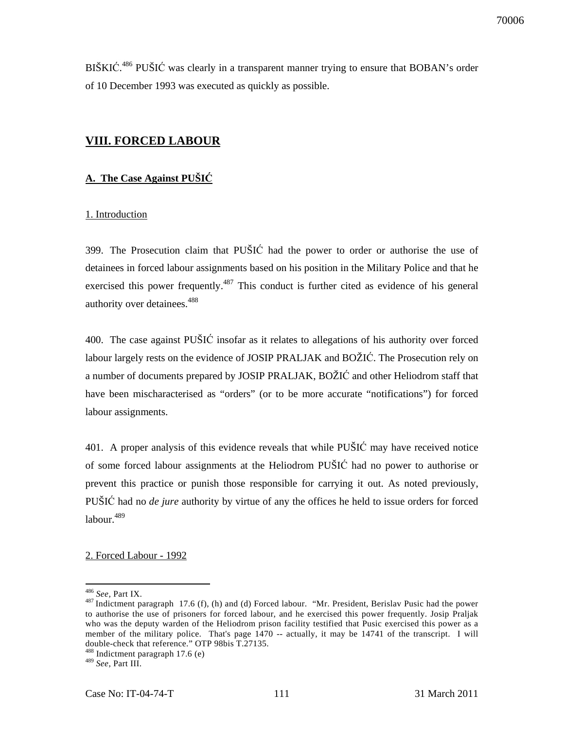BIŠKIĆ.[486] PUŠIĆ was clearly in a transparent manner trying to ensure that BOBAN's order of 10 December 1993 was executed as quickly as possible.

## VIII. FORCED LABOUR

### A. The Case Against PUŠIĆ

#### 1. Introduction

399. The Prosecution claim that PUŠIĆ had the power to order or authorise the use of detainees in forced labour assignments based on his position in the Military Police and that he exercised this power frequently.[487] This conduct is further cited as evidence of his general authority over detainees.[488]

400. The case against PUŠIĆ insofar as it relates to allegations of his authority over forced labour largely rests on the evidence of JOSIP PRALJAK and BOŽIĆ. The Prosecution rely on a number of documents prepared by JOSIP PRALJAK, BOŽIĆ and other Heliodrom staff that have been mischaracterised as "orders" (or to be more accurate "notifications") for forced labour assignments.

401. A proper analysis of this evidence reveals that while PUŠIĆ may have received notice of some forced labour assignments at the Heliodrom PUŠIĆ had no power to authorise or prevent this practice or punish those responsible for carrying it out. As noted previously, PUŠIĆ had no *de jure* authority by virtue of any the offices he held to issue orders for forced labour.[489]

#### 2. Forced Labour - 1992

---

[486] *See,* Part IX.

[487] Indictment paragraph 17.6 (f), (h) and (d) Forced labour. "Mr. President, Berislav Pusic had the power to authorise the use of prisoners for forced labour, and he exercised this power frequently. Josip Praljak who was the deputy warden of the Heliodrom prison facility testified that Pusic exercised this power as a member of the military police. That's page 1470 -- actually, it may be 14741 of the transcript. I will double-check that reference." OTP 98bis T.27135.

[488] Indictment paragraph 17.6 (e)

[489] *See,* Part III.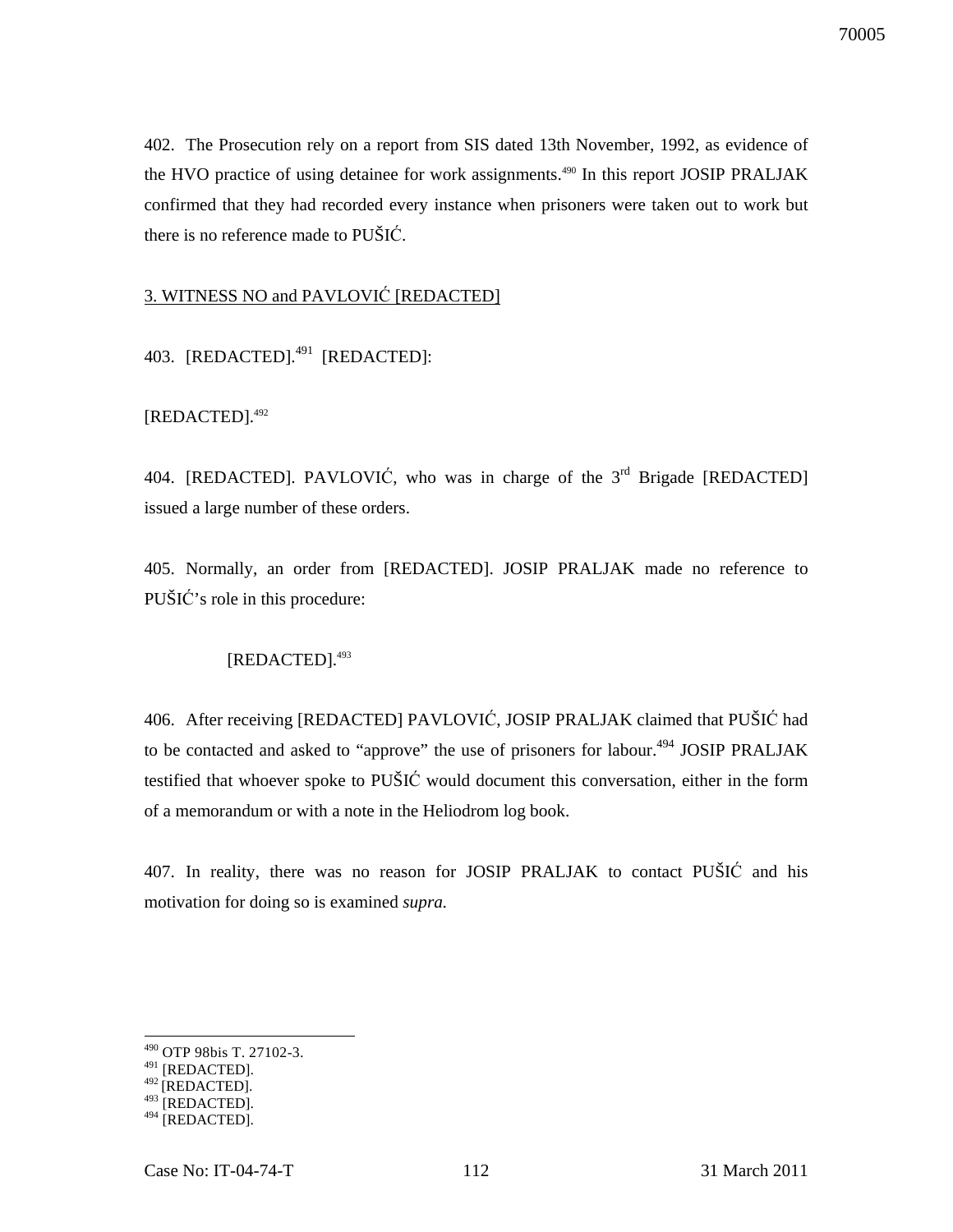402. The Prosecution rely on a report from SIS dated 13th November, 1992, as evidence of the HVO practice of using detainee for work assignments.[490] In this report JOSIP PRALJAK confirmed that they had recorded every instance when prisoners were taken out to work but there is no reference made to PUŠIĆ.

3. WITNESS NO and PAVLOVIĆ [REDACTED]

403. [REDACTED].[491] [REDACTED]:

[REDACTED].[492]

404. [REDACTED]. PAVLOVIĆ, who was in charge of the 3rd Brigade [REDACTED] issued a large number of these orders.

405. Normally, an order from [REDACTED]. JOSIP PRALJAK made no reference to PUŠIĆ's role in this procedure:

> [REDACTED].[493]

406. After receiving [REDACTED] PAVLOVIĆ, JOSIP PRALJAK claimed that PUŠIĆ had to be contacted and asked to "approve" the use of prisoners for labour.[494] JOSIP PRALJAK testified that whoever spoke to PUŠIĆ would document this conversation, either in the form of a memorandum or with a note in the Heliodrom log book.

407. In reality, there was no reason for JOSIP PRALJAK to contact PUŠIĆ and his motivation for doing so is examined *supra*.

---

[490] OTP 98bis T. 27102-3.
[491] [REDACTED].
[492] [REDACTED].
[493] [REDACTED].
[494] [REDACTED].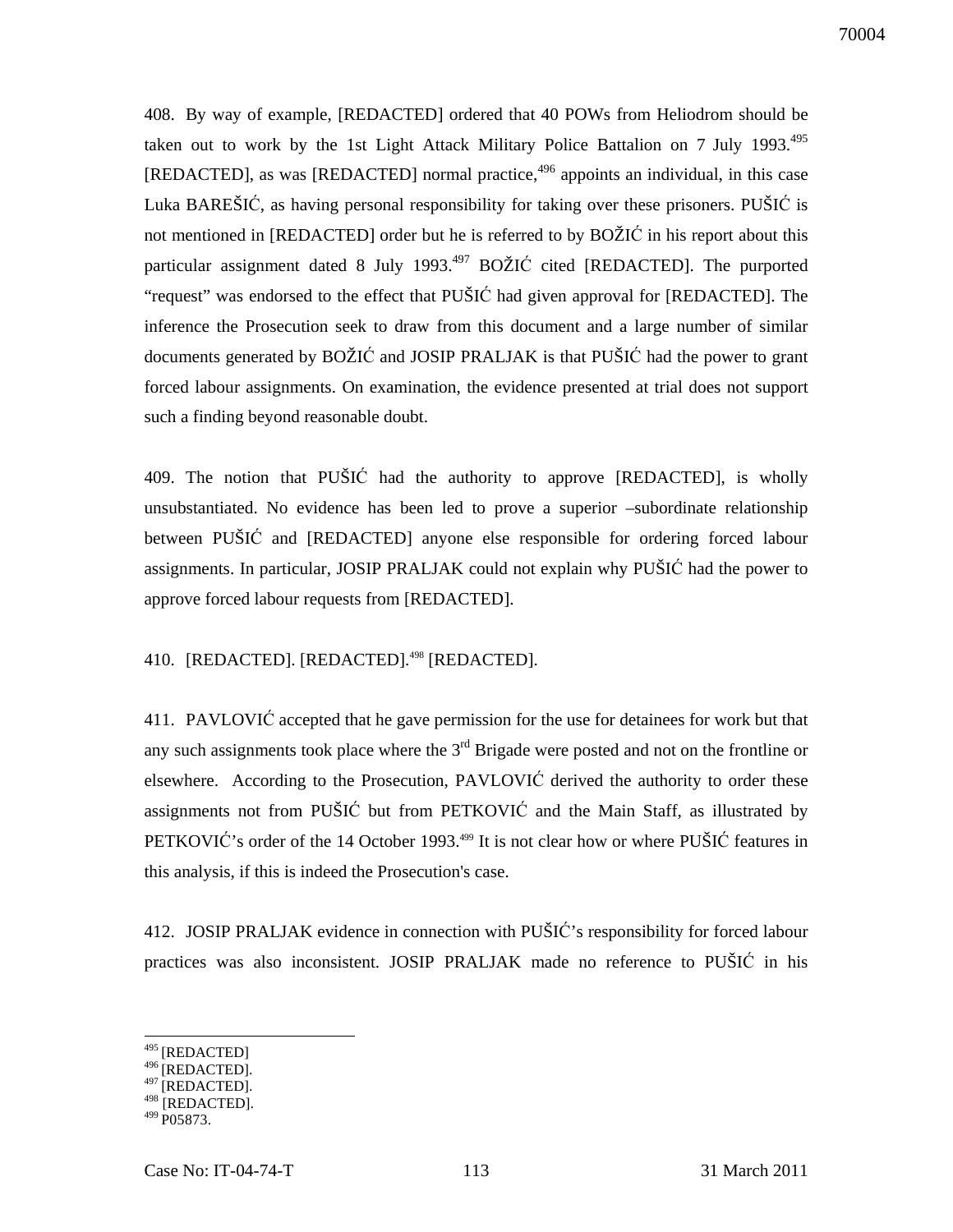408. By way of example, [REDACTED] ordered that 40 POWs from Heliodrom should be taken out to work by the 1st Light Attack Military Police Battalion on 7 July 1993.[495] [REDACTED], as was [REDACTED] normal practice,[496] appoints an individual, in this case Luka BAREŠIĆ, as having personal responsibility for taking over these prisoners. PUŠIĆ is not mentioned in [REDACTED] order but he is referred to by BOŽIĆ in his report about this particular assignment dated 8 July 1993.[497] BOŽIĆ cited [REDACTED]. The purported "request" was endorsed to the effect that PUŠIĆ had given approval for [REDACTED]. The inference the Prosecution seek to draw from this document and a large number of similar documents generated by BOŽIĆ and JOSIP PRALJAK is that PUŠIĆ had the power to grant forced labour assignments. On examination, the evidence presented at trial does not support such a finding beyond reasonable doubt.

409. The notion that PUŠIĆ had the authority to approve [REDACTED], is wholly unsubstantiated. No evidence has been led to prove a superior –subordinate relationship between PUŠIĆ and [REDACTED] anyone else responsible for ordering forced labour assignments. In particular, JOSIP PRALJAK could not explain why PUŠIĆ had the power to approve forced labour requests from [REDACTED].

410. [REDACTED]. [REDACTED].[498] [REDACTED].

411. PAVLOVIĆ accepted that he gave permission for the use for detainees for work but that any such assignments took place where the 3rd Brigade were posted and not on the frontline or elsewhere. According to the Prosecution, PAVLOVIĆ derived the authority to order these assignments not from PUŠIĆ but from PETKOVIĆ and the Main Staff, as illustrated by PETKOVIĆ's order of the 14 October 1993.[499] It is not clear how or where PUŠIĆ features in this analysis, if this is indeed the Prosecution's case.

412. JOSIP PRALJAK evidence in connection with PUŠIĆ's responsibility for forced labour practices was also inconsistent. JOSIP PRALJAK made no reference to PUŠIĆ in his

---

[495] [REDACTED]
[496] [REDACTED].
[497] [REDACTED].
[498] [REDACTED].
[499] P05873.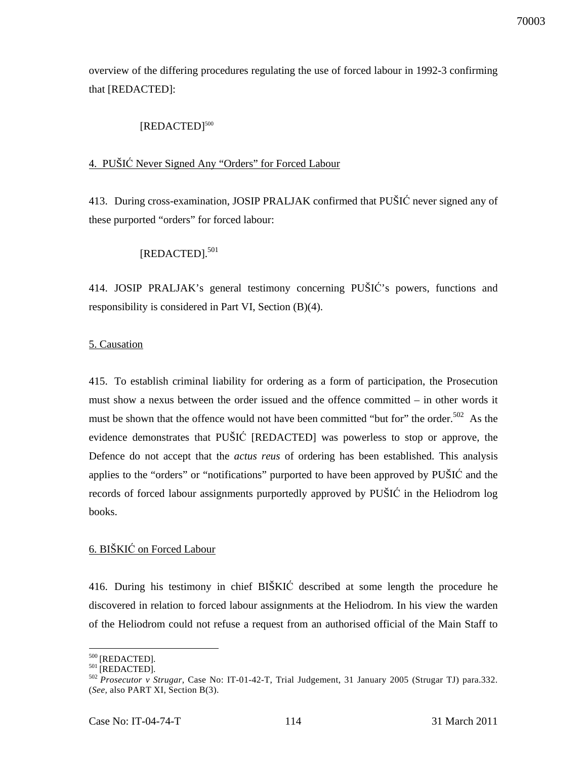overview of the differing procedures regulating the use of forced labour in 1992-3 confirming that [REDACTED]:

> [REDACTED][500]

4. PUŠIĆ Never Signed Any "Orders" for Forced Labour

413. During cross-examination, JOSIP PRALJAK confirmed that PUŠIĆ never signed any of these purported "orders" for forced labour:

> [REDACTED].[501]

414. JOSIP PRALJAK's general testimony concerning PUŠIĆ's powers, functions and responsibility is considered in Part VI, Section (B)(4).

5. Causation

415. To establish criminal liability for ordering as a form of participation, the Prosecution must show a nexus between the order issued and the offence committed – in other words it must be shown that the offence would not have been committed "but for" the order.[502] As the evidence demonstrates that PUŠIĆ [REDACTED] was powerless to stop or approve, the Defence do not accept that the *actus reus* of ordering has been established. This analysis applies to the "orders" or "notifications" purported to have been approved by PUŠIĆ and the records of forced labour assignments purportedly approved by PUŠIĆ in the Heliodrom log books.

6. BIŠKIĆ on Forced Labour

416. During his testimony in chief BIŠKIĆ described at some length the procedure he discovered in relation to forced labour assignments at the Heliodrom. In his view the warden of the Heliodrom could not refuse a request from an authorised official of the Main Staff to

---

[500] [REDACTED].

[501] [REDACTED].

[502] *Prosecutor v Strugar*, Case No: IT-01-42-T, Trial Judgement, 31 January 2005 (Strugar TJ) para.332. (*See*, also PART XI, Section B(3).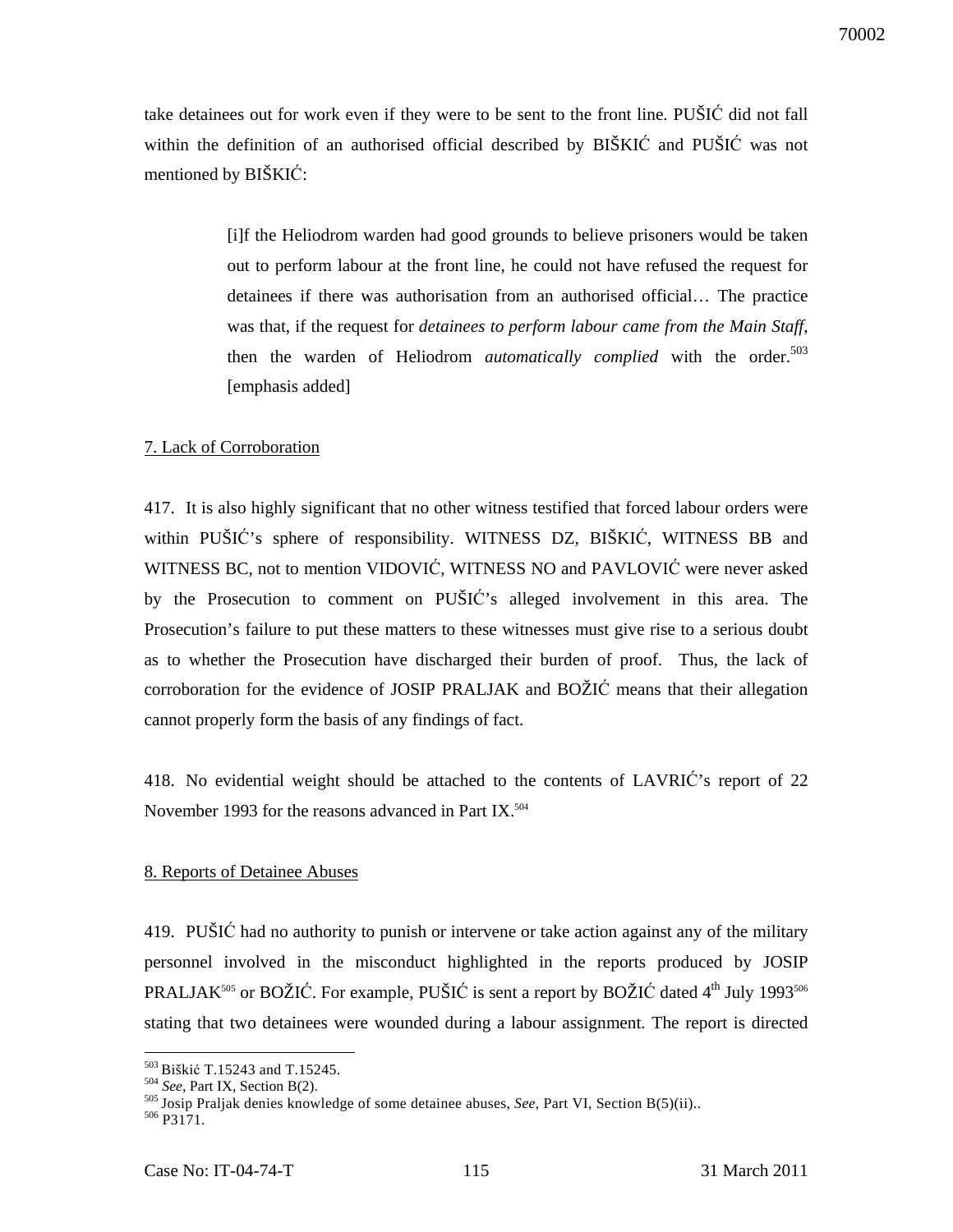take detainees out for work even if they were to be sent to the front line. PUŠIĆ did not fall within the definition of an authorised official described by BIŠKIĆ and PUŠIĆ was not mentioned by BIŠKIĆ:

> [i]f the Heliodrom warden had good grounds to believe prisoners would be taken out to perform labour at the front line, he could not have refused the request for detainees if there was authorisation from an authorised official… The practice was that, if the request for *detainees to perform labour came from the Main Staff*, then the warden of Heliodrom *automatically complied* with the order.[503] [emphasis added]

7. Lack of Corroboration

417. It is also highly significant that no other witness testified that forced labour orders were within PUŠIĆ's sphere of responsibility. WITNESS DZ, BIŠKIĆ, WITNESS BB and WITNESS BC, not to mention VIDOVIĆ, WITNESS NO and PAVLOVIĆ were never asked by the Prosecution to comment on PUŠIĆ's alleged involvement in this area. The Prosecution's failure to put these matters to these witnesses must give rise to a serious doubt as to whether the Prosecution have discharged their burden of proof. Thus, the lack of corroboration for the evidence of JOSIP PRALJAK and BOŽIĆ means that their allegation cannot properly form the basis of any findings of fact.

418. No evidential weight should be attached to the contents of LAVRIĆ's report of 22 November 1993 for the reasons advanced in Part IX.[504]

8. Reports of Detainee Abuses

419. PUŠIĆ had no authority to punish or intervene or take action against any of the military personnel involved in the misconduct highlighted in the reports produced by JOSIP PRALJAK[505] or BOŽIĆ. For example, PUŠIĆ is sent a report by BOŽIĆ dated 4th July 1993[506] stating that two detainees were wounded during a labour assignment. The report is directed

[503] Biškić T.15243 and T.15245.
[504] *See*, Part IX, Section B(2).
[505] Josip Praljak denies knowledge of some detainee abuses, *See*, Part VI, Section B(5)(ii)..
[506] P3171.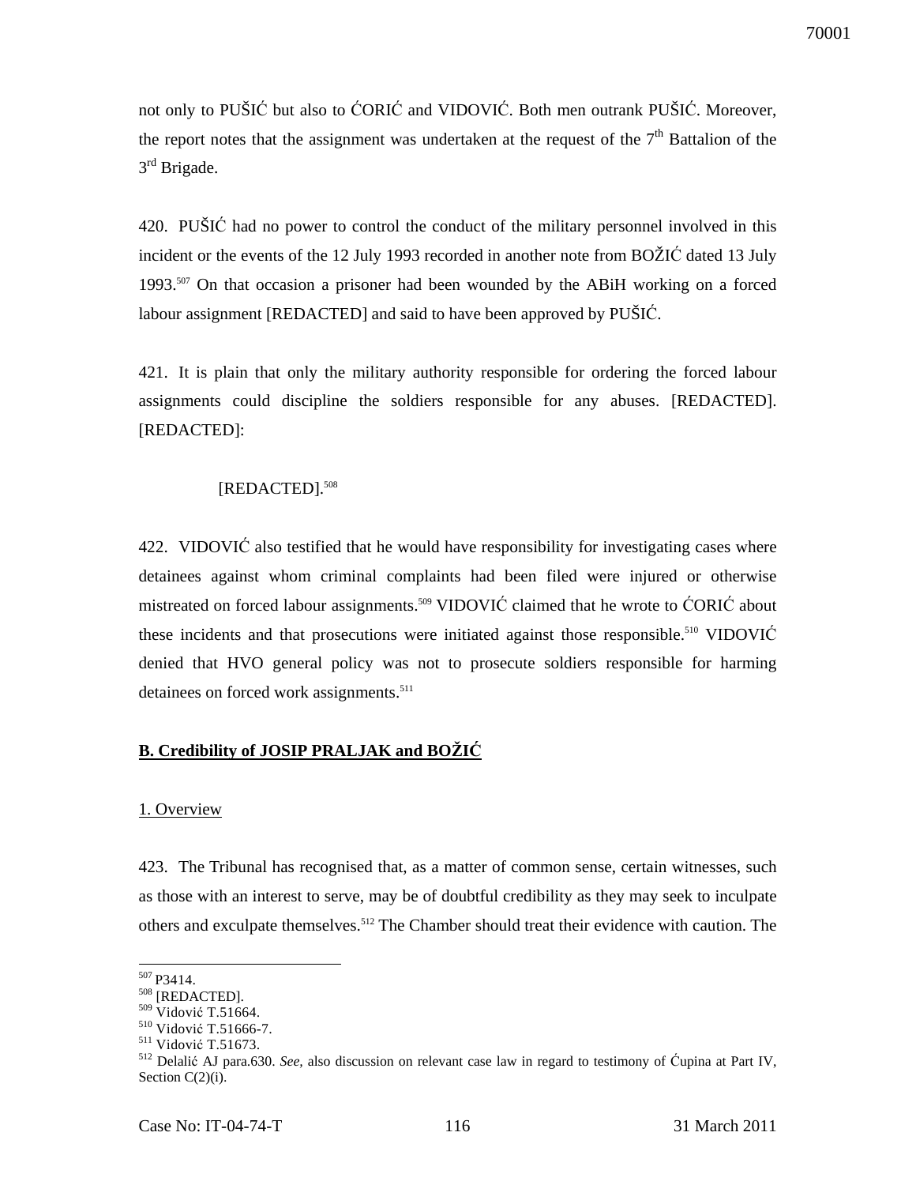not only to PUŠIĆ but also to ĆORIĆ and VIDOVIĆ. Both men outrank PUŠIĆ. Moreover, the report notes that the assignment was undertaken at the request of the 7th Battalion of the 3rd Brigade.

420. PUŠIĆ had no power to control the conduct of the military personnel involved in this incident or the events of the 12 July 1993 recorded in another note from BOŽIĆ dated 13 July 1993.[507] On that occasion a prisoner had been wounded by the ABiH working on a forced labour assignment [REDACTED] and said to have been approved by PUŠIĆ.

421. It is plain that only the military authority responsible for ordering the forced labour assignments could discipline the soldiers responsible for any abuses. [REDACTED]. [REDACTED]:

> [REDACTED].[508]

422. VIDOVIĆ also testified that he would have responsibility for investigating cases where detainees against whom criminal complaints had been filed were injured or otherwise mistreated on forced labour assignments.[509] VIDOVIĆ claimed that he wrote to ĆORIĆ about these incidents and that prosecutions were initiated against those responsible.[510] VIDOVIĆ denied that HVO general policy was not to prosecute soldiers responsible for harming detainees on forced work assignments.[511]

## B. Credibility of JOSIP PRALJAK and BOŽIĆ

### 1. Overview

423. The Tribunal has recognised that, as a matter of common sense, certain witnesses, such as those with an interest to serve, may be of doubtful credibility as they may seek to inculpate others and exculpate themselves.[512] The Chamber should treat their evidence with caution. The

---

[507] P3414.
[508] [REDACTED].
[509] Vidović T.51664.
[510] Vidović T.51666-7.
[511] Vidović T.51673.
[512] Delalić AJ para.630. *See*, also discussion on relevant case law in regard to testimony of Ćupina at Part IV, Section C(2)(i).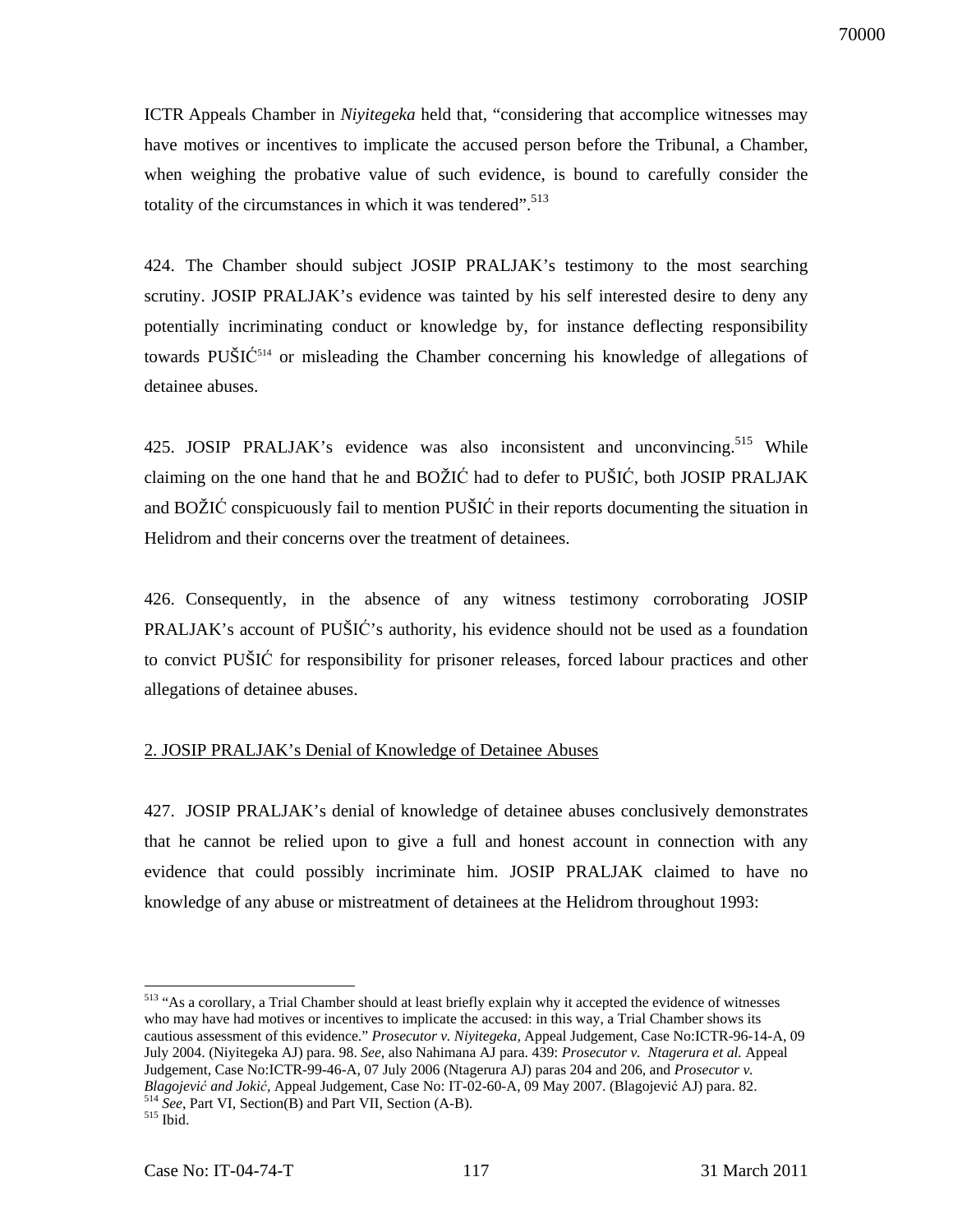ICTR Appeals Chamber in *Niyitegeka* held that, "considering that accomplice witnesses may have motives or incentives to implicate the accused person before the Tribunal, a Chamber, when weighing the probative value of such evidence, is bound to carefully consider the totality of the circumstances in which it was tendered".[513]

424. The Chamber should subject JOSIP PRALJAK's testimony to the most searching scrutiny. JOSIP PRALJAK's evidence was tainted by his self interested desire to deny any potentially incriminating conduct or knowledge by, for instance deflecting responsibility towards PUŠIĆ[514] or misleading the Chamber concerning his knowledge of allegations of detainee abuses.

425. JOSIP PRALJAK's evidence was also inconsistent and unconvincing.[515] While claiming on the one hand that he and BOŽIĆ had to defer to PUŠIĆ, both JOSIP PRALJAK and BOŽIĆ conspicuously fail to mention PUŠIĆ in their reports documenting the situation in Helidrom and their concerns over the treatment of detainees.

426. Consequently, in the absence of any witness testimony corroborating JOSIP PRALJAK's account of PUŠIĆ's authority, his evidence should not be used as a foundation to convict PUŠIĆ for responsibility for prisoner releases, forced labour practices and other allegations of detainee abuses.

2. JOSIP PRALJAK's Denial of Knowledge of Detainee Abuses

427. JOSIP PRALJAK's denial of knowledge of detainee abuses conclusively demonstrates that he cannot be relied upon to give a full and honest account in connection with any evidence that could possibly incriminate him. JOSIP PRALJAK claimed to have no knowledge of any abuse or mistreatment of detainees at the Helidrom throughout 1993:

---

[513] "As a corollary, a Trial Chamber should at least briefly explain why it accepted the evidence of witnesses who may have had motives or incentives to implicate the accused: in this way, a Trial Chamber shows its cautious assessment of this evidence." *Prosecutor v. Niyitegeka,* Appeal Judgement, Case No:ICTR-96-14-A, 09 July 2004. (Niyitegeka AJ) para. 98. *See,* also Nahimana AJ para. 439: *Prosecutor v. Ntagerura et al.* Appeal Judgement, Case No:ICTR-99-46-A, 07 July 2006 (Ntagerura AJ) paras 204 and 206, and *Prosecutor v. Blagojević and Jokić*, Appeal Judgement, Case No: IT-02-60-A, 09 May 2007. (Blagojević AJ) para. 82.

[514] *See*, Part VI, Section(B) and Part VII, Section (A-B).

[515] Ibid.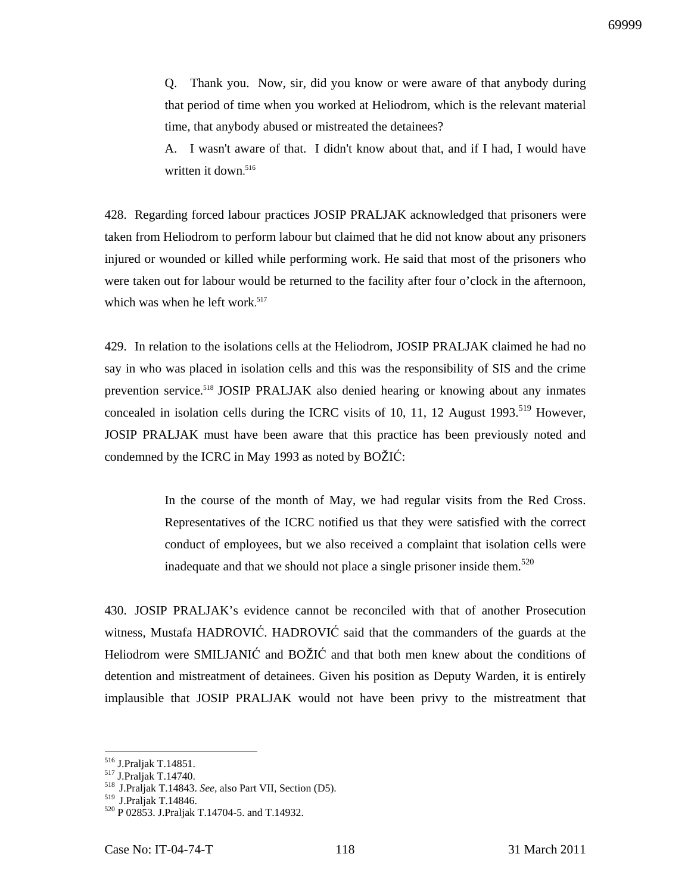> Q. Thank you. Now, sir, did you know or were aware of that anybody during that period of time when you worked at Heliodrom, which is the relevant material time, that anybody abused or mistreated the detainees?
>
> A. I wasn't aware of that. I didn't know about that, and if I had, I would have written it down.[516]

428. Regarding forced labour practices JOSIP PRALJAK acknowledged that prisoners were taken from Heliodrom to perform labour but claimed that he did not know about any prisoners injured or wounded or killed while performing work. He said that most of the prisoners who were taken out for labour would be returned to the facility after four o'clock in the afternoon, which was when he left work.[517]

429. In relation to the isolations cells at the Heliodrom, JOSIP PRALJAK claimed he had no say in who was placed in isolation cells and this was the responsibility of SIS and the crime prevention service.[518] JOSIP PRALJAK also denied hearing or knowing about any inmates concealed in isolation cells during the ICRC visits of 10, 11, 12 August 1993.[519] However, JOSIP PRALJAK must have been aware that this practice has been previously noted and condemned by the ICRC in May 1993 as noted by BOŽIĆ:

> In the course of the month of May, we had regular visits from the Red Cross. Representatives of the ICRC notified us that they were satisfied with the correct conduct of employees, but we also received a complaint that isolation cells were inadequate and that we should not place a single prisoner inside them.[520]

430. JOSIP PRALJAK's evidence cannot be reconciled with that of another Prosecution witness, Mustafa HADROVIĆ. HADROVIĆ said that the commanders of the guards at the Heliodrom were SMILJANIĆ and BOŽIĆ and that both men knew about the conditions of detention and mistreatment of detainees. Given his position as Deputy Warden, it is entirely implausible that JOSIP PRALJAK would not have been privy to the mistreatment that

---

[516] J.Praljak T.14851.

[517] J.Praljak T.14740.

[518] J.Praljak T.14843. *See*, also Part VII, Section (D5).

[519] J.Praljak T.14846.

[520] P 02853. J.Praljak T.14704-5. and T.14932.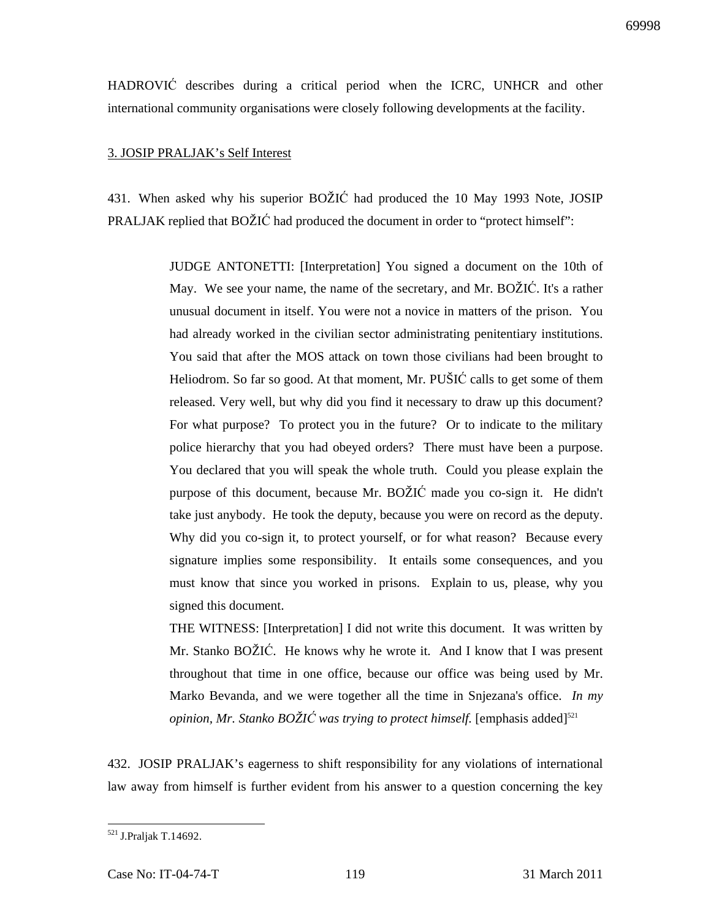HADROVIĆ describes during a critical period when the ICRC, UNHCR and other international community organisations were closely following developments at the facility.

3. JOSIP PRALJAK's Self Interest

431. When asked why his superior BOŽIĆ had produced the 10 May 1993 Note, JOSIP PRALJAK replied that BOŽIĆ had produced the document in order to "protect himself":

> JUDGE ANTONETTI: [Interpretation] You signed a document on the 10th of May. We see your name, the name of the secretary, and Mr. BOŽIĆ. It's a rather unusual document in itself. You were not a novice in matters of the prison. You had already worked in the civilian sector administrating penitentiary institutions. You said that after the MOS attack on town those civilians had been brought to Heliodrom. So far so good. At that moment, Mr. PUŠIĆ calls to get some of them released. Very well, but why did you find it necessary to draw up this document? For what purpose? To protect you in the future? Or to indicate to the military police hierarchy that you had obeyed orders? There must have been a purpose. You declared that you will speak the whole truth. Could you please explain the purpose of this document, because Mr. BOŽIĆ made you co-sign it. He didn't take just anybody. He took the deputy, because you were on record as the deputy. Why did you co-sign it, to protect yourself, or for what reason? Because every signature implies some responsibility. It entails some consequences, and you must know that since you worked in prisons. Explain to us, please, why you signed this document.
>
> THE WITNESS: [Interpretation] I did not write this document. It was written by Mr. Stanko BOŽIĆ. He knows why he wrote it. And I know that I was present throughout that time in one office, because our office was being used by Mr. Marko Bevanda, and we were together all the time in Snjezana's office. *In my opinion, Mr. Stanko BOŽIĆ was trying to protect himself.* [emphasis added][521]

432. JOSIP PRALJAK's eagerness to shift responsibility for any violations of international law away from himself is further evident from his answer to a question concerning the key

---

[521] J.Praljak T.14692.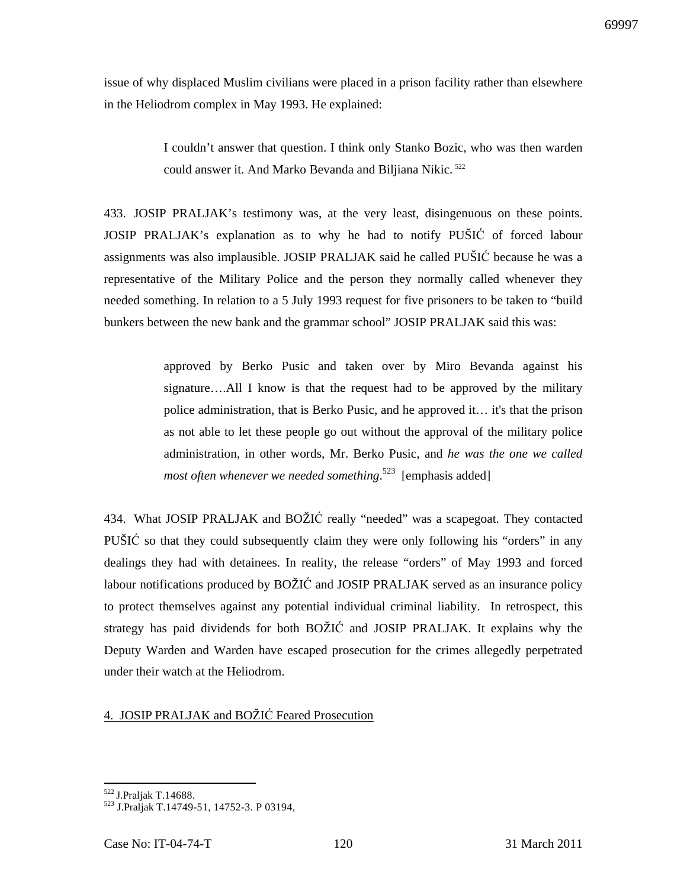issue of why displaced Muslim civilians were placed in a prison facility rather than elsewhere in the Heliodrom complex in May 1993. He explained:

> I couldn't answer that question. I think only Stanko Bozic, who was then warden could answer it. And Marko Bevanda and Biljiana Nikic.[522]

433. JOSIP PRALJAK's testimony was, at the very least, disingenuous on these points. JOSIP PRALJAK's explanation as to why he had to notify PUŠIĆ of forced labour assignments was also implausible. JOSIP PRALJAK said he called PUŠIĆ because he was a representative of the Military Police and the person they normally called whenever they needed something. In relation to a 5 July 1993 request for five prisoners to be taken to "build bunkers between the new bank and the grammar school" JOSIP PRALJAK said this was:

> approved by Berko Pusic and taken over by Miro Bevanda against his signature….All I know is that the request had to be approved by the military police administration, that is Berko Pusic, and he approved it… it's that the prison as not able to let these people go out without the approval of the military police administration, in other words, Mr. Berko Pusic, and *he was the one we called most often whenever we needed something*.[523] [emphasis added]

434. What JOSIP PRALJAK and BOŽIĆ really "needed" was a scapegoat. They contacted PUŠIĆ so that they could subsequently claim they were only following his "orders" in any dealings they had with detainees. In reality, the release "orders" of May 1993 and forced labour notifications produced by BOŽIĆ and JOSIP PRALJAK served as an insurance policy to protect themselves against any potential individual criminal liability. In retrospect, this strategy has paid dividends for both BOŽIĆ and JOSIP PRALJAK. It explains why the Deputy Warden and Warden have escaped prosecution for the crimes allegedly perpetrated under their watch at the Heliodrom.

## 4. JOSIP PRALJAK and BOŽIĆ Feared Prosecution

---

[522] J.Praljak T.14688.

[523] J.Praljak T.14749-51, 14752-3. P 03194,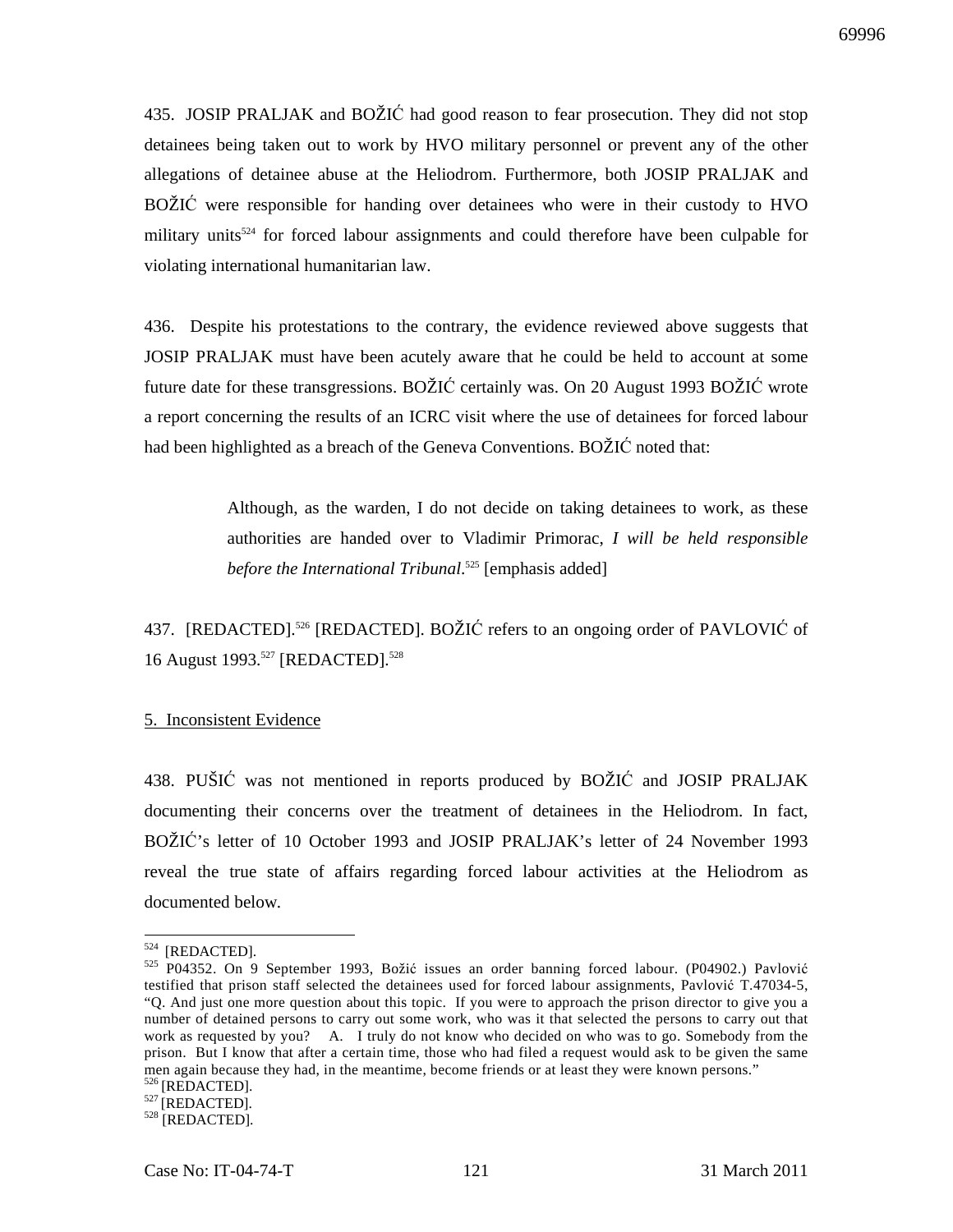435. JOSIP PRALJAK and BOŽIĆ had good reason to fear prosecution. They did not stop detainees being taken out to work by HVO military personnel or prevent any of the other allegations of detainee abuse at the Heliodrom. Furthermore, both JOSIP PRALJAK and BOŽIĆ were responsible for handing over detainees who were in their custody to HVO military units[524] for forced labour assignments and could therefore have been culpable for violating international humanitarian law.

436. Despite his protestations to the contrary, the evidence reviewed above suggests that JOSIP PRALJAK must have been acutely aware that he could be held to account at some future date for these transgressions. BOŽIĆ certainly was. On 20 August 1993 BOŽIĆ wrote a report concerning the results of an ICRC visit where the use of detainees for forced labour had been highlighted as a breach of the Geneva Conventions. BOŽIĆ noted that:

> Although, as the warden, I do not decide on taking detainees to work, as these authorities are handed over to Vladimir Primorac, *I will be held responsible before the International Tribunal*.[525] [emphasis added]

437. [REDACTED].[526] [REDACTED]. BOŽIĆ refers to an ongoing order of PAVLOVIĆ of 16 August 1993.[527] [REDACTED].[528]

5. Inconsistent Evidence

438. PUŠIĆ was not mentioned in reports produced by BOŽIĆ and JOSIP PRALJAK documenting their concerns over the treatment of detainees in the Heliodrom. In fact, BOŽIĆ's letter of 10 October 1993 and JOSIP PRALJAK's letter of 24 November 1993 reveal the true state of affairs regarding forced labour activities at the Heliodrom as documented below.

---

[524] [REDACTED].

[525] P04352. On 9 September 1993, Božić issues an order banning forced labour. (P04902.) Pavlović testified that prison staff selected the detainees used for forced labour assignments, Pavlović T.47034-5, "Q. And just one more question about this topic. If you were to approach the prison director to give you a number of detained persons to carry out some work, who was it that selected the persons to carry out that work as requested by you? A. I truly do not know who decided on who was to go. Somebody from the prison. But I know that after a certain time, those who had filed a request would ask to be given the same men again because they had, in the meantime, become friends or at least they were known persons."

[526] [REDACTED].

[527] [REDACTED].

[528] [REDACTED].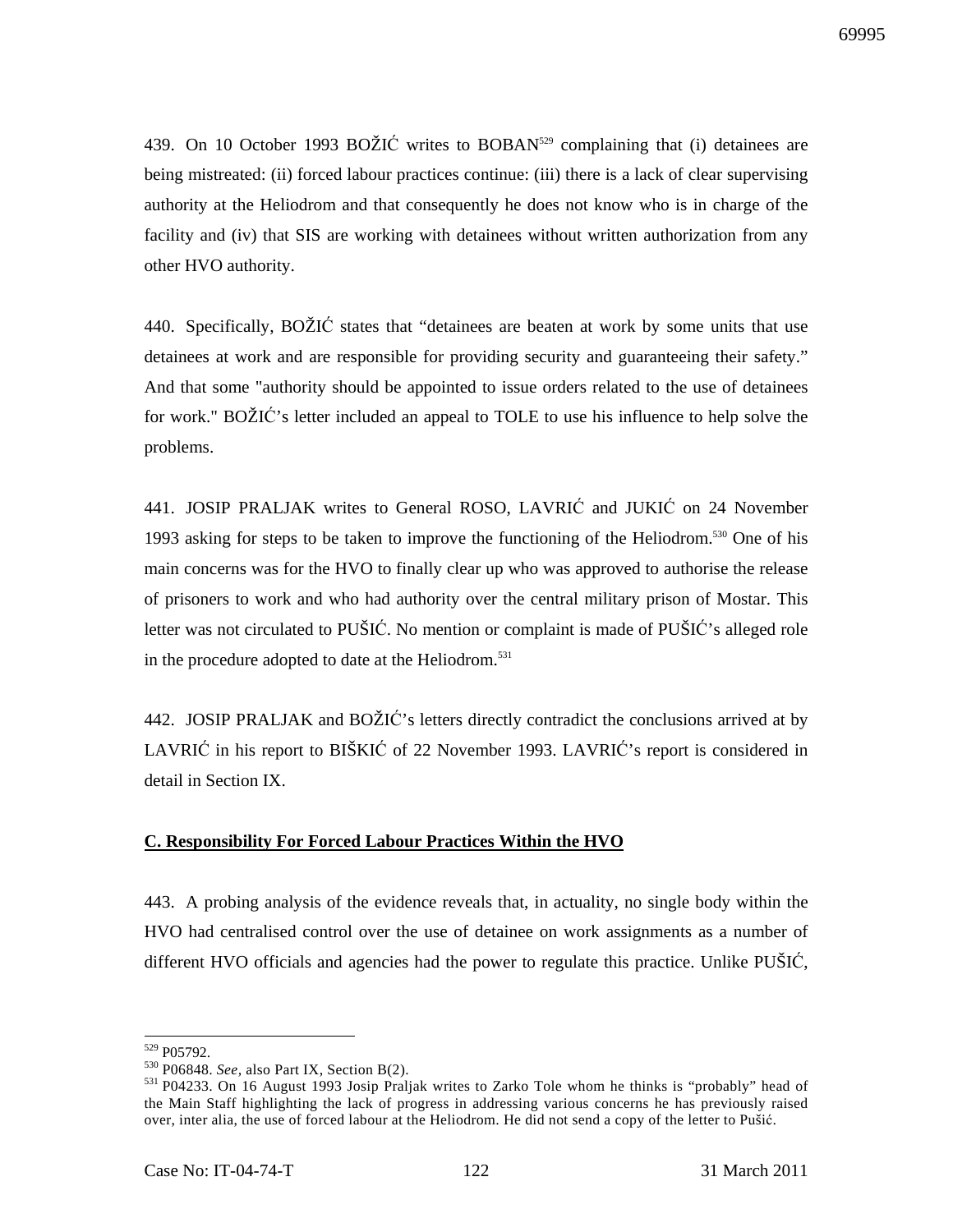439. On 10 October 1993 BOŽIĆ writes to BOBAN[529] complaining that (i) detainees are being mistreated: (ii) forced labour practices continue: (iii) there is a lack of clear supervising authority at the Heliodrom and that consequently he does not know who is in charge of the facility and (iv) that SIS are working with detainees without written authorization from any other HVO authority.

440. Specifically, BOŽIĆ states that "detainees are beaten at work by some units that use detainees at work and are responsible for providing security and guaranteeing their safety." And that some "authority should be appointed to issue orders related to the use of detainees for work." BOŽIĆ's letter included an appeal to TOLE to use his influence to help solve the problems.

441. JOSIP PRALJAK writes to General ROSO, LAVRIĆ and JUKIĆ on 24 November 1993 asking for steps to be taken to improve the functioning of the Heliodrom.[530] One of his main concerns was for the HVO to finally clear up who was approved to authorise the release of prisoners to work and who had authority over the central military prison of Mostar. This letter was not circulated to PUŠIĆ. No mention or complaint is made of PUŠIĆ's alleged role in the procedure adopted to date at the Heliodrom.[531]

442. JOSIP PRALJAK and BOŽIĆ's letters directly contradict the conclusions arrived at by LAVRIĆ in his report to BIŠKIĆ of 22 November 1993. LAVRIĆ's report is considered in detail in Section IX.

## C. Responsibility For Forced Labour Practices Within the HVO

443. A probing analysis of the evidence reveals that, in actuality, no single body within the HVO had centralised control over the use of detainee on work assignments as a number of different HVO officials and agencies had the power to regulate this practice. Unlike PUŠIĆ,

---

[529] P05792.

[530] P06848. *See,* also Part IX, Section B(2).

[531] P04233. On 16 August 1993 Josip Praljak writes to Zarko Tole whom he thinks is "probably" head of the Main Staff highlighting the lack of progress in addressing various concerns he has previously raised over, inter alia, the use of forced labour at the Heliodrom. He did not send a copy of the letter to Pušić.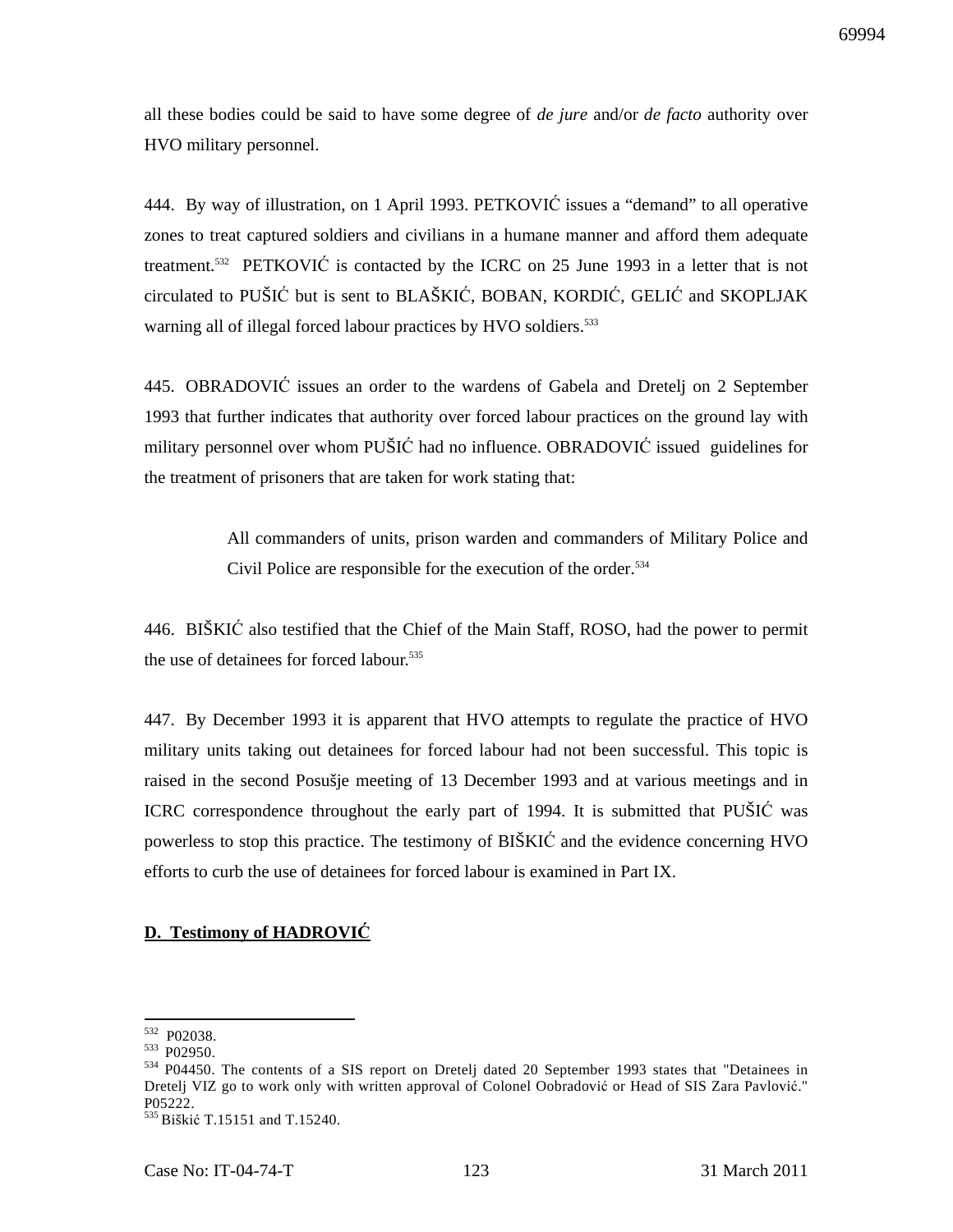all these bodies could be said to have some degree of *de jure* and/or *de facto* authority over HVO military personnel.

444. By way of illustration, on 1 April 1993. PETKOVIĆ issues a "demand" to all operative zones to treat captured soldiers and civilians in a humane manner and afford them adequate treatment.[532] PETKOVIĆ is contacted by the ICRC on 25 June 1993 in a letter that is not circulated to PUŠIĆ but is sent to BLAŠKIĆ, BOBAN, KORDIĆ, GELIĆ and SKOPLJAK warning all of illegal forced labour practices by HVO soldiers.[533]

445. OBRADOVIĆ issues an order to the wardens of Gabela and Dretelj on 2 September 1993 that further indicates that authority over forced labour practices on the ground lay with military personnel over whom PUŠIĆ had no influence. OBRADOVIĆ issued guidelines for the treatment of prisoners that are taken for work stating that:

> All commanders of units, prison warden and commanders of Military Police and Civil Police are responsible for the execution of the order.[534]

446. BIŠKIĆ also testified that the Chief of the Main Staff, ROSO, had the power to permit the use of detainees for forced labour.[535]

447. By December 1993 it is apparent that HVO attempts to regulate the practice of HVO military units taking out detainees for forced labour had not been successful. This topic is raised in the second Posušje meeting of 13 December 1993 and at various meetings and in ICRC correspondence throughout the early part of 1994. It is submitted that PUŠIĆ was powerless to stop this practice. The testimony of BIŠKIĆ and the evidence concerning HVO efforts to curb the use of detainees for forced labour is examined in Part IX.

## D. Testimony of HADROVIĆ

---

[532] P02038.

[533] P02950.

[534] P04450. The contents of a SIS report on Dretelj dated 20 September 1993 states that "Detainees in Dretelj VIZ go to work only with written approval of Colonel Oobradović or Head of SIS Zara Pavlović." P05222.

[535] Biškić T.15151 and T.15240.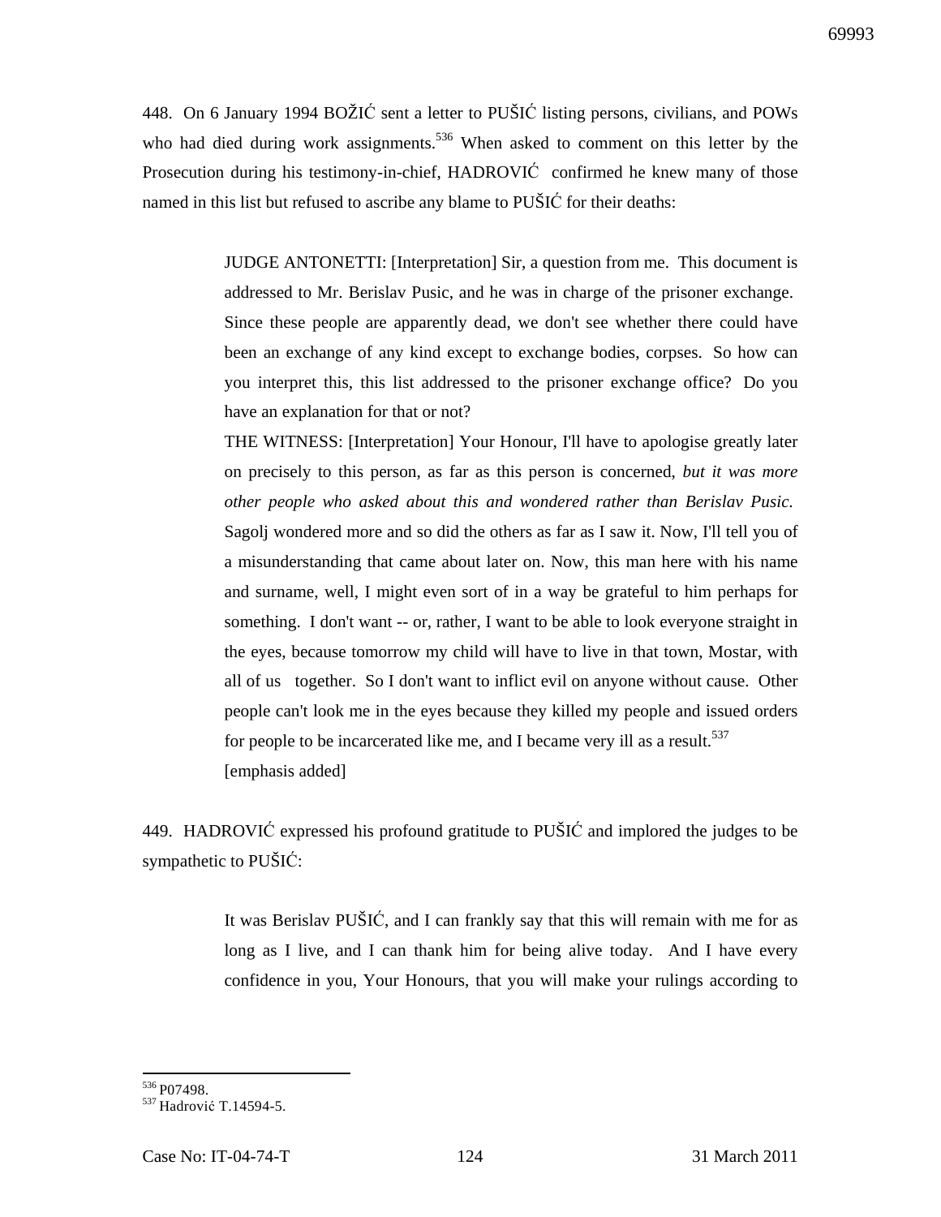448. On 6 January 1994 BOŽIĆ sent a letter to PUŠIĆ listing persons, civilians, and POWs who had died during work assignments.[536] When asked to comment on this letter by the Prosecution during his testimony-in-chief, HADROVIĆ confirmed he knew many of those named in this list but refused to ascribe any blame to PUŠIĆ for their deaths:

> JUDGE ANTONETTI: [Interpretation] Sir, a question from me. This document is addressed to Mr. Berislav Pusic, and he was in charge of the prisoner exchange. Since these people are apparently dead, we don't see whether there could have been an exchange of any kind except to exchange bodies, corpses. So how can you interpret this, this list addressed to the prisoner exchange office? Do you have an explanation for that or not?
>
> THE WITNESS: [Interpretation] Your Honour, I'll have to apologise greatly later on precisely to this person, as far as this person is concerned, *but it was more other people who asked about this and wondered rather than Berislav Pusic.* Sagolj wondered more and so did the others as far as I saw it. Now, I'll tell you of a misunderstanding that came about later on. Now, this man here with his name and surname, well, I might even sort of in a way be grateful to him perhaps for something. I don't want -- or, rather, I want to be able to look everyone straight in the eyes, because tomorrow my child will have to live in that town, Mostar, with all of us together. So I don't want to inflict evil on anyone without cause. Other people can't look me in the eyes because they killed my people and issued orders for people to be incarcerated like me, and I became very ill as a result.[537]
>
> [emphasis added]

449. HADROVIĆ expressed his profound gratitude to PUŠIĆ and implored the judges to be sympathetic to PUŠIĆ:

> It was Berislav PUŠIĆ, and I can frankly say that this will remain with me for as long as I live, and I can thank him for being alive today. And I have every confidence in you, Your Honours, that you will make your rulings according to

[536] P07498.

[537] Hadrović T.14594-5.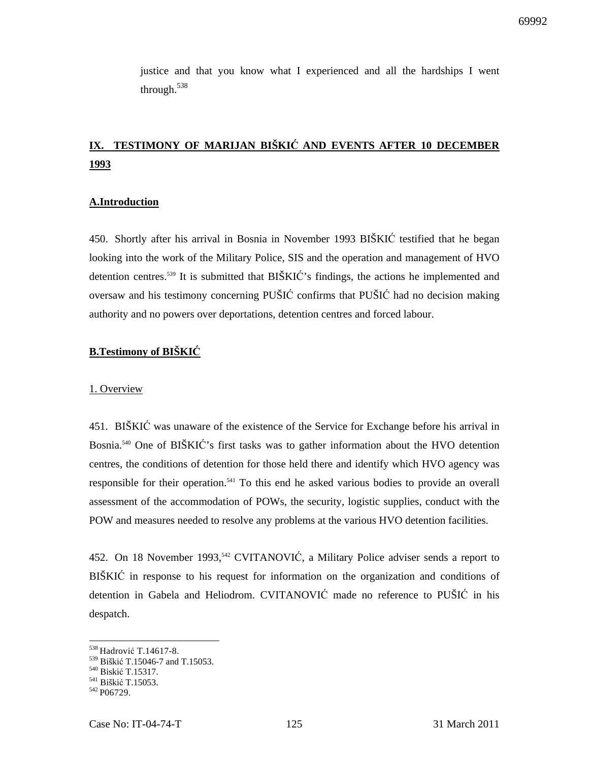justice and that you know what I experienced and all the hardships I went through.[538]

## IX. TESTIMONY OF MARIJAN BIŠKIĆ AND EVENTS AFTER 10 DECEMBER 1993

### A. Introduction

450. Shortly after his arrival in Bosnia in November 1993 BIŠKIĆ testified that he began looking into the work of the Military Police, SIS and the operation and management of HVO detention centres.[539] It is submitted that BIŠKIĆ's findings, the actions he implemented and oversaw and his testimony concerning PUŠIĆ confirms that PUŠIĆ had no decision making authority and no powers over deportations, detention centres and forced labour.

### B. Testimony of BIŠKIĆ

#### 1. Overview

451. BIŠKIĆ was unaware of the existence of the Service for Exchange before his arrival in Bosnia.[540] One of BIŠKIĆ's first tasks was to gather information about the HVO detention centres, the conditions of detention for those held there and identify which HVO agency was responsible for their operation.[541] To this end he asked various bodies to provide an overall assessment of the accommodation of POWs, the security, logistic supplies, conduct with the POW and measures needed to resolve any problems at the various HVO detention facilities.

452. On 18 November 1993,[542] CVITANOVIĆ, a Military Police adviser sends a report to BIŠKIĆ in response to his request for information on the organization and conditions of detention in Gabela and Heliodrom. CVITANOVIĆ made no reference to PUŠIĆ in his despatch.

---

[538] Hadrović T.14617-8.
[539] Biškić T.15046-7 and T.15053.
[540] Biskić T.15317.
[541] Biškić T.15053.
[542] P06729.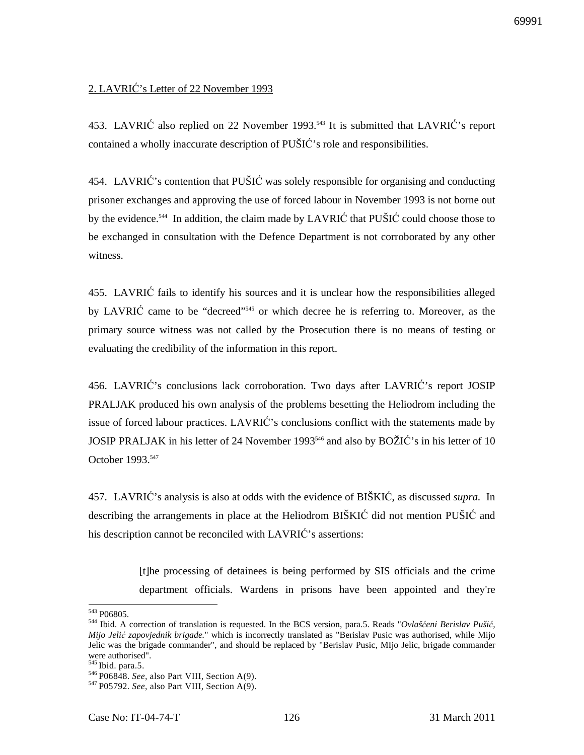2. LAVRIĆ's Letter of 22 November 1993

453. LAVRIĆ also replied on 22 November 1993.[543] It is submitted that LAVRIĆ's report contained a wholly inaccurate description of PUŠIĆ's role and responsibilities.

454. LAVRIĆ's contention that PUŠIĆ was solely responsible for organising and conducting prisoner exchanges and approving the use of forced labour in November 1993 is not borne out by the evidence.[544] In addition, the claim made by LAVRIĆ that PUŠIĆ could choose those to be exchanged in consultation with the Defence Department is not corroborated by any other witness.

455. LAVRIĆ fails to identify his sources and it is unclear how the responsibilities alleged by LAVRIĆ came to be "decreed"[545] or which decree he is referring to. Moreover, as the primary source witness was not called by the Prosecution there is no means of testing or evaluating the credibility of the information in this report.

456. LAVRIĆ's conclusions lack corroboration. Two days after LAVRIĆ's report JOSIP PRALJAK produced his own analysis of the problems besetting the Heliodrom including the issue of forced labour practices. LAVRIĆ's conclusions conflict with the statements made by JOSIP PRALJAK in his letter of 24 November 1993[546] and also by BOŽIĆ's in his letter of 10 October 1993.[547]

457. LAVRIĆ's analysis is also at odds with the evidence of BIŠKIĆ, as discussed *supra.* In describing the arrangements in place at the Heliodrom BIŠKIĆ did not mention PUŠIĆ and his description cannot be reconciled with LAVRIĆ's assertions:

> [t]he processing of detainees is being performed by SIS officials and the crime department officials. Wardens in prisons have been appointed and they're

---

[543] P06805.

[544] Ibid. A correction of translation is requested. In the BCS version, para.5. Reads "*Ovlašćeni Berislav Pušić, Mijo Jelić zapovjednik brigade.*" which is incorrectly translated as "Berislav Pusic was authorised, while Mijo Jelic was the brigade commander", and should be replaced by "Berislav Pusic, MIjo Jelic, brigade commander were authorised".

[545] Ibid. para.5.

[546] P06848. *See,* also Part VIII, Section A(9).

[547] P05792. *See,* also Part VIII, Section A(9).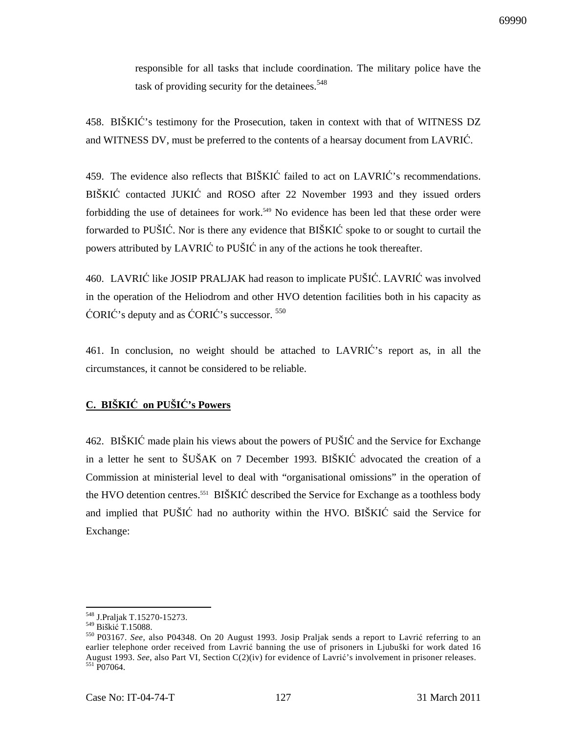responsible for all tasks that include coordination. The military police have the task of providing security for the detainees.[548]

458. BIŠKIĆ's testimony for the Prosecution, taken in context with that of WITNESS DZ and WITNESS DV, must be preferred to the contents of a hearsay document from LAVRIĆ.

459. The evidence also reflects that BIŠKIĆ failed to act on LAVRIĆ's recommendations. BIŠKIĆ contacted JUKIĆ and ROSO after 22 November 1993 and they issued orders forbidding the use of detainees for work.[549] No evidence has been led that these order were forwarded to PUŠIĆ. Nor is there any evidence that BIŠKIĆ spoke to or sought to curtail the powers attributed by LAVRIĆ to PUŠIĆ in any of the actions he took thereafter.

460. LAVRIĆ like JOSIP PRALJAK had reason to implicate PUŠIĆ. LAVRIĆ was involved in the operation of the Heliodrom and other HVO detention facilities both in his capacity as ĆORIĆ's deputy and as ĆORIĆ's successor. [550]

461. In conclusion, no weight should be attached to LAVRIĆ's report as, in all the circumstances, it cannot be considered to be reliable.

## C. BIŠKIĆ on PUŠIĆ's Powers

462. BIŠKIĆ made plain his views about the powers of PUŠIĆ and the Service for Exchange in a letter he sent to ŠUŠAK on 7 December 1993. BIŠKIĆ advocated the creation of a Commission at ministerial level to deal with "organisational omissions" in the operation of the HVO detention centres.[551] BIŠKIĆ described the Service for Exchange as a toothless body and implied that PUŠIĆ had no authority within the HVO. BIŠKIĆ said the Service for Exchange:

---

[548] J.Praljak T.15270-15273.

[549] Biškić T.15088.

[550] P03167. *See*, also P04348. On 20 August 1993. Josip Praljak sends a report to Lavrić referring to an earlier telephone order received from Lavrić banning the use of prisoners in Ljubuški for work dated 16 August 1993. *See*, also Part VI, Section C(2)(iv) for evidence of Lavrić's involvement in prisoner releases.

[551] P07064.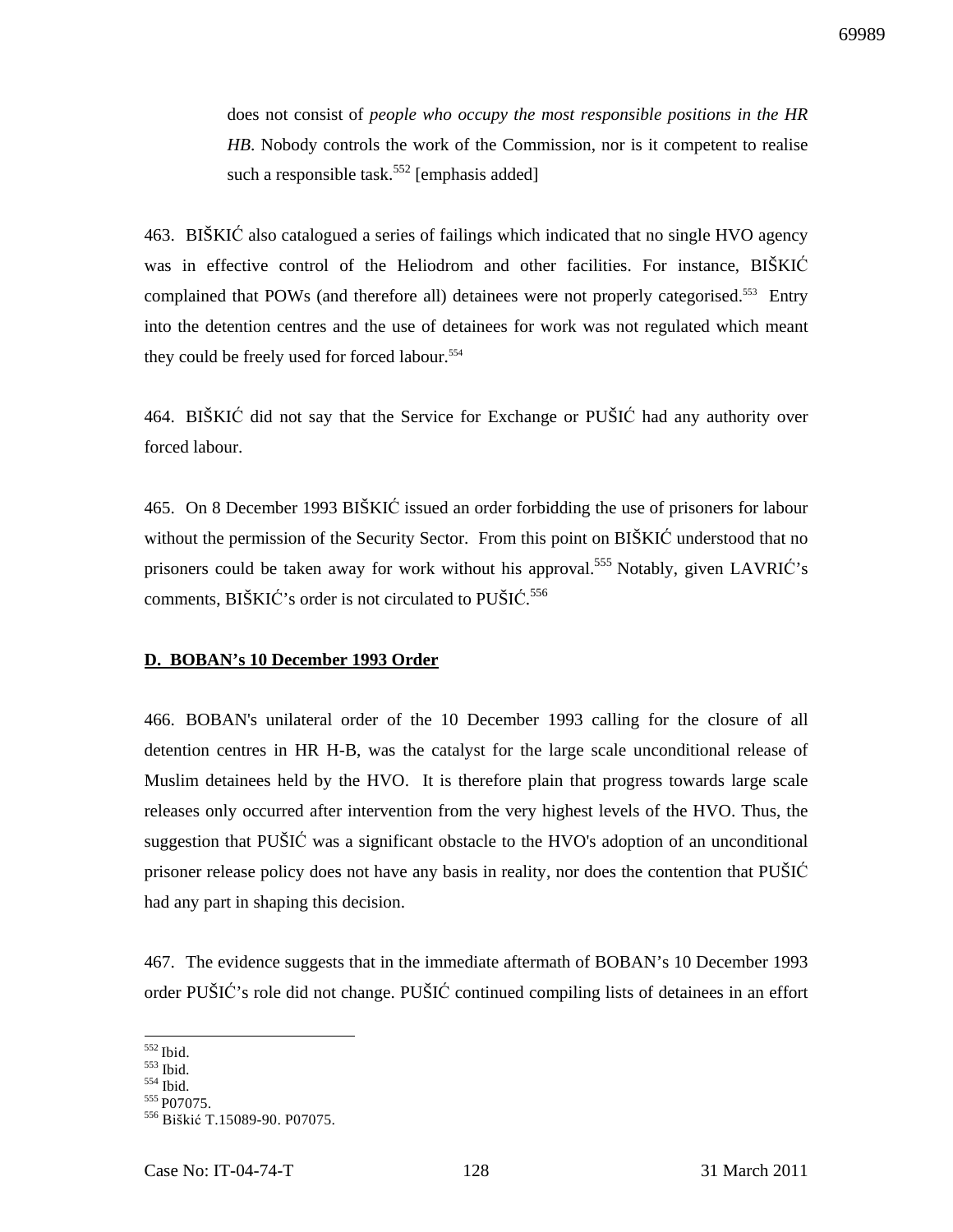does not consist of *people who occupy the most responsible positions in the HR HB*. Nobody controls the work of the Commission, nor is it competent to realise such a responsible task.[552] [emphasis added]

463. BIŠKIĆ also catalogued a series of failings which indicated that no single HVO agency was in effective control of the Heliodrom and other facilities. For instance, BIŠKIĆ complained that POWs (and therefore all) detainees were not properly categorised.[553] Entry into the detention centres and the use of detainees for work was not regulated which meant they could be freely used for forced labour.[554]

464. BIŠKIĆ did not say that the Service for Exchange or PUŠIĆ had any authority over forced labour.

465. On 8 December 1993 BIŠKIĆ issued an order forbidding the use of prisoners for labour without the permission of the Security Sector. From this point on BIŠKIĆ understood that no prisoners could be taken away for work without his approval.[555] Notably, given LAVRIĆ's comments, BIŠKIĆ's order is not circulated to PUŠIĆ.[556]

**D. BOBAN's 10 December 1993 Order**

466. BOBAN's unilateral order of the 10 December 1993 calling for the closure of all detention centres in HR H-B, was the catalyst for the large scale unconditional release of Muslim detainees held by the HVO. It is therefore plain that progress towards large scale releases only occurred after intervention from the very highest levels of the HVO. Thus, the suggestion that PUŠIĆ was a significant obstacle to the HVO's adoption of an unconditional prisoner release policy does not have any basis in reality, nor does the contention that PUŠIĆ had any part in shaping this decision.

467. The evidence suggests that in the immediate aftermath of BOBAN's 10 December 1993 order PUŠIĆ's role did not change. PUŠIĆ continued compiling lists of detainees in an effort

---

[552] Ibid.
[553] Ibid.
[554] Ibid.
[555] P07075.
[556] Biškić T.15089-90. P07075.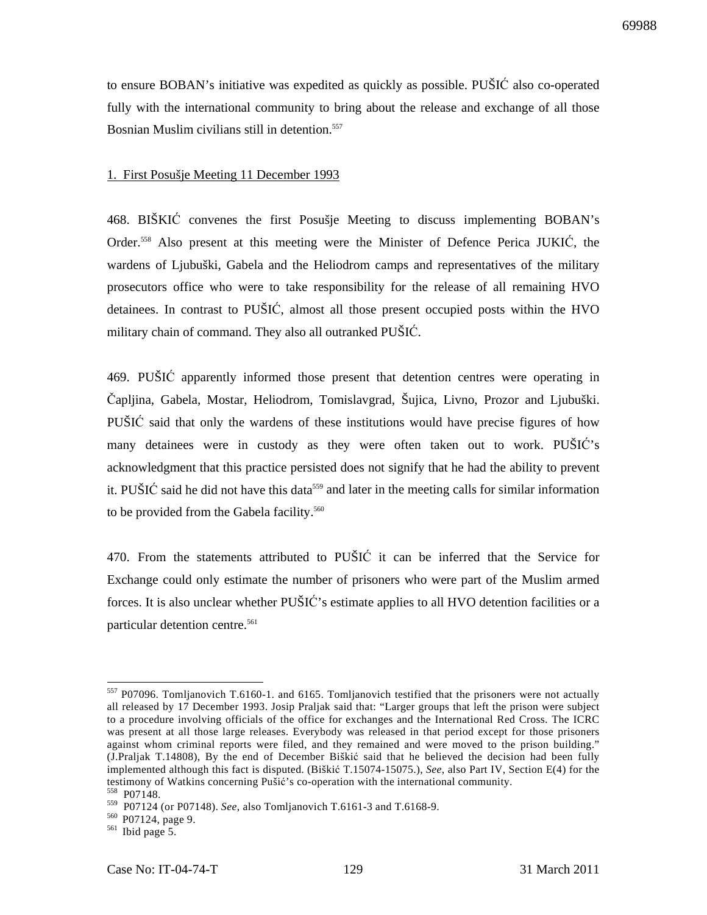to ensure BOBAN's initiative was expedited as quickly as possible. PUŠIĆ also co-operated fully with the international community to bring about the release and exchange of all those Bosnian Muslim civilians still in detention.[557]

1. First Posušje Meeting 11 December 1993

468. BIŠKIĆ convenes the first Posušje Meeting to discuss implementing BOBAN's Order.[558] Also present at this meeting were the Minister of Defence Perica JUKIĆ, the wardens of Ljubuški, Gabela and the Heliodrom camps and representatives of the military prosecutors office who were to take responsibility for the release of all remaining HVO detainees. In contrast to PUŠIĆ, almost all those present occupied posts within the HVO military chain of command. They also all outranked PUŠIĆ.

469. PUŠIĆ apparently informed those present that detention centres were operating in Čapljina, Gabela, Mostar, Heliodrom, Tomislavgrad, Šujica, Livno, Prozor and Ljubuški. PUŠIĆ said that only the wardens of these institutions would have precise figures of how many detainees were in custody as they were often taken out to work. PUŠIĆ's acknowledgment that this practice persisted does not signify that he had the ability to prevent it. PUŠIĆ said he did not have this data[559] and later in the meeting calls for similar information to be provided from the Gabela facility.[560]

470. From the statements attributed to PUŠIĆ it can be inferred that the Service for Exchange could only estimate the number of prisoners who were part of the Muslim armed forces. It is also unclear whether PUŠIĆ's estimate applies to all HVO detention facilities or a particular detention centre.[561]

---

[557] P07096. Tomljanovich T.6160-1. and 6165. Tomljanovich testified that the prisoners were not actually all released by 17 December 1993. Josip Praljak said that: "Larger groups that left the prison were subject to a procedure involving officials of the office for exchanges and the International Red Cross. The ICRC was present at all those large releases. Everybody was released in that period except for those prisoners against whom criminal reports were filed, and they remained and were moved to the prison building." (J.Praljak T.14808), By the end of December Biškić said that he believed the decision had been fully implemented although this fact is disputed. (Biškić T.15074-15075.), *See*, also Part IV, Section E(4) for the testimony of Watkins concerning Pušić's co-operation with the international community.

[558] P07148.

[559] P07124 (or P07148). *See*, also Tomljanovich T.6161-3 and T.6168-9.

[560] P07124, page 9.

[561] Ibid page 5.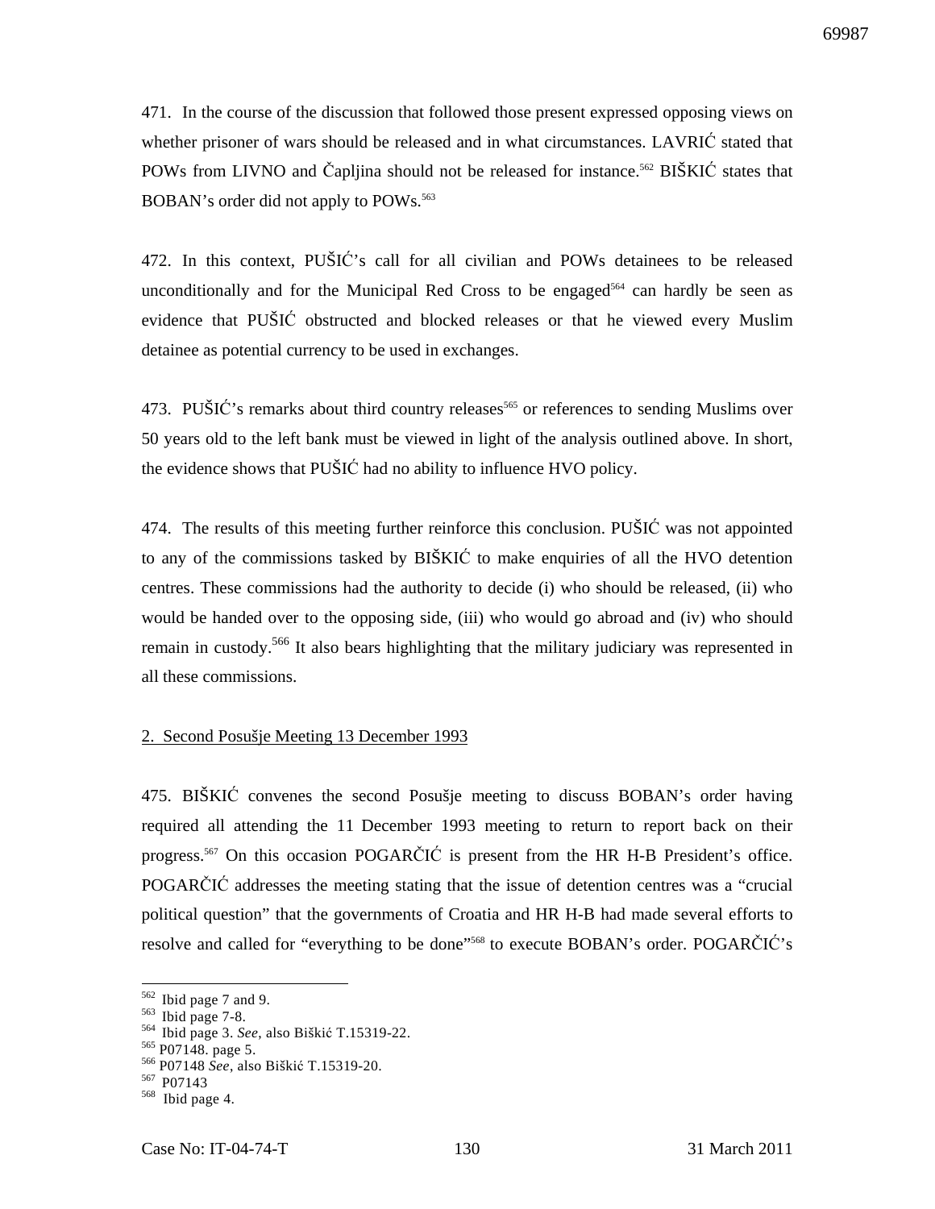471. In the course of the discussion that followed those present expressed opposing views on whether prisoner of wars should be released and in what circumstances. LAVRIĆ stated that POWs from LIVNO and Čapljina should not be released for instance.[562] BIŠKIĆ states that BOBAN's order did not apply to POWs.[563]

472. In this context, PUŠIĆ's call for all civilian and POWs detainees to be released unconditionally and for the Municipal Red Cross to be engaged[564] can hardly be seen as evidence that PUŠIĆ obstructed and blocked releases or that he viewed every Muslim detainee as potential currency to be used in exchanges.

473. PUŠIĆ's remarks about third country releases[565] or references to sending Muslims over 50 years old to the left bank must be viewed in light of the analysis outlined above. In short, the evidence shows that PUŠIĆ had no ability to influence HVO policy.

474. The results of this meeting further reinforce this conclusion. PUŠIĆ was not appointed to any of the commissions tasked by BIŠKIĆ to make enquiries of all the HVO detention centres. These commissions had the authority to decide (i) who should be released, (ii) who would be handed over to the opposing side, (iii) who would go abroad and (iv) who should remain in custody.[566] It also bears highlighting that the military judiciary was represented in all these commissions.

<u>2. Second Posušje Meeting 13 December 1993</u>

475. BIŠKIĆ convenes the second Posušje meeting to discuss BOBAN's order having required all attending the 11 December 1993 meeting to return to report back on their progress.[567] On this occasion POGARČIĆ is present from the HR H-B President's office. POGARČIĆ addresses the meeting stating that the issue of detention centres was a "crucial political question" that the governments of Croatia and HR H-B had made several efforts to resolve and called for "everything to be done"[568] to execute BOBAN's order. POGARČIĆ's

---

[562] Ibid page 7 and 9.
[563] Ibid page 7-8.
[564] Ibid page 3. *See*, also Biškić T.15319-22.
[565] P07148. page 5.
[566] P07148 *See*, also Biškić T.15319-20.
[567] P07143
[568] Ibid page 4.

Case No: IT-04-74-T 31 March 2011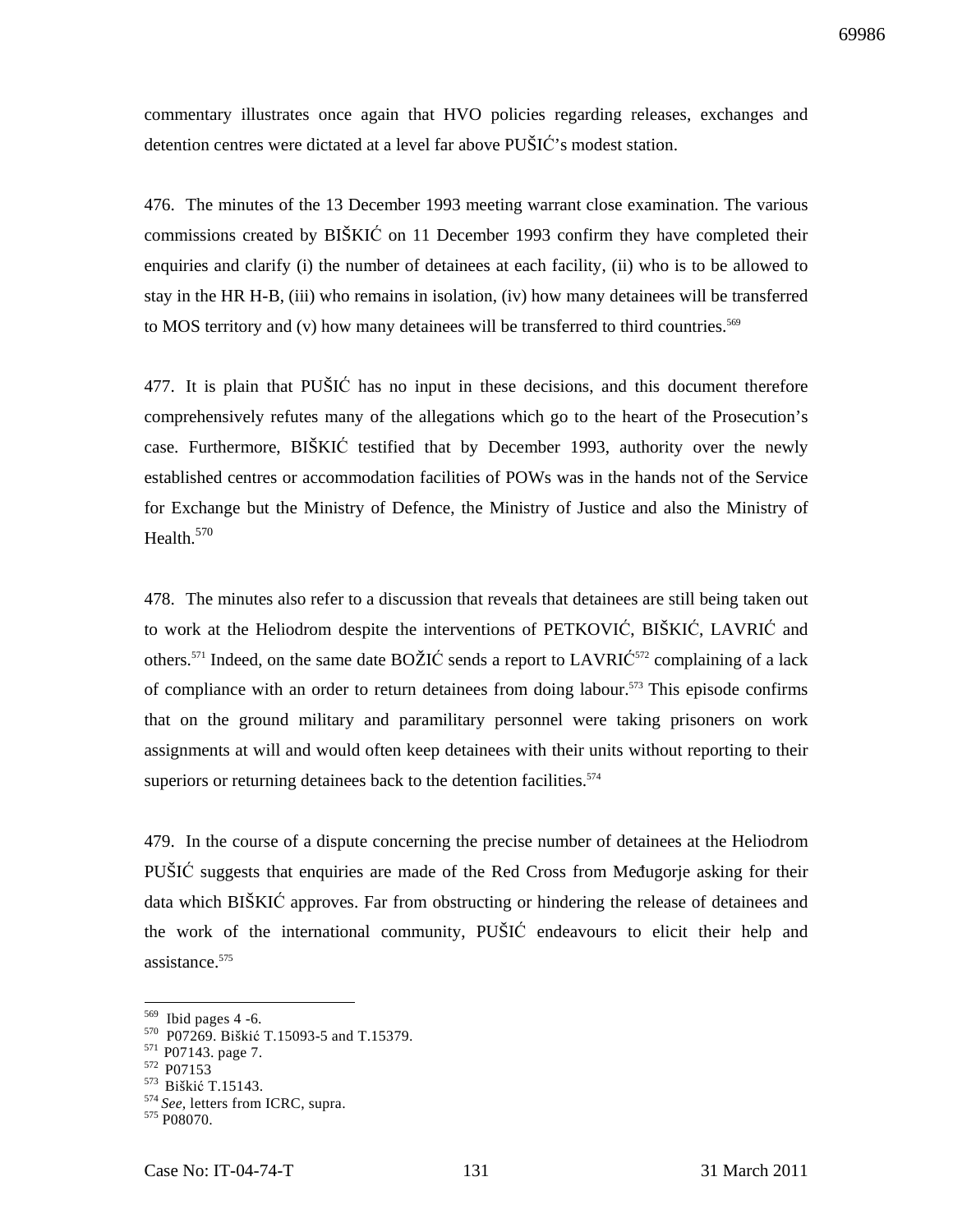commentary illustrates once again that HVO policies regarding releases, exchanges and detention centres were dictated at a level far above PUŠIĆ's modest station.

476. The minutes of the 13 December 1993 meeting warrant close examination. The various commissions created by BIŠKIĆ on 11 December 1993 confirm they have completed their enquiries and clarify (i) the number of detainees at each facility, (ii) who is to be allowed to stay in the HR H-B, (iii) who remains in isolation, (iv) how many detainees will be transferred to MOS territory and (v) how many detainees will be transferred to third countries.[569]

477. It is plain that PUŠIĆ has no input in these decisions, and this document therefore comprehensively refutes many of the allegations which go to the heart of the Prosecution's case. Furthermore, BIŠKIĆ testified that by December 1993, authority over the newly established centres or accommodation facilities of POWs was in the hands not of the Service for Exchange but the Ministry of Defence, the Ministry of Justice and also the Ministry of Health.[570]

478. The minutes also refer to a discussion that reveals that detainees are still being taken out to work at the Heliodrom despite the interventions of PETKOVIĆ, BIŠKIĆ, LAVRIĆ and others.[571] Indeed, on the same date BOŽIĆ sends a report to LAVRIĆ[572] complaining of a lack of compliance with an order to return detainees from doing labour.[573] This episode confirms that on the ground military and paramilitary personnel were taking prisoners on work assignments at will and would often keep detainees with their units without reporting to their superiors or returning detainees back to the detention facilities.[574]

479. In the course of a dispute concerning the precise number of detainees at the Heliodrom PUŠIĆ suggests that enquiries are made of the Red Cross from Međugorje asking for their data which BIŠKIĆ approves. Far from obstructing or hindering the release of detainees and the work of the international community, PUŠIĆ endeavours to elicit their help and assistance.[575]

---

[569] Ibid pages 4 -6.
[570] P07269. Biškić T.15093-5 and T.15379.
[571] P07143. page 7.
[572] P07153
[573] Biškić T.15143.
[574] *See*, letters from ICRC, supra.
[575] P08070.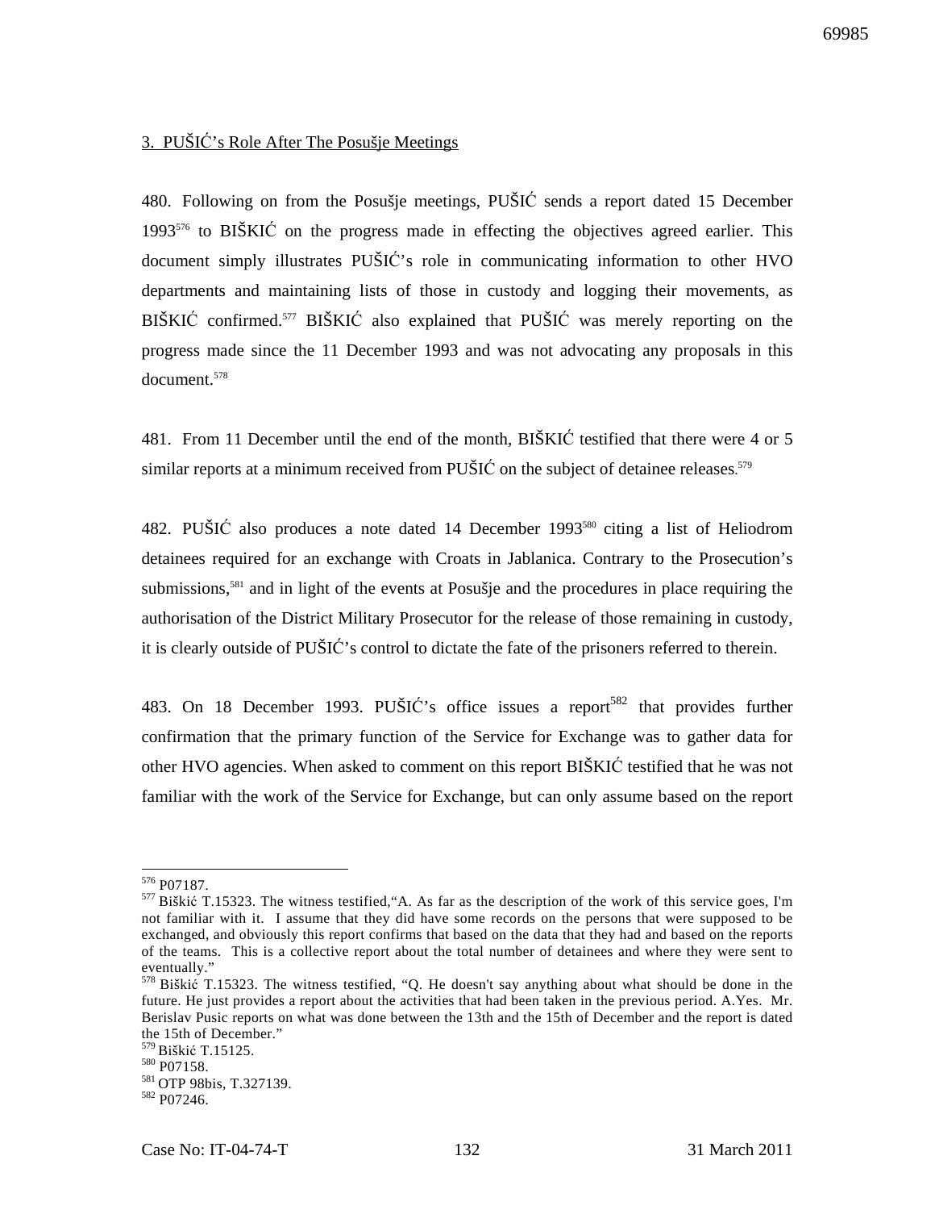3. PUŠIĆ's Role After The Posušje Meetings

480. Following on from the Posušje meetings, PUŠIĆ sends a report dated 15 December 1993[576] to BIŠKIĆ on the progress made in effecting the objectives agreed earlier. This document simply illustrates PUŠIĆ's role in communicating information to other HVO departments and maintaining lists of those in custody and logging their movements, as BIŠKIĆ confirmed.[577] BIŠKIĆ also explained that PUŠIĆ was merely reporting on the progress made since the 11 December 1993 and was not advocating any proposals in this document.[578]

481. From 11 December until the end of the month, BIŠKIĆ testified that there were 4 or 5 similar reports at a minimum received from PUŠIĆ on the subject of detainee releases.[579]

482. PUŠIĆ also produces a note dated 14 December 1993[580] citing a list of Heliodrom detainees required for an exchange with Croats in Jablanica. Contrary to the Prosecution's submissions,[581] and in light of the events at Posušje and the procedures in place requiring the authorisation of the District Military Prosecutor for the release of those remaining in custody, it is clearly outside of PUŠIĆ's control to dictate the fate of the prisoners referred to therein.

483. On 18 December 1993. PUŠIĆ's office issues a report[582] that provides further confirmation that the primary function of the Service for Exchange was to gather data for other HVO agencies. When asked to comment on this report BIŠKIĆ testified that he was not familiar with the work of the Service for Exchange, but can only assume based on the report

---

[576] P07187.

[577] Biškić T.15323. The witness testified,"A. As far as the description of the work of this service goes, I'm not familiar with it. I assume that they did have some records on the persons that were supposed to be exchanged, and obviously this report confirms that based on the data that they had and based on the reports of the teams. This is a collective report about the total number of detainees and where they were sent to eventually."

[578] Biškić T.15323. The witness testified, "Q. He doesn't say anything about what should be done in the future. He just provides a report about the activities that had been taken in the previous period. A.Yes. Mr. Berislav Pusic reports on what was done between the 13th and the 15th of December and the report is dated the 15th of December."

[579] Biškić T.15125.

[580] P07158.

[581] OTP 98bis, T.327139.

[582] P07246.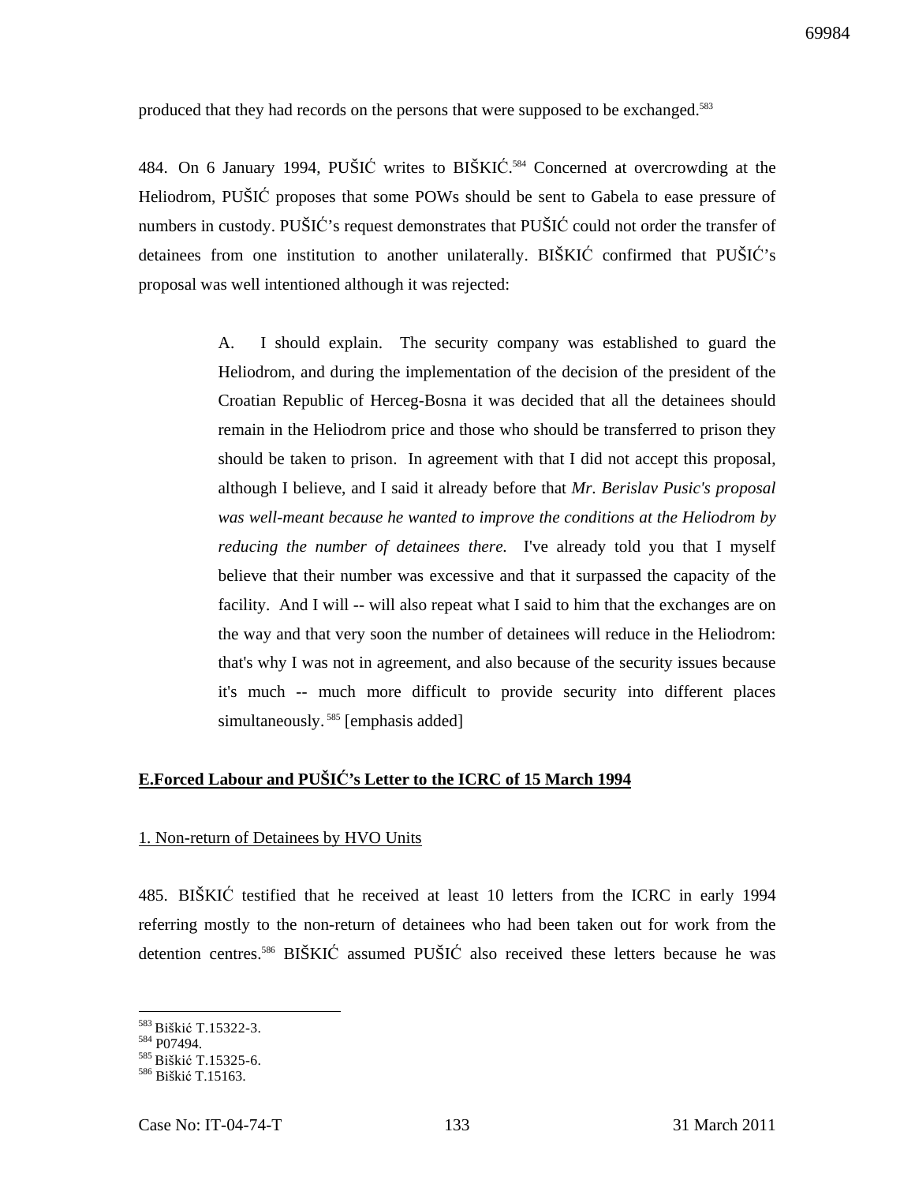produced that they had records on the persons that were supposed to be exchanged.[583]

484. On 6 January 1994, PUŠIĆ writes to BIŠKIĆ.[584] Concerned at overcrowding at the Heliodrom, PUŠIĆ proposes that some POWs should be sent to Gabela to ease pressure of numbers in custody. PUŠIĆ's request demonstrates that PUŠIĆ could not order the transfer of detainees from one institution to another unilaterally. BIŠKIĆ confirmed that PUŠIĆ's proposal was well intentioned although it was rejected:

> A. I should explain. The security company was established to guard the Heliodrom, and during the implementation of the decision of the president of the Croatian Republic of Herceg-Bosna it was decided that all the detainees should remain in the Heliodrom price and those who should be transferred to prison they should be taken to prison. In agreement with that I did not accept this proposal, although I believe, and I said it already before that *Mr. Berislav Pusic's proposal was well-meant because he wanted to improve the conditions at the Heliodrom by reducing the number of detainees there.* I've already told you that I myself believe that their number was excessive and that it surpassed the capacity of the facility. And I will -- will also repeat what I said to him that the exchanges are on the way and that very soon the number of detainees will reduce in the Heliodrom: that's why I was not in agreement, and also because of the security issues because it's much -- much more difficult to provide security into different places simultaneously.[585] [emphasis added]

## E.Forced Labour and PUŠIĆ's Letter to the ICRC of 15 March 1994

### 1. Non-return of Detainees by HVO Units

485. BIŠKIĆ testified that he received at least 10 letters from the ICRC in early 1994 referring mostly to the non-return of detainees who had been taken out for work from the detention centres.[586] BIŠKIĆ assumed PUŠIĆ also received these letters because he was

[583] Biškić T.15322-3.
[584] P07494.
[585] Biškić T.15325-6.
[586] Biškić T.15163.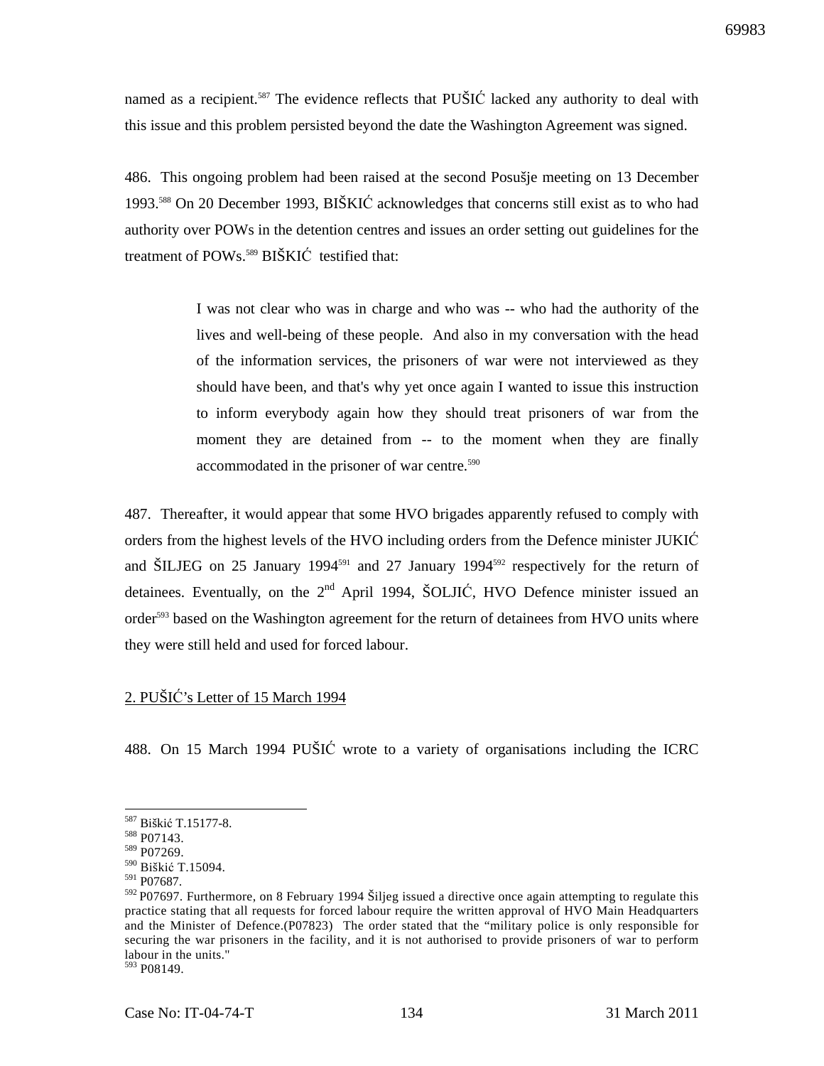named as a recipient.[587] The evidence reflects that PUŠIĆ lacked any authority to deal with this issue and this problem persisted beyond the date the Washington Agreement was signed.

486. This ongoing problem had been raised at the second Posušje meeting on 13 December 1993.[588] On 20 December 1993, BIŠKIĆ acknowledges that concerns still exist as to who had authority over POWs in the detention centres and issues an order setting out guidelines for the treatment of POWs.[589] BIŠKIĆ testified that:

> I was not clear who was in charge and who was -- who had the authority of the lives and well-being of these people. And also in my conversation with the head of the information services, the prisoners of war were not interviewed as they should have been, and that's why yet once again I wanted to issue this instruction to inform everybody again how they should treat prisoners of war from the moment they are detained from -- to the moment when they are finally accommodated in the prisoner of war centre.[590]

487. Thereafter, it would appear that some HVO brigades apparently refused to comply with orders from the highest levels of the HVO including orders from the Defence minister JUKIĆ and ŠILJEG on 25 January 1994[591] and 27 January 1994[592] respectively for the return of detainees. Eventually, on the 2nd April 1994, ŠOLJIĆ, HVO Defence minister issued an order[593] based on the Washington agreement for the return of detainees from HVO units where they were still held and used for forced labour.

2. PUŠIĆ's Letter of 15 March 1994

488. On 15 March 1994 PUŠIĆ wrote to a variety of organisations including the ICRC

---

[587] Biškić T.15177-8.
[588] P07143.
[589] P07269.
[590] Biškić T.15094.
[591] P07687.
[592] P07697. Furthermore, on 8 February 1994 Šiljeg issued a directive once again attempting to regulate this practice stating that all requests for forced labour require the written approval of HVO Main Headquarters and the Minister of Defence.(P07823) The order stated that the "military police is only responsible for securing the war prisoners in the facility, and it is not authorised to provide prisoners of war to perform labour in the units."
[593] P08149.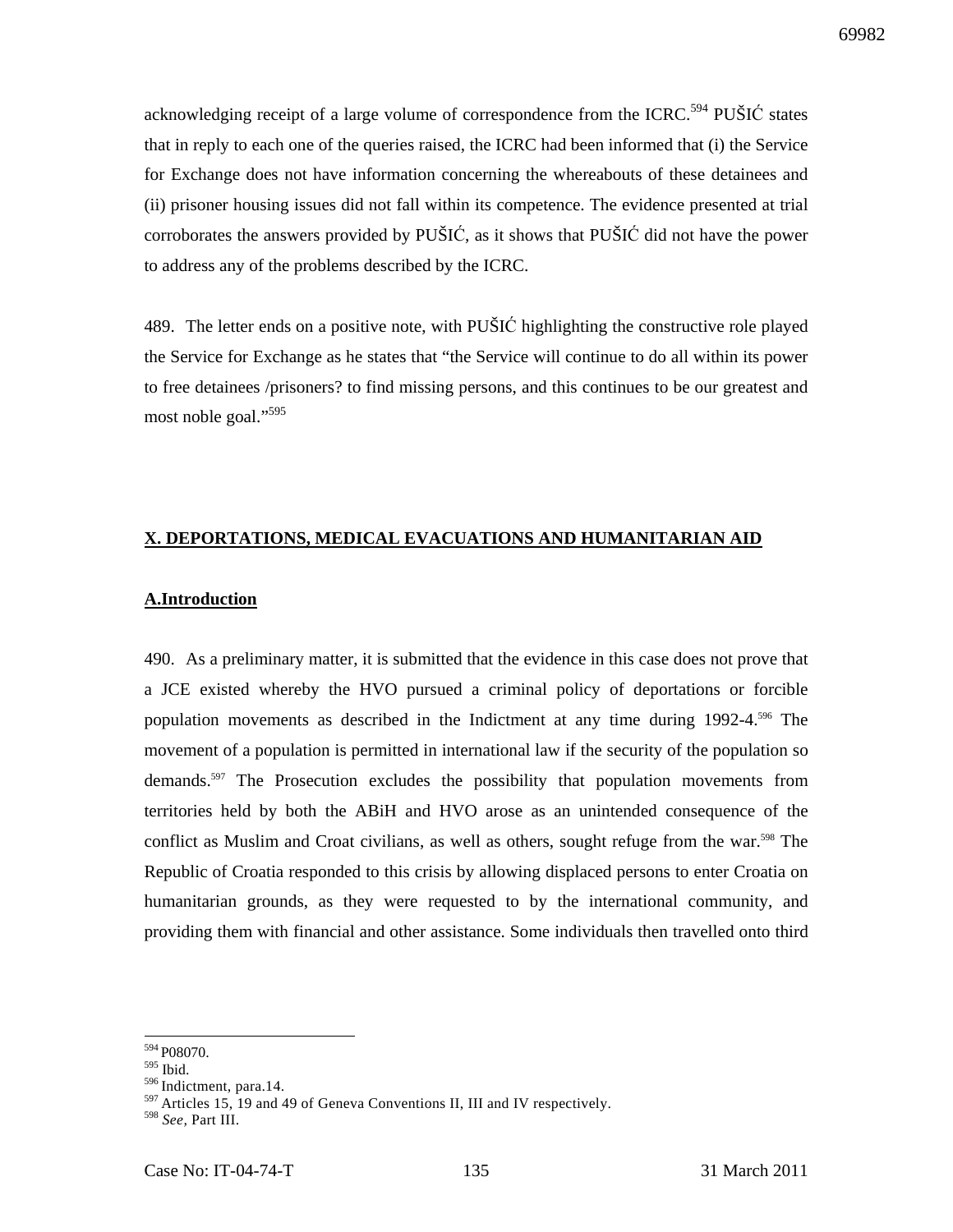acknowledging receipt of a large volume of correspondence from the ICRC.[594] PUŠIĆ states that in reply to each one of the queries raised, the ICRC had been informed that (i) the Service for Exchange does not have information concerning the whereabouts of these detainees and (ii) prisoner housing issues did not fall within its competence. The evidence presented at trial corroborates the answers provided by PUŠIĆ, as it shows that PUŠIĆ did not have the power to address any of the problems described by the ICRC.

489. The letter ends on a positive note, with PUŠIĆ highlighting the constructive role played the Service for Exchange as he states that "the Service will continue to do all within its power to free detainees /prisoners? to find missing persons, and this continues to be our greatest and most noble goal."[595]

## X. DEPORTATIONS, MEDICAL EVACUATIONS AND HUMANITARIAN AID

### A.Introduction

490. As a preliminary matter, it is submitted that the evidence in this case does not prove that a JCE existed whereby the HVO pursued a criminal policy of deportations or forcible population movements as described in the Indictment at any time during 1992-4.[596] The movement of a population is permitted in international law if the security of the population so demands.[597] The Prosecution excludes the possibility that population movements from territories held by both the ABiH and HVO arose as an unintended consequence of the conflict as Muslim and Croat civilians, as well as others, sought refuge from the war.[598] The Republic of Croatia responded to this crisis by allowing displaced persons to enter Croatia on humanitarian grounds, as they were requested to by the international community, and providing them with financial and other assistance. Some individuals then travelled onto third

---

[594] P08070.

[595] Ibid.

[596] Indictment, para.14.

[597] Articles 15, 19 and 49 of Geneva Conventions II, III and IV respectively.

[598] *See*, Part III.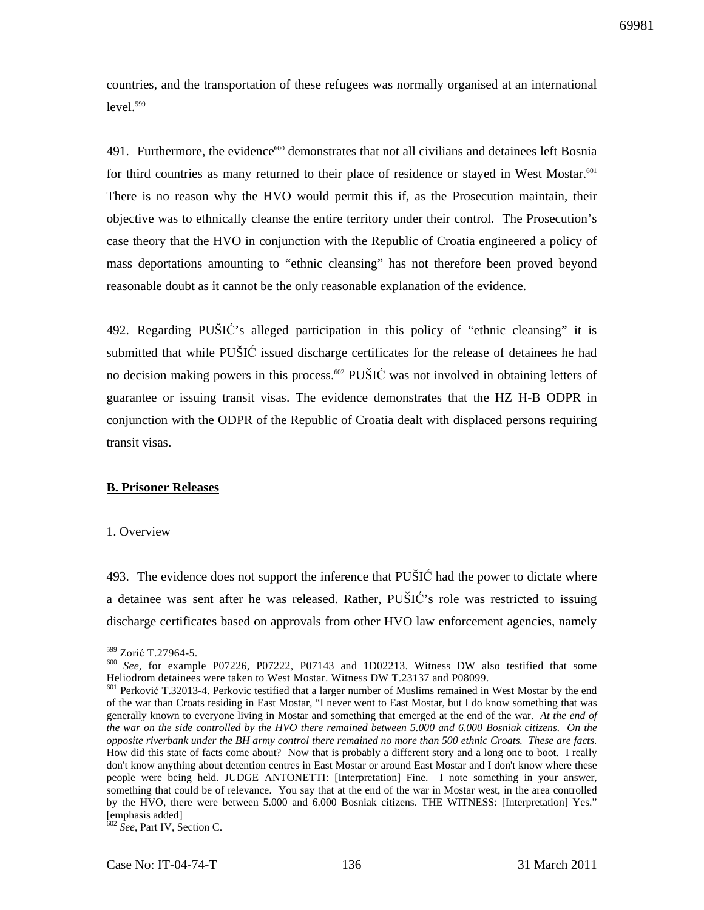countries, and the transportation of these refugees was normally organised at an international level.[599]

491. Furthermore, the evidence[600] demonstrates that not all civilians and detainees left Bosnia for third countries as many returned to their place of residence or stayed in West Mostar.[601] There is no reason why the HVO would permit this if, as the Prosecution maintain, their objective was to ethnically cleanse the entire territory under their control. The Prosecution's case theory that the HVO in conjunction with the Republic of Croatia engineered a policy of mass deportations amounting to "ethnic cleansing" has not therefore been proved beyond reasonable doubt as it cannot be the only reasonable explanation of the evidence.

492. Regarding PUŠIĆ's alleged participation in this policy of "ethnic cleansing" it is submitted that while PUŠIĆ issued discharge certificates for the release of detainees he had no decision making powers in this process.[602] PUŠIĆ was not involved in obtaining letters of guarantee or issuing transit visas. The evidence demonstrates that the HZ H-B ODPR in conjunction with the ODPR of the Republic of Croatia dealt with displaced persons requiring transit visas.

**B. Prisoner Releases**

1. Overview

493. The evidence does not support the inference that PUŠIĆ had the power to dictate where a detainee was sent after he was released. Rather, PUŠIĆ's role was restricted to issuing discharge certificates based on approvals from other HVO law enforcement agencies, namely

---

[599] Zorić T.27964-5.

[600] *See*, for example P07226, P07222, P07143 and 1D02213. Witness DW also testified that some Heliodrom detainees were taken to West Mostar. Witness DW T.23137 and P08099.

[601] Perković T.32013-4. Perkovic testified that a larger number of Muslims remained in West Mostar by the end of the war than Croats residing in East Mostar, "I never went to East Mostar, but I do know something that was generally known to everyone living in Mostar and something that emerged at the end of the war. *At the end of the war on the side controlled by the HVO there remained between 5.000 and 6.000 Bosniak citizens. On the opposite riverbank under the BH army control there remained no more than 500 ethnic Croats. These are facts.* How did this state of facts come about? Now that is probably a different story and a long one to boot. I really don't know anything about detention centres in East Mostar or around East Mostar and I don't know where these people were being held. JUDGE ANTONETTI: [Interpretation] Fine. I note something in your answer, something that could be of relevance. You say that at the end of the war in Mostar west, in the area controlled by the HVO, there were between 5.000 and 6.000 Bosniak citizens. THE WITNESS: [Interpretation] Yes." [emphasis added]

[602] *See*, Part IV, Section C.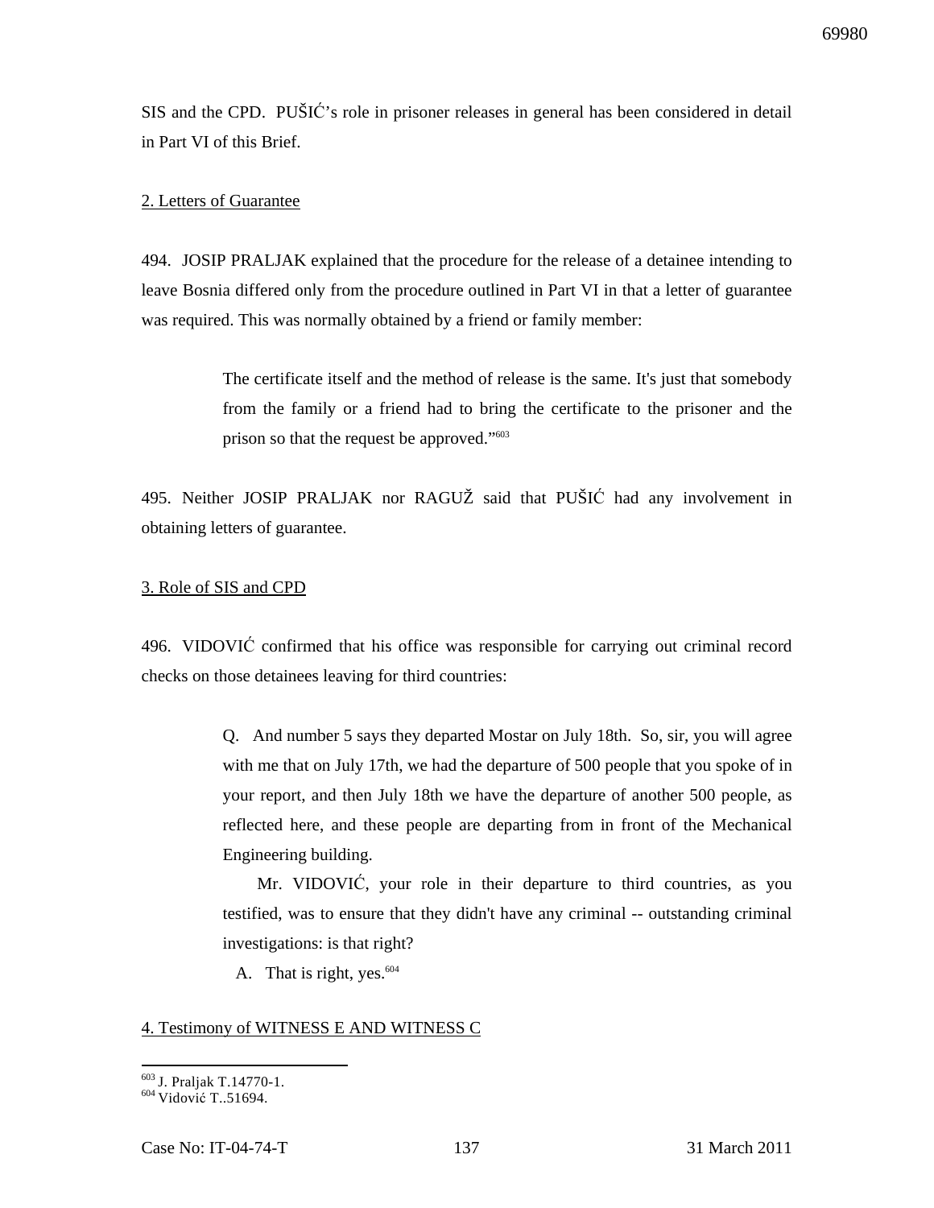SIS and the CPD. PUŠIĆ's role in prisoner releases in general has been considered in detail in Part VI of this Brief.

2. Letters of Guarantee

494. JOSIP PRALJAK explained that the procedure for the release of a detainee intending to leave Bosnia differed only from the procedure outlined in Part VI in that a letter of guarantee was required. This was normally obtained by a friend or family member:

> The certificate itself and the method of release is the same. It's just that somebody from the family or a friend had to bring the certificate to the prisoner and the prison so that the request be approved."[603]

495. Neither JOSIP PRALJAK nor RAGUŽ said that PUŠIĆ had any involvement in obtaining letters of guarantee.

3. Role of SIS and CPD

496. VIDOVIĆ confirmed that his office was responsible for carrying out criminal record checks on those detainees leaving for third countries:

> Q. And number 5 says they departed Mostar on July 18th. So, sir, you will agree with me that on July 17th, we had the departure of 500 people that you spoke of in your report, and then July 18th we have the departure of another 500 people, as reflected here, and these people are departing from in front of the Mechanical Engineering building.
>
> Mr. VIDOVIĆ, your role in their departure to third countries, as you testified, was to ensure that they didn't have any criminal -- outstanding criminal investigations: is that right?
>
> A. That is right, yes.[604]

4. Testimony of WITNESS E AND WITNESS C

---

[603] J. Praljak T.14770-1.
[604] Vidović T..51694.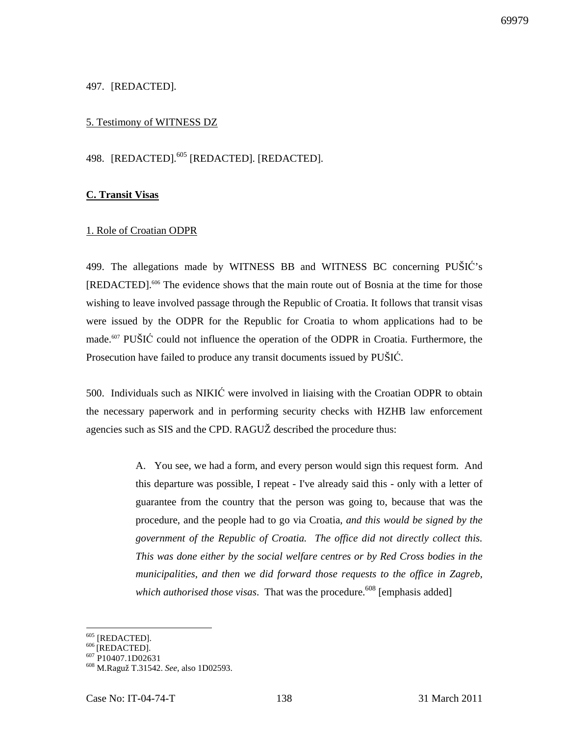497. [REDACTED].

5. Testimony of WITNESS DZ

498. [REDACTED].[605] [REDACTED]. [REDACTED].

**C. Transit Visas**

1. Role of Croatian ODPR

499. The allegations made by WITNESS BB and WITNESS BC concerning PUŠIĆ's [REDACTED].[606] The evidence shows that the main route out of Bosnia at the time for those wishing to leave involved passage through the Republic of Croatia. It follows that transit visas were issued by the ODPR for the Republic for Croatia to whom applications had to be made.[607] PUŠIĆ could not influence the operation of the ODPR in Croatia. Furthermore, the Prosecution have failed to produce any transit documents issued by PUŠIĆ.

500. Individuals such as NIKIĆ were involved in liaising with the Croatian ODPR to obtain the necessary paperwork and in performing security checks with HZHB law enforcement agencies such as SIS and the CPD. RAGUŽ described the procedure thus:

> A. You see, we had a form, and every person would sign this request form. And this departure was possible, I repeat - I've already said this - only with a letter of guarantee from the country that the person was going to, because that was the procedure, and the people had to go via Croatia, *and this would be signed by the government of the Republic of Croatia. The office did not directly collect this. This was done either by the social welfare centres or by Red Cross bodies in the municipalities, and then we did forward those requests to the office in Zagreb, which authorised those visas*. That was the procedure.[608] [emphasis added]

---

[605] [REDACTED].

[606] [REDACTED].

[607] P10407.1D02631

[608] M.Raguž T.31542. *See*, also 1D02593.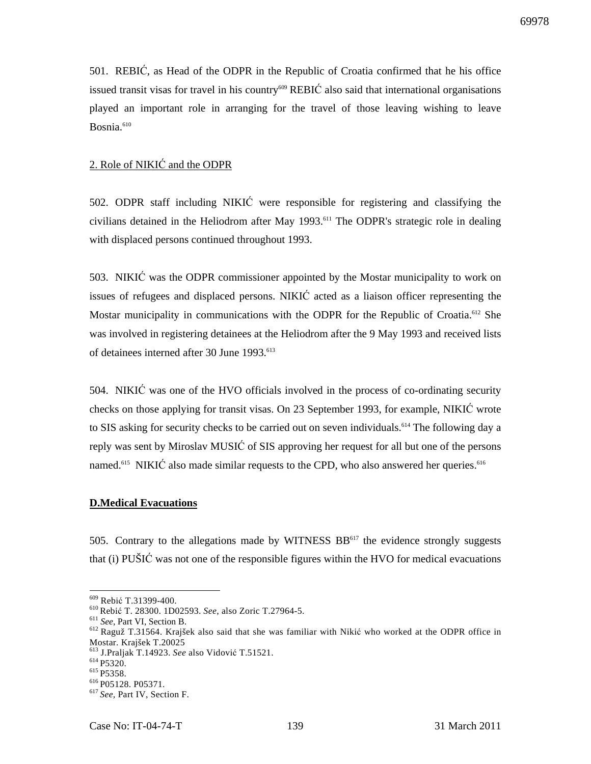501. REBIĆ, as Head of the ODPR in the Republic of Croatia confirmed that he his office issued transit visas for travel in his country[609] REBIĆ also said that international organisations played an important role in arranging for the travel of those leaving wishing to leave Bosnia.[610]

2. Role of NIKIĆ and the ODPR

502. ODPR staff including NIKIĆ were responsible for registering and classifying the civilians detained in the Heliodrom after May 1993.[611] The ODPR's strategic role in dealing with displaced persons continued throughout 1993.

503. NIKIĆ was the ODPR commissioner appointed by the Mostar municipality to work on issues of refugees and displaced persons. NIKIĆ acted as a liaison officer representing the Mostar municipality in communications with the ODPR for the Republic of Croatia.[612] She was involved in registering detainees at the Heliodrom after the 9 May 1993 and received lists of detainees interned after 30 June 1993.[613]

504. NIKIĆ was one of the HVO officials involved in the process of co-ordinating security checks on those applying for transit visas. On 23 September 1993, for example, NIKIĆ wrote to SIS asking for security checks to be carried out on seven individuals.[614] The following day a reply was sent by Miroslav MUSIĆ of SIS approving her request for all but one of the persons named.[615] NIKIĆ also made similar requests to the CPD, who also answered her queries.[616]

**D.Medical Evacuations**

505. Contrary to the allegations made by WITNESS BB[617] the evidence strongly suggests that (i) PUŠIĆ was not one of the responsible figures within the HVO for medical evacuations

---

[609] Rebić T.31399-400.
[610] Rebić T. 28300. 1D02593. *See*, also Zoric T.27964-5.
[611] *See*, Part VI, Section B.
[612] Raguž T.31564. Krajšek also said that she was familiar with Nikić who worked at the ODPR office in Mostar. Krajšek T.20025
[613] J.Praljak T.14923. *See* also Vidović T.51521.
[614] P5320.
[615] P5358.
[616] P05128. P05371.
[617] *See*, Part IV, Section F.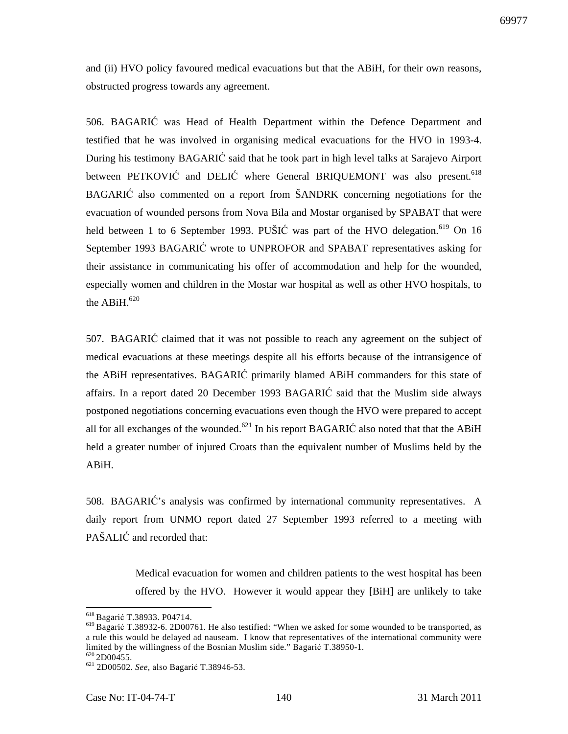and (ii) HVO policy favoured medical evacuations but that the ABiH, for their own reasons, obstructed progress towards any agreement.

506. BAGARIĆ was Head of Health Department within the Defence Department and testified that he was involved in organising medical evacuations for the HVO in 1993-4. During his testimony BAGARIĆ said that he took part in high level talks at Sarajevo Airport between PETKOVIĆ and DELIĆ where General BRIQUEMONT was also present.[618] BAGARIĆ also commented on a report from ŠANDRK concerning negotiations for the evacuation of wounded persons from Nova Bila and Mostar organised by SPABAT that were held between 1 to 6 September 1993. PUŠIĆ was part of the HVO delegation.[619] On 16 September 1993 BAGARIĆ wrote to UNPROFOR and SPABAT representatives asking for their assistance in communicating his offer of accommodation and help for the wounded, especially women and children in the Mostar war hospital as well as other HVO hospitals, to the ABiH.[620]

507. BAGARIĆ claimed that it was not possible to reach any agreement on the subject of medical evacuations at these meetings despite all his efforts because of the intransigence of the ABiH representatives. BAGARIĆ primarily blamed ABiH commanders for this state of affairs. In a report dated 20 December 1993 BAGARIĆ said that the Muslim side always postponed negotiations concerning evacuations even though the HVO were prepared to accept all for all exchanges of the wounded.[621] In his report BAGARIĆ also noted that that the ABiH held a greater number of injured Croats than the equivalent number of Muslims held by the ABiH.

508. BAGARIĆ's analysis was confirmed by international community representatives. A daily report from UNMO report dated 27 September 1993 referred to a meeting with PAŠALIĆ and recorded that:

> Medical evacuation for women and children patients to the west hospital has been offered by the HVO. However it would appear they [BiH] are unlikely to take

---

[618] Bagarić T.38933. P04714.

[619] Bagarić T.38932-6. 2D00761. He also testified: "When we asked for some wounded to be transported, as a rule this would be delayed ad nauseam. I know that representatives of the international community were limited by the willingness of the Bosnian Muslim side." Bagarić T.38950-1.

[620] 2D00455.

[621] 2D00502. *See*, also Bagarić T.38946-53.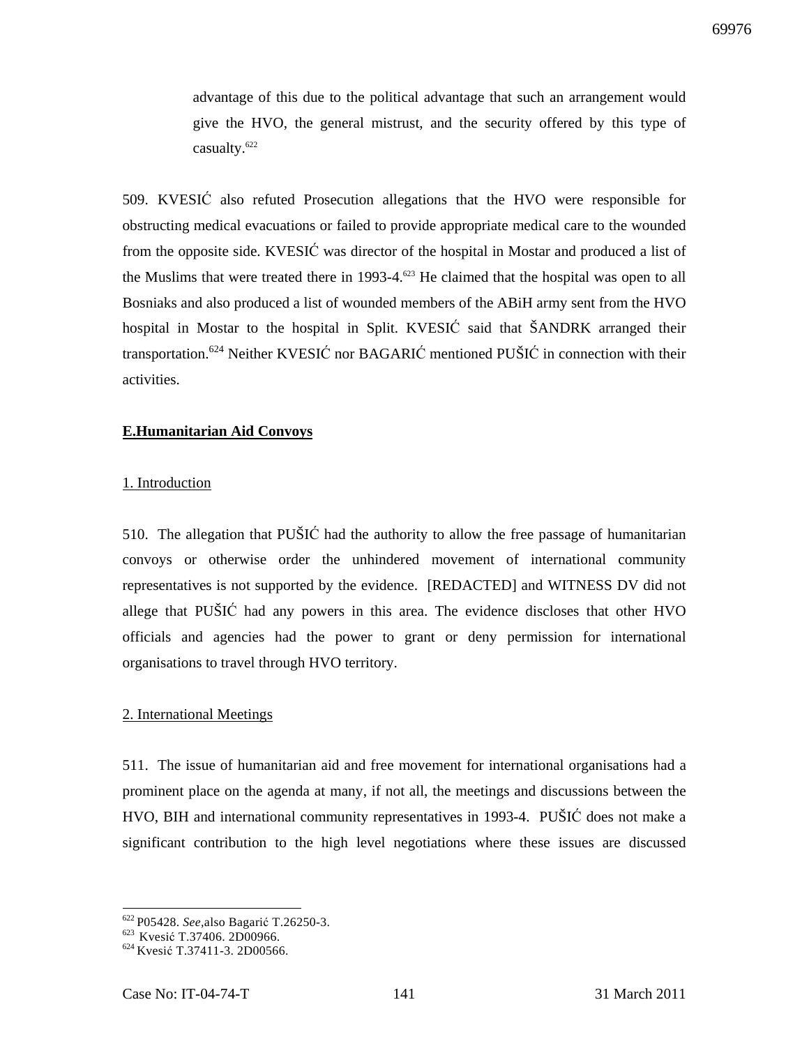advantage of this due to the political advantage that such an arrangement would give the HVO, the general mistrust, and the security offered by this type of casualty.[622]

509. KVESIĆ also refuted Prosecution allegations that the HVO were responsible for obstructing medical evacuations or failed to provide appropriate medical care to the wounded from the opposite side. KVESIĆ was director of the hospital in Mostar and produced a list of the Muslims that were treated there in 1993-4.[623] He claimed that the hospital was open to all Bosniaks and also produced a list of wounded members of the ABiH army sent from the HVO hospital in Mostar to the hospital in Split. KVESIĆ said that ŠANDRK arranged their transportation.[624] Neither KVESIĆ nor BAGARIĆ mentioned PUŠIĆ in connection with their activities.

## E.Humanitarian Aid Convoys

### 1. Introduction

510. The allegation that PUŠIĆ had the authority to allow the free passage of humanitarian convoys or otherwise order the unhindered movement of international community representatives is not supported by the evidence. [REDACTED] and WITNESS DV did not allege that PUŠIĆ had any powers in this area. The evidence discloses that other HVO officials and agencies had the power to grant or deny permission for international organisations to travel through HVO territory.

### 2. International Meetings

511. The issue of humanitarian aid and free movement for international organisations had a prominent place on the agenda at many, if not all, the meetings and discussions between the HVO, BIH and international community representatives in 1993-4. PUŠIĆ does not make a significant contribution to the high level negotiations where these issues are discussed

[622] P05428. *See*,also Bagarić T.26250-3.
[623] Kvesić T.37406. 2D00966.
[624] Kvesić T.37411-3. 2D00566.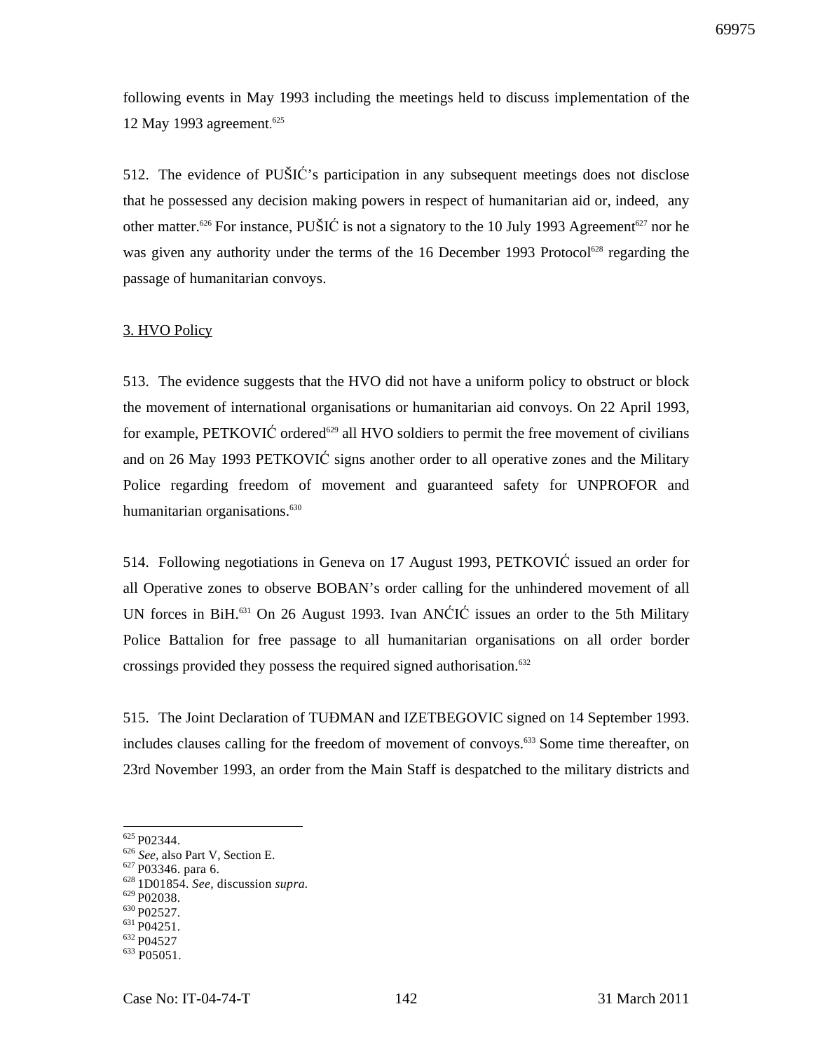following events in May 1993 including the meetings held to discuss implementation of the 12 May 1993 agreement.[625]

512. The evidence of PUŠIĆ's participation in any subsequent meetings does not disclose that he possessed any decision making powers in respect of humanitarian aid or, indeed, any other matter.[626] For instance, PUŠIĆ is not a signatory to the 10 July 1993 Agreement[627] nor he was given any authority under the terms of the 16 December 1993 Protocol[628] regarding the passage of humanitarian convoys.

3. HVO Policy

513. The evidence suggests that the HVO did not have a uniform policy to obstruct or block the movement of international organisations or humanitarian aid convoys. On 22 April 1993, for example, PETKOVIĆ ordered[629] all HVO soldiers to permit the free movement of civilians and on 26 May 1993 PETKOVIĆ signs another order to all operative zones and the Military Police regarding freedom of movement and guaranteed safety for UNPROFOR and humanitarian organisations.[630]

514. Following negotiations in Geneva on 17 August 1993, PETKOVIĆ issued an order for all Operative zones to observe BOBAN's order calling for the unhindered movement of all UN forces in BiH.[631] On 26 August 1993. Ivan ANĆIĆ issues an order to the 5th Military Police Battalion for free passage to all humanitarian organisations on all order border crossings provided they possess the required signed authorisation.[632]

515. The Joint Declaration of TUĐMAN and IZETBEGOVIC signed on 14 September 1993. includes clauses calling for the freedom of movement of convoys.[633] Some time thereafter, on 23rd November 1993, an order from the Main Staff is despatched to the military districts and

---

[625] P02344.
[626] *See*, also Part V, Section E.
[627] P03346. para 6.
[628] 1D01854. *See*, discussion *supra*.
[629] P02038.
[630] P02527.
[631] P04251.
[632] P04527
[633] P05051.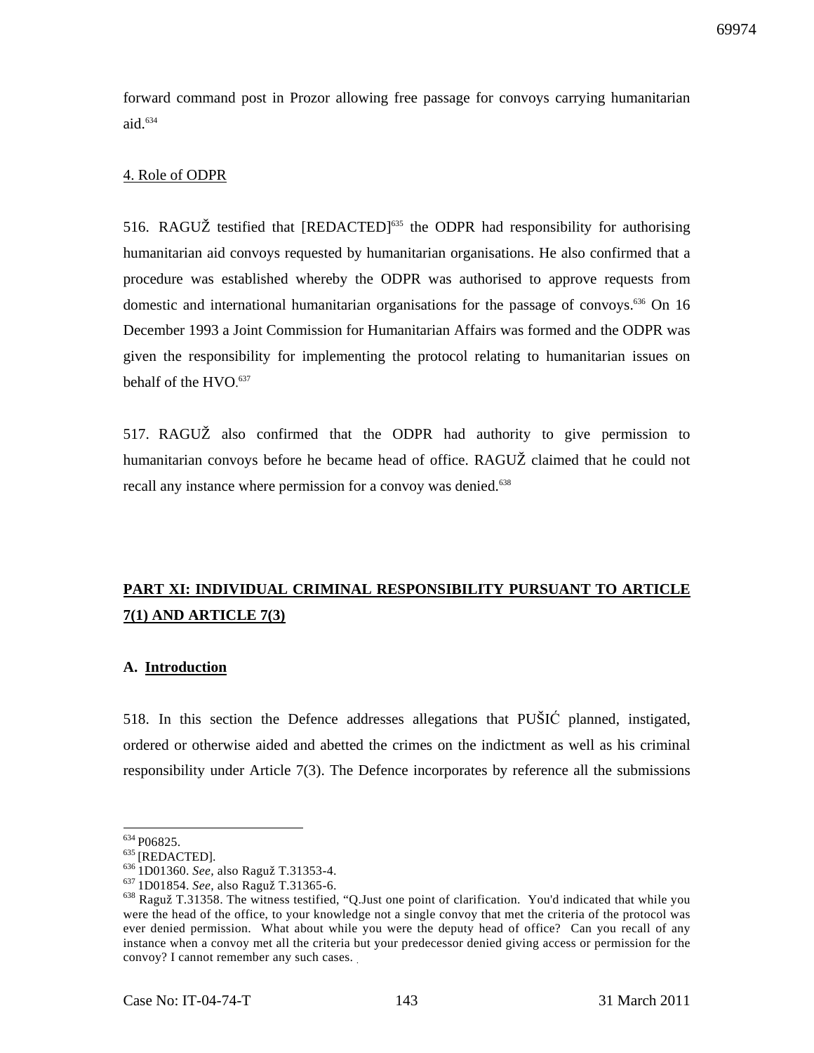forward command post in Prozor allowing free passage for convoys carrying humanitarian aid.[634]

4. Role of ODPR

516. RAGUŽ testified that [REDACTED][635] the ODPR had responsibility for authorising humanitarian aid convoys requested by humanitarian organisations. He also confirmed that a procedure was established whereby the ODPR was authorised to approve requests from domestic and international humanitarian organisations for the passage of convoys.[636] On 16 December 1993 a Joint Commission for Humanitarian Affairs was formed and the ODPR was given the responsibility for implementing the protocol relating to humanitarian issues on behalf of the HVO.[637]

517. RAGUŽ also confirmed that the ODPR had authority to give permission to humanitarian convoys before he became head of office. RAGUŽ claimed that he could not recall any instance where permission for a convoy was denied.[638]

## PART XI: INDIVIDUAL CRIMINAL RESPONSIBILITY PURSUANT TO ARTICLE 7(1) AND ARTICLE 7(3)

### A. Introduction

518. In this section the Defence addresses allegations that PUŠIĆ planned, instigated, ordered or otherwise aided and abetted the crimes on the indictment as well as his criminal responsibility under Article 7(3). The Defence incorporates by reference all the submissions

---

[634] P06825.

[635] [REDACTED].

[636] 1D01360. *See,* also Raguž T.31353-4.

[637] 1D01854. *See,* also Raguž T.31365-6.

[638] Raguž T.31358. The witness testified, "Q.Just one point of clarification. You'd indicated that while you were the head of the office, to your knowledge not a single convoy that met the criteria of the protocol was ever denied permission. What about while you were the deputy head of office? Can you recall of any instance when a convoy met all the criteria but your predecessor denied giving access or permission for the convoy? I cannot remember any such cases.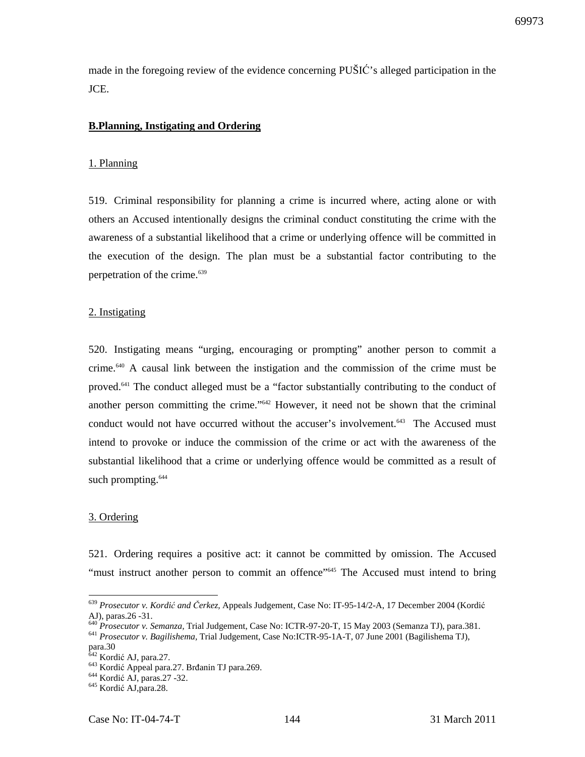made in the foregoing review of the evidence concerning PUŠIĆ's alleged participation in the JCE.

## B.Planning, Instigating and Ordering

### 1. Planning

519. Criminal responsibility for planning a crime is incurred where, acting alone or with others an Accused intentionally designs the criminal conduct constituting the crime with the awareness of a substantial likelihood that a crime or underlying offence will be committed in the execution of the design. The plan must be a substantial factor contributing to the perpetration of the crime.[639]

### 2. Instigating

520. Instigating means "urging, encouraging or prompting" another person to commit a crime.[640] A causal link between the instigation and the commission of the crime must be proved.[641] The conduct alleged must be a "factor substantially contributing to the conduct of another person committing the crime."[642] However, it need not be shown that the criminal conduct would not have occurred without the accuser's involvement.[643] The Accused must intend to provoke or induce the commission of the crime or act with the awareness of the substantial likelihood that a crime or underlying offence would be committed as a result of such prompting.[644]

### 3. Ordering

521. Ordering requires a positive act: it cannot be committed by omission. The Accused "must instruct another person to commit an offence"[645] The Accused must intend to bring

---

[639] *Prosecutor v. Kordić and Čerkez,* Appeals Judgement, Case No: IT-95-14/2-A, 17 December 2004 (Kordić AJ), paras.26 -31.

[640] *Prosecutor v. Semanza,* Trial Judgement, Case No: ICTR-97-20-T, 15 May 2003 (Semanza TJ), para.381.

[641] *Prosecutor v. Bagilishema,* Trial Judgement, Case No:ICTR-95-1A-T, 07 June 2001 (Bagilishema TJ), para.30

[642] Kordić AJ, para.27.

[643] Kordić Appeal para.27. Brđanin TJ para.269.

[644] Kordić AJ, paras.27 -32.

[645] Kordić AJ,para.28.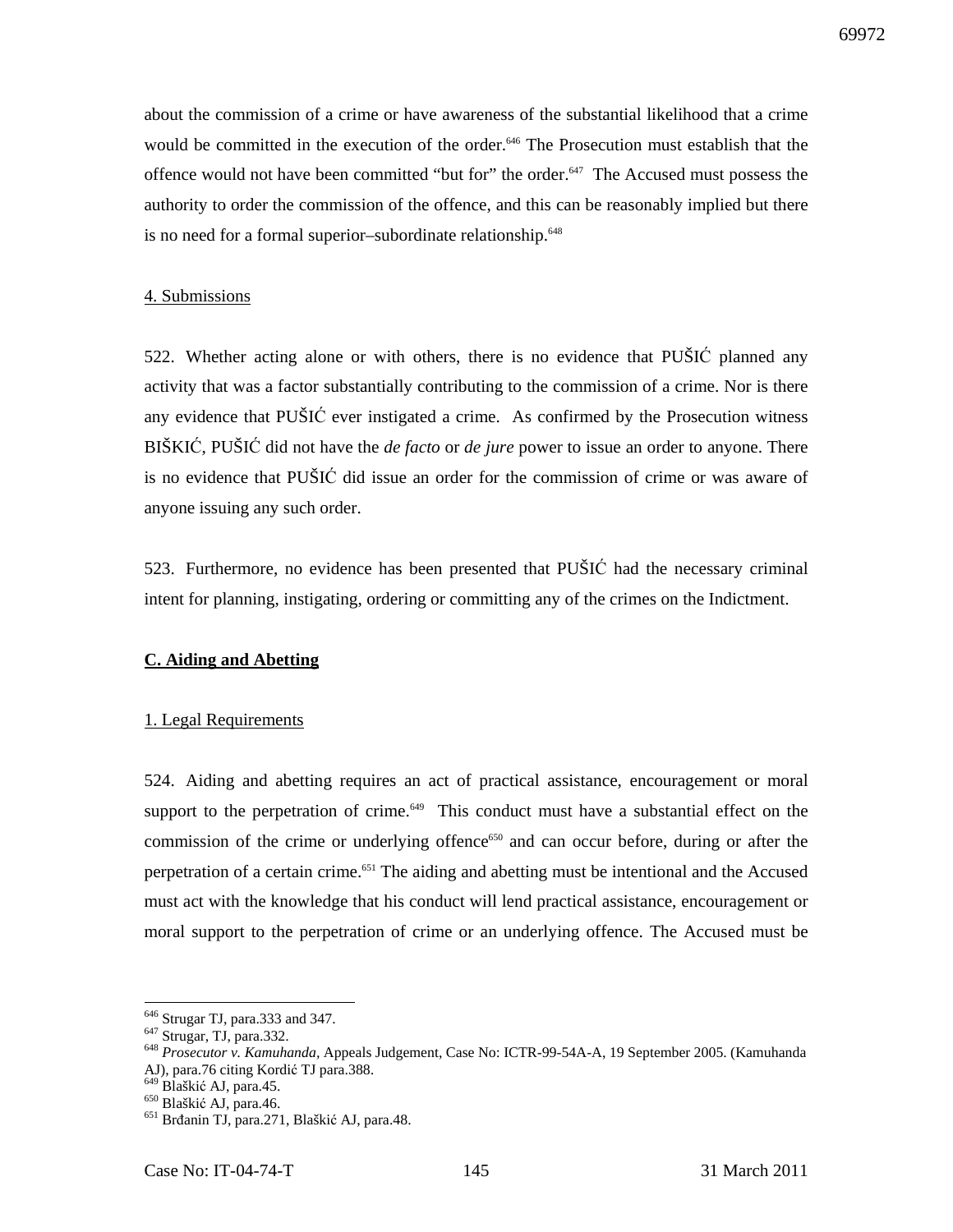about the commission of a crime or have awareness of the substantial likelihood that a crime would be committed in the execution of the order.[646] The Prosecution must establish that the offence would not have been committed "but for" the order.[647] The Accused must possess the authority to order the commission of the offence, and this can be reasonably implied but there is no need for a formal superior–subordinate relationship.[648]

4. Submissions

522. Whether acting alone or with others, there is no evidence that PUŠIĆ planned any activity that was a factor substantially contributing to the commission of a crime. Nor is there any evidence that PUŠIĆ ever instigated a crime. As confirmed by the Prosecution witness BIŠKIĆ, PUŠIĆ did not have the *de facto* or *de jure* power to issue an order to anyone. There is no evidence that PUŠIĆ did issue an order for the commission of crime or was aware of anyone issuing any such order.

523. Furthermore, no evidence has been presented that PUŠIĆ had the necessary criminal intent for planning, instigating, ordering or committing any of the crimes on the Indictment.

## C. Aiding and Abetting

1. Legal Requirements

524. Aiding and abetting requires an act of practical assistance, encouragement or moral support to the perpetration of crime.[649] This conduct must have a substantial effect on the commission of the crime or underlying offence[650] and can occur before, during or after the perpetration of a certain crime.[651] The aiding and abetting must be intentional and the Accused must act with the knowledge that his conduct will lend practical assistance, encouragement or moral support to the perpetration of crime or an underlying offence. The Accused must be

---

[646] Strugar TJ, para.333 and 347.
[647] Strugar, TJ, para.332.
[648] *Prosecutor v. Kamuhanda,* Appeals Judgement, Case No: ICTR-99-54A-A, 19 September 2005. (Kamuhanda AJ), para.76 citing Kordić TJ para.388.
[649] Blaškić AJ, para.45.
[650] Blaškić AJ, para.46.
[651] Brđanin TJ, para.271, Blaškić AJ, para.48.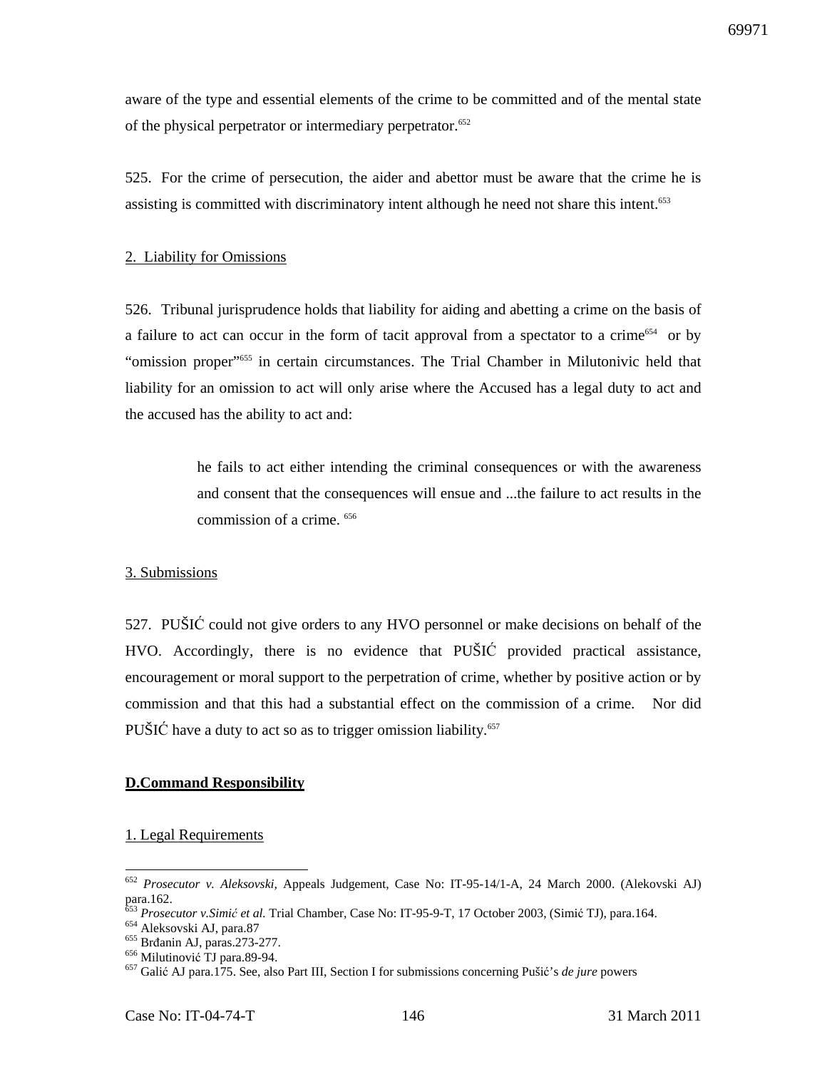aware of the type and essential elements of the crime to be committed and of the mental state of the physical perpetrator or intermediary perpetrator.[652]

525. For the crime of persecution, the aider and abettor must be aware that the crime he is assisting is committed with discriminatory intent although he need not share this intent.[653]

2. Liability for Omissions

526. Tribunal jurisprudence holds that liability for aiding and abetting a crime on the basis of a failure to act can occur in the form of tacit approval from a spectator to a crime[654] or by "omission proper"[655] in certain circumstances. The Trial Chamber in Milutonivic held that liability for an omission to act will only arise where the Accused has a legal duty to act and the accused has the ability to act and:

> he fails to act either intending the criminal consequences or with the awareness and consent that the consequences will ensue and ...the failure to act results in the commission of a crime. [656]

3. Submissions

527. PUŠIĆ could not give orders to any HVO personnel or make decisions on behalf of the HVO. Accordingly, there is no evidence that PUŠIĆ provided practical assistance, encouragement or moral support to the perpetration of crime, whether by positive action or by commission and that this had a substantial effect on the commission of a crime. Nor did PUŠIĆ have a duty to act so as to trigger omission liability.[657]

**D.Command Responsibility**

1. Legal Requirements

---

[652] *Prosecutor v. Aleksovski*, Appeals Judgement, Case No: IT-95-14/1-A, 24 March 2000. (Alekovski AJ) para.162.

[653] *Prosecutor v.Simić et al.* Trial Chamber, Case No: IT-95-9-T, 17 October 2003, (Simić TJ), para.164.

[654] Aleksovski AJ, para.87

[655] Brđanin AJ, paras.273-277.

[656] Milutinović TJ para.89-94.

[657] Galić AJ para.175. See, also Part III, Section I for submissions concerning Pušić's *de jure* powers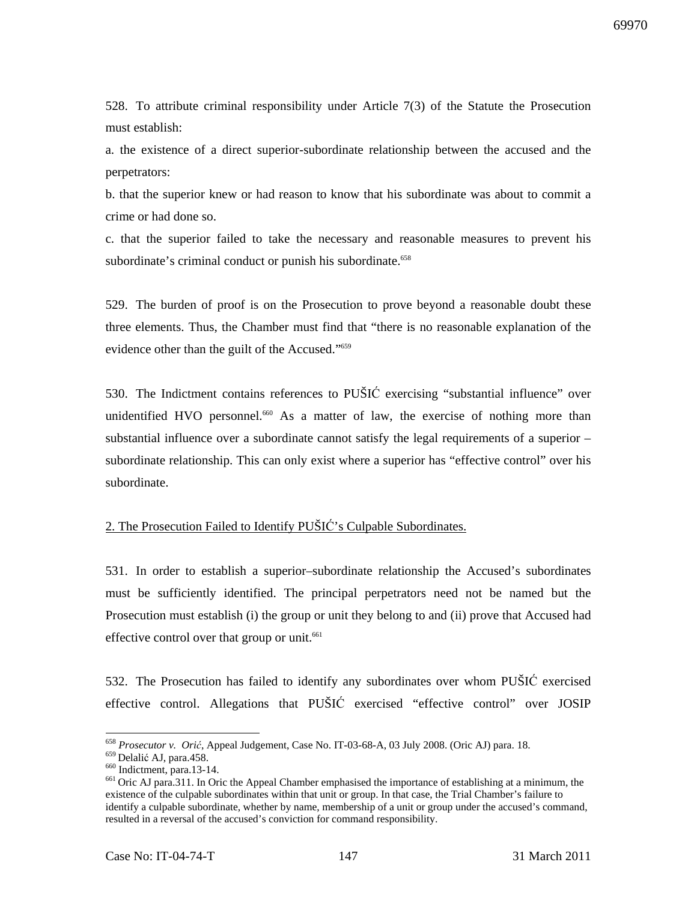528. To attribute criminal responsibility under Article 7(3) of the Statute the Prosecution must establish:

a. the existence of a direct superior-subordinate relationship between the accused and the perpetrators:

b. that the superior knew or had reason to know that his subordinate was about to commit a crime or had done so.

c. that the superior failed to take the necessary and reasonable measures to prevent his subordinate's criminal conduct or punish his subordinate.[658]

529. The burden of proof is on the Prosecution to prove beyond a reasonable doubt these three elements. Thus, the Chamber must find that "there is no reasonable explanation of the evidence other than the guilt of the Accused."[659]

530. The Indictment contains references to PUŠIĆ exercising "substantial influence" over unidentified HVO personnel.[660] As a matter of law, the exercise of nothing more than substantial influence over a subordinate cannot satisfy the legal requirements of a superior – subordinate relationship. This can only exist where a superior has "effective control" over his subordinate.

<u>2. The Prosecution Failed to Identify PUŠIĆ's Culpable Subordinates.</u>

531. In order to establish a superior–subordinate relationship the Accused's subordinates must be sufficiently identified. The principal perpetrators need not be named but the Prosecution must establish (i) the group or unit they belong to and (ii) prove that Accused had effective control over that group or unit.[661]

532. The Prosecution has failed to identify any subordinates over whom PUŠIĆ exercised effective control. Allegations that PUŠIĆ exercised "effective control" over JOSIP

---

[658] *Prosecutor v. Orić*, Appeal Judgement, Case No. IT-03-68-A, 03 July 2008. (Oric AJ) para. 18.

[659] Delalić AJ, para.458.

[660] Indictment, para.13-14.

[661] Oric AJ para.311. In Oric the Appeal Chamber emphasised the importance of establishing at a minimum, the existence of the culpable subordinates within that unit or group. In that case, the Trial Chamber's failure to identify a culpable subordinate, whether by name, membership of a unit or group under the accused's command, resulted in a reversal of the accused's conviction for command responsibility.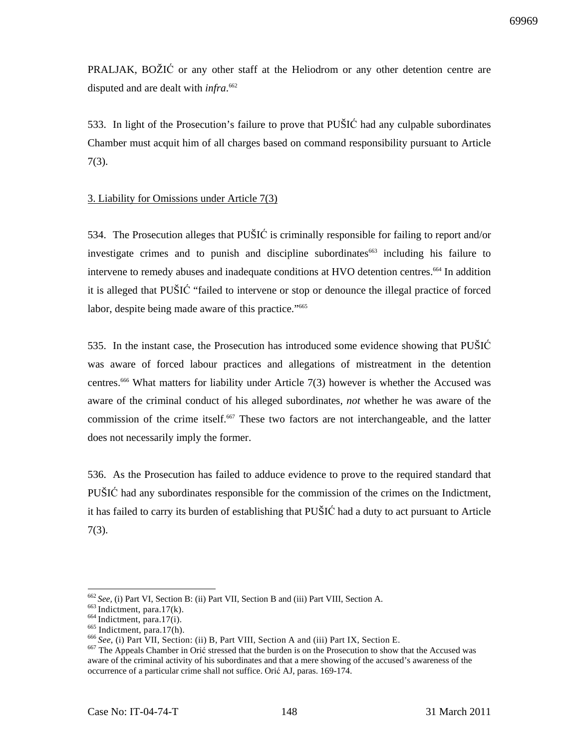PRALJAK, BOŽIĆ or any other staff at the Heliodrom or any other detention centre are disputed and are dealt with *infra*.[662]

533. In light of the Prosecution's failure to prove that PUŠIĆ had any culpable subordinates Chamber must acquit him of all charges based on command responsibility pursuant to Article 7(3).

3. Liability for Omissions under Article 7(3)

534. The Prosecution alleges that PUŠIĆ is criminally responsible for failing to report and/or investigate crimes and to punish and discipline subordinates[663] including his failure to intervene to remedy abuses and inadequate conditions at HVO detention centres.[664] In addition it is alleged that PUŠIĆ "failed to intervene or stop or denounce the illegal practice of forced labor, despite being made aware of this practice."[665]

535. In the instant case, the Prosecution has introduced some evidence showing that PUŠIĆ was aware of forced labour practices and allegations of mistreatment in the detention centres.[666] What matters for liability under Article 7(3) however is whether the Accused was aware of the criminal conduct of his alleged subordinates, *not* whether he was aware of the commission of the crime itself.[667] These two factors are not interchangeable, and the latter does not necessarily imply the former.

536. As the Prosecution has failed to adduce evidence to prove to the required standard that PUŠIĆ had any subordinates responsible for the commission of the crimes on the Indictment, it has failed to carry its burden of establishing that PUŠIĆ had a duty to act pursuant to Article 7(3).

---

[662] *See*, (i) Part VI, Section B: (ii) Part VII, Section B and (iii) Part VIII, Section A.

[663] Indictment, para.17(k).

[664] Indictment, para.17(i).

[665] Indictment, para.17(h).

[666] *See*, (i) Part VII, Section: (ii) B, Part VIII, Section A and (iii) Part IX, Section E.

[667] The Appeals Chamber in Orić stressed that the burden is on the Prosecution to show that the Accused was aware of the criminal activity of his subordinates and that a mere showing of the accused's awareness of the occurrence of a particular crime shall not suffice. Orić AJ, paras. 169-174.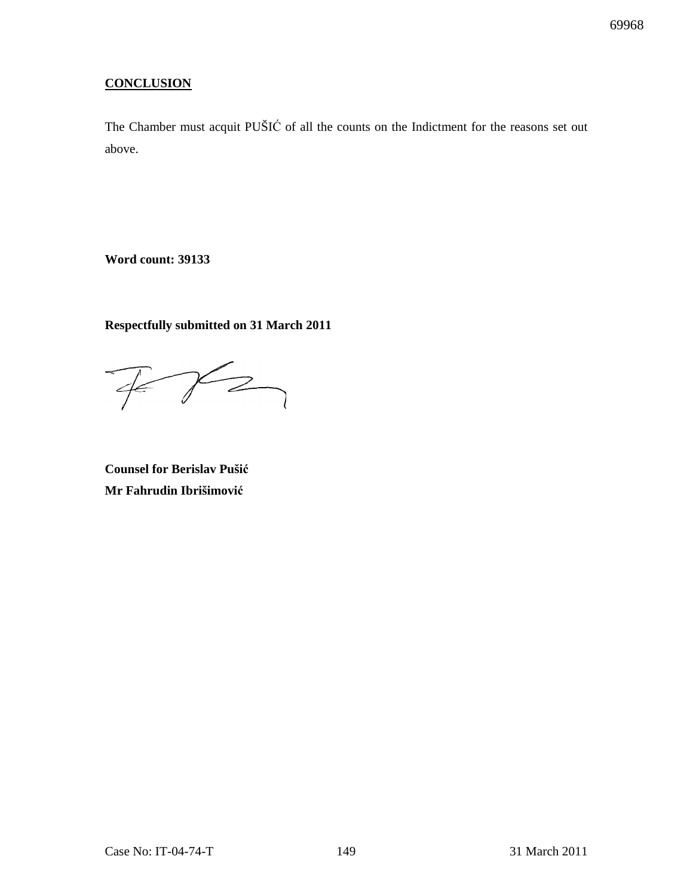## CONCLUSION

The Chamber must acquit PUŠIĆ of all the counts on the Indictment for the reasons set out above.

**Word count: 39133**

**Respectfully submitted on 31 March 2011**

**Counsel for Berislav Pušić**
**Mr Fahrudin Ibrišimović**